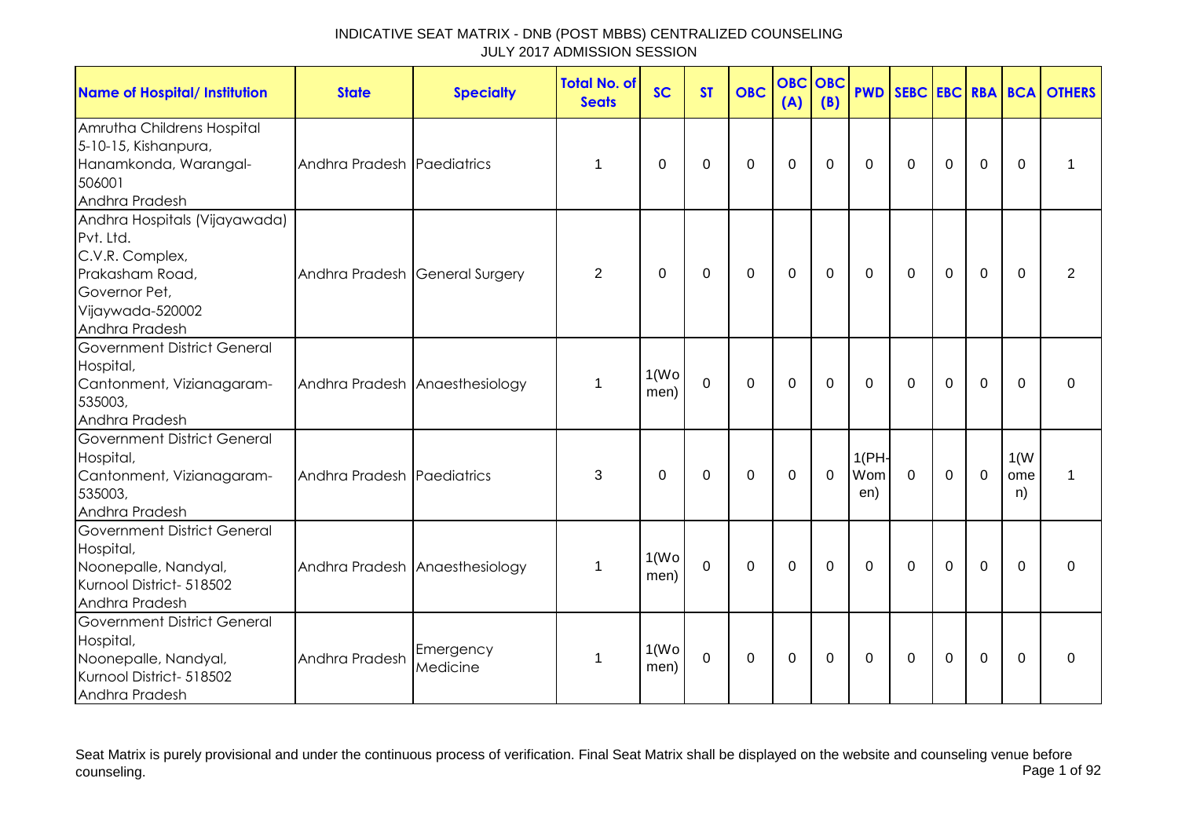# INDICATIVE SEAT MATRIX - DNB (POST MBBS) CENTRALIZED COUNSELING
JULY 2017 ADMISSION SESSION

| Name of Hospital/ Institution | State | Specialty | Total No. of Seats | SC | ST | OBC | OBC (A) | OBC (B) | PWD | SEBC | EBC | RBA | BCA | OTHERS |
|---|---|---|---|---|---|---|---|---|---|---|---|---|---|---|
| Amrutha Childrens Hospital 5-10-15, Kishanpura, Hanamkonda, Warangal-506001 Andhra Pradesh | Andhra Pradesh | Paediatrics | 1 | 0 | 0 | 0 | 0 | 0 | 0 | 0 | 0 | 0 | 0 | 1 |
| Andhra Hospitals (Vijayawada) Pvt. Ltd. C.V.R. Complex, Prakasham Road, Governor Pet, Vijaywada-520002 Andhra Pradesh | Andhra Pradesh | General Surgery | 2 | 0 | 0 | 0 | 0 | 0 | 0 | 0 | 0 | 0 | 0 | 2 |
| Government District General Hospital, Cantonment, Vizianagaram-535003, Andhra Pradesh | Andhra Pradesh | Anaesthesiology | 1 | 1(Women) | 0 | 0 | 0 | 0 | 0 | 0 | 0 | 0 | 0 | 0 |
| Government District General Hospital, Cantonment, Vizianagaram-535003, Andhra Pradesh | Andhra Pradesh | Paediatrics | 3 | 0 | 0 | 0 | 0 | 0 | 1(PH-Women) | 0 | 0 | 0 | 1(Women) | 1 |
| Government District General Hospital, Noonepalle, Nandyal, Kurnool District- 518502 Andhra Pradesh | Andhra Pradesh | Anaesthesiology | 1 | 1(Women) | 0 | 0 | 0 | 0 | 0 | 0 | 0 | 0 | 0 | 0 |
| Government District General Hospital, Noonepalle, Nandyal, Kurnool District- 518502 Andhra Pradesh | Andhra Pradesh | Emergency Medicine | 1 | 1(Women) | 0 | 0 | 0 | 0 | 0 | 0 | 0 | 0 | 0 | 0 |

Seat Matrix is purely provisional and under the continuous process of verification. Final Seat Matrix shall be displayed on the website and counseling venue before counseling.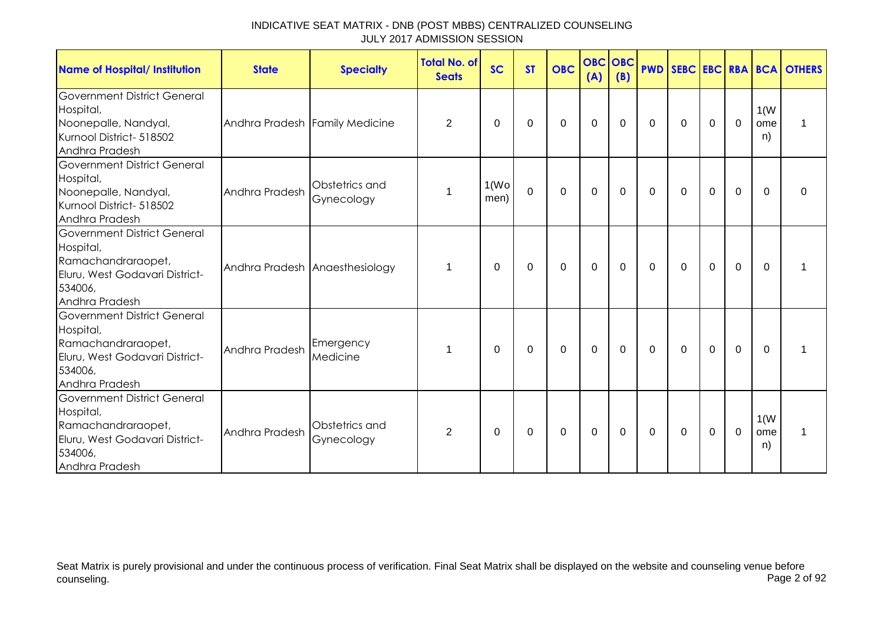# INDICATIVE SEAT MATRIX - DNB (POST MBBS) CENTRALIZED COUNSELING
## JULY 2017 ADMISSION SESSION

| Name of Hospital/ Institution | State | Specialty | Total No. of Seats | SC | ST | OBC | OBC (A) | OBC (B) | PWD | SEBC | EBC | RBA | BCA | OTHERS |
|---|---|---|---|---|---|---|---|---|---|---|---|---|---|---|
| Government District General Hospital, Noonepalle, Nandyal, Kurnool District- 518502 Andhra Pradesh | Andhra Pradesh | Family Medicine | 2 | 0 | 0 | 0 | 0 | 0 | 0 | 0 | 0 | 0 | 1(Women) | 1 |
| Government District General Hospital, Noonepalle, Nandyal, Kurnool District- 518502 Andhra Pradesh | Andhra Pradesh | Obstetrics and Gynecology | 1 | 1(Women) | 0 | 0 | 0 | 0 | 0 | 0 | 0 | 0 | 0 | 0 |
| Government District General Hospital, Ramachandraraopet, Eluru, West Godavari District- 534006, Andhra Pradesh | Andhra Pradesh | Anaesthesiology | 1 | 0 | 0 | 0 | 0 | 0 | 0 | 0 | 0 | 0 | 0 | 1 |
| Government District General Hospital, Ramachandraraopet, Eluru, West Godavari District- 534006, Andhra Pradesh | Andhra Pradesh | Emergency Medicine | 1 | 0 | 0 | 0 | 0 | 0 | 0 | 0 | 0 | 0 | 0 | 1 |
| Government District General Hospital, Ramachandraraopet, Eluru, West Godavari District- 534006, Andhra Pradesh | Andhra Pradesh | Obstetrics and Gynecology | 2 | 0 | 0 | 0 | 0 | 0 | 0 | 0 | 0 | 0 | 1(Women) | 1 |

Seat Matrix is purely provisional and under the continuous process of verification. Final Seat Matrix shall be displayed on the website and counseling venue before counseling.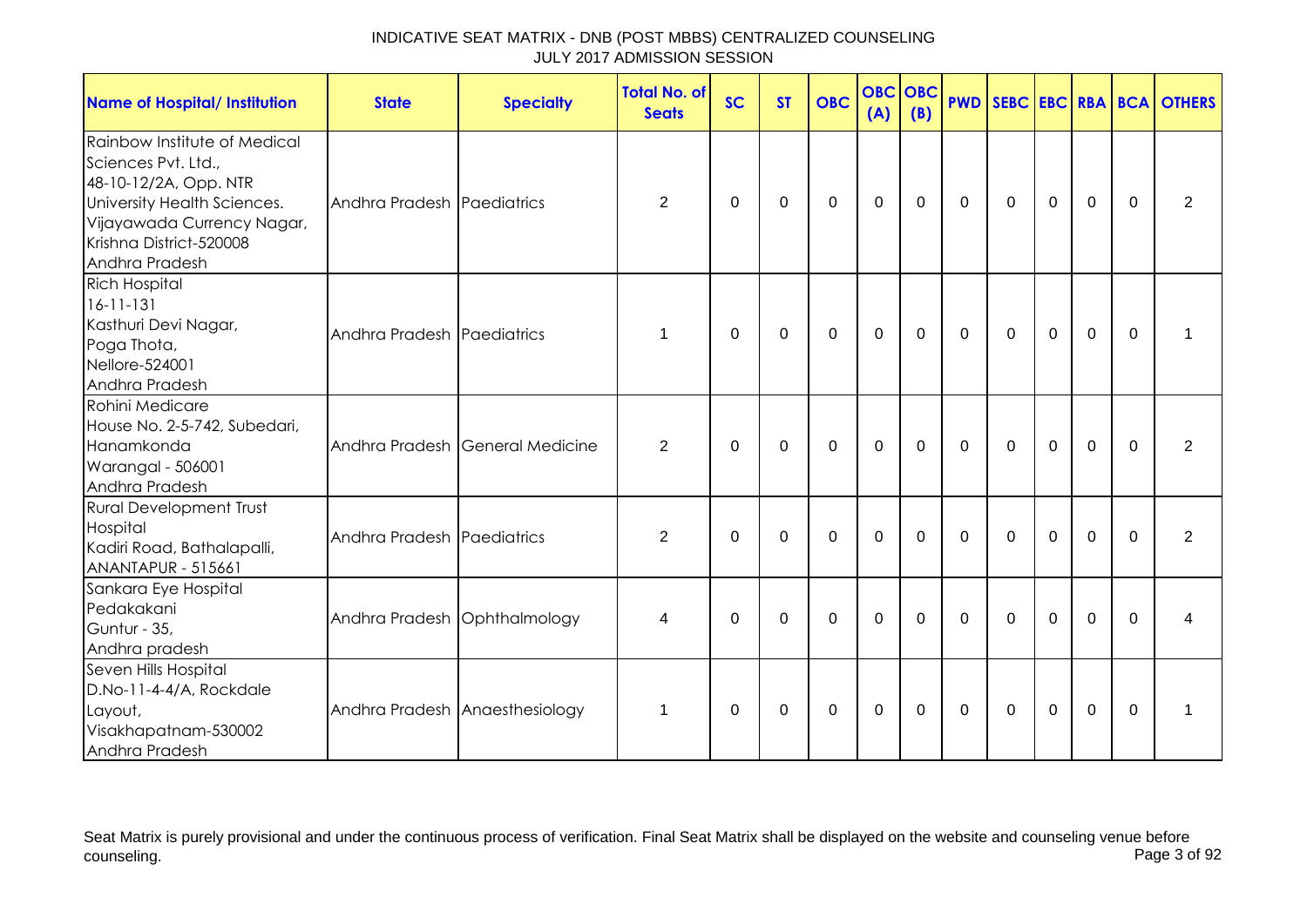# INDICATIVE SEAT MATRIX - DNB (POST MBBS) CENTRALIZED COUNSELING
## JULY 2017 ADMISSION SESSION

| Name of Hospital/ Institution | State | Specialty | Total No. of Seats | SC | ST | OBC | OBC (A) | OBC (B) | PWD | SEBC | EBC | RBA | BCA | OTHERS |
|---|---|---|---|---|---|---|---|---|---|---|---|---|---|---|
| Rainbow Institute of Medical Sciences Pvt. Ltd., 48-10-12/2A, Opp. NTR University Health Sciences. Vijayawada Currency Nagar, Krishna District-520008 Andhra Pradesh | Andhra Pradesh | Paediatrics | 2 | 0 | 0 | 0 | 0 | 0 | 0 | 0 | 0 | 0 | 0 | 2 |
| Rich Hospital 16-11-131 Kasthuri Devi Nagar, Poga Thota, Nellore-524001 Andhra Pradesh | Andhra Pradesh | Paediatrics | 1 | 0 | 0 | 0 | 0 | 0 | 0 | 0 | 0 | 0 | 0 | 1 |
| Rohini Medicare House No. 2-5-742, Subedari, Hanamkonda Warangal - 506001 Andhra Pradesh | Andhra Pradesh | General Medicine | 2 | 0 | 0 | 0 | 0 | 0 | 0 | 0 | 0 | 0 | 0 | 2 |
| Rural Development Trust Hospital Kadiri Road, Bathalapalli, ANANTAPUR - 515661 | Andhra Pradesh | Paediatrics | 2 | 0 | 0 | 0 | 0 | 0 | 0 | 0 | 0 | 0 | 0 | 2 |
| Sankara Eye Hospital Pedakakani Guntur - 35, Andhra pradesh | Andhra Pradesh | Ophthalmology | 4 | 0 | 0 | 0 | 0 | 0 | 0 | 0 | 0 | 0 | 0 | 4 |
| Seven Hills Hospital D.No-11-4-4/A, Rockdale Layout, Visakhapatnam-530002 Andhra Pradesh | Andhra Pradesh | Anaesthesiology | 1 | 0 | 0 | 0 | 0 | 0 | 0 | 0 | 0 | 0 | 0 | 1 |

Seat Matrix is purely provisional and under the continuous process of verification. Final Seat Matrix shall be displayed on the website and counseling venue before counseling.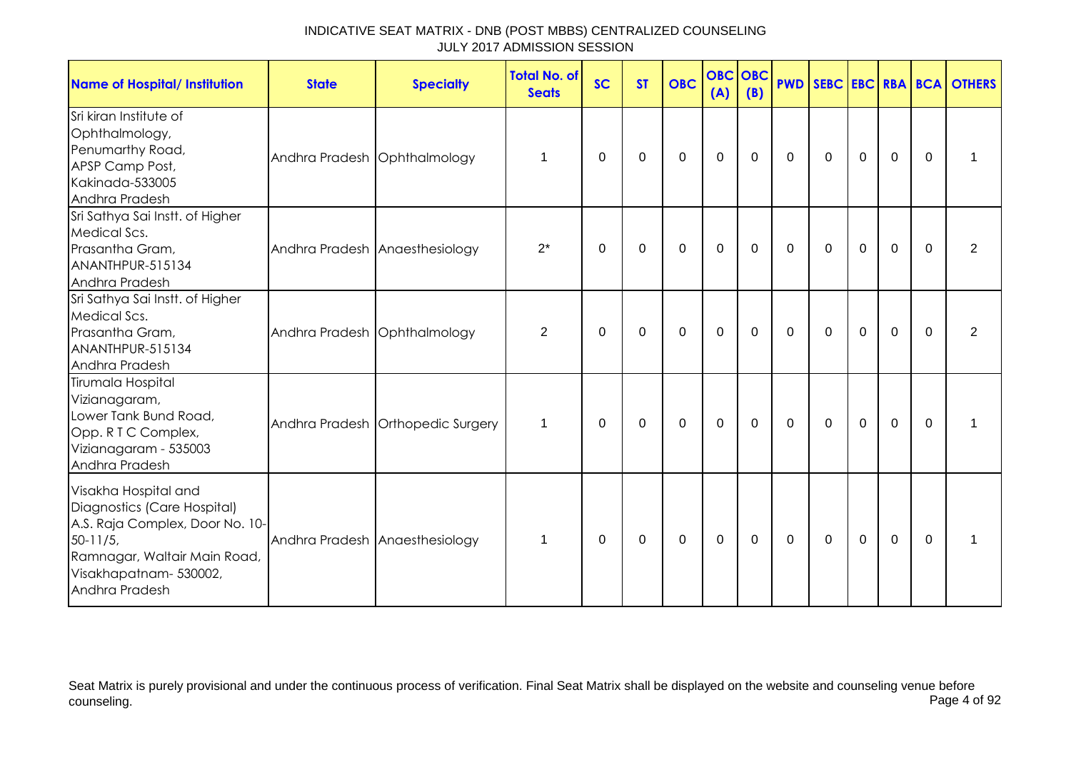# INDICATIVE SEAT MATRIX - DNB (POST MBBS) CENTRALIZED COUNSELING
## JULY 2017 ADMISSION SESSION

| Name of Hospital/ Institution | State | Specialty | Total No. of Seats | SC | ST | OBC | OBC (A) | OBC (B) | PWD | SEBC | EBC | RBA | BCA | OTHERS |
|---|---|---|---|---|---|---|---|---|---|---|---|---|---|---|
| Sri kiran Institute of Ophthalmology, Penumarthy Road, APSP Camp Post, Kakinada-533005 Andhra Pradesh | Andhra Pradesh | Ophthalmology | 1 | 0 | 0 | 0 | 0 | 0 | 0 | 0 | 0 | 0 | 0 | 1 |
| Sri Sathya Sai Instt. of Higher Medical Scs. Prasantha Gram, ANANTHPUR-515134 Andhra Pradesh | Andhra Pradesh | Anaesthesiology | 2* | 0 | 0 | 0 | 0 | 0 | 0 | 0 | 0 | 0 | 0 | 2 |
| Sri Sathya Sai Instt. of Higher Medical Scs. Prasantha Gram, ANANTHPUR-515134 Andhra Pradesh | Andhra Pradesh | Ophthalmology | 2 | 0 | 0 | 0 | 0 | 0 | 0 | 0 | 0 | 0 | 0 | 2 |
| Tirumala Hospital Vizianagaram, Lower Tank Bund Road, Opp. R T C Complex, Vizianagaram - 535003 Andhra Pradesh | Andhra Pradesh | Orthopedic Surgery | 1 | 0 | 0 | 0 | 0 | 0 | 0 | 0 | 0 | 0 | 0 | 1 |
| Visakha Hospital and Diagnostics (Care Hospital) A.S. Raja Complex, Door No. 10-50-11/5, Ramnagar, Waltair Main Road, Visakhapatnam- 530002, Andhra Pradesh | Andhra Pradesh | Anaesthesiology | 1 | 0 | 0 | 0 | 0 | 0 | 0 | 0 | 0 | 0 | 0 | 1 |

Seat Matrix is purely provisional and under the continuous process of verification. Final Seat Matrix shall be displayed on the website and counseling venue before counseling.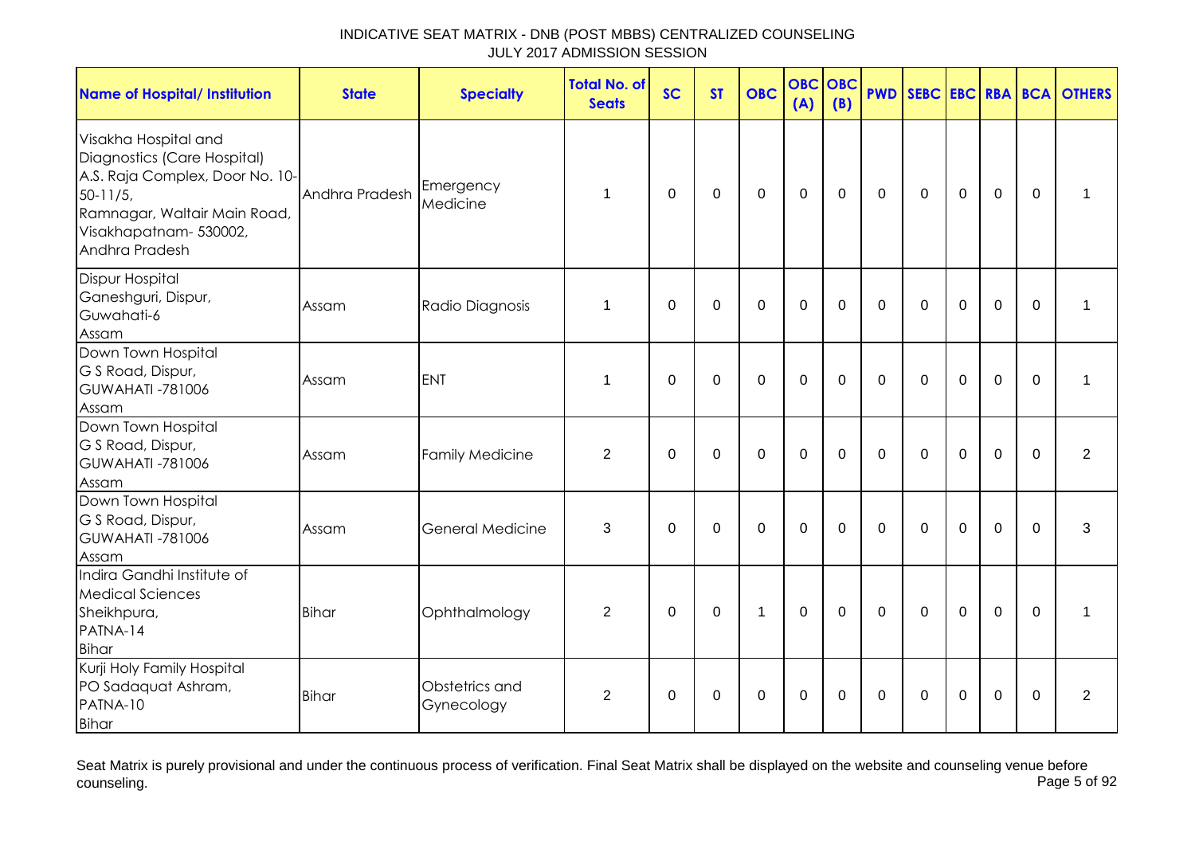# INDICATIVE SEAT MATRIX - DNB (POST MBBS) CENTRALIZED COUNSELING
JULY 2017 ADMISSION SESSION

| Name of Hospital/ Institution | State | Specialty | Total No. of Seats | SC | ST | OBC | OBC (A) | OBC (B) | PWD | SEBC | EBC | RBA | BCA | OTHERS |
|---|---|---|---|---|---|---|---|---|---|---|---|---|---|---|
| Visakha Hospital and Diagnostics (Care Hospital) A.S. Raja Complex, Door No. 10-50-11/5, Ramnagar, Waltair Main Road, Visakhapatnam- 530002, Andhra Pradesh | Andhra Pradesh | Emergency Medicine | 1 | 0 | 0 | 0 | 0 | 0 | 0 | 0 | 0 | 0 | 0 | 1 |
| Dispur Hospital Ganeshguri, Dispur, Guwahati-6 Assam | Assam | Radio Diagnosis | 1 | 0 | 0 | 0 | 0 | 0 | 0 | 0 | 0 | 0 | 0 | 1 |
| Down Town Hospital G S Road, Dispur, GUWAHATI -781006 Assam | Assam | ENT | 1 | 0 | 0 | 0 | 0 | 0 | 0 | 0 | 0 | 0 | 0 | 1 |
| Down Town Hospital G S Road, Dispur, GUWAHATI -781006 Assam | Assam | Family Medicine | 2 | 0 | 0 | 0 | 0 | 0 | 0 | 0 | 0 | 0 | 0 | 2 |
| Down Town Hospital G S Road, Dispur, GUWAHATI -781006 Assam | Assam | General Medicine | 3 | 0 | 0 | 0 | 0 | 0 | 0 | 0 | 0 | 0 | 0 | 3 |
| Indira Gandhi Institute of Medical Sciences Sheikhpura, PATNA-14 Bihar | Bihar | Ophthalmology | 2 | 0 | 0 | 1 | 0 | 0 | 0 | 0 | 0 | 0 | 0 | 1 |
| Kurji Holy Family Hospital PO Sadaquat Ashram, PATNA-10 Bihar | Bihar | Obstetrics and Gynecology | 2 | 0 | 0 | 0 | 0 | 0 | 0 | 0 | 0 | 0 | 0 | 2 |

Seat Matrix is purely provisional and under the continuous process of verification. Final Seat Matrix shall be displayed on the website and counseling venue before counseling.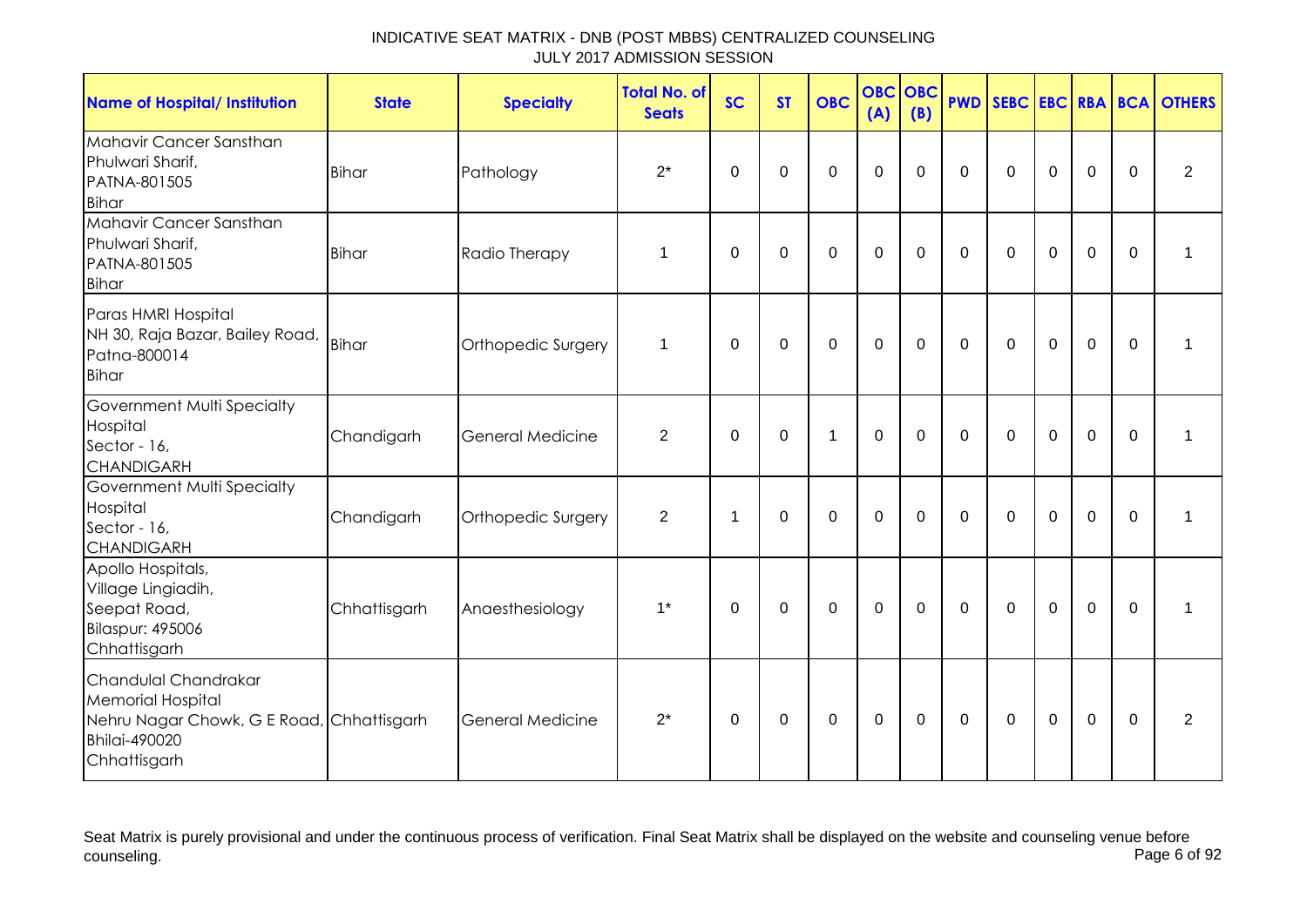INDICATIVE SEAT MATRIX - DNB (POST MBBS) CENTRALIZED COUNSELING
JULY 2017 ADMISSION SESSION

| Name of Hospital/ Institution | State | Specialty | Total No. of Seats | SC | ST | OBC | OBC (A) | OBC (B) | PWD | SEBC | EBC | RBA | BCA | OTHERS |
|---|---|---|---|---|---|---|---|---|---|---|---|---|---|---|
| Mahavir Cancer Sansthan Phulwari Sharif, PATNA-801505 Bihar | Bihar | Pathology | 2* | 0 | 0 | 0 | 0 | 0 | 0 | 0 | 0 | 0 | 0 | 2 |
| Mahavir Cancer Sansthan Phulwari Sharif, PATNA-801505 Bihar | Bihar | Radio Therapy | 1 | 0 | 0 | 0 | 0 | 0 | 0 | 0 | 0 | 0 | 0 | 1 |
| Paras HMRI Hospital NH 30, Raja Bazar, Bailey Road, Patna-800014 Bihar | Bihar | Orthopedic Surgery | 1 | 0 | 0 | 0 | 0 | 0 | 0 | 0 | 0 | 0 | 0 | 1 |
| Government Multi Specialty Hospital Sector - 16, CHANDIGARH | Chandigarh | General Medicine | 2 | 0 | 0 | 1 | 0 | 0 | 0 | 0 | 0 | 0 | 0 | 1 |
| Government Multi Specialty Hospital Sector - 16, CHANDIGARH | Chandigarh | Orthopedic Surgery | 2 | 1 | 0 | 0 | 0 | 0 | 0 | 0 | 0 | 0 | 0 | 1 |
| Apollo Hospitals, Village Lingiadih, Seepat Road, Bilaspur: 495006 Chhattisgarh | Chhattisgarh | Anaesthesiology | 1* | 0 | 0 | 0 | 0 | 0 | 0 | 0 | 0 | 0 | 0 | 1 |
| Chandulal Chandrakar Memorial Hospital Nehru Nagar Chowk, G E Road, Bhilai-490020 Chhattisgarh | Chhattisgarh | General Medicine | 2* | 0 | 0 | 0 | 0 | 0 | 0 | 0 | 0 | 0 | 0 | 2 |

Seat Matrix is purely provisional and under the continuous process of verification. Final Seat Matrix shall be displayed on the website and counseling venue before counseling.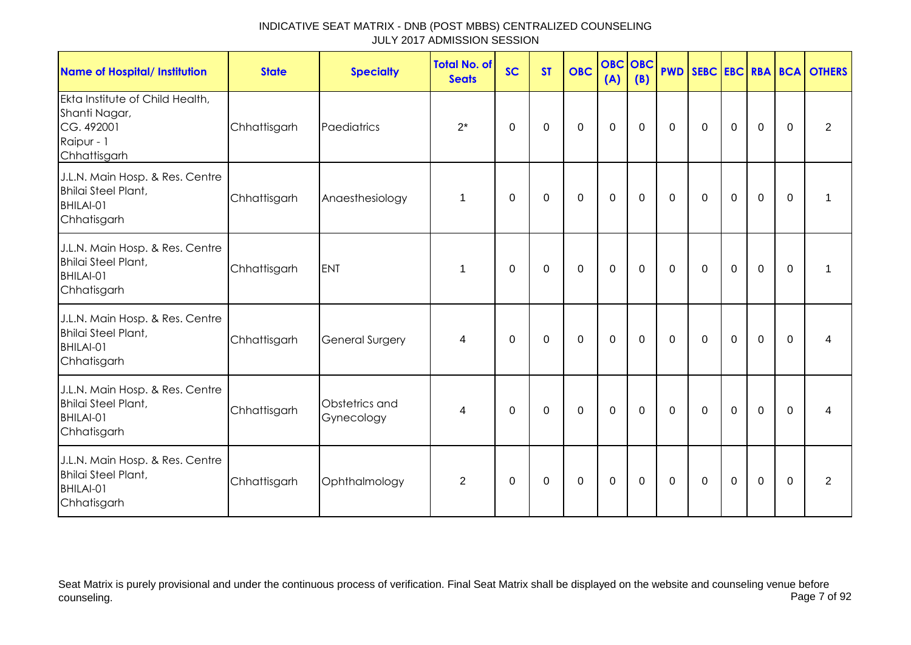# INDICATIVE SEAT MATRIX - DNB (POST MBBS) CENTRALIZED COUNSELING
## JULY 2017 ADMISSION SESSION

| Name of Hospital/ Institution | State | Specialty | Total No. of Seats | SC | ST | OBC | OBC (A) | OBC (B) | PWD | SEBC | EBC | RBA | BCA | OTHERS |
|---|---|---|---|---|---|---|---|---|---|---|---|---|---|---|
| Ekta Institute of Child Health, Shanti Nagar, CG. 492001 Raipur - 1 Chhattisgarh | Chhattisgarh | Paediatrics | 2* | 0 | 0 | 0 | 0 | 0 | 0 | 0 | 0 | 0 | 0 | 2 |
| J.L.N. Main Hosp. & Res. Centre Bhilai Steel Plant, BHILAI-01 Chhatisgarh | Chhattisgarh | Anaesthesiology | 1 | 0 | 0 | 0 | 0 | 0 | 0 | 0 | 0 | 0 | 0 | 1 |
| J.L.N. Main Hosp. & Res. Centre Bhilai Steel Plant, BHILAI-01 Chhatisgarh | Chhattisgarh | ENT | 1 | 0 | 0 | 0 | 0 | 0 | 0 | 0 | 0 | 0 | 0 | 1 |
| J.L.N. Main Hosp. & Res. Centre Bhilai Steel Plant, BHILAI-01 Chhatisgarh | Chhattisgarh | General Surgery | 4 | 0 | 0 | 0 | 0 | 0 | 0 | 0 | 0 | 0 | 0 | 4 |
| J.L.N. Main Hosp. & Res. Centre Bhilai Steel Plant, BHILAI-01 Chhatisgarh | Chhattisgarh | Obstetrics and Gynecology | 4 | 0 | 0 | 0 | 0 | 0 | 0 | 0 | 0 | 0 | 0 | 4 |
| J.L.N. Main Hosp. & Res. Centre Bhilai Steel Plant, BHILAI-01 Chhatisgarh | Chhattisgarh | Ophthalmology | 2 | 0 | 0 | 0 | 0 | 0 | 0 | 0 | 0 | 0 | 0 | 2 |

Seat Matrix is purely provisional and under the continuous process of verification. Final Seat Matrix shall be displayed on the website and counseling venue before counseling.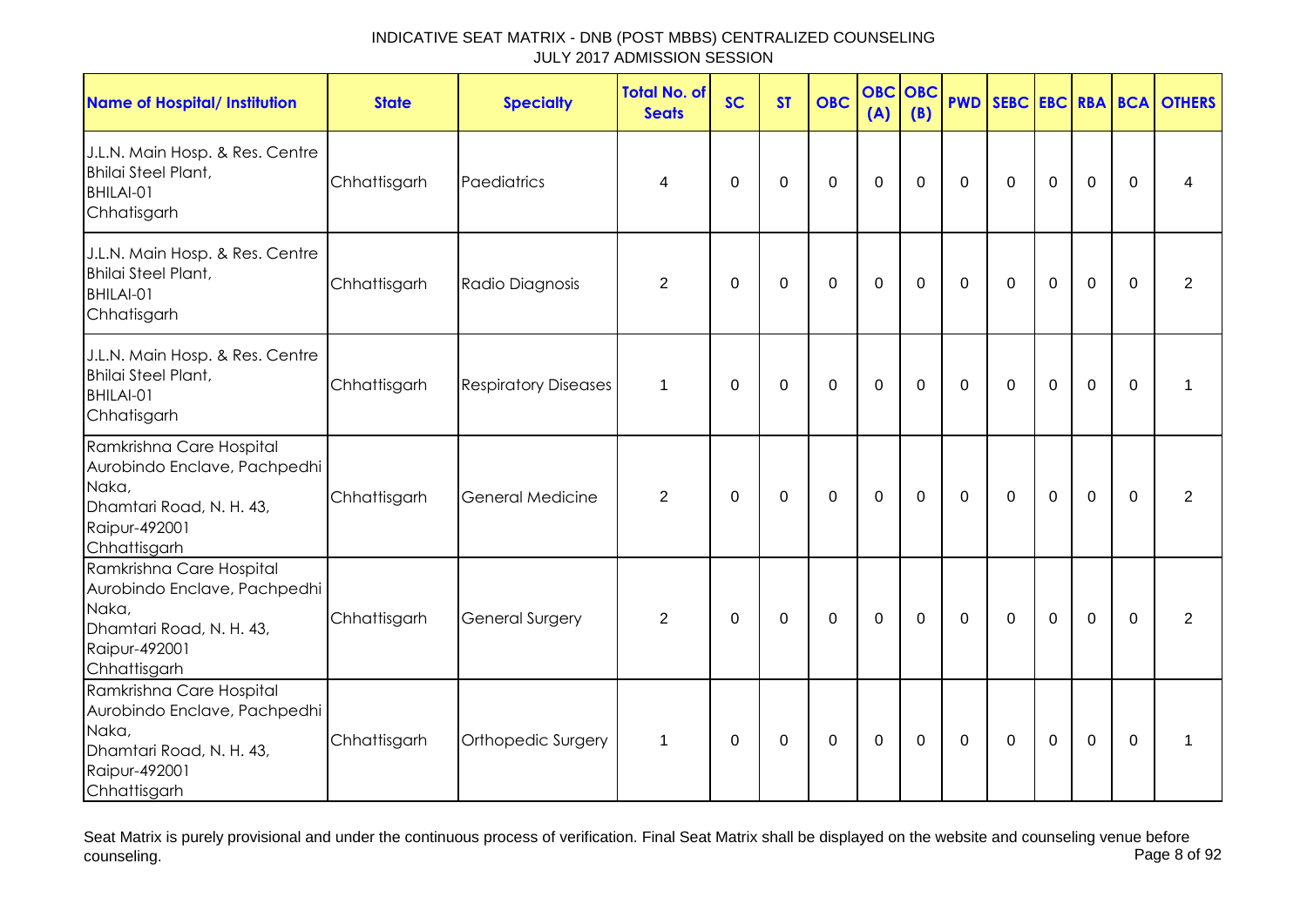| Name of Hospital/ Institution | State | Specialty | Total No. of Seats | SC | ST | OBC | OBC (A) | OBC (B) | PWD | SEBC | EBC | RBA | BCA | OTHERS |
|---|---|---|---|---|---|---|---|---|---|---|---|---|---|---|
| J.L.N. Main Hosp. & Res. Centre Bhilai Steel Plant, BHILAI-01 Chhatisgarh | Chhattisgarh | Paediatrics | 4 | 0 | 0 | 0 | 0 | 0 | 0 | 0 | 0 | 0 | 0 | 4 |
| J.L.N. Main Hosp. & Res. Centre Bhilai Steel Plant, BHILAI-01 Chhatisgarh | Chhattisgarh | Radio Diagnosis | 2 | 0 | 0 | 0 | 0 | 0 | 0 | 0 | 0 | 0 | 0 | 2 |
| J.L.N. Main Hosp. & Res. Centre Bhilai Steel Plant, BHILAI-01 Chhatisgarh | Chhattisgarh | Respiratory Diseases | 1 | 0 | 0 | 0 | 0 | 0 | 0 | 0 | 0 | 0 | 0 | 1 |
| Ramkrishna Care Hospital Aurobindo Enclave, Pachpedhi Naka, Dhamtari Road, N. H. 43, Raipur-492001 Chhattisgarh | Chhattisgarh | General Medicine | 2 | 0 | 0 | 0 | 0 | 0 | 0 | 0 | 0 | 0 | 0 | 2 |
| Ramkrishna Care Hospital Aurobindo Enclave, Pachpedhi Naka, Dhamtari Road, N. H. 43, Raipur-492001 Chhattisgarh | Chhattisgarh | General Surgery | 2 | 0 | 0 | 0 | 0 | 0 | 0 | 0 | 0 | 0 | 0 | 2 |
| Ramkrishna Care Hospital Aurobindo Enclave, Pachpedhi Naka, Dhamtari Road, N. H. 43, Raipur-492001 Chhattisgarh | Chhattisgarh | Orthopedic Surgery | 1 | 0 | 0 | 0 | 0 | 0 | 0 | 0 | 0 | 0 | 0 | 1 |

Seat Matrix is purely provisional and under the continuous process of verification. Final Seat Matrix shall be displayed on the website and counseling venue before counseling.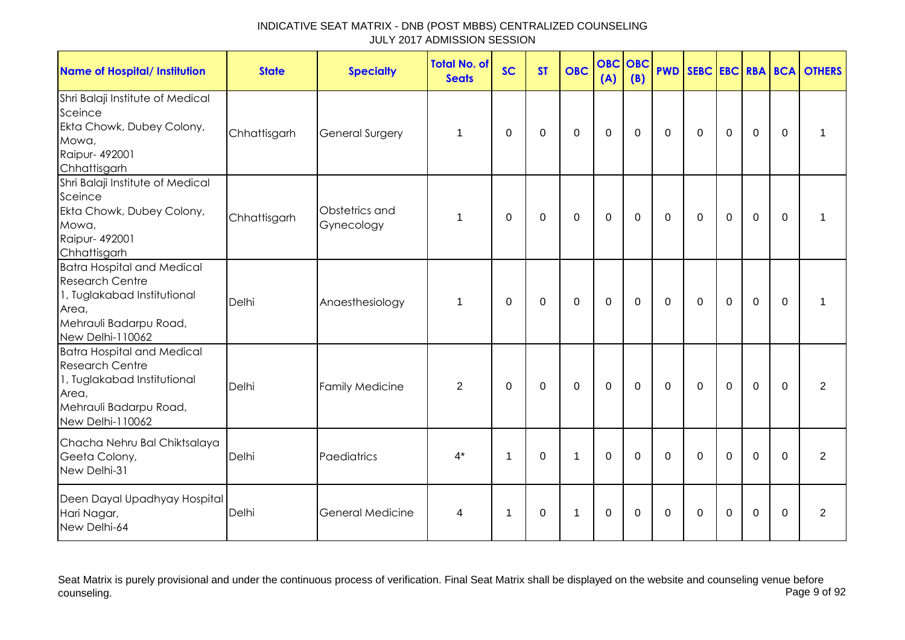| Name of Hospital/ Institution | State | Specialty | Total No. of Seats | SC | ST | OBC | OBC (A) | OBC (B) | PWD | SEBC | EBC | RBA | BCA | OTHERS |
|---|---|---|---|---|---|---|---|---|---|---|---|---|---|---|
| Shri Balaji Institute of Medical Sceince<br>Ekta Chowk, Dubey Colony, Mowa,<br>Raipur- 492001<br>Chhattisgarh | Chhattisgarh | General Surgery | 1 | 0 | 0 | 0 | 0 | 0 | 0 | 0 | 0 | 0 | 0 | 1 |
| Shri Balaji Institute of Medical Sceince<br>Ekta Chowk, Dubey Colony, Mowa,<br>Raipur- 492001<br>Chhattisgarh | Chhattisgarh | Obstetrics and Gynecology | 1 | 0 | 0 | 0 | 0 | 0 | 0 | 0 | 0 | 0 | 0 | 1 |
| Batra Hospital and Medical Research Centre<br>1, Tuglakabad Institutional Area,<br>Mehrauli Badarpu Road,<br>New Delhi-110062 | Delhi | Anaesthesiology | 1 | 0 | 0 | 0 | 0 | 0 | 0 | 0 | 0 | 0 | 0 | 1 |
| Batra Hospital and Medical Research Centre<br>1, Tuglakabad Institutional Area,<br>Mehrauli Badarpu Road,<br>New Delhi-110062 | Delhi | Family Medicine | 2 | 0 | 0 | 0 | 0 | 0 | 0 | 0 | 0 | 0 | 0 | 2 |
| Chacha Nehru Bal Chiktsalaya<br>Geeta Colony,<br>New Delhi-31 | Delhi | Paediatrics | 4* | 1 | 0 | 1 | 0 | 0 | 0 | 0 | 0 | 0 | 0 | 2 |
| Deen Dayal Upadhyay Hospital<br>Hari Nagar,<br>New Delhi-64 | Delhi | General Medicine | 4 | 1 | 0 | 1 | 0 | 0 | 0 | 0 | 0 | 0 | 0 | 2 |

Seat Matrix is purely provisional and under the continuous process of verification. Final Seat Matrix shall be displayed on the website and counseling venue before counseling.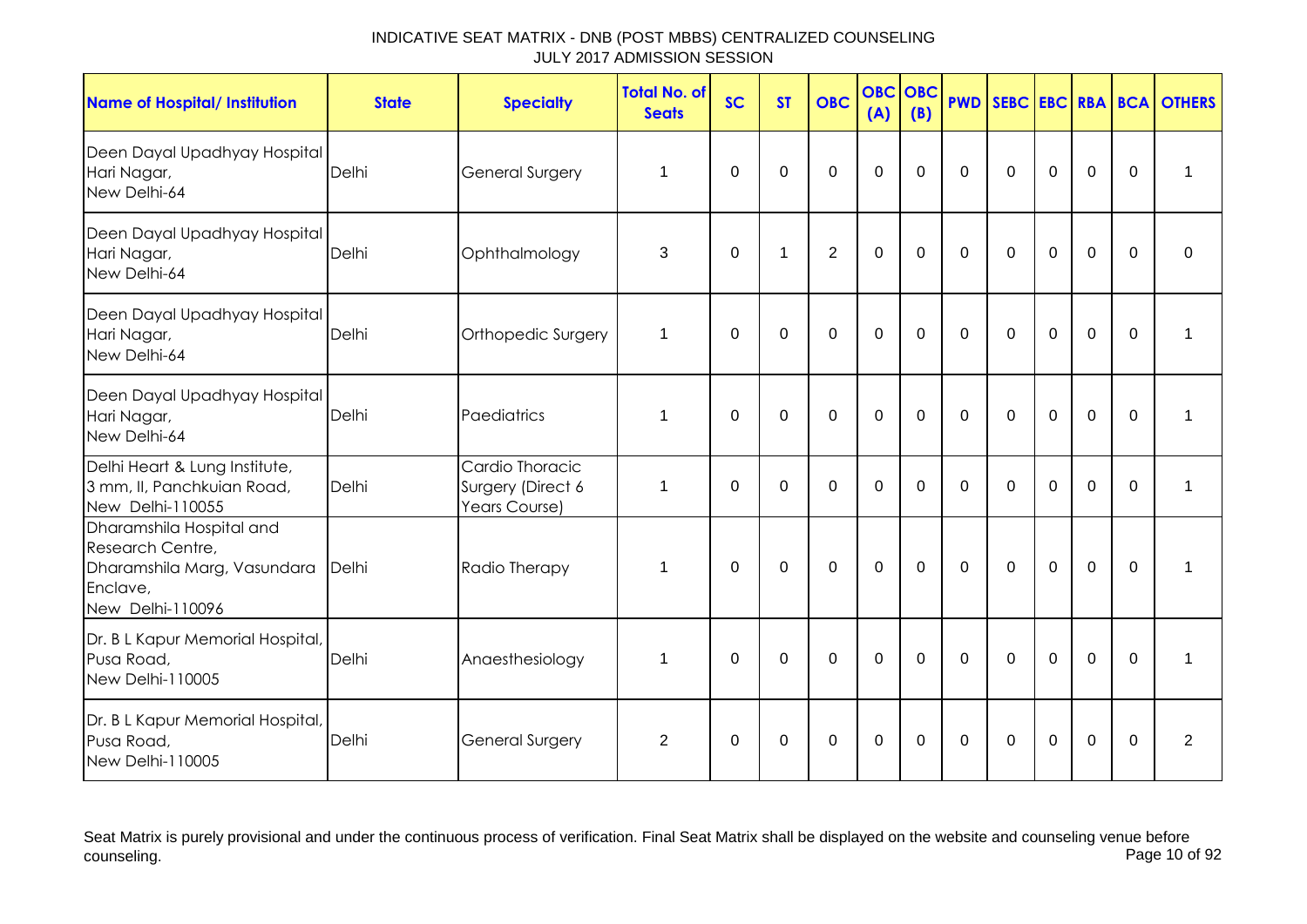INDICATIVE SEAT MATRIX - DNB (POST MBBS) CENTRALIZED COUNSELING
JULY 2017 ADMISSION SESSION

| Name of Hospital/ Institution | State | Specialty | Total No. of Seats | SC | ST | OBC | OBC (A) | OBC (B) | PWD | SEBC | EBC | RBA | BCA | OTHERS |
|---|---|---|---|---|---|---|---|---|---|---|---|---|---|---|
| Deen Dayal Upadhyay Hospital Hari Nagar, New Delhi-64 | Delhi | General Surgery | 1 | 0 | 0 | 0 | 0 | 0 | 0 | 0 | 0 | 0 | 0 | 1 |
| Deen Dayal Upadhyay Hospital Hari Nagar, New Delhi-64 | Delhi | Ophthalmology | 3 | 0 | 1 | 2 | 0 | 0 | 0 | 0 | 0 | 0 | 0 | 0 |
| Deen Dayal Upadhyay Hospital Hari Nagar, New Delhi-64 | Delhi | Orthopedic Surgery | 1 | 0 | 0 | 0 | 0 | 0 | 0 | 0 | 0 | 0 | 0 | 1 |
| Deen Dayal Upadhyay Hospital Hari Nagar, New Delhi-64 | Delhi | Paediatrics | 1 | 0 | 0 | 0 | 0 | 0 | 0 | 0 | 0 | 0 | 0 | 1 |
| Delhi Heart & Lung Institute, 3 mm, II, Panchkuian Road, New Delhi-110055 | Delhi | Cardio Thoracic Surgery (Direct 6 Years Course) | 1 | 0 | 0 | 0 | 0 | 0 | 0 | 0 | 0 | 0 | 0 | 1 |
| Dharamshila Hospital and Research Centre, Dharamshila Marg, Vasundara Enclave, New Delhi-110096 | Delhi | Radio Therapy | 1 | 0 | 0 | 0 | 0 | 0 | 0 | 0 | 0 | 0 | 0 | 1 |
| Dr. B L Kapur Memorial Hospital, Pusa Road, New Delhi-110005 | Delhi | Anaesthesiology | 1 | 0 | 0 | 0 | 0 | 0 | 0 | 0 | 0 | 0 | 0 | 1 |
| Dr. B L Kapur Memorial Hospital, Pusa Road, New Delhi-110005 | Delhi | General Surgery | 2 | 0 | 0 | 0 | 0 | 0 | 0 | 0 | 0 | 0 | 0 | 2 |

Seat Matrix is purely provisional and under the continuous process of verification. Final Seat Matrix shall be displayed on the website and counseling venue before counseling.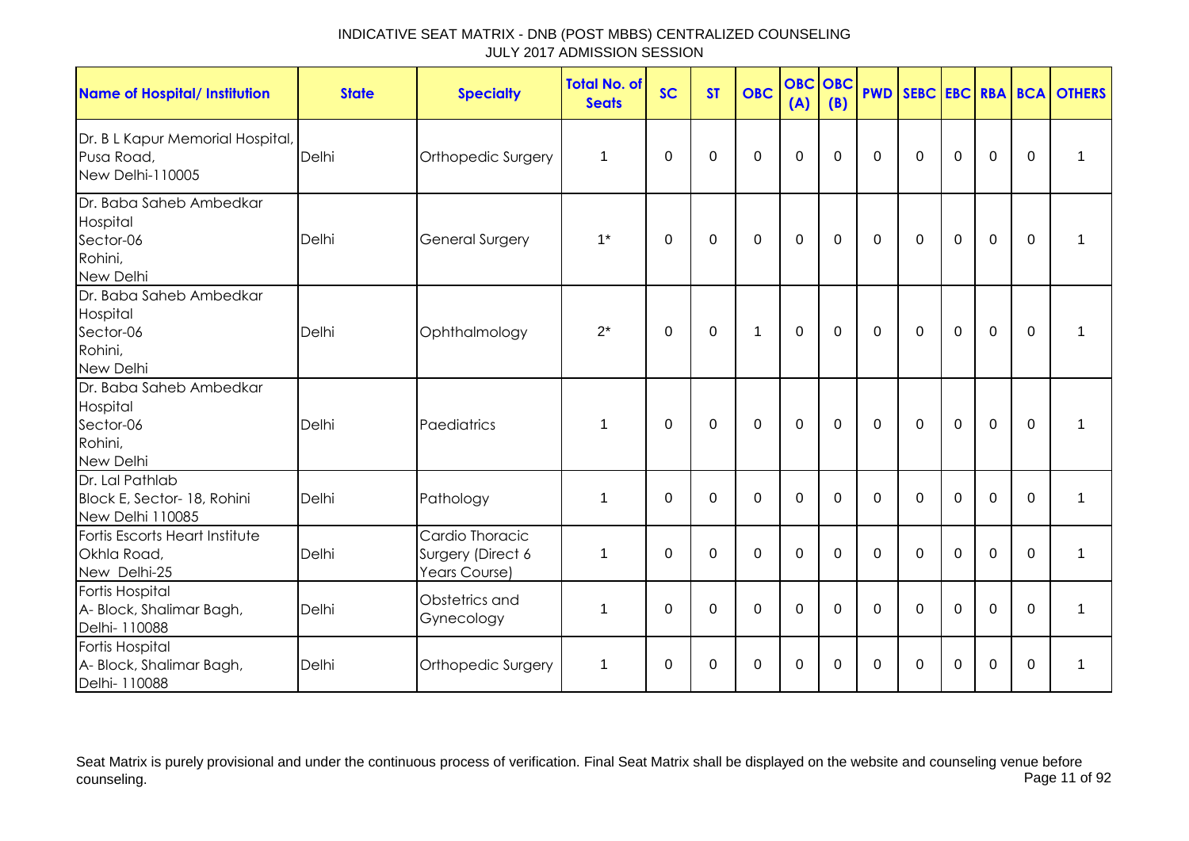INDICATIVE SEAT MATRIX - DNB (POST MBBS) CENTRALIZED COUNSELING
JULY 2017 ADMISSION SESSION

| Name of Hospital/ Institution | State | Specialty | Total No. of Seats | SC | ST | OBC | OBC (A) | OBC (B) | PWD | SEBC | EBC | RBA | BCA | OTHERS |
|---|---|---|---|---|---|---|---|---|---|---|---|---|---|---|
| Dr. B L Kapur Memorial Hospital, Pusa Road, New Delhi-110005 | Delhi | Orthopedic Surgery | 1 | 0 | 0 | 0 | 0 | 0 | 0 | 0 | 0 | 0 | 0 | 1 |
| Dr. Baba Saheb Ambedkar Hospital Sector-06 Rohini, New Delhi | Delhi | General Surgery | 1* | 0 | 0 | 0 | 0 | 0 | 0 | 0 | 0 | 0 | 0 | 1 |
| Dr. Baba Saheb Ambedkar Hospital Sector-06 Rohini, New Delhi | Delhi | Ophthalmology | 2* | 0 | 0 | 1 | 0 | 0 | 0 | 0 | 0 | 0 | 0 | 1 |
| Dr. Baba Saheb Ambedkar Hospital Sector-06 Rohini, New Delhi | Delhi | Paediatrics | 1 | 0 | 0 | 0 | 0 | 0 | 0 | 0 | 0 | 0 | 0 | 1 |
| Dr. Lal Pathlab Block E, Sector- 18, Rohini New Delhi 110085 | Delhi | Pathology | 1 | 0 | 0 | 0 | 0 | 0 | 0 | 0 | 0 | 0 | 0 | 1 |
| Fortis Escorts Heart Institute Okhla Road, New Delhi-25 | Delhi | Cardio Thoracic Surgery (Direct 6 Years Course) | 1 | 0 | 0 | 0 | 0 | 0 | 0 | 0 | 0 | 0 | 0 | 1 |
| Fortis Hospital A- Block, Shalimar Bagh, Delhi- 110088 | Delhi | Obstetrics and Gynecology | 1 | 0 | 0 | 0 | 0 | 0 | 0 | 0 | 0 | 0 | 0 | 1 |
| Fortis Hospital A- Block, Shalimar Bagh, Delhi- 110088 | Delhi | Orthopedic Surgery | 1 | 0 | 0 | 0 | 0 | 0 | 0 | 0 | 0 | 0 | 0 | 1 |

Seat Matrix is purely provisional and under the continuous process of verification. Final Seat Matrix shall be displayed on the website and counseling venue before counseling.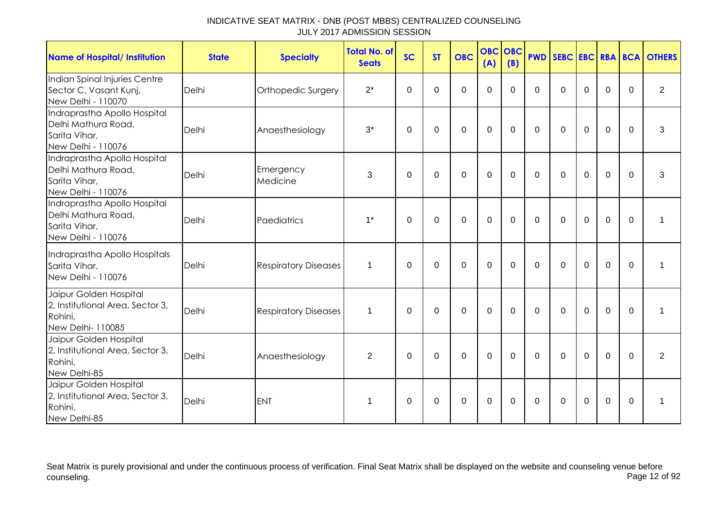| Name of Hospital/ Institution | State | Specialty | Total No. of Seats | SC | ST | OBC | OBC (A) | OBC (B) | PWD | SEBC | EBC | RBA | BCA | OTHERS |
|---|---|---|---|---|---|---|---|---|---|---|---|---|---|---|
| Indian Spinal Injuries Centre Sector C, Vasant Kunj, New Delhi - 110070 | Delhi | Orthopedic Surgery | 2* | 0 | 0 | 0 | 0 | 0 | 0 | 0 | 0 | 0 | 0 | 2 |
| Indraprastha Apollo Hospital Delhi Mathura Road, Sarita Vihar, New Delhi - 110076 | Delhi | Anaesthesiology | 3* | 0 | 0 | 0 | 0 | 0 | 0 | 0 | 0 | 0 | 0 | 3 |
| Indraprastha Apollo Hospital Delhi Mathura Road, Sarita Vihar, New Delhi - 110076 | Delhi | Emergency Medicine | 3 | 0 | 0 | 0 | 0 | 0 | 0 | 0 | 0 | 0 | 0 | 3 |
| Indraprastha Apollo Hospital Delhi Mathura Road, Sarita Vihar, New Delhi - 110076 | Delhi | Paediatrics | 1* | 0 | 0 | 0 | 0 | 0 | 0 | 0 | 0 | 0 | 0 | 1 |
| Indraprastha Apollo Hospitals Sarita Vihar, New Delhi - 110076 | Delhi | Respiratory Diseases | 1 | 0 | 0 | 0 | 0 | 0 | 0 | 0 | 0 | 0 | 0 | 1 |
| Jaipur Golden Hospital 2, Institutional Area, Sector 3, Rohini, New Delhi- 110085 | Delhi | Respiratory Diseases | 1 | 0 | 0 | 0 | 0 | 0 | 0 | 0 | 0 | 0 | 0 | 1 |
| Jaipur Golden Hospital 2, Institutional Area, Sector 3, Rohini, New Delhi-85 | Delhi | Anaesthesiology | 2 | 0 | 0 | 0 | 0 | 0 | 0 | 0 | 0 | 0 | 0 | 2 |
| Jaipur Golden Hospital 2, Institutional Area, Sector 3, Rohini, New Delhi-85 | Delhi | ENT | 1 | 0 | 0 | 0 | 0 | 0 | 0 | 0 | 0 | 0 | 0 | 1 |

Seat Matrix is purely provisional and under the continuous process of verification. Final Seat Matrix shall be displayed on the website and counseling venue before counseling.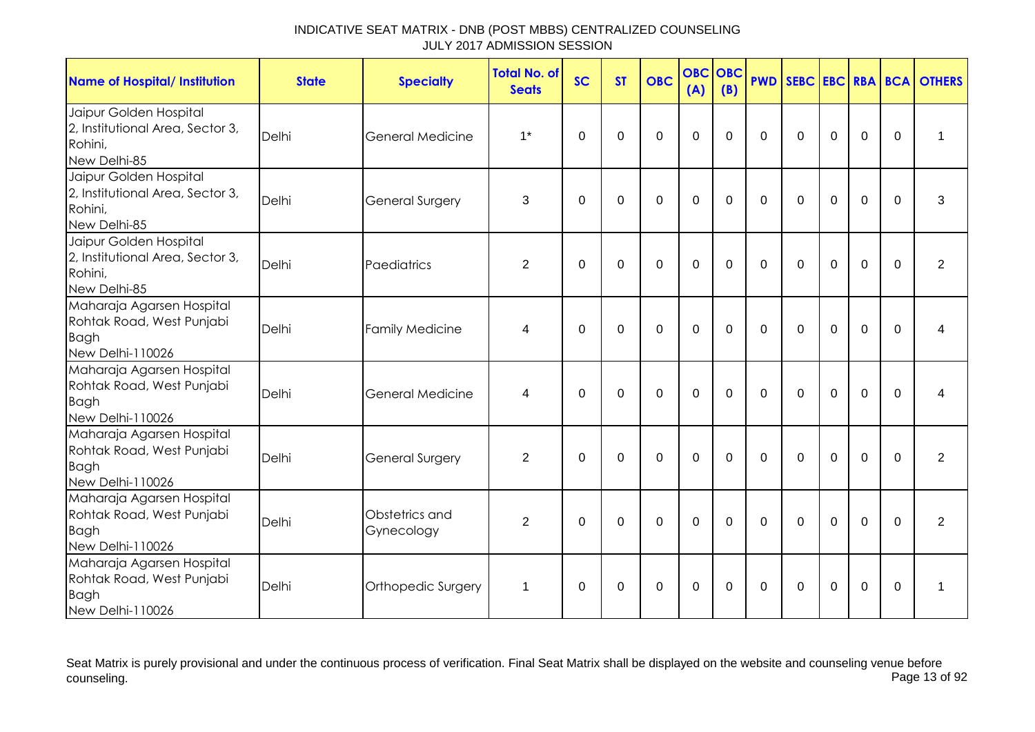# INDICATIVE SEAT MATRIX - DNB (POST MBBS) CENTRALIZED COUNSELING
JULY 2017 ADMISSION SESSION

| Name of Hospital/ Institution | State | Specialty | Total No. of Seats | SC | ST | OBC | OBC (A) | OBC (B) | PWD | SEBC | EBC | RBA | BCA | OTHERS |
|---|---|---|---|---|---|---|---|---|---|---|---|---|---|---|
| Jaipur Golden Hospital 2, Institutional Area, Sector 3, Rohini, New Delhi-85 | Delhi | General Medicine | 1* | 0 | 0 | 0 | 0 | 0 | 0 | 0 | 0 | 0 | 0 | 1 |
| Jaipur Golden Hospital 2, Institutional Area, Sector 3, Rohini, New Delhi-85 | Delhi | General Surgery | 3 | 0 | 0 | 0 | 0 | 0 | 0 | 0 | 0 | 0 | 0 | 3 |
| Jaipur Golden Hospital 2, Institutional Area, Sector 3, Rohini, New Delhi-85 | Delhi | Paediatrics | 2 | 0 | 0 | 0 | 0 | 0 | 0 | 0 | 0 | 0 | 0 | 2 |
| Maharaja Agarsen Hospital Rohtak Road, West Punjabi Bagh New Delhi-110026 | Delhi | Family Medicine | 4 | 0 | 0 | 0 | 0 | 0 | 0 | 0 | 0 | 0 | 0 | 4 |
| Maharaja Agarsen Hospital Rohtak Road, West Punjabi Bagh New Delhi-110026 | Delhi | General Medicine | 4 | 0 | 0 | 0 | 0 | 0 | 0 | 0 | 0 | 0 | 0 | 4 |
| Maharaja Agarsen Hospital Rohtak Road, West Punjabi Bagh New Delhi-110026 | Delhi | General Surgery | 2 | 0 | 0 | 0 | 0 | 0 | 0 | 0 | 0 | 0 | 0 | 2 |
| Maharaja Agarsen Hospital Rohtak Road, West Punjabi Bagh New Delhi-110026 | Delhi | Obstetrics and Gynecology | 2 | 0 | 0 | 0 | 0 | 0 | 0 | 0 | 0 | 0 | 0 | 2 |
| Maharaja Agarsen Hospital Rohtak Road, West Punjabi Bagh New Delhi-110026 | Delhi | Orthopedic Surgery | 1 | 0 | 0 | 0 | 0 | 0 | 0 | 0 | 0 | 0 | 0 | 1 |

Seat Matrix is purely provisional and under the continuous process of verification. Final Seat Matrix shall be displayed on the website and counseling venue before counseling.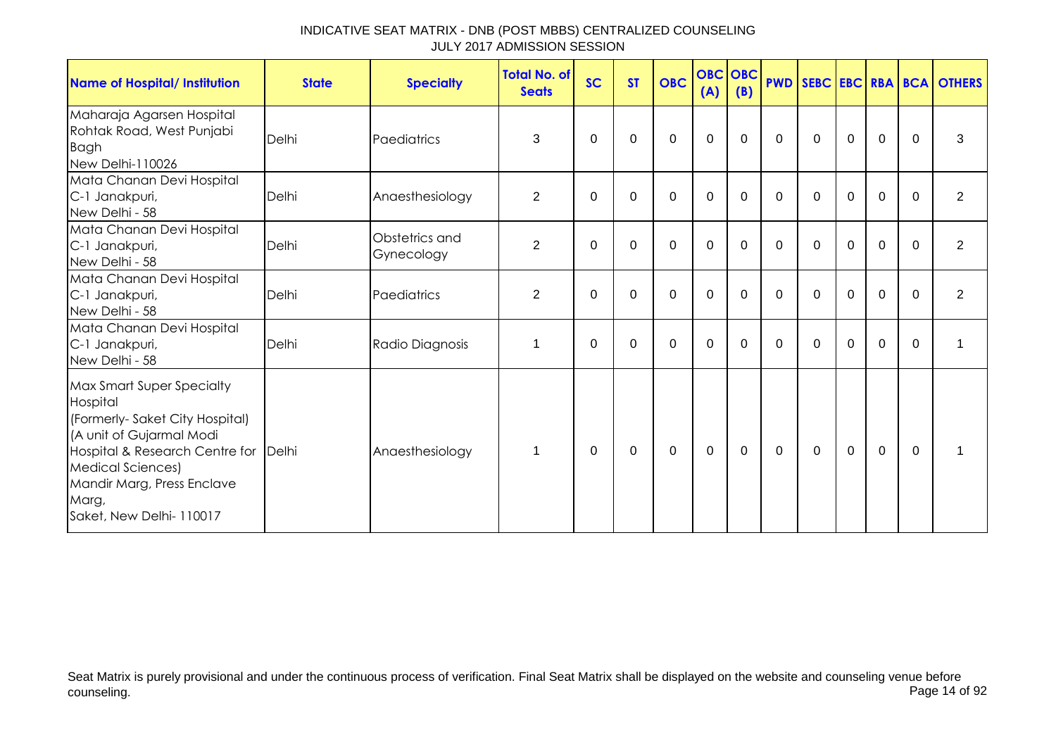INDICATIVE SEAT MATRIX - DNB (POST MBBS) CENTRALIZED COUNSELING
JULY 2017 ADMISSION SESSION

| Name of Hospital/ Institution | State | Specialty | Total No. of Seats | SC | ST | OBC | OBC (A) | OBC (B) | PWD | SEBC | EBC | RBA | BCA | OTHERS |
|---|---|---|---|---|---|---|---|---|---|---|---|---|---|---|
| Maharaja Agarsen Hospital Rohtak Road, West Punjabi Bagh New Delhi-110026 | Delhi | Paediatrics | 3 | 0 | 0 | 0 | 0 | 0 | 0 | 0 | 0 | 0 | 0 | 3 |
| Mata Chanan Devi Hospital C-1 Janakpuri, New Delhi - 58 | Delhi | Anaesthesiology | 2 | 0 | 0 | 0 | 0 | 0 | 0 | 0 | 0 | 0 | 0 | 2 |
| Mata Chanan Devi Hospital C-1 Janakpuri, New Delhi - 58 | Delhi | Obstetrics and Gynecology | 2 | 0 | 0 | 0 | 0 | 0 | 0 | 0 | 0 | 0 | 0 | 2 |
| Mata Chanan Devi Hospital C-1 Janakpuri, New Delhi - 58 | Delhi | Paediatrics | 2 | 0 | 0 | 0 | 0 | 0 | 0 | 0 | 0 | 0 | 0 | 2 |
| Mata Chanan Devi Hospital C-1 Janakpuri, New Delhi - 58 | Delhi | Radio Diagnosis | 1 | 0 | 0 | 0 | 0 | 0 | 0 | 0 | 0 | 0 | 0 | 1 |
| Max Smart Super Specialty Hospital (Formerly- Saket City Hospital) (A unit of Gujarmal Modi Hospital & Research Centre for Medical Sciences) Mandir Marg, Press Enclave Marg, Saket, New Delhi- 110017 | Delhi | Anaesthesiology | 1 | 0 | 0 | 0 | 0 | 0 | 0 | 0 | 0 | 0 | 0 | 1 |

Seat Matrix is purely provisional and under the continuous process of verification. Final Seat Matrix shall be displayed on the website and counseling venue before counseling.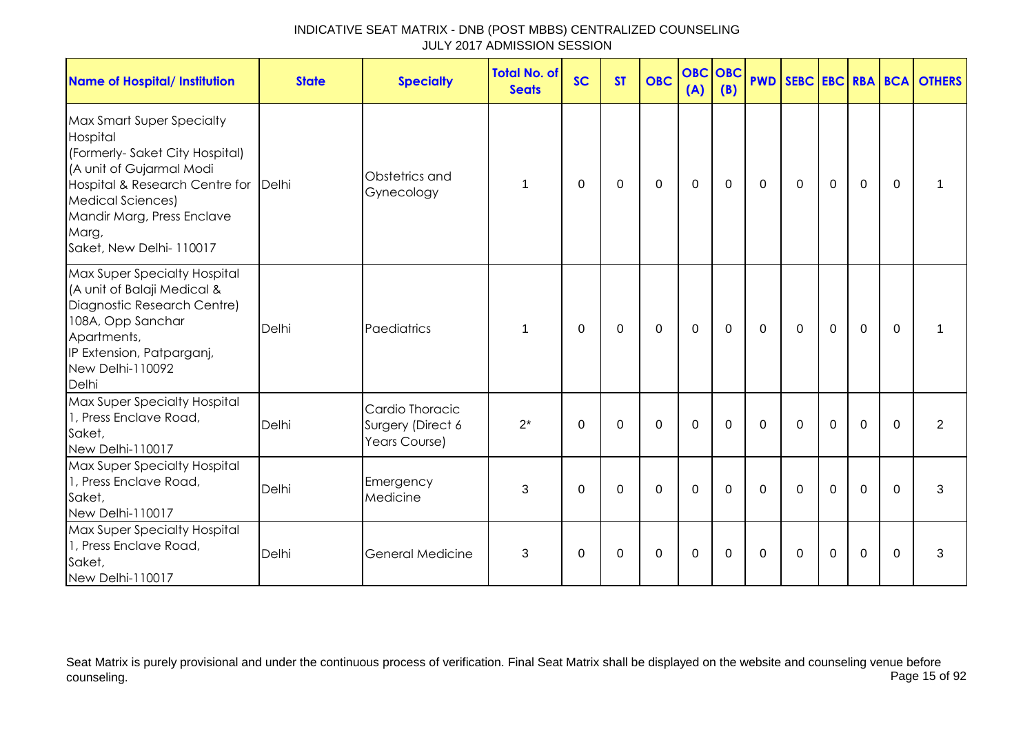# INDICATIVE SEAT MATRIX - DNB (POST MBBS) CENTRALIZED COUNSELING
## JULY 2017 ADMISSION SESSION

| Name of Hospital/ Institution | State | Specialty | Total No. of Seats | SC | ST | OBC | OBC (A) | OBC (B) | PWD | SEBC | EBC | RBA | BCA | OTHERS |
|---|---|---|---|---|---|---|---|---|---|---|---|---|---|---|
| Max Smart Super Specialty Hospital (Formerly- Saket City Hospital) (A unit of Gujarmal Modi Hospital & Research Centre for Medical Sciences) Mandir Marg, Press Enclave Marg, Saket, New Delhi- 110017 | Delhi | Obstetrics and Gynecology | 1 | 0 | 0 | 0 | 0 | 0 | 0 | 0 | 0 | 0 | 0 | 1 |
| Max Super Specialty Hospital (A unit of Balaji Medical & Diagnostic Research Centre) 108A, Opp Sanchar Apartments, IP Extension, Patparganj, New Delhi-110092 Delhi | Delhi | Paediatrics | 1 | 0 | 0 | 0 | 0 | 0 | 0 | 0 | 0 | 0 | 0 | 1 |
| Max Super Specialty Hospital 1, Press Enclave Road, Saket, New Delhi-110017 | Delhi | Cardio Thoracic Surgery (Direct 6 Years Course) | 2* | 0 | 0 | 0 | 0 | 0 | 0 | 0 | 0 | 0 | 0 | 2 |
| Max Super Specialty Hospital 1, Press Enclave Road, Saket, New Delhi-110017 | Delhi | Emergency Medicine | 3 | 0 | 0 | 0 | 0 | 0 | 0 | 0 | 0 | 0 | 0 | 3 |
| Max Super Specialty Hospital 1, Press Enclave Road, Saket, New Delhi-110017 | Delhi | General Medicine | 3 | 0 | 0 | 0 | 0 | 0 | 0 | 0 | 0 | 0 | 0 | 3 |

Seat Matrix is purely provisional and under the continuous process of verification. Final Seat Matrix shall be displayed on the website and counseling venue before counseling.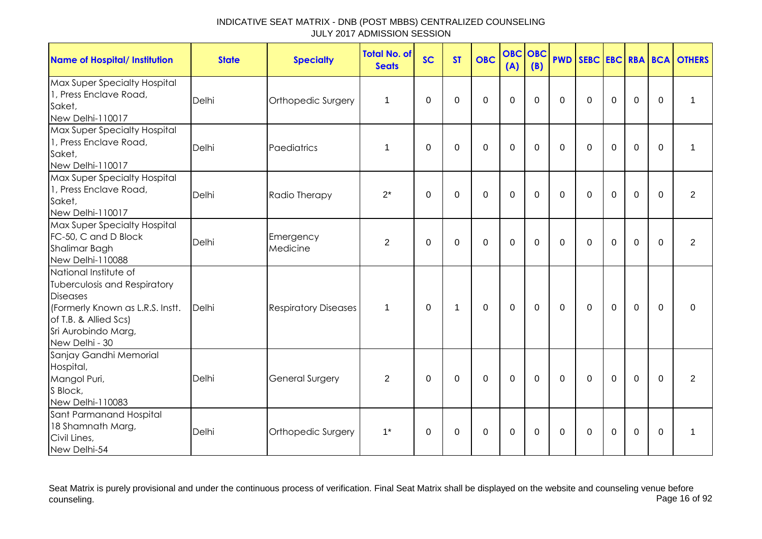INDICATIVE SEAT MATRIX - DNB (POST MBBS) CENTRALIZED COUNSELING
JULY 2017 ADMISSION SESSION

| Name of Hospital/ Institution | State | Specialty | Total No. of Seats | SC | ST | OBC | OBC (A) | OBC (B) | PWD | SEBC | EBC | RBA | BCA | OTHERS |
|---|---|---|---|---|---|---|---|---|---|---|---|---|---|---|
| Max Super Specialty Hospital 1, Press Enclave Road, Saket, New Delhi-110017 | Delhi | Orthopedic Surgery | 1 | 0 | 0 | 0 | 0 | 0 | 0 | 0 | 0 | 0 | 0 | 1 |
| Max Super Specialty Hospital 1, Press Enclave Road, Saket, New Delhi-110017 | Delhi | Paediatrics | 1 | 0 | 0 | 0 | 0 | 0 | 0 | 0 | 0 | 0 | 0 | 1 |
| Max Super Specialty Hospital 1, Press Enclave Road, Saket, New Delhi-110017 | Delhi | Radio Therapy | 2* | 0 | 0 | 0 | 0 | 0 | 0 | 0 | 0 | 0 | 0 | 2 |
| Max Super Specialty Hospital FC-50, C and D Block Shalimar Bagh New Delhi-110088 | Delhi | Emergency Medicine | 2 | 0 | 0 | 0 | 0 | 0 | 0 | 0 | 0 | 0 | 0 | 2 |
| National Institute of Tuberculosis and Respiratory Diseases (Formerly Known as L.R.S. Instt. of T.B. & Allied Scs) Sri Aurobindo Marg, New Delhi - 30 | Delhi | Respiratory Diseases | 1 | 0 | 1 | 0 | 0 | 0 | 0 | 0 | 0 | 0 | 0 | 0 |
| Sanjay Gandhi Memorial Hospital, Mangol Puri, S Block, New Delhi-110083 | Delhi | General Surgery | 2 | 0 | 0 | 0 | 0 | 0 | 0 | 0 | 0 | 0 | 0 | 2 |
| Sant Parmanand Hospital 18 Shamnath Marg, Civil Lines, New Delhi-54 | Delhi | Orthopedic Surgery | 1* | 0 | 0 | 0 | 0 | 0 | 0 | 0 | 0 | 0 | 0 | 1 |

Seat Matrix is purely provisional and under the continuous process of verification. Final Seat Matrix shall be displayed on the website and counseling venue before counseling.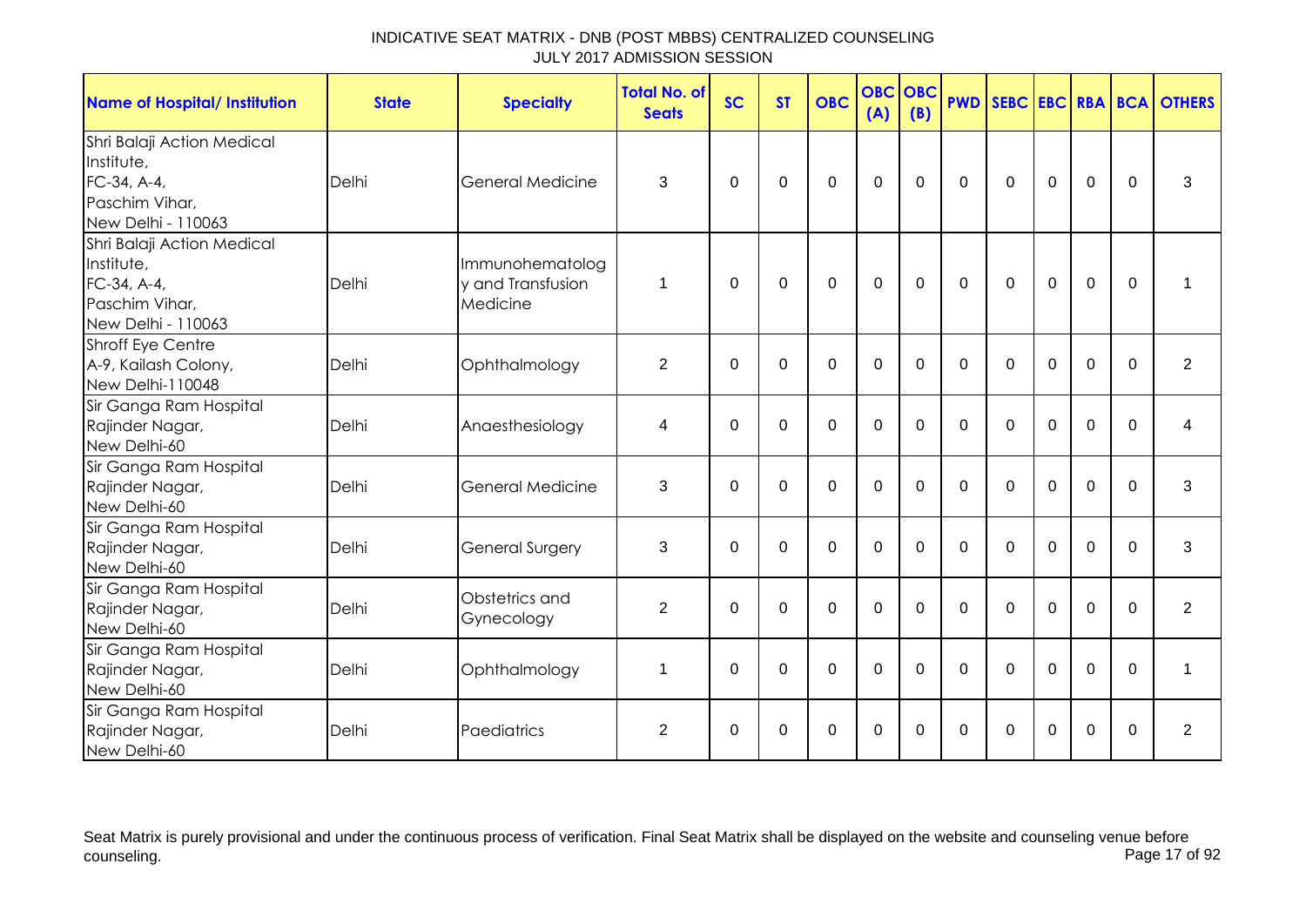# INDICATIVE SEAT MATRIX - DNB (POST MBBS) CENTRALIZED COUNSELING
## JULY 2017 ADMISSION SESSION

| Name of Hospital/ Institution | State | Specialty | Total No. of Seats | SC | ST | OBC | OBC (A) | OBC (B) | PWD | SEBC | EBC | RBA | BCA | OTHERS |
|---|---|---|---|---|---|---|---|---|---|---|---|---|---|---|
| Shri Balaji Action Medical Institute, FC-34, A-4, Paschim Vihar, New Delhi - 110063 | Delhi | General Medicine | 3 | 0 | 0 | 0 | 0 | 0 | 0 | 0 | 0 | 0 | 0 | 3 |
| Shri Balaji Action Medical Institute, FC-34, A-4, Paschim Vihar, New Delhi - 110063 | Delhi | Immunohematology and Transfusion Medicine | 1 | 0 | 0 | 0 | 0 | 0 | 0 | 0 | 0 | 0 | 0 | 1 |
| Shroff Eye Centre A-9, Kailash Colony, New Delhi-110048 | Delhi | Ophthalmology | 2 | 0 | 0 | 0 | 0 | 0 | 0 | 0 | 0 | 0 | 0 | 2 |
| Sir Ganga Ram Hospital Rajinder Nagar, New Delhi-60 | Delhi | Anaesthesiology | 4 | 0 | 0 | 0 | 0 | 0 | 0 | 0 | 0 | 0 | 0 | 4 |
| Sir Ganga Ram Hospital Rajinder Nagar, New Delhi-60 | Delhi | General Medicine | 3 | 0 | 0 | 0 | 0 | 0 | 0 | 0 | 0 | 0 | 0 | 3 |
| Sir Ganga Ram Hospital Rajinder Nagar, New Delhi-60 | Delhi | General Surgery | 3 | 0 | 0 | 0 | 0 | 0 | 0 | 0 | 0 | 0 | 0 | 3 |
| Sir Ganga Ram Hospital Rajinder Nagar, New Delhi-60 | Delhi | Obstetrics and Gynecology | 2 | 0 | 0 | 0 | 0 | 0 | 0 | 0 | 0 | 0 | 0 | 2 |
| Sir Ganga Ram Hospital Rajinder Nagar, New Delhi-60 | Delhi | Ophthalmology | 1 | 0 | 0 | 0 | 0 | 0 | 0 | 0 | 0 | 0 | 0 | 1 |
| Sir Ganga Ram Hospital Rajinder Nagar, New Delhi-60 | Delhi | Paediatrics | 2 | 0 | 0 | 0 | 0 | 0 | 0 | 0 | 0 | 0 | 0 | 2 |

Seat Matrix is purely provisional and under the continuous process of verification. Final Seat Matrix shall be displayed on the website and counseling venue before counseling.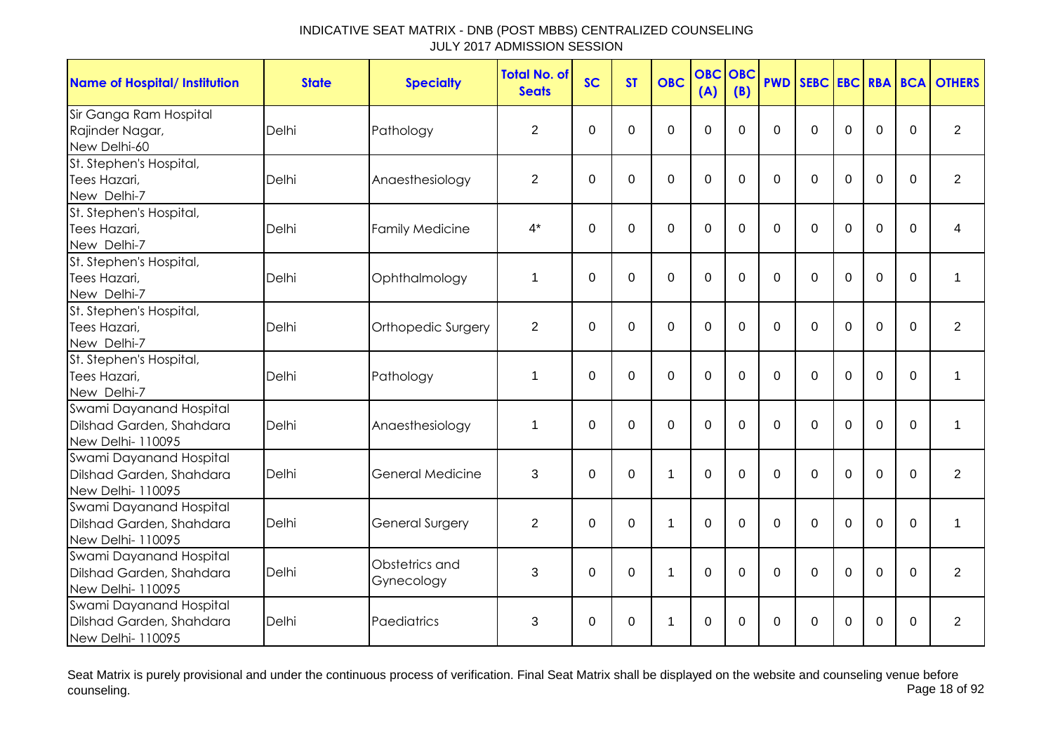INDICATIVE SEAT MATRIX - DNB (POST MBBS) CENTRALIZED COUNSELING
JULY 2017 ADMISSION SESSION

| Name of Hospital/ Institution | State | Specialty | Total No. of Seats | SC | ST | OBC | OBC (A) | OBC (B) | PWD | SEBC | EBC | RBA | BCA | OTHERS |
|---|---|---|---|---|---|---|---|---|---|---|---|---|---|---|
| Sir Ganga Ram Hospital Rajinder Nagar, New Delhi-60 | Delhi | Pathology | 2 | 0 | 0 | 0 | 0 | 0 | 0 | 0 | 0 | 0 | 0 | 2 |
| St. Stephen's Hospital, Tees Hazari, New Delhi-7 | Delhi | Anaesthesiology | 2 | 0 | 0 | 0 | 0 | 0 | 0 | 0 | 0 | 0 | 0 | 2 |
| St. Stephen's Hospital, Tees Hazari, New Delhi-7 | Delhi | Family Medicine | 4* | 0 | 0 | 0 | 0 | 0 | 0 | 0 | 0 | 0 | 0 | 4 |
| St. Stephen's Hospital, Tees Hazari, New Delhi-7 | Delhi | Ophthalmology | 1 | 0 | 0 | 0 | 0 | 0 | 0 | 0 | 0 | 0 | 0 | 1 |
| St. Stephen's Hospital, Tees Hazari, New Delhi-7 | Delhi | Orthopedic Surgery | 2 | 0 | 0 | 0 | 0 | 0 | 0 | 0 | 0 | 0 | 0 | 2 |
| St. Stephen's Hospital, Tees Hazari, New Delhi-7 | Delhi | Pathology | 1 | 0 | 0 | 0 | 0 | 0 | 0 | 0 | 0 | 0 | 0 | 1 |
| Swami Dayanand Hospital Dilshad Garden, Shahdara New Delhi- 110095 | Delhi | Anaesthesiology | 1 | 0 | 0 | 0 | 0 | 0 | 0 | 0 | 0 | 0 | 0 | 1 |
| Swami Dayanand Hospital Dilshad Garden, Shahdara New Delhi- 110095 | Delhi | General Medicine | 3 | 0 | 0 | 1 | 0 | 0 | 0 | 0 | 0 | 0 | 0 | 2 |
| Swami Dayanand Hospital Dilshad Garden, Shahdara New Delhi- 110095 | Delhi | General Surgery | 2 | 0 | 0 | 1 | 0 | 0 | 0 | 0 | 0 | 0 | 0 | 1 |
| Swami Dayanand Hospital Dilshad Garden, Shahdara New Delhi- 110095 | Delhi | Obstetrics and Gynecology | 3 | 0 | 0 | 1 | 0 | 0 | 0 | 0 | 0 | 0 | 0 | 2 |
| Swami Dayanand Hospital Dilshad Garden, Shahdara New Delhi- 110095 | Delhi | Paediatrics | 3 | 0 | 0 | 1 | 0 | 0 | 0 | 0 | 0 | 0 | 0 | 2 |

Seat Matrix is purely provisional and under the continuous process of verification. Final Seat Matrix shall be displayed on the website and counseling venue before counseling.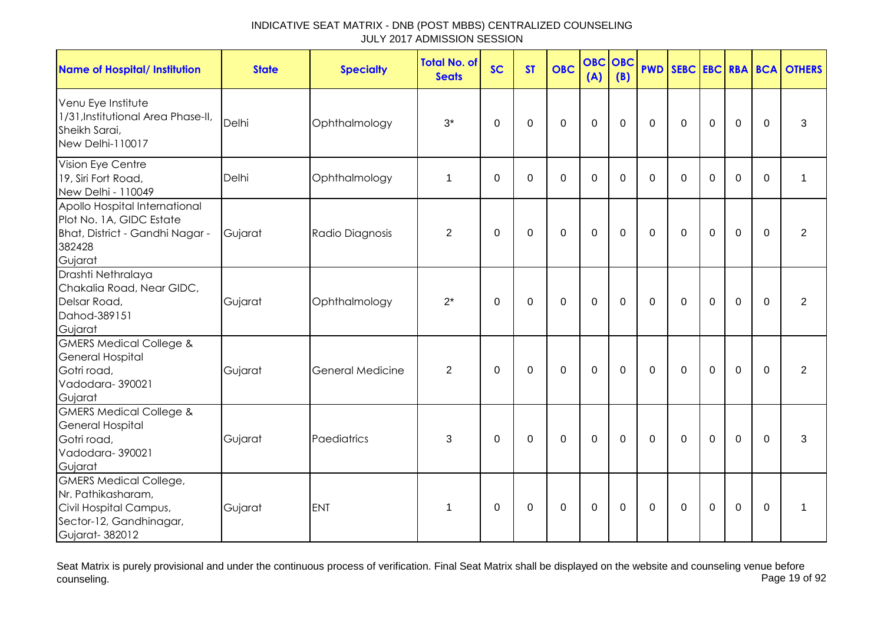INDICATIVE SEAT MATRIX - DNB (POST MBBS) CENTRALIZED COUNSELING
JULY 2017 ADMISSION SESSION

| Name of Hospital/ Institution | State | Specialty | Total No. of Seats | SC | ST | OBC | OBC (A) | OBC (B) | PWD | SEBC | EBC | RBA | BCA | OTHERS |
|---|---|---|---|---|---|---|---|---|---|---|---|---|---|---|
| Venu Eye Institute 1/31,Institutional Area Phase-II, Sheikh Sarai, New Delhi-110017 | Delhi | Ophthalmology | 3* | 0 | 0 | 0 | 0 | 0 | 0 | 0 | 0 | 0 | 0 | 3 |
| Vision Eye Centre 19, Siri Fort Road, New Delhi - 110049 | Delhi | Ophthalmology | 1 | 0 | 0 | 0 | 0 | 0 | 0 | 0 | 0 | 0 | 0 | 1 |
| Apollo Hospital International Plot No. 1A, GIDC Estate Bhat, District - Gandhi Nagar - 382428 Gujarat | Gujarat | Radio Diagnosis | 2 | 0 | 0 | 0 | 0 | 0 | 0 | 0 | 0 | 0 | 0 | 2 |
| Drashti Nethralaya Chakalia Road, Near GIDC, Delsar Road, Dahod-389151 Gujarat | Gujarat | Ophthalmology | 2* | 0 | 0 | 0 | 0 | 0 | 0 | 0 | 0 | 0 | 0 | 2 |
| GMERS Medical College & General Hospital Gotri road, Vadodara- 390021 Gujarat | Gujarat | General Medicine | 2 | 0 | 0 | 0 | 0 | 0 | 0 | 0 | 0 | 0 | 0 | 2 |
| GMERS Medical College & General Hospital Gotri road, Vadodara- 390021 Gujarat | Gujarat | Paediatrics | 3 | 0 | 0 | 0 | 0 | 0 | 0 | 0 | 0 | 0 | 0 | 3 |
| GMERS Medical College, Nr. Pathikasharam, Civil Hospital Campus, Sector-12, Gandhinagar, Gujarat- 382012 | Gujarat | ENT | 1 | 0 | 0 | 0 | 0 | 0 | 0 | 0 | 0 | 0 | 0 | 1 |

Seat Matrix is purely provisional and under the continuous process of verification. Final Seat Matrix shall be displayed on the website and counseling venue before counseling.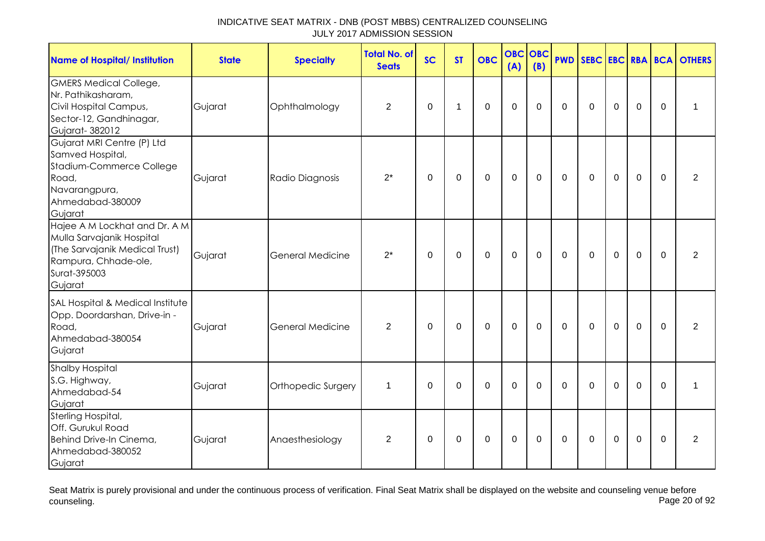# INDICATIVE SEAT MATRIX - DNB (POST MBBS) CENTRALIZED COUNSELING
JULY 2017 ADMISSION SESSION

| Name of Hospital/ Institution | State | Specialty | Total No. of Seats | SC | ST | OBC | OBC (A) | OBC (B) | PWD | SEBC | EBC | RBA | BCA | OTHERS |
|---|---|---|---|---|---|---|---|---|---|---|---|---|---|---|
| GMERS Medical College, Nr. Pathikasharam, Civil Hospital Campus, Sector-12, Gandhinagar, Gujarat- 382012 | Gujarat | Ophthalmology | 2 | 0 | 1 | 0 | 0 | 0 | 0 | 0 | 0 | 0 | 0 | 1 |
| Gujarat MRI Centre (P) Ltd Samved Hospital, Stadium-Commerce College Road, Navarangpura, Ahmedabad-380009 Gujarat | Gujarat | Radio Diagnosis | 2* | 0 | 0 | 0 | 0 | 0 | 0 | 0 | 0 | 0 | 0 | 2 |
| Hajee A M Lockhat and Dr. A M Mulla Sarvajanik Hospital (The Sarvajanik Medical Trust) Rampura, Chhade-ole, Surat-395003 Gujarat | Gujarat | General Medicine | 2* | 0 | 0 | 0 | 0 | 0 | 0 | 0 | 0 | 0 | 0 | 2 |
| SAL Hospital & Medical Institute Opp. Doordarshan, Drive-in -Road, Ahmedabad-380054 Gujarat | Gujarat | General Medicine | 2 | 0 | 0 | 0 | 0 | 0 | 0 | 0 | 0 | 0 | 0 | 2 |
| Shalby Hospital S.G. Highway, Ahmedabad-54 Gujarat | Gujarat | Orthopedic Surgery | 1 | 0 | 0 | 0 | 0 | 0 | 0 | 0 | 0 | 0 | 0 | 1 |
| Sterling Hospital, Off. Gurukul Road Behind Drive-In Cinema, Ahmedabad-380052 Gujarat | Gujarat | Anaesthesiology | 2 | 0 | 0 | 0 | 0 | 0 | 0 | 0 | 0 | 0 | 0 | 2 |

Seat Matrix is purely provisional and under the continuous process of verification. Final Seat Matrix shall be displayed on the website and counseling venue before counseling.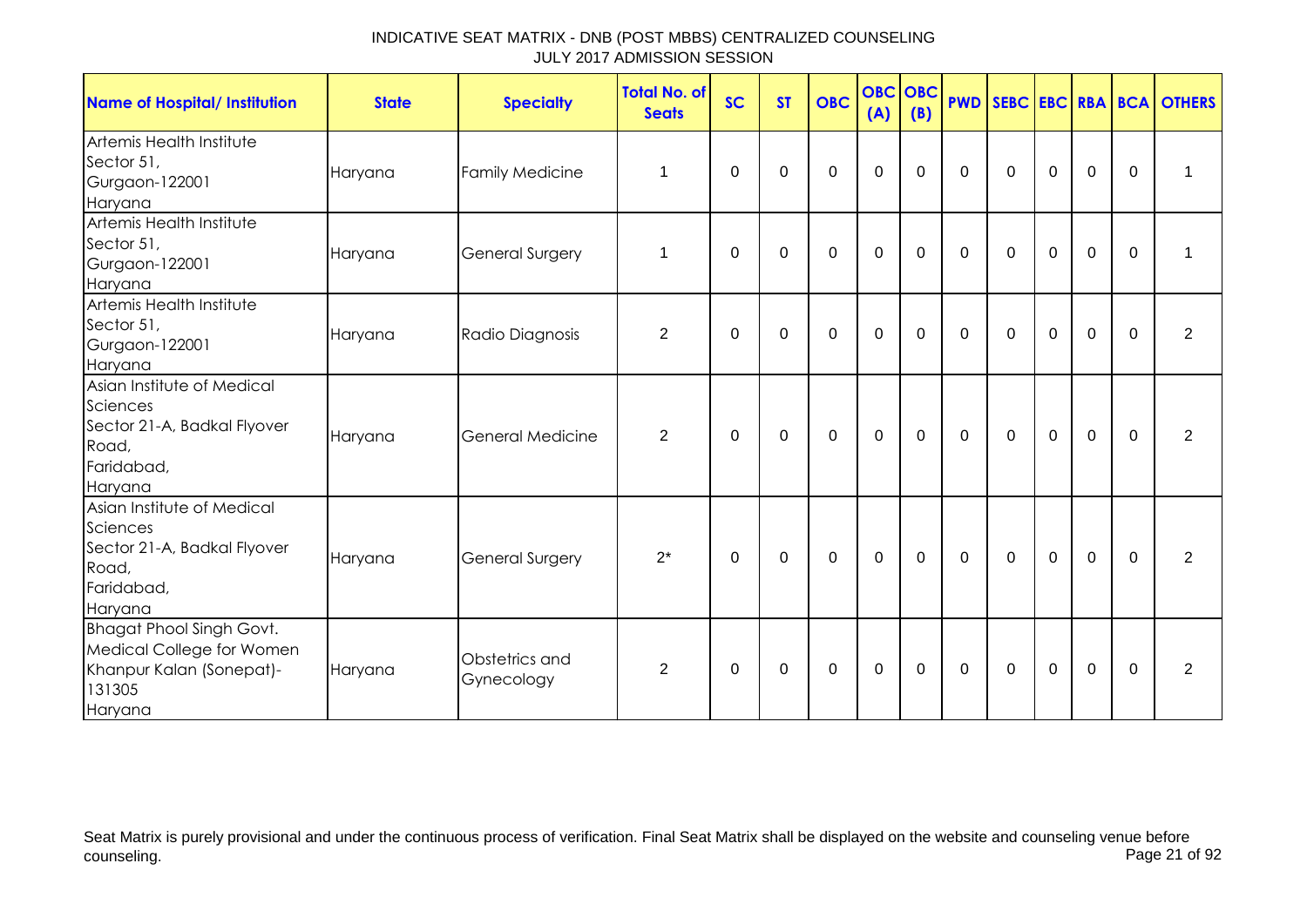INDICATIVE SEAT MATRIX - DNB (POST MBBS) CENTRALIZED COUNSELING
JULY 2017 ADMISSION SESSION

| Name of Hospital/ Institution | State | Specialty | Total No. of Seats | SC | ST | OBC | OBC (A) | OBC (B) | PWD | SEBC | EBC | RBA | BCA | OTHERS |
|---|---|---|---|---|---|---|---|---|---|---|---|---|---|---|
| Artemis Health Institute Sector 51, Gurgaon-122001 Haryana | Haryana | Family Medicine | 1 | 0 | 0 | 0 | 0 | 0 | 0 | 0 | 0 | 0 | 0 | 1 |
| Artemis Health Institute Sector 51, Gurgaon-122001 Haryana | Haryana | General Surgery | 1 | 0 | 0 | 0 | 0 | 0 | 0 | 0 | 0 | 0 | 0 | 1 |
| Artemis Health Institute Sector 51, Gurgaon-122001 Haryana | Haryana | Radio Diagnosis | 2 | 0 | 0 | 0 | 0 | 0 | 0 | 0 | 0 | 0 | 0 | 2 |
| Asian Institute of Medical Sciences Sector 21-A, Badkal Flyover Road, Faridabad, Haryana | Haryana | General Medicine | 2 | 0 | 0 | 0 | 0 | 0 | 0 | 0 | 0 | 0 | 0 | 2 |
| Asian Institute of Medical Sciences Sector 21-A, Badkal Flyover Road, Faridabad, Haryana | Haryana | General Surgery | 2* | 0 | 0 | 0 | 0 | 0 | 0 | 0 | 0 | 0 | 0 | 2 |
| Bhagat Phool Singh Govt. Medical College for Women Khanpur Kalan (Sonepat)-131305 Haryana | Haryana | Obstetrics and Gynecology | 2 | 0 | 0 | 0 | 0 | 0 | 0 | 0 | 0 | 0 | 0 | 2 |

Seat Matrix is purely provisional and under the continuous process of verification. Final Seat Matrix shall be displayed on the website and counseling venue before counseling.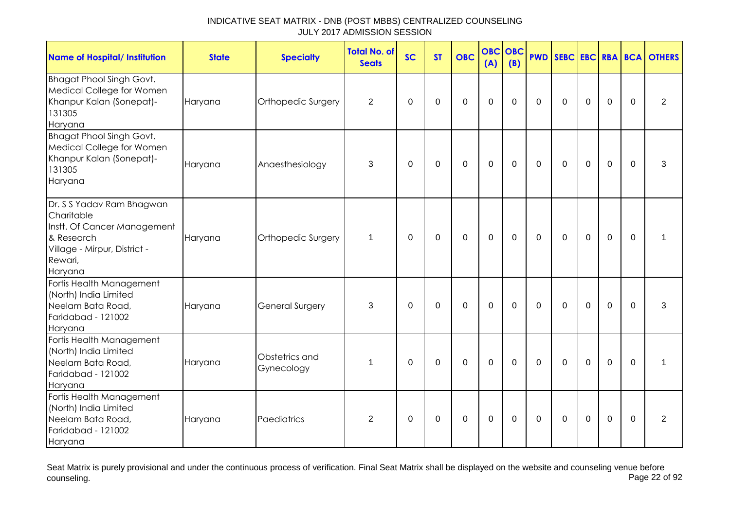INDICATIVE SEAT MATRIX - DNB (POST MBBS) CENTRALIZED COUNSELING
JULY 2017 ADMISSION SESSION

| Name of Hospital/ Institution | State | Specialty | Total No. of Seats | SC | ST | OBC | OBC (A) | OBC (B) | PWD | SEBC | EBC | RBA | BCA | OTHERS |
|---|---|---|---|---|---|---|---|---|---|---|---|---|---|---|
| Bhagat Phool Singh Govt. Medical College for Women Khanpur Kalan (Sonepat)- 131305 Haryana | Haryana | Orthopedic Surgery | 2 | 0 | 0 | 0 | 0 | 0 | 0 | 0 | 0 | 0 | 0 | 2 |
| Bhagat Phool Singh Govt. Medical College for Women Khanpur Kalan (Sonepat)- 131305 Haryana | Haryana | Anaesthesiology | 3 | 0 | 0 | 0 | 0 | 0 | 0 | 0 | 0 | 0 | 0 | 3 |
| Dr. S S Yadav Ram Bhagwan Charitable Instt. Of Cancer Management & Research Village - Mirpur, District - Rewari, Haryana | Haryana | Orthopedic Surgery | 1 | 0 | 0 | 0 | 0 | 0 | 0 | 0 | 0 | 0 | 0 | 1 |
| Fortis Health Management (North) India Limited Neelam Bata Road, Faridabad - 121002 Haryana | Haryana | General Surgery | 3 | 0 | 0 | 0 | 0 | 0 | 0 | 0 | 0 | 0 | 0 | 3 |
| Fortis Health Management (North) India Limited Neelam Bata Road, Faridabad - 121002 Haryana | Haryana | Obstetrics and Gynecology | 1 | 0 | 0 | 0 | 0 | 0 | 0 | 0 | 0 | 0 | 0 | 1 |
| Fortis Health Management (North) India Limited Neelam Bata Road, Faridabad - 121002 Haryana | Haryana | Paediatrics | 2 | 0 | 0 | 0 | 0 | 0 | 0 | 0 | 0 | 0 | 0 | 2 |

Seat Matrix is purely provisional and under the continuous process of verification. Final Seat Matrix shall be displayed on the website and counseling venue before counseling.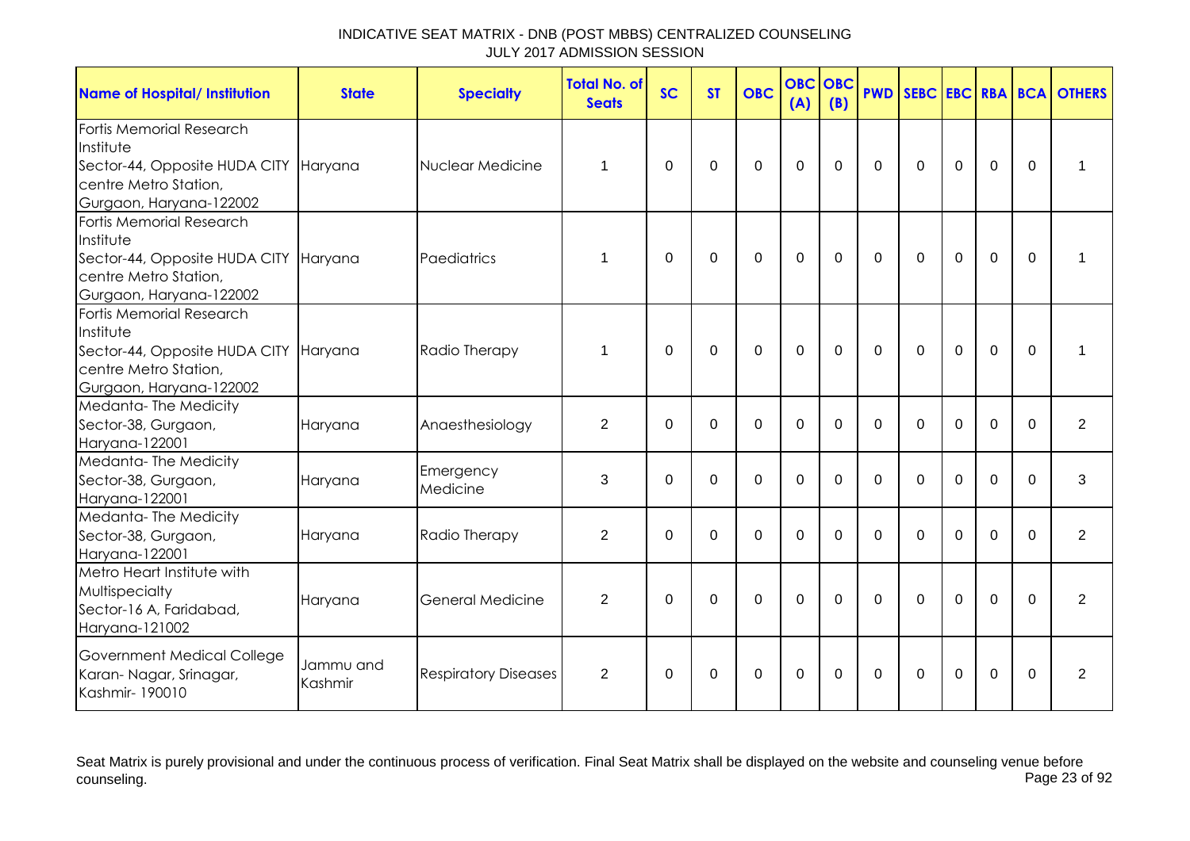# INDICATIVE SEAT MATRIX - DNB (POST MBBS) CENTRALIZED COUNSELING
## JULY 2017 ADMISSION SESSION

| Name of Hospital/ Institution | State | Specialty | Total No. of Seats | SC | ST | OBC | OBC (A) | OBC (B) | PWD | SEBC | EBC | RBA | BCA | OTHERS |
|---|---|---|---|---|---|---|---|---|---|---|---|---|---|---|
| Fortis Memorial Research Institute Sector-44, Opposite HUDA CITY centre Metro Station, Gurgaon, Haryana-122002 | Haryana | Nuclear Medicine | 1 | 0 | 0 | 0 | 0 | 0 | 0 | 0 | 0 | 0 | 0 | 1 |
| Fortis Memorial Research Institute Sector-44, Opposite HUDA CITY centre Metro Station, Gurgaon, Haryana-122002 | Haryana | Paediatrics | 1 | 0 | 0 | 0 | 0 | 0 | 0 | 0 | 0 | 0 | 0 | 1 |
| Fortis Memorial Research Institute Sector-44, Opposite HUDA CITY centre Metro Station, Gurgaon, Haryana-122002 | Haryana | Radio Therapy | 1 | 0 | 0 | 0 | 0 | 0 | 0 | 0 | 0 | 0 | 0 | 1 |
| Medanta- The Medicity Sector-38, Gurgaon, Haryana-122001 | Haryana | Anaesthesiology | 2 | 0 | 0 | 0 | 0 | 0 | 0 | 0 | 0 | 0 | 0 | 2 |
| Medanta- The Medicity Sector-38, Gurgaon, Haryana-122001 | Haryana | Emergency Medicine | 3 | 0 | 0 | 0 | 0 | 0 | 0 | 0 | 0 | 0 | 0 | 3 |
| Medanta- The Medicity Sector-38, Gurgaon, Haryana-122001 | Haryana | Radio Therapy | 2 | 0 | 0 | 0 | 0 | 0 | 0 | 0 | 0 | 0 | 0 | 2 |
| Metro Heart Institute with Multispecialty Sector-16 A, Faridabad, Haryana-121002 | Haryana | General Medicine | 2 | 0 | 0 | 0 | 0 | 0 | 0 | 0 | 0 | 0 | 0 | 2 |
| Government Medical College Karan- Nagar, Srinagar, Kashmir- 190010 | Jammu and Kashmir | Respiratory Diseases | 2 | 0 | 0 | 0 | 0 | 0 | 0 | 0 | 0 | 0 | 0 | 2 |

Seat Matrix is purely provisional and under the continuous process of verification. Final Seat Matrix shall be displayed on the website and counseling venue before counseling.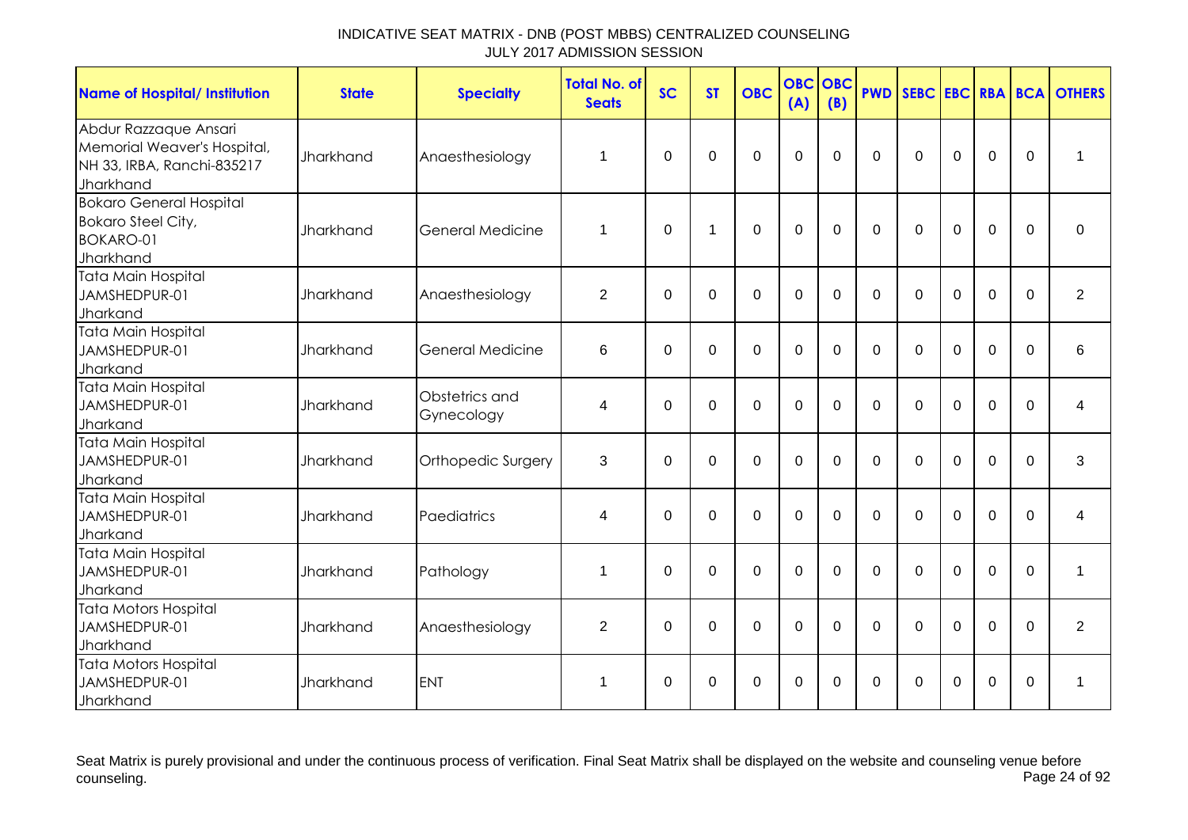INDICATIVE SEAT MATRIX - DNB (POST MBBS) CENTRALIZED COUNSELING
JULY 2017 ADMISSION SESSION

| Name of Hospital/ Institution | State | Specialty | Total No. of Seats | SC | ST | OBC | OBC (A) | OBC (B) | PWD | SEBC | EBC | RBA | BCA | OTHERS |
|---|---|---|---|---|---|---|---|---|---|---|---|---|---|---|
| Abdur Razzaque Ansari Memorial Weaver's Hospital, NH 33, IRBA, Ranchi-835217 Jharkhand | Jharkhand | Anaesthesiology | 1 | 0 | 0 | 0 | 0 | 0 | 0 | 0 | 0 | 0 | 0 | 1 |
| Bokaro General Hospital Bokaro Steel City, BOKARO-01 Jharkhand | Jharkhand | General Medicine | 1 | 0 | 1 | 0 | 0 | 0 | 0 | 0 | 0 | 0 | 0 | 0 |
| Tata Main Hospital JAMSHEDPUR-01 Jharkand | Jharkhand | Anaesthesiology | 2 | 0 | 0 | 0 | 0 | 0 | 0 | 0 | 0 | 0 | 0 | 2 |
| Tata Main Hospital JAMSHEDPUR-01 Jharkand | Jharkhand | General Medicine | 6 | 0 | 0 | 0 | 0 | 0 | 0 | 0 | 0 | 0 | 0 | 6 |
| Tata Main Hospital JAMSHEDPUR-01 Jharkand | Jharkhand | Obstetrics and Gynecology | 4 | 0 | 0 | 0 | 0 | 0 | 0 | 0 | 0 | 0 | 0 | 4 |
| Tata Main Hospital JAMSHEDPUR-01 Jharkand | Jharkhand | Orthopedic Surgery | 3 | 0 | 0 | 0 | 0 | 0 | 0 | 0 | 0 | 0 | 0 | 3 |
| Tata Main Hospital JAMSHEDPUR-01 Jharkand | Jharkhand | Paediatrics | 4 | 0 | 0 | 0 | 0 | 0 | 0 | 0 | 0 | 0 | 0 | 4 |
| Tata Main Hospital JAMSHEDPUR-01 Jharkand | Jharkhand | Pathology | 1 | 0 | 0 | 0 | 0 | 0 | 0 | 0 | 0 | 0 | 0 | 1 |
| Tata Motors Hospital JAMSHEDPUR-01 Jharkhand | Jharkhand | Anaesthesiology | 2 | 0 | 0 | 0 | 0 | 0 | 0 | 0 | 0 | 0 | 0 | 2 |
| Tata Motors Hospital JAMSHEDPUR-01 Jharkhand | Jharkhand | ENT | 1 | 0 | 0 | 0 | 0 | 0 | 0 | 0 | 0 | 0 | 0 | 1 |

Seat Matrix is purely provisional and under the continuous process of verification. Final Seat Matrix shall be displayed on the website and counseling venue before counseling.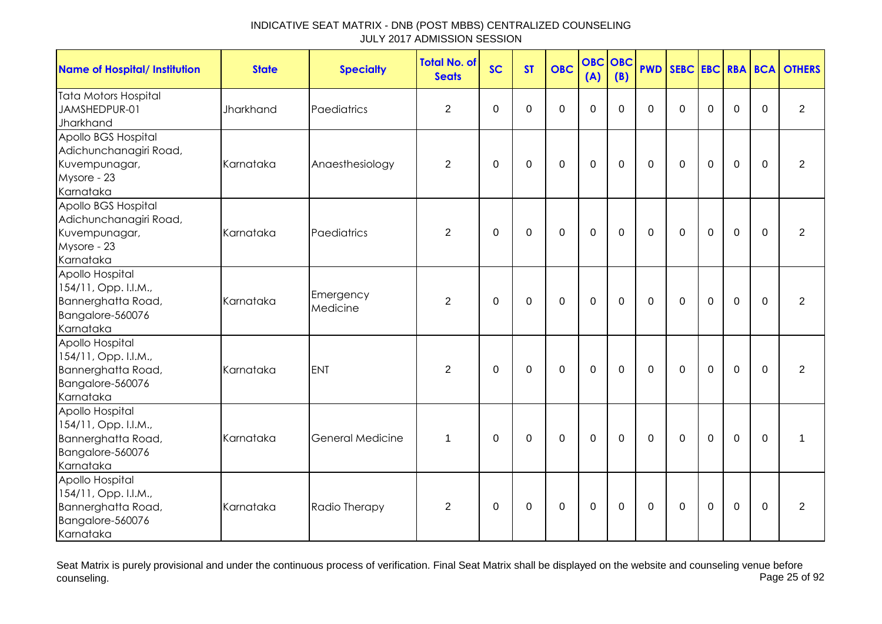# INDICATIVE SEAT MATRIX - DNB (POST MBBS) CENTRALIZED COUNSELING
## JULY 2017 ADMISSION SESSION

| Name of Hospital/ Institution | State | Specialty | Total No. of Seats | SC | ST | OBC | OBC (A) | OBC (B) | PWD | SEBC | EBC | RBA | BCA | OTHERS |
|---|---|---|---|---|---|---|---|---|---|---|---|---|---|---|
| Tata Motors Hospital JAMSHEDPUR-01 Jharkhand | Jharkhand | Paediatrics | 2 | 0 | 0 | 0 | 0 | 0 | 0 | 0 | 0 | 0 | 0 | 2 |
| Apollo BGS Hospital Adichunchanagiri Road, Kuvempunagar, Mysore - 23 Karnataka | Karnataka | Anaesthesiology | 2 | 0 | 0 | 0 | 0 | 0 | 0 | 0 | 0 | 0 | 0 | 2 |
| Apollo BGS Hospital Adichunchanagiri Road, Kuvempunagar, Mysore - 23 Karnataka | Karnataka | Paediatrics | 2 | 0 | 0 | 0 | 0 | 0 | 0 | 0 | 0 | 0 | 0 | 2 |
| Apollo Hospital 154/11, Opp. I.I.M., Bannerghatta Road, Bangalore-560076 Karnataka | Karnataka | Emergency Medicine | 2 | 0 | 0 | 0 | 0 | 0 | 0 | 0 | 0 | 0 | 0 | 2 |
| Apollo Hospital 154/11, Opp. I.I.M., Bannerghatta Road, Bangalore-560076 Karnataka | Karnataka | ENT | 2 | 0 | 0 | 0 | 0 | 0 | 0 | 0 | 0 | 0 | 0 | 2 |
| Apollo Hospital 154/11, Opp. I.I.M., Bannerghatta Road, Bangalore-560076 Karnataka | Karnataka | General Medicine | 1 | 0 | 0 | 0 | 0 | 0 | 0 | 0 | 0 | 0 | 0 | 1 |
| Apollo Hospital 154/11, Opp. I.I.M., Bannerghatta Road, Bangalore-560076 Karnataka | Karnataka | Radio Therapy | 2 | 0 | 0 | 0 | 0 | 0 | 0 | 0 | 0 | 0 | 0 | 2 |

Seat Matrix is purely provisional and under the continuous process of verification. Final Seat Matrix shall be displayed on the website and counseling venue before counseling.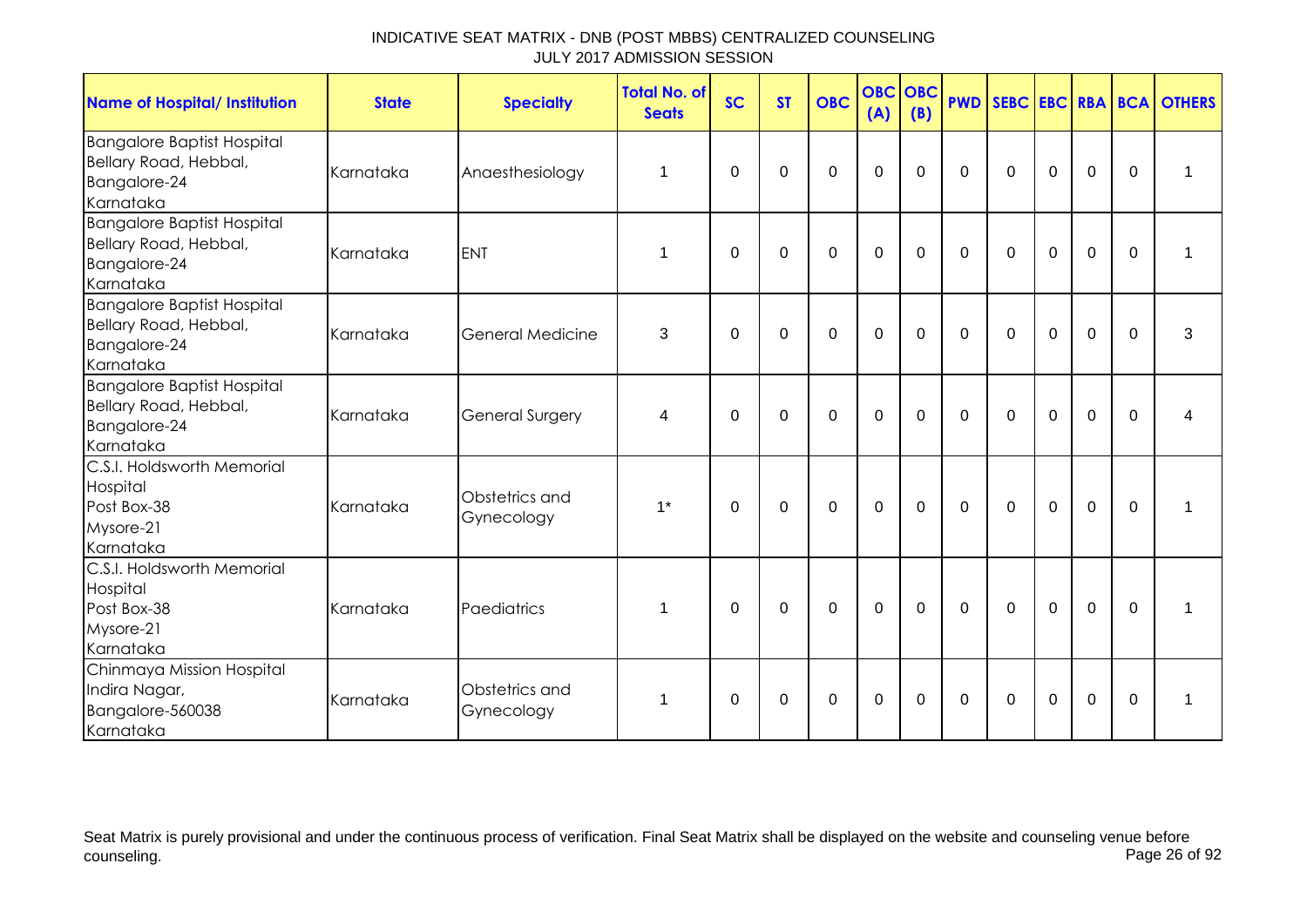# INDICATIVE SEAT MATRIX - DNB (POST MBBS) CENTRALIZED COUNSELING
## JULY 2017 ADMISSION SESSION

| Name of Hospital/ Institution | State | Specialty | Total No. of Seats | SC | ST | OBC | OBC (A) | OBC (B) | PWD | SEBC | EBC | RBA | BCA | OTHERS |
|---|---|---|---|---|---|---|---|---|---|---|---|---|---|---|
| Bangalore Baptist Hospital Bellary Road, Hebbal, Bangalore-24 Karnataka | Karnataka | Anaesthesiology | 1 | 0 | 0 | 0 | 0 | 0 | 0 | 0 | 0 | 0 | 0 | 1 |
| Bangalore Baptist Hospital Bellary Road, Hebbal, Bangalore-24 Karnataka | Karnataka | ENT | 1 | 0 | 0 | 0 | 0 | 0 | 0 | 0 | 0 | 0 | 0 | 1 |
| Bangalore Baptist Hospital Bellary Road, Hebbal, Bangalore-24 Karnataka | Karnataka | General Medicine | 3 | 0 | 0 | 0 | 0 | 0 | 0 | 0 | 0 | 0 | 0 | 3 |
| Bangalore Baptist Hospital Bellary Road, Hebbal, Bangalore-24 Karnataka | Karnataka | General Surgery | 4 | 0 | 0 | 0 | 0 | 0 | 0 | 0 | 0 | 0 | 0 | 4 |
| C.S.I. Holdsworth Memorial Hospital Post Box-38 Mysore-21 Karnataka | Karnataka | Obstetrics and Gynecology | 1* | 0 | 0 | 0 | 0 | 0 | 0 | 0 | 0 | 0 | 0 | 1 |
| C.S.I. Holdsworth Memorial Hospital Post Box-38 Mysore-21 Karnataka | Karnataka | Paediatrics | 1 | 0 | 0 | 0 | 0 | 0 | 0 | 0 | 0 | 0 | 0 | 1 |
| Chinmaya Mission Hospital Indira Nagar, Bangalore-560038 Karnataka | Karnataka | Obstetrics and Gynecology | 1 | 0 | 0 | 0 | 0 | 0 | 0 | 0 | 0 | 0 | 0 | 1 |

Seat Matrix is purely provisional and under the continuous process of verification. Final Seat Matrix shall be displayed on the website and counseling venue before counseling.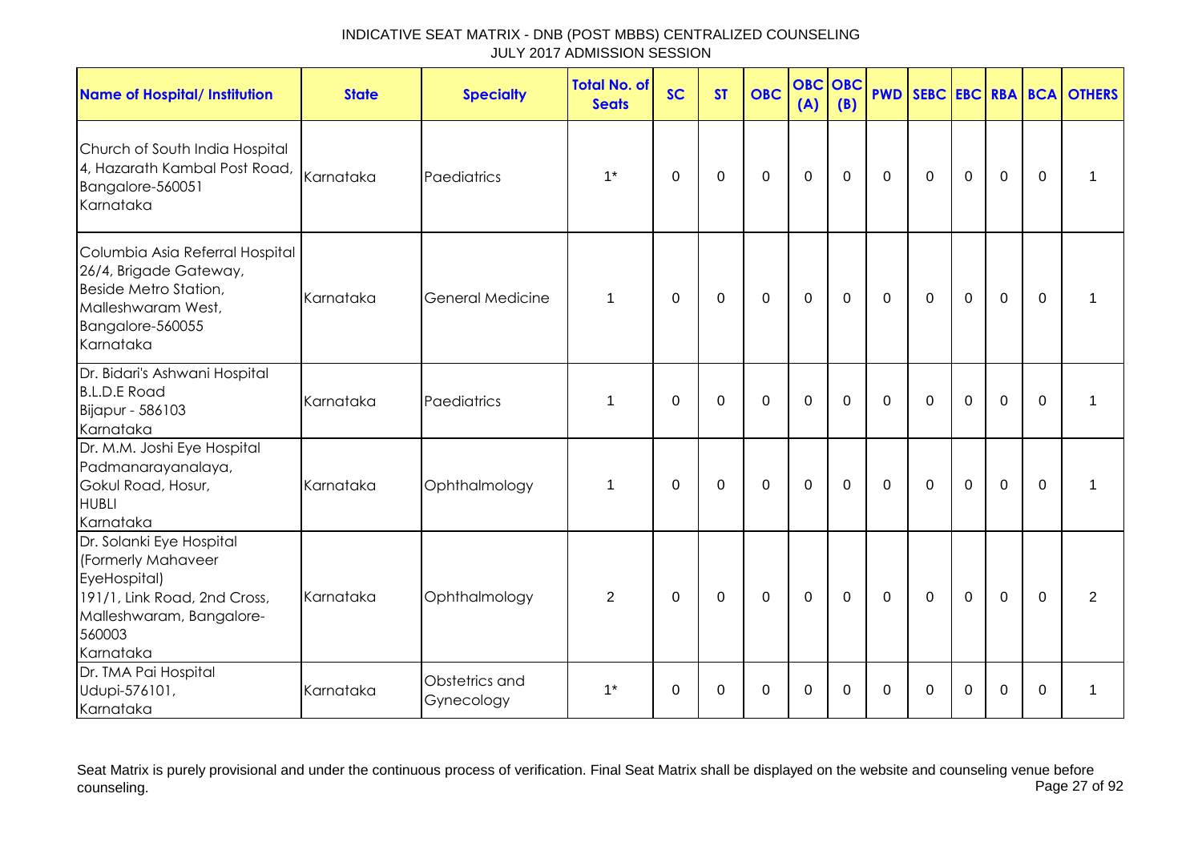INDICATIVE SEAT MATRIX - DNB (POST MBBS) CENTRALIZED COUNSELING
JULY 2017 ADMISSION SESSION

| Name of Hospital/ Institution | State | Specialty | Total No. of Seats | SC | ST | OBC | OBC (A) | OBC (B) | PWD | SEBC | EBC | RBA | BCA | OTHERS |
|---|---|---|---|---|---|---|---|---|---|---|---|---|---|---|
| Church of South India Hospital 4, Hazarath Kambal Post Road, Bangalore-560051 Karnataka | Karnataka | Paediatrics | 1* | 0 | 0 | 0 | 0 | 0 | 0 | 0 | 0 | 0 | 0 | 1 |
| Columbia Asia Referral Hospital 26/4, Brigade Gateway, Beside Metro Station, Malleshwaram West, Bangalore-560055 Karnataka | Karnataka | General Medicine | 1 | 0 | 0 | 0 | 0 | 0 | 0 | 0 | 0 | 0 | 0 | 1 |
| Dr. Bidari's Ashwani Hospital B.L.D.E Road Bijapur - 586103 Karnataka | Karnataka | Paediatrics | 1 | 0 | 0 | 0 | 0 | 0 | 0 | 0 | 0 | 0 | 0 | 1 |
| Dr. M.M. Joshi Eye Hospital Padmanarayanalaya, Gokul Road, Hosur, HUBLI Karnataka | Karnataka | Ophthalmology | 1 | 0 | 0 | 0 | 0 | 0 | 0 | 0 | 0 | 0 | 0 | 1 |
| Dr. Solanki Eye Hospital (Formerly Mahaveer EyeHospital) 191/1, Link Road, 2nd Cross, Malleshwaram, Bangalore-560003 Karnataka | Karnataka | Ophthalmology | 2 | 0 | 0 | 0 | 0 | 0 | 0 | 0 | 0 | 0 | 0 | 2 |
| Dr. TMA Pai Hospital Udupi-576101, Karnataka | Karnataka | Obstetrics and Gynecology | 1* | 0 | 0 | 0 | 0 | 0 | 0 | 0 | 0 | 0 | 0 | 1 |

Seat Matrix is purely provisional and under the continuous process of verification. Final Seat Matrix shall be displayed on the website and counseling venue before counseling.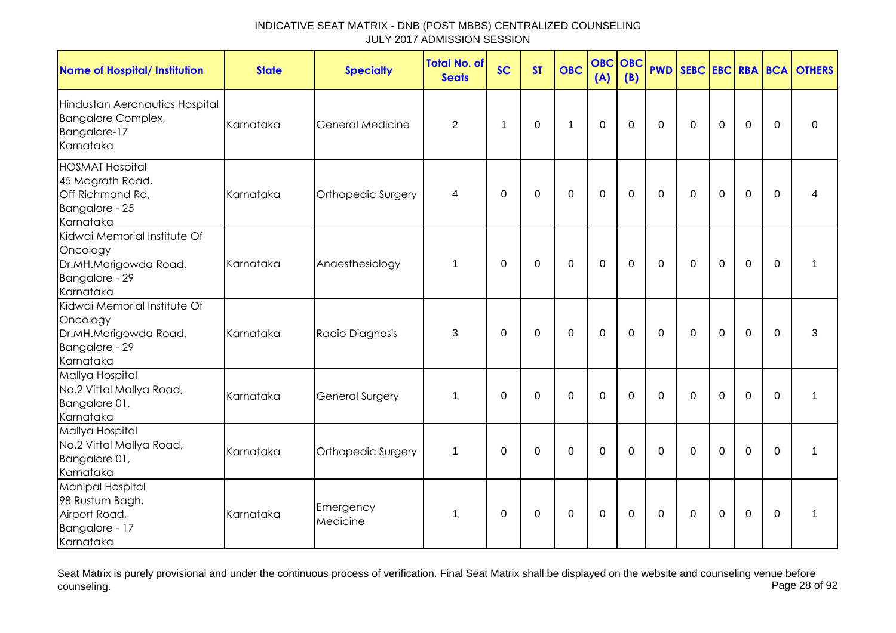# INDICATIVE SEAT MATRIX - DNB (POST MBBS) CENTRALIZED COUNSELING
## JULY 2017 ADMISSION SESSION

| Name of Hospital/ Institution | State | Specialty | Total No. of Seats | SC | ST | OBC | OBC (A) | OBC (B) | PWD | SEBC | EBC | RBA | BCA | OTHERS |
|---|---|---|---|---|---|---|---|---|---|---|---|---|---|---|
| Hindustan Aeronautics Hospital Bangalore Complex, Bangalore-17 Karnataka | Karnataka | General Medicine | 2 | 1 | 0 | 1 | 0 | 0 | 0 | 0 | 0 | 0 | 0 | 0 |
| HOSMAT Hospital 45 Magrath Road, Off Richmond Rd, Bangalore - 25 Karnataka | Karnataka | Orthopedic Surgery | 4 | 0 | 0 | 0 | 0 | 0 | 0 | 0 | 0 | 0 | 0 | 4 |
| Kidwai Memorial Institute Of Oncology Dr.MH.Marigowda Road, Bangalore - 29 Karnataka | Karnataka | Anaesthesiology | 1 | 0 | 0 | 0 | 0 | 0 | 0 | 0 | 0 | 0 | 0 | 1 |
| Kidwai Memorial Institute Of Oncology Dr.MH.Marigowda Road, Bangalore - 29 Karnataka | Karnataka | Radio Diagnosis | 3 | 0 | 0 | 0 | 0 | 0 | 0 | 0 | 0 | 0 | 0 | 3 |
| Mallya Hospital No.2 Vittal Mallya Road, Bangalore 01, Karnataka | Karnataka | General Surgery | 1 | 0 | 0 | 0 | 0 | 0 | 0 | 0 | 0 | 0 | 0 | 1 |
| Mallya Hospital No.2 Vittal Mallya Road, Bangalore 01, Karnataka | Karnataka | Orthopedic Surgery | 1 | 0 | 0 | 0 | 0 | 0 | 0 | 0 | 0 | 0 | 0 | 1 |
| Manipal Hospital 98 Rustum Bagh, Airport Road, Bangalore - 17 Karnataka | Karnataka | Emergency Medicine | 1 | 0 | 0 | 0 | 0 | 0 | 0 | 0 | 0 | 0 | 0 | 1 |

Seat Matrix is purely provisional and under the continuous process of verification. Final Seat Matrix shall be displayed on the website and counseling venue before counseling.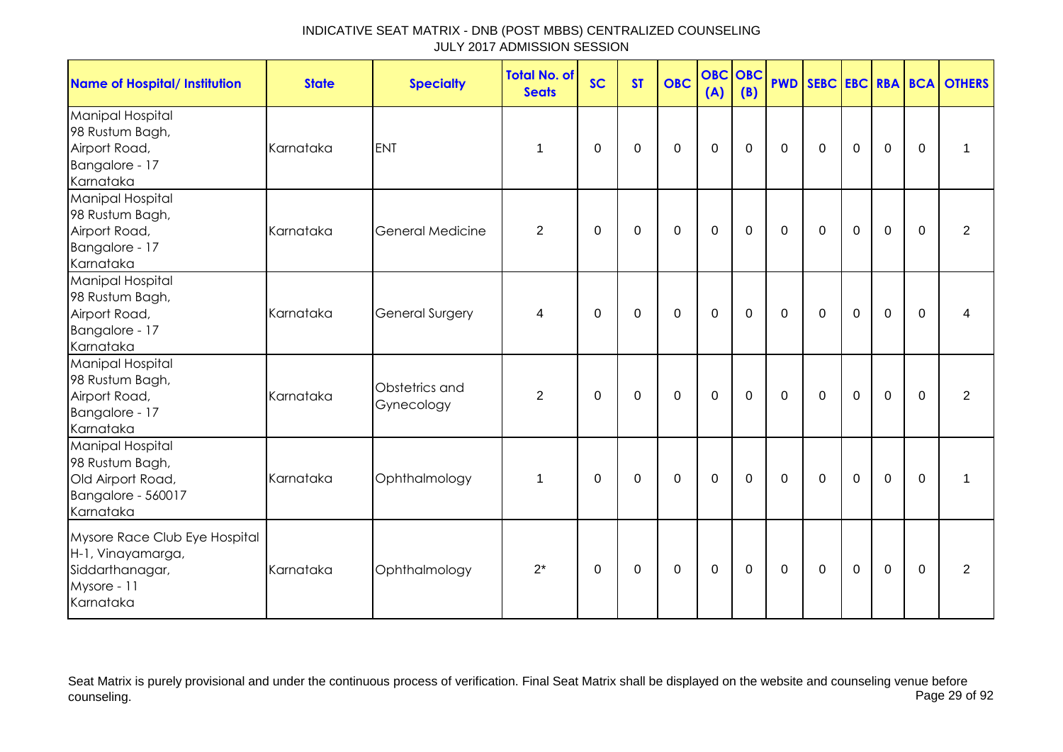| Name of Hospital/ Institution | State | Specialty | Total No. of Seats | SC | ST | OBC | OBC (A) | OBC (B) | PWD | SEBC | EBC | RBA | BCA | OTHERS |
|---|---|---|---|---|---|---|---|---|---|---|---|---|---|---|
| Manipal Hospital 98 Rustum Bagh, Airport Road, Bangalore - 17 Karnataka | Karnataka | ENT | 1 | 0 | 0 | 0 | 0 | 0 | 0 | 0 | 0 | 0 | 0 | 1 |
| Manipal Hospital 98 Rustum Bagh, Airport Road, Bangalore - 17 Karnataka | Karnataka | General Medicine | 2 | 0 | 0 | 0 | 0 | 0 | 0 | 0 | 0 | 0 | 0 | 2 |
| Manipal Hospital 98 Rustum Bagh, Airport Road, Bangalore - 17 Karnataka | Karnataka | General Surgery | 4 | 0 | 0 | 0 | 0 | 0 | 0 | 0 | 0 | 0 | 0 | 4 |
| Manipal Hospital 98 Rustum Bagh, Airport Road, Bangalore - 17 Karnataka | Karnataka | Obstetrics and Gynecology | 2 | 0 | 0 | 0 | 0 | 0 | 0 | 0 | 0 | 0 | 0 | 2 |
| Manipal Hospital 98 Rustum Bagh, Old Airport Road, Bangalore - 560017 Karnataka | Karnataka | Ophthalmology | 1 | 0 | 0 | 0 | 0 | 0 | 0 | 0 | 0 | 0 | 0 | 1 |
| Mysore Race Club Eye Hospital H-1, Vinayamarga, Siddarthanagar, Mysore - 11 Karnataka | Karnataka | Ophthalmology | 2* | 0 | 0 | 0 | 0 | 0 | 0 | 0 | 0 | 0 | 0 | 2 |

Seat Matrix is purely provisional and under the continuous process of verification. Final Seat Matrix shall be displayed on the website and counseling venue before counseling.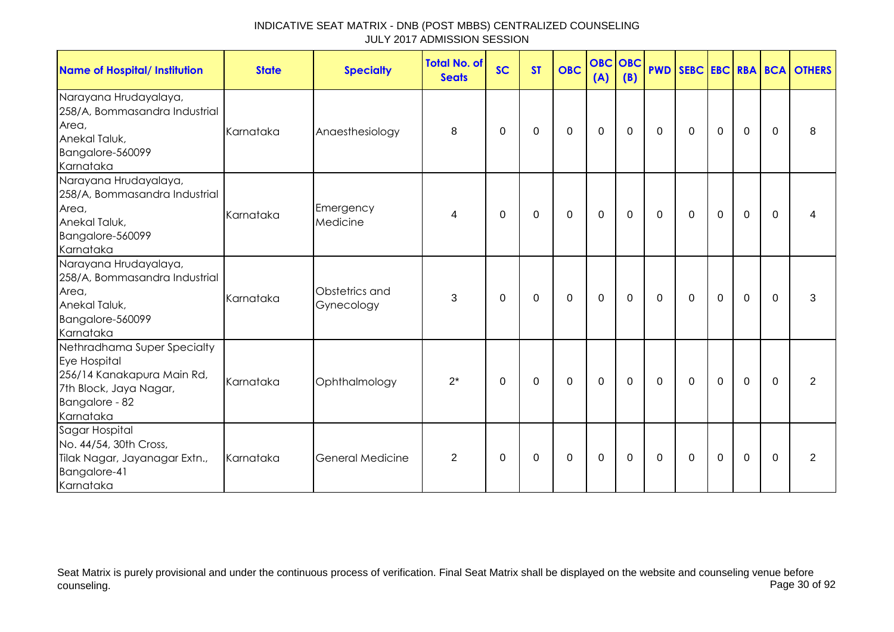INDICATIVE SEAT MATRIX - DNB (POST MBBS) CENTRALIZED COUNSELING
JULY 2017 ADMISSION SESSION

| Name of Hospital/ Institution | State | Specialty | Total No. of Seats | SC | ST | OBC | OBC (A) | OBC (B) | PWD | SEBC | EBC | RBA | BCA | OTHERS |
|---|---|---|---|---|---|---|---|---|---|---|---|---|---|---|
| Narayana Hrudayalaya, 258/A, Bommasandra Industrial Area, Anekal Taluk, Bangalore-560099 Karnataka | Karnataka | Anaesthesiology | 8 | 0 | 0 | 0 | 0 | 0 | 0 | 0 | 0 | 0 | 0 | 8 |
| Narayana Hrudayalaya, 258/A, Bommasandra Industrial Area, Anekal Taluk, Bangalore-560099 Karnataka | Karnataka | Emergency Medicine | 4 | 0 | 0 | 0 | 0 | 0 | 0 | 0 | 0 | 0 | 0 | 4 |
| Narayana Hrudayalaya, 258/A, Bommasandra Industrial Area, Anekal Taluk, Bangalore-560099 Karnataka | Karnataka | Obstetrics and Gynecology | 3 | 0 | 0 | 0 | 0 | 0 | 0 | 0 | 0 | 0 | 0 | 3 |
| Nethradhama Super Specialty Eye Hospital 256/14 Kanakapura Main Rd, 7th Block, Jaya Nagar, Bangalore - 82 Karnataka | Karnataka | Ophthalmology | 2* | 0 | 0 | 0 | 0 | 0 | 0 | 0 | 0 | 0 | 0 | 2 |
| Sagar Hospital No. 44/54, 30th Cross, Tilak Nagar, Jayanagar Extn., Bangalore-41 Karnataka | Karnataka | General Medicine | 2 | 0 | 0 | 0 | 0 | 0 | 0 | 0 | 0 | 0 | 0 | 2 |

Seat Matrix is purely provisional and under the continuous process of verification. Final Seat Matrix shall be displayed on the website and counseling venue before counseling.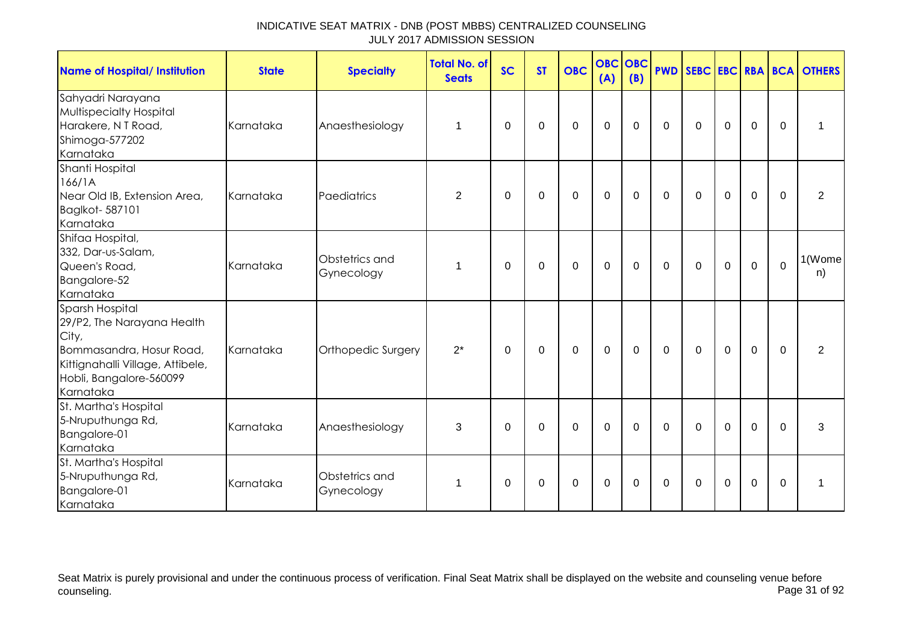INDICATIVE SEAT MATRIX - DNB (POST MBBS) CENTRALIZED COUNSELING
JULY 2017 ADMISSION SESSION

| Name of Hospital/ Institution | State | Specialty | Total No. of Seats | SC | ST | OBC | OBC (A) | OBC (B) | PWD | SEBC | EBC | RBA | BCA | OTHERS |
|---|---|---|---|---|---|---|---|---|---|---|---|---|---|---|
| Sahyadri Narayana Multispecialty Hospital Harakere, N T Road, Shimoga-577202 Karnataka | Karnataka | Anaesthesiology | 1 | 0 | 0 | 0 | 0 | 0 | 0 | 0 | 0 | 0 | 0 | 1 |
| Shanti Hospital 166/1A Near Old IB, Extension Area, Baglkot- 587101 Karnataka | Karnataka | Paediatrics | 2 | 0 | 0 | 0 | 0 | 0 | 0 | 0 | 0 | 0 | 0 | 2 |
| Shifaa Hospital, 332, Dar-us-Salam, Queen's Road, Bangalore-52 Karnataka | Karnataka | Obstetrics and Gynecology | 1 | 0 | 0 | 0 | 0 | 0 | 0 | 0 | 0 | 0 | 0 | 1(Women) |
| Sparsh Hospital 29/P2, The Narayana Health City, Bommasandra, Hosur Road, Kittignahalli Village, Attibele, Hobli, Bangalore-560099 Karnataka | Karnataka | Orthopedic Surgery | 2* | 0 | 0 | 0 | 0 | 0 | 0 | 0 | 0 | 0 | 0 | 2 |
| St. Martha's Hospital 5-Nruputhunga Rd, Bangalore-01 Karnataka | Karnataka | Anaesthesiology | 3 | 0 | 0 | 0 | 0 | 0 | 0 | 0 | 0 | 0 | 0 | 3 |
| St. Martha's Hospital 5-Nruputhunga Rd, Bangalore-01 Karnataka | Karnataka | Obstetrics and Gynecology | 1 | 0 | 0 | 0 | 0 | 0 | 0 | 0 | 0 | 0 | 0 | 1 |

Seat Matrix is purely provisional and under the continuous process of verification. Final Seat Matrix shall be displayed on the website and counseling venue before counseling.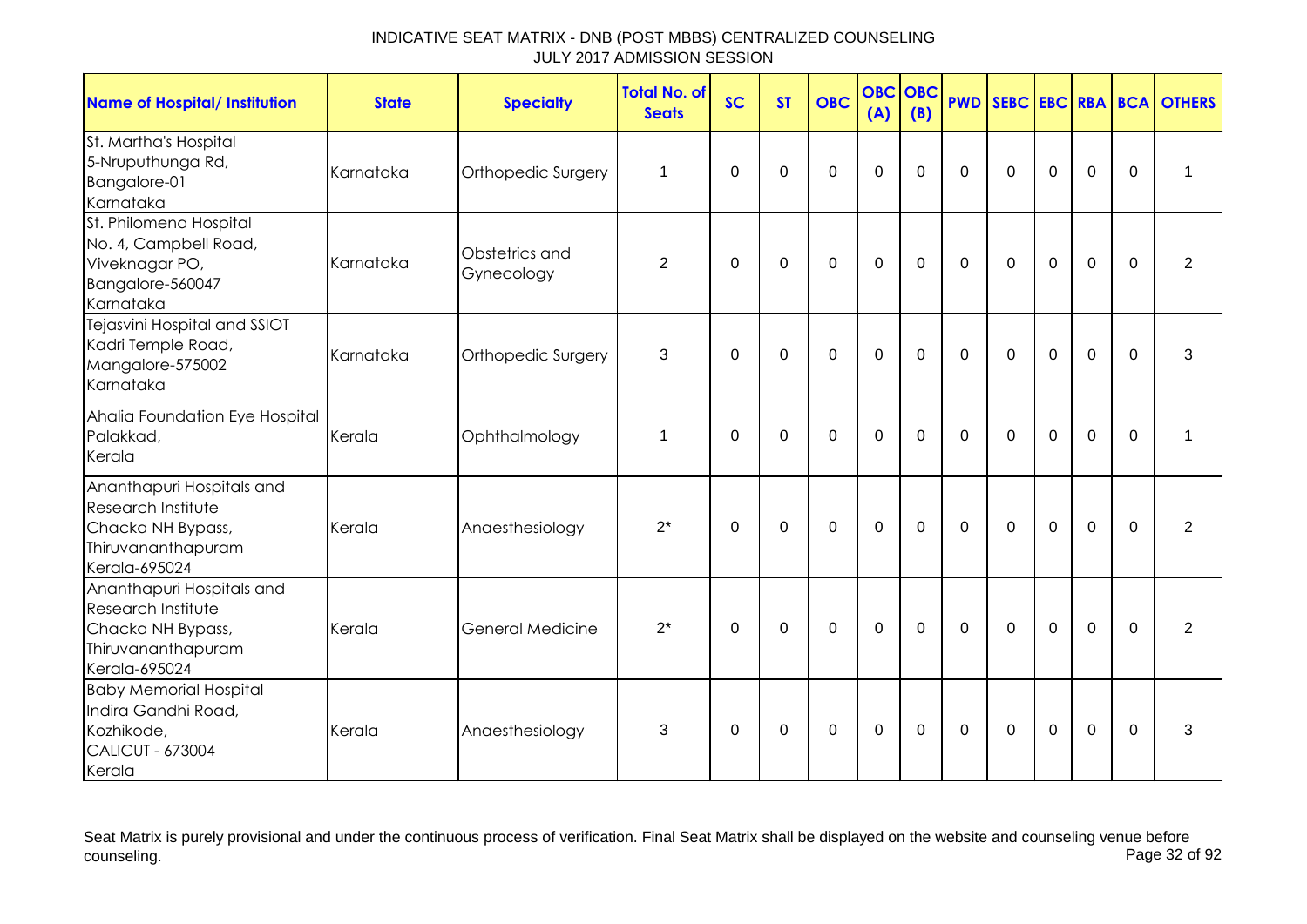# INDICATIVE SEAT MATRIX - DNB (POST MBBS) CENTRALIZED COUNSELING
## JULY 2017 ADMISSION SESSION

| Name of Hospital/ Institution | State | Specialty | Total No. of Seats | SC | ST | OBC | OBC (A) | OBC (B) | PWD | SEBC | EBC | RBA | BCA | OTHERS |
|---|---|---|---|---|---|---|---|---|---|---|---|---|---|---|
| St. Martha's Hospital 5-Nruputhunga Rd, Bangalore-01 Karnataka | Karnataka | Orthopedic Surgery | 1 | 0 | 0 | 0 | 0 | 0 | 0 | 0 | 0 | 0 | 0 | 1 |
| St. Philomena Hospital No. 4, Campbell Road, Viveknagar PO, Bangalore-560047 Karnataka | Karnataka | Obstetrics and Gynecology | 2 | 0 | 0 | 0 | 0 | 0 | 0 | 0 | 0 | 0 | 0 | 2 |
| Tejasvini Hospital and SSIOT Kadri Temple Road, Mangalore-575002 Karnataka | Karnataka | Orthopedic Surgery | 3 | 0 | 0 | 0 | 0 | 0 | 0 | 0 | 0 | 0 | 0 | 3 |
| Ahalia Foundation Eye Hospital Palakkad, Kerala | Kerala | Ophthalmology | 1 | 0 | 0 | 0 | 0 | 0 | 0 | 0 | 0 | 0 | 0 | 1 |
| Ananthapuri Hospitals and Research Institute Chacka NH Bypass, Thiruvananthapuram Kerala-695024 | Kerala | Anaesthesiology | 2* | 0 | 0 | 0 | 0 | 0 | 0 | 0 | 0 | 0 | 0 | 2 |
| Ananthapuri Hospitals and Research Institute Chacka NH Bypass, Thiruvananthapuram Kerala-695024 | Kerala | General Medicine | 2* | 0 | 0 | 0 | 0 | 0 | 0 | 0 | 0 | 0 | 0 | 2 |
| Baby Memorial Hospital Indira Gandhi Road, Kozhikode, CALICUT - 673004 Kerala | Kerala | Anaesthesiology | 3 | 0 | 0 | 0 | 0 | 0 | 0 | 0 | 0 | 0 | 0 | 3 |

Seat Matrix is purely provisional and under the continuous process of verification. Final Seat Matrix shall be displayed on the website and counseling venue before counseling.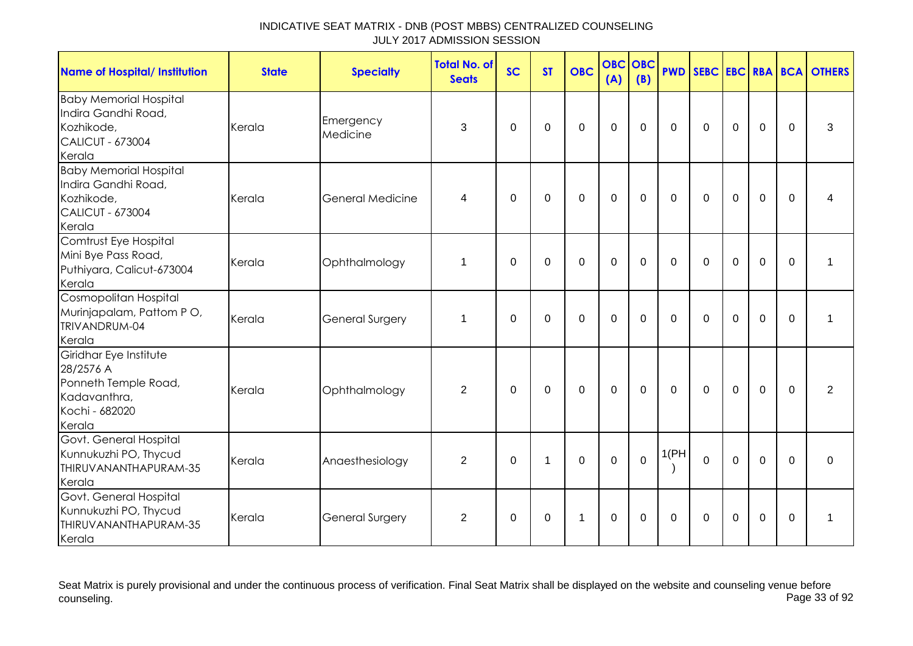INDICATIVE SEAT MATRIX - DNB (POST MBBS) CENTRALIZED COUNSELING
JULY 2017 ADMISSION SESSION

| Name of Hospital/ Institution | State | Specialty | Total No. of Seats | SC | ST | OBC | OBC (A) | OBC (B) | PWD | SEBC | EBC | RBA | BCA | OTHERS |
|---|---|---|---|---|---|---|---|---|---|---|---|---|---|---|
| Baby Memorial Hospital Indira Gandhi Road, Kozhikode, CALICUT - 673004 Kerala | Kerala | Emergency Medicine | 3 | 0 | 0 | 0 | 0 | 0 | 0 | 0 | 0 | 0 | 0 | 3 |
| Baby Memorial Hospital Indira Gandhi Road, Kozhikode, CALICUT - 673004 Kerala | Kerala | General Medicine | 4 | 0 | 0 | 0 | 0 | 0 | 0 | 0 | 0 | 0 | 0 | 4 |
| Comtrust Eye Hospital Mini Bye Pass Road, Puthiyara, Calicut-673004 Kerala | Kerala | Ophthalmology | 1 | 0 | 0 | 0 | 0 | 0 | 0 | 0 | 0 | 0 | 0 | 1 |
| Cosmopolitan Hospital Murinjapalam, Pattom P O, TRIVANDRUM-04 Kerala | Kerala | General Surgery | 1 | 0 | 0 | 0 | 0 | 0 | 0 | 0 | 0 | 0 | 0 | 1 |
| Giridhar Eye Institute 28/2576 A Ponneth Temple Road, Kadavanthra, Kochi - 682020 Kerala | Kerala | Ophthalmology | 2 | 0 | 0 | 0 | 0 | 0 | 0 | 0 | 0 | 0 | 0 | 2 |
| Govt. General Hospital Kunnukuzhi PO, Thycud THIRUVANANTHAPURAM-35 Kerala | Kerala | Anaesthesiology | 2 | 0 | 1 | 0 | 0 | 0 | 1(PH) | 0 | 0 | 0 | 0 | 0 |
| Govt. General Hospital Kunnukuzhi PO, Thycud THIRUVANANTHAPURAM-35 Kerala | Kerala | General Surgery | 2 | 0 | 0 | 1 | 0 | 0 | 0 | 0 | 0 | 0 | 0 | 1 |

Seat Matrix is purely provisional and under the continuous process of verification. Final Seat Matrix shall be displayed on the website and counseling venue before counseling.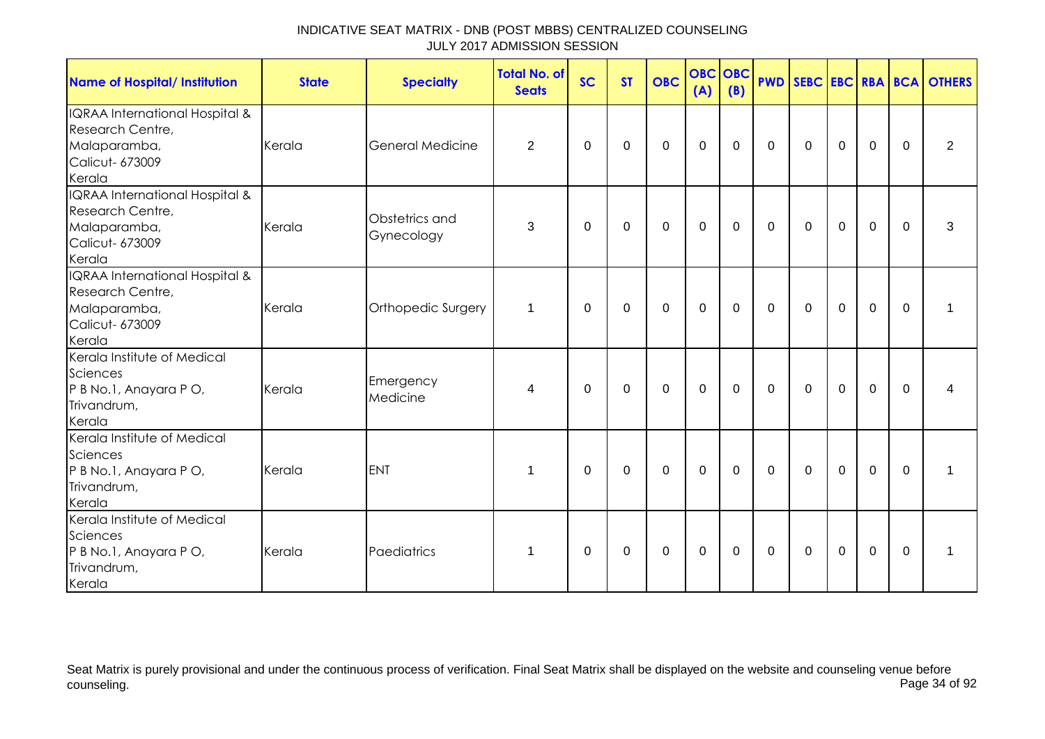| Name of Hospital/ Institution | State | Specialty | Total No. of Seats | SC | ST | OBC | OBC (A) | OBC (B) | PWD | SEBC | EBC | RBA | BCA | OTHERS |
|---|---|---|---|---|---|---|---|---|---|---|---|---|---|---|
| IQRAA International Hospital & Research Centre, Malaparamba, Calicut- 673009 Kerala | Kerala | General Medicine | 2 | 0 | 0 | 0 | 0 | 0 | 0 | 0 | 0 | 0 | 0 | 2 |
| IQRAA International Hospital & Research Centre, Malaparamba, Calicut- 673009 Kerala | Kerala | Obstetrics and Gynecology | 3 | 0 | 0 | 0 | 0 | 0 | 0 | 0 | 0 | 0 | 0 | 3 |
| IQRAA International Hospital & Research Centre, Malaparamba, Calicut- 673009 Kerala | Kerala | Orthopedic Surgery | 1 | 0 | 0 | 0 | 0 | 0 | 0 | 0 | 0 | 0 | 0 | 1 |
| Kerala Institute of Medical Sciences P B No.1, Anayara P O, Trivandrum, Kerala | Kerala | Emergency Medicine | 4 | 0 | 0 | 0 | 0 | 0 | 0 | 0 | 0 | 0 | 0 | 4 |
| Kerala Institute of Medical Sciences P B No.1, Anayara P O, Trivandrum, Kerala | Kerala | ENT | 1 | 0 | 0 | 0 | 0 | 0 | 0 | 0 | 0 | 0 | 0 | 1 |
| Kerala Institute of Medical Sciences P B No.1, Anayara P O, Trivandrum, Kerala | Kerala | Paediatrics | 1 | 0 | 0 | 0 | 0 | 0 | 0 | 0 | 0 | 0 | 0 | 1 |

Seat Matrix is purely provisional and under the continuous process of verification. Final Seat Matrix shall be displayed on the website and counseling venue before counseling.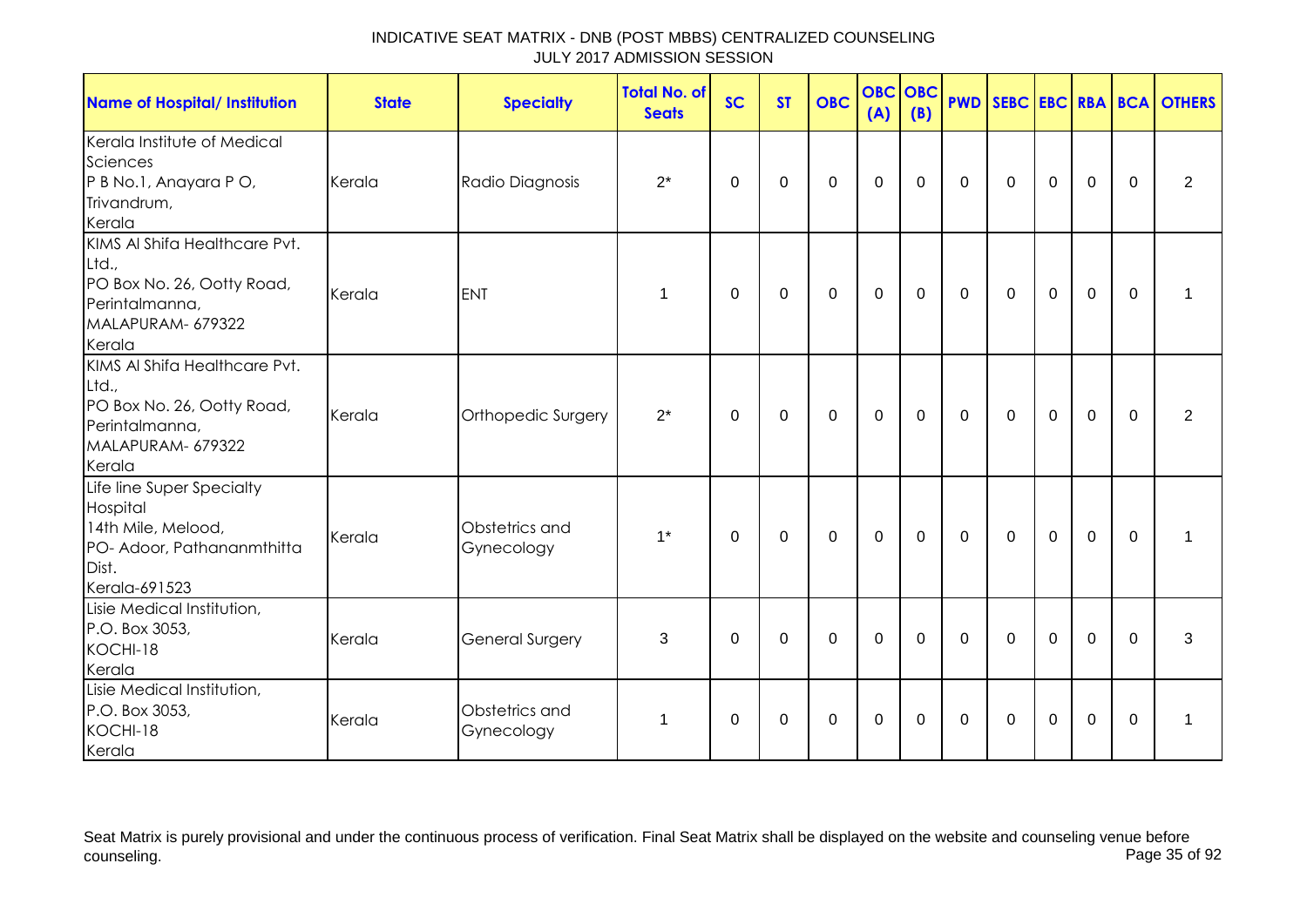INDICATIVE SEAT MATRIX - DNB (POST MBBS) CENTRALIZED COUNSELING
JULY 2017 ADMISSION SESSION

| Name of Hospital/ Institution | State | Specialty | Total No. of Seats | SC | ST | OBC | OBC (A) | OBC (B) | PWD | SEBC | EBC | RBA | BCA | OTHERS |
|---|---|---|---|---|---|---|---|---|---|---|---|---|---|---|
| Kerala Institute of Medical Sciences P B No.1, Anayara P O, Trivandrum, Kerala | Kerala | Radio Diagnosis | 2* | 0 | 0 | 0 | 0 | 0 | 0 | 0 | 0 | 0 | 0 | 2 |
| KIMS Al Shifa Healthcare Pvt. Ltd., PO Box No. 26, Ootty Road, Perintalmanna, MALAPURAM- 679322 Kerala | Kerala | ENT | 1 | 0 | 0 | 0 | 0 | 0 | 0 | 0 | 0 | 0 | 0 | 1 |
| KIMS Al Shifa Healthcare Pvt. Ltd., PO Box No. 26, Ootty Road, Perintalmanna, MALAPURAM- 679322 Kerala | Kerala | Orthopedic Surgery | 2* | 0 | 0 | 0 | 0 | 0 | 0 | 0 | 0 | 0 | 0 | 2 |
| Life line Super Specialty Hospital 14th Mile, Melood, PO- Adoor, Pathananmthitta Dist. Kerala-691523 | Kerala | Obstetrics and Gynecology | 1* | 0 | 0 | 0 | 0 | 0 | 0 | 0 | 0 | 0 | 0 | 1 |
| Lisie Medical Institution, P.O. Box 3053, KOCHI-18 Kerala | Kerala | General Surgery | 3 | 0 | 0 | 0 | 0 | 0 | 0 | 0 | 0 | 0 | 0 | 3 |
| Lisie Medical Institution, P.O. Box 3053, KOCHI-18 Kerala | Kerala | Obstetrics and Gynecology | 1 | 0 | 0 | 0 | 0 | 0 | 0 | 0 | 0 | 0 | 0 | 1 |

Seat Matrix is purely provisional and under the continuous process of verification. Final Seat Matrix shall be displayed on the website and counseling venue before counseling.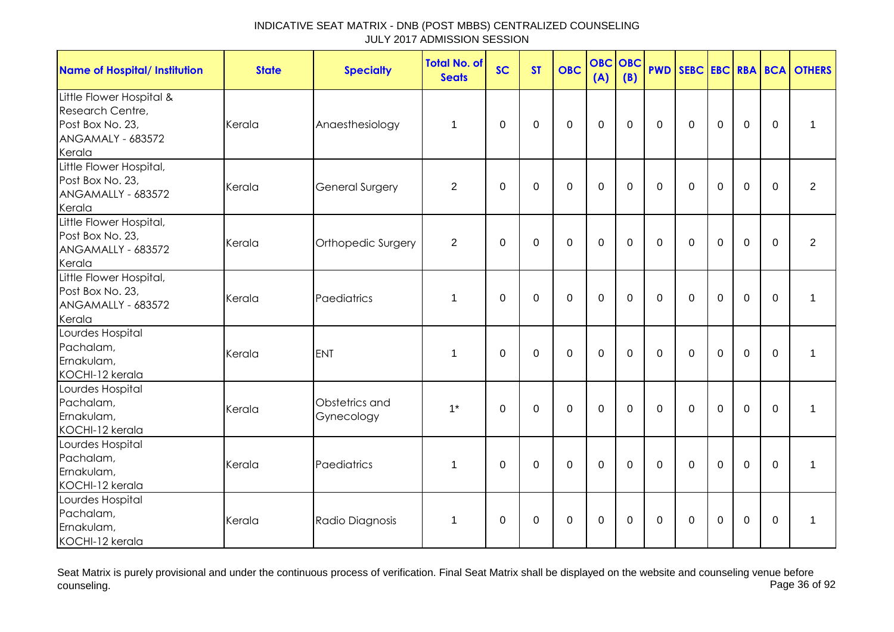INDICATIVE SEAT MATRIX - DNB (POST MBBS) CENTRALIZED COUNSELING
JULY 2017 ADMISSION SESSION

| Name of Hospital/ Institution | State | Specialty | Total No. of Seats | SC | ST | OBC | OBC (A) | OBC (B) | PWD | SEBC | EBC | RBA | BCA | OTHERS |
|---|---|---|---|---|---|---|---|---|---|---|---|---|---|---|
| Little Flower Hospital & Research Centre, Post Box No. 23, ANGAMALY - 683572 Kerala | Kerala | Anaesthesiology | 1 | 0 | 0 | 0 | 0 | 0 | 0 | 0 | 0 | 0 | 0 | 1 |
| Little Flower Hospital, Post Box No. 23, ANGAMALLY - 683572 Kerala | Kerala | General Surgery | 2 | 0 | 0 | 0 | 0 | 0 | 0 | 0 | 0 | 0 | 0 | 2 |
| Little Flower Hospital, Post Box No. 23, ANGAMALLY - 683572 Kerala | Kerala | Orthopedic Surgery | 2 | 0 | 0 | 0 | 0 | 0 | 0 | 0 | 0 | 0 | 0 | 2 |
| Little Flower Hospital, Post Box No. 23, ANGAMALLY - 683572 Kerala | Kerala | Paediatrics | 1 | 0 | 0 | 0 | 0 | 0 | 0 | 0 | 0 | 0 | 0 | 1 |
| Lourdes Hospital Pachalam, Ernakulam, KOCHI-12 kerala | Kerala | ENT | 1 | 0 | 0 | 0 | 0 | 0 | 0 | 0 | 0 | 0 | 0 | 1 |
| Lourdes Hospital Pachalam, Ernakulam, KOCHI-12 kerala | Kerala | Obstetrics and Gynecology | 1* | 0 | 0 | 0 | 0 | 0 | 0 | 0 | 0 | 0 | 0 | 1 |
| Lourdes Hospital Pachalam, Ernakulam, KOCHI-12 kerala | Kerala | Paediatrics | 1 | 0 | 0 | 0 | 0 | 0 | 0 | 0 | 0 | 0 | 0 | 1 |
| Lourdes Hospital Pachalam, Ernakulam, KOCHI-12 kerala | Kerala | Radio Diagnosis | 1 | 0 | 0 | 0 | 0 | 0 | 0 | 0 | 0 | 0 | 0 | 1 |

Seat Matrix is purely provisional and under the continuous process of verification. Final Seat Matrix shall be displayed on the website and counseling venue before counseling.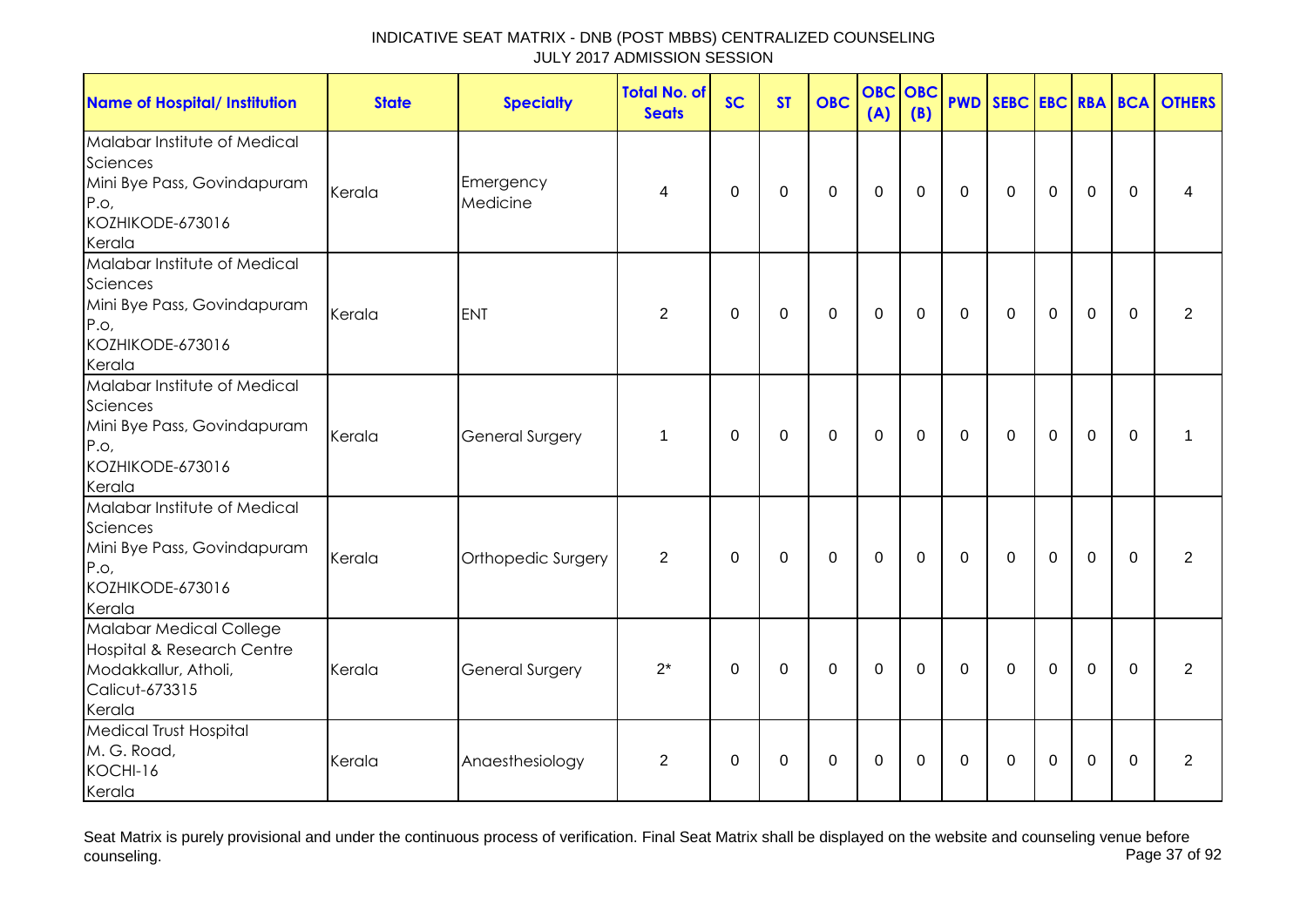INDICATIVE SEAT MATRIX - DNB (POST MBBS) CENTRALIZED COUNSELING
JULY 2017 ADMISSION SESSION

| Name of Hospital/ Institution | State | Specialty | Total No. of Seats | SC | ST | OBC | OBC (A) | OBC (B) | PWD | SEBC | EBC | RBA | BCA | OTHERS |
|---|---|---|---|---|---|---|---|---|---|---|---|---|---|---|
| Malabar Institute of Medical Sciences<br>Mini Bye Pass, Govindapuram P.o,<br>KOZHIKODE-673016<br>Kerala | Kerala | Emergency Medicine | 4 | 0 | 0 | 0 | 0 | 0 | 0 | 0 | 0 | 0 | 0 | 4 |
| Malabar Institute of Medical Sciences<br>Mini Bye Pass, Govindapuram P.o,<br>KOZHIKODE-673016<br>Kerala | Kerala | ENT | 2 | 0 | 0 | 0 | 0 | 0 | 0 | 0 | 0 | 0 | 0 | 2 |
| Malabar Institute of Medical Sciences<br>Mini Bye Pass, Govindapuram P.o,<br>KOZHIKODE-673016<br>Kerala | Kerala | General Surgery | 1 | 0 | 0 | 0 | 0 | 0 | 0 | 0 | 0 | 0 | 0 | 1 |
| Malabar Institute of Medical Sciences<br>Mini Bye Pass, Govindapuram P.o,<br>KOZHIKODE-673016<br>Kerala | Kerala | Orthopedic Surgery | 2 | 0 | 0 | 0 | 0 | 0 | 0 | 0 | 0 | 0 | 0 | 2 |
| Malabar Medical College Hospital & Research Centre<br>Modakkallur, Atholi,<br>Calicut-673315<br>Kerala | Kerala | General Surgery | 2* | 0 | 0 | 0 | 0 | 0 | 0 | 0 | 0 | 0 | 0 | 2 |
| Medical Trust Hospital<br>M. G. Road,<br>KOCHI-16<br>Kerala | Kerala | Anaesthesiology | 2 | 0 | 0 | 0 | 0 | 0 | 0 | 0 | 0 | 0 | 0 | 2 |

Seat Matrix is purely provisional and under the continuous process of verification. Final Seat Matrix shall be displayed on the website and counseling venue before counseling.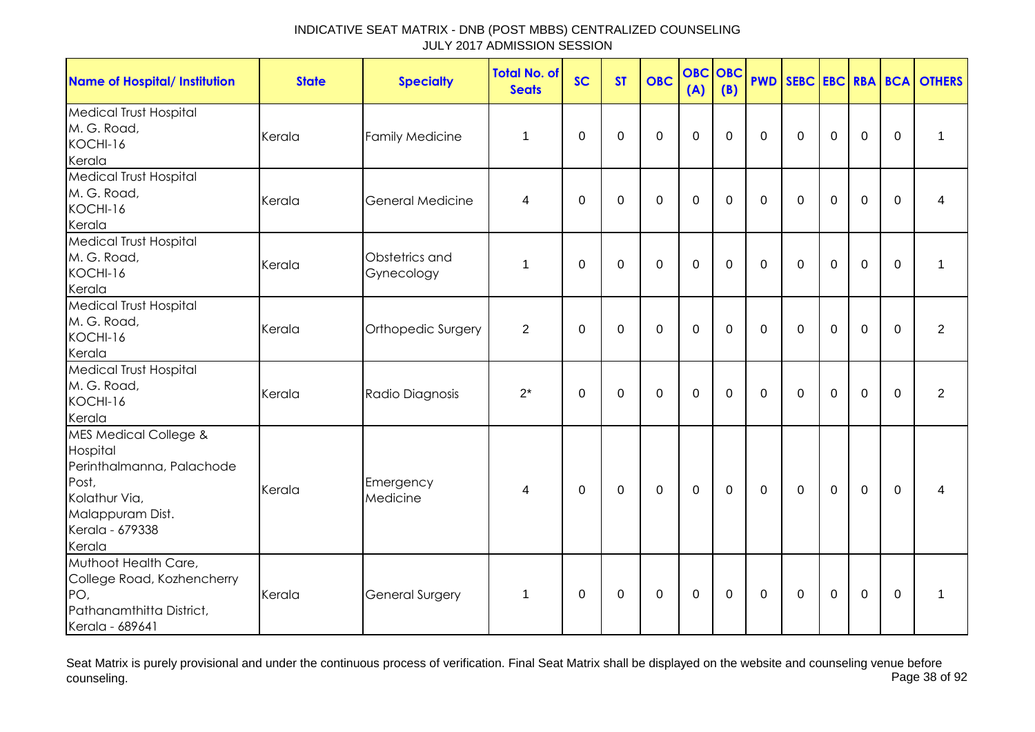| Name of Hospital/ Institution | State | Specialty | Total No. of Seats | SC | ST | OBC | OBC (A) | OBC (B) | PWD | SEBC | EBC | RBA | BCA | OTHERS |
|---|---|---|---|---|---|---|---|---|---|---|---|---|---|---|
| Medical Trust Hospital M. G. Road, KOCHI-16 Kerala | Kerala | Family Medicine | 1 | 0 | 0 | 0 | 0 | 0 | 0 | 0 | 0 | 0 | 0 | 1 |
| Medical Trust Hospital M. G. Road, KOCHI-16 Kerala | Kerala | General Medicine | 4 | 0 | 0 | 0 | 0 | 0 | 0 | 0 | 0 | 0 | 0 | 4 |
| Medical Trust Hospital M. G. Road, KOCHI-16 Kerala | Kerala | Obstetrics and Gynecology | 1 | 0 | 0 | 0 | 0 | 0 | 0 | 0 | 0 | 0 | 0 | 1 |
| Medical Trust Hospital M. G. Road, KOCHI-16 Kerala | Kerala | Orthopedic Surgery | 2 | 0 | 0 | 0 | 0 | 0 | 0 | 0 | 0 | 0 | 0 | 2 |
| Medical Trust Hospital M. G. Road, KOCHI-16 Kerala | Kerala | Radio Diagnosis | 2* | 0 | 0 | 0 | 0 | 0 | 0 | 0 | 0 | 0 | 0 | 2 |
| MES Medical College & Hospital Perinthalmanna, Palachode Post, Kolathur Via, Malappuram Dist. Kerala - 679338 Kerala | Kerala | Emergency Medicine | 4 | 0 | 0 | 0 | 0 | 0 | 0 | 0 | 0 | 0 | 0 | 4 |
| Muthoot Health Care, College Road, Kozhencherry PO, Pathanamthitta District, Kerala - 689641 | Kerala | General Surgery | 1 | 0 | 0 | 0 | 0 | 0 | 0 | 0 | 0 | 0 | 0 | 1 |

Seat Matrix is purely provisional and under the continuous process of verification. Final Seat Matrix shall be displayed on the website and counseling venue before counseling.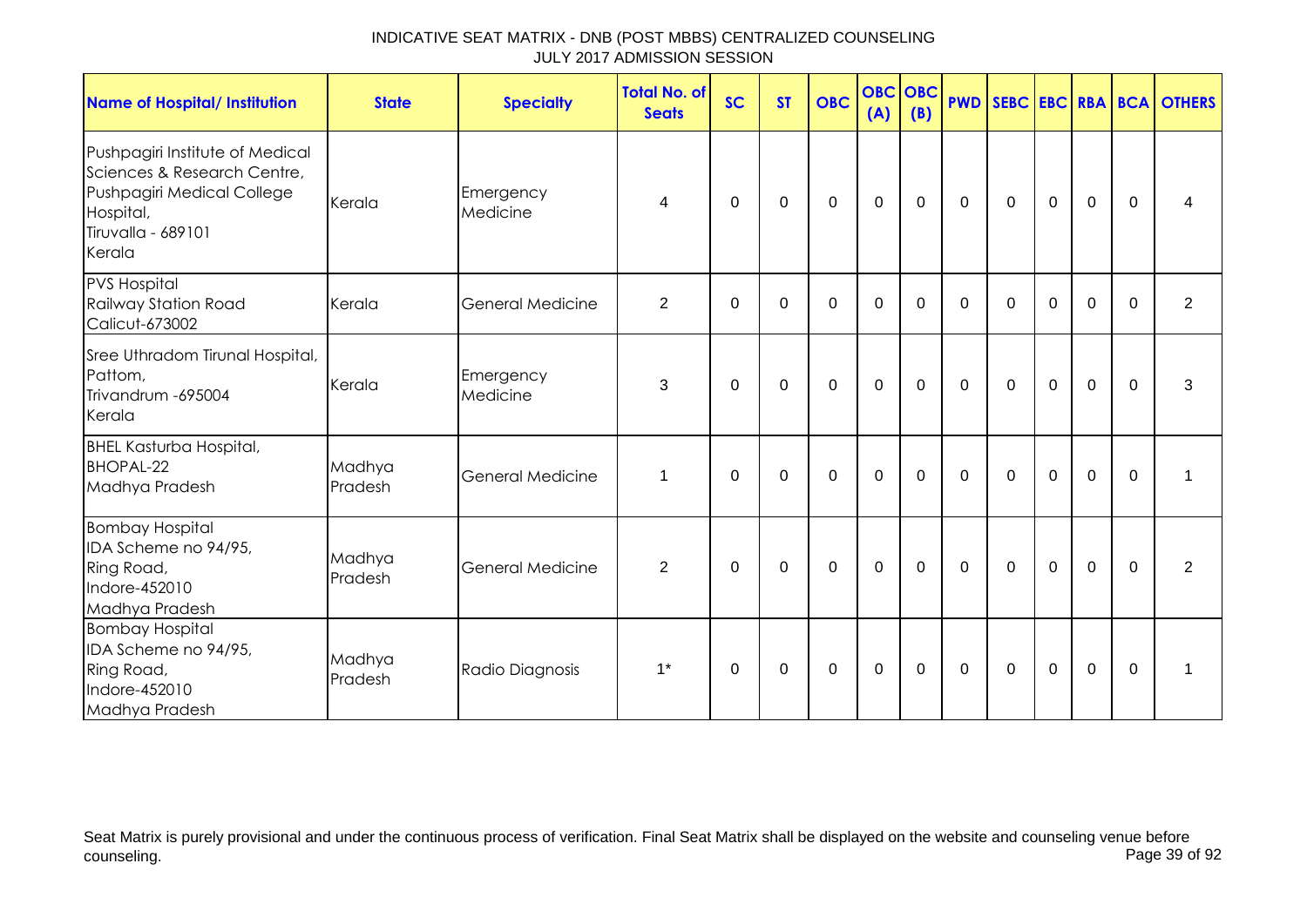| Name of Hospital/ Institution | State | Specialty | Total No. of Seats | SC | ST | OBC | OBC (A) | OBC (B) | PWD | SEBC | EBC | RBA | BCA | OTHERS |
|---|---|---|---|---|---|---|---|---|---|---|---|---|---|---|
| Pushpagiri Institute of Medical Sciences & Research Centre, Pushpagiri Medical College Hospital, Tiruvalla - 689101 Kerala | Kerala | Emergency Medicine | 4 | 0 | 0 | 0 | 0 | 0 | 0 | 0 | 0 | 0 | 0 | 4 |
| PVS Hospital Railway Station Road Calicut-673002 | Kerala | General Medicine | 2 | 0 | 0 | 0 | 0 | 0 | 0 | 0 | 0 | 0 | 0 | 2 |
| Sree Uthradom Tirunal Hospital, Pattom, Trivandrum -695004 Kerala | Kerala | Emergency Medicine | 3 | 0 | 0 | 0 | 0 | 0 | 0 | 0 | 0 | 0 | 0 | 3 |
| BHEL Kasturba Hospital, BHOPAL-22 Madhya Pradesh | Madhya Pradesh | General Medicine | 1 | 0 | 0 | 0 | 0 | 0 | 0 | 0 | 0 | 0 | 0 | 1 |
| Bombay Hospital IDA Scheme no 94/95, Ring Road, Indore-452010 Madhya Pradesh | Madhya Pradesh | General Medicine | 2 | 0 | 0 | 0 | 0 | 0 | 0 | 0 | 0 | 0 | 0 | 2 |
| Bombay Hospital IDA Scheme no 94/95, Ring Road, Indore-452010 Madhya Pradesh | Madhya Pradesh | Radio Diagnosis | 1* | 0 | 0 | 0 | 0 | 0 | 0 | 0 | 0 | 0 | 0 | 1 |

Seat Matrix is purely provisional and under the continuous process of verification. Final Seat Matrix shall be displayed on the website and counseling venue before counseling.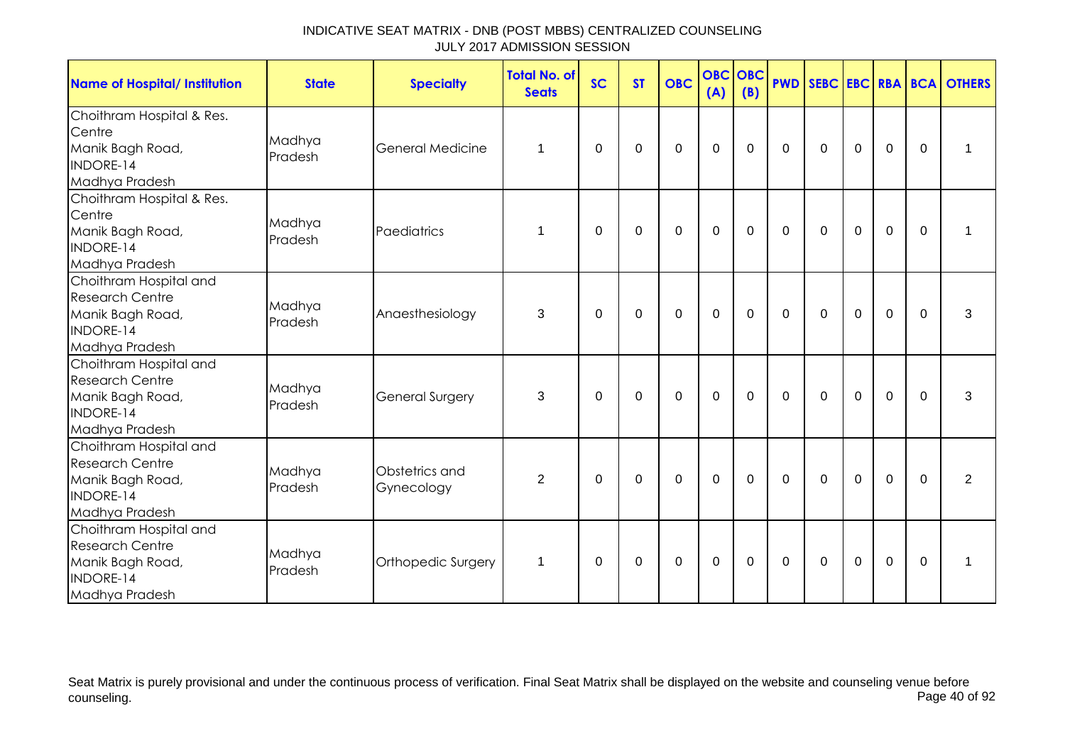INDICATIVE SEAT MATRIX - DNB (POST MBBS) CENTRALIZED COUNSELING
JULY 2017 ADMISSION SESSION

| Name of Hospital/ Institution | State | Specialty | Total No. of Seats | SC | ST | OBC | OBC (A) | OBC (B) | PWD | SEBC | EBC | RBA | BCA | OTHERS |
|---|---|---|---|---|---|---|---|---|---|---|---|---|---|---|
| Choithram Hospital & Res. Centre Manik Bagh Road, INDORE-14 Madhya Pradesh | Madhya Pradesh | General Medicine | 1 | 0 | 0 | 0 | 0 | 0 | 0 | 0 | 0 | 0 | 0 | 1 |
| Choithram Hospital & Res. Centre Manik Bagh Road, INDORE-14 Madhya Pradesh | Madhya Pradesh | Paediatrics | 1 | 0 | 0 | 0 | 0 | 0 | 0 | 0 | 0 | 0 | 0 | 1 |
| Choithram Hospital and Research Centre Manik Bagh Road, INDORE-14 Madhya Pradesh | Madhya Pradesh | Anaesthesiology | 3 | 0 | 0 | 0 | 0 | 0 | 0 | 0 | 0 | 0 | 0 | 3 |
| Choithram Hospital and Research Centre Manik Bagh Road, INDORE-14 Madhya Pradesh | Madhya Pradesh | General Surgery | 3 | 0 | 0 | 0 | 0 | 0 | 0 | 0 | 0 | 0 | 0 | 3 |
| Choithram Hospital and Research Centre Manik Bagh Road, INDORE-14 Madhya Pradesh | Madhya Pradesh | Obstetrics and Gynecology | 2 | 0 | 0 | 0 | 0 | 0 | 0 | 0 | 0 | 0 | 0 | 2 |
| Choithram Hospital and Research Centre Manik Bagh Road, INDORE-14 Madhya Pradesh | Madhya Pradesh | Orthopedic Surgery | 1 | 0 | 0 | 0 | 0 | 0 | 0 | 0 | 0 | 0 | 0 | 1 |

Seat Matrix is purely provisional and under the continuous process of verification. Final Seat Matrix shall be displayed on the website and counseling venue before counseling.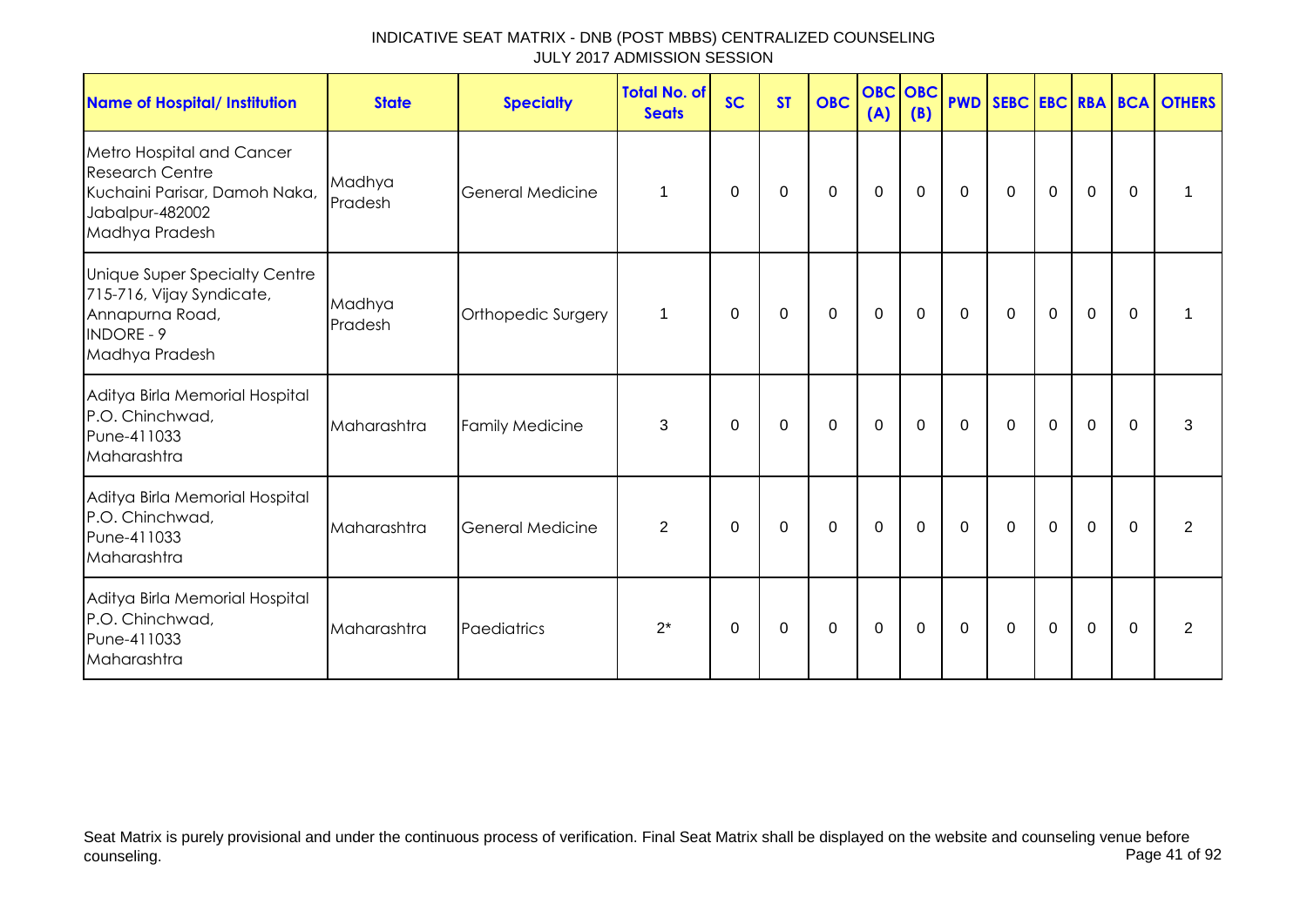INDICATIVE SEAT MATRIX - DNB (POST MBBS) CENTRALIZED COUNSELING
JULY 2017 ADMISSION SESSION

| Name of Hospital/ Institution | State | Specialty | Total No. of Seats | SC | ST | OBC | OBC (A) | OBC (B) | PWD | SEBC | EBC | RBA | BCA | OTHERS |
|---|---|---|---|---|---|---|---|---|---|---|---|---|---|---|
| Metro Hospital and Cancer Research Centre<br>Kuchaini Parisar, Damoh Naka, Jabalpur-482002<br>Madhya Pradesh | Madhya Pradesh | General Medicine | 1 | 0 | 0 | 0 | 0 | 0 | 0 | 0 | 0 | 0 | 0 | 1 |
| Unique Super Specialty Centre<br>715-716, Vijay Syndicate, Annapurna Road,<br>INDORE - 9<br>Madhya Pradesh | Madhya Pradesh | Orthopedic Surgery | 1 | 0 | 0 | 0 | 0 | 0 | 0 | 0 | 0 | 0 | 0 | 1 |
| Aditya Birla Memorial Hospital<br>P.O. Chinchwad,<br>Pune-411033<br>Maharashtra | Maharashtra | Family Medicine | 3 | 0 | 0 | 0 | 0 | 0 | 0 | 0 | 0 | 0 | 0 | 3 |
| Aditya Birla Memorial Hospital<br>P.O. Chinchwad,<br>Pune-411033<br>Maharashtra | Maharashtra | General Medicine | 2 | 0 | 0 | 0 | 0 | 0 | 0 | 0 | 0 | 0 | 0 | 2 |
| Aditya Birla Memorial Hospital<br>P.O. Chinchwad,<br>Pune-411033<br>Maharashtra | Maharashtra | Paediatrics | 2* | 0 | 0 | 0 | 0 | 0 | 0 | 0 | 0 | 0 | 0 | 2 |

Seat Matrix is purely provisional and under the continuous process of verification. Final Seat Matrix shall be displayed on the website and counseling venue before counseling.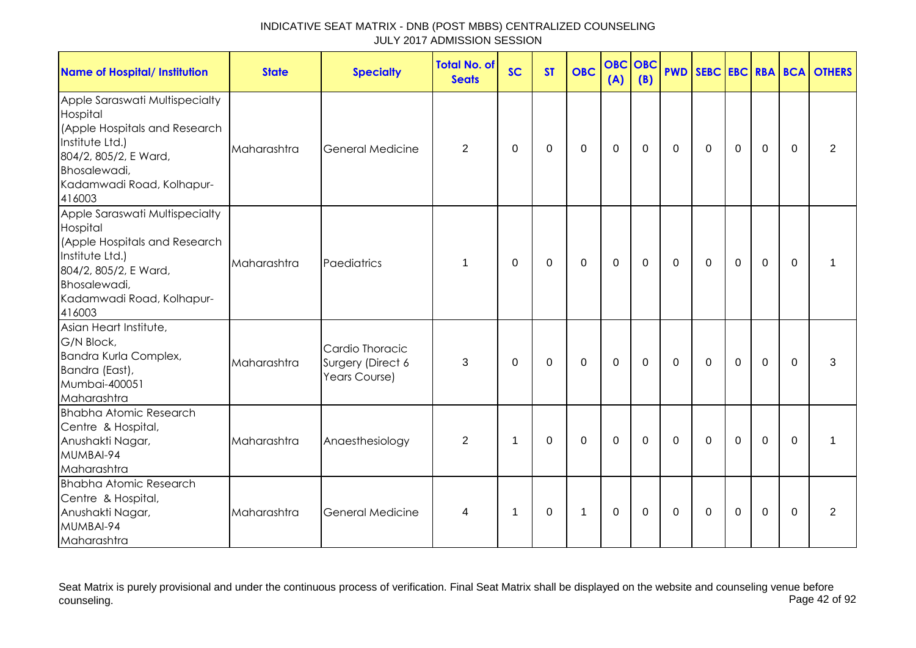INDICATIVE SEAT MATRIX - DNB (POST MBBS) CENTRALIZED COUNSELING
JULY 2017 ADMISSION SESSION

| Name of Hospital/ Institution | State | Specialty | Total No. of Seats | SC | ST | OBC | OBC (A) | OBC (B) | PWD | SEBC | EBC | RBA | BCA | OTHERS |
|---|---|---|---|---|---|---|---|---|---|---|---|---|---|---|
| Apple Saraswati Multispecialty Hospital (Apple Hospitals and Research Institute Ltd.) 804/2, 805/2, E Ward, Bhosalewadi, Kadamwadi Road, Kolhapur-416003 | Maharashtra | General Medicine | 2 | 0 | 0 | 0 | 0 | 0 | 0 | 0 | 0 | 0 | 0 | 2 |
| Apple Saraswati Multispecialty Hospital (Apple Hospitals and Research Institute Ltd.) 804/2, 805/2, E Ward, Bhosalewadi, Kadamwadi Road, Kolhapur-416003 | Maharashtra | Paediatrics | 1 | 0 | 0 | 0 | 0 | 0 | 0 | 0 | 0 | 0 | 0 | 1 |
| Asian Heart Institute, G/N Block, Bandra Kurla Complex, Bandra (East), Mumbai-400051 Maharashtra | Maharashtra | Cardio Thoracic Surgery (Direct 6 Years Course) | 3 | 0 | 0 | 0 | 0 | 0 | 0 | 0 | 0 | 0 | 0 | 3 |
| Bhabha Atomic Research Centre & Hospital, Anushakti Nagar, MUMBAI-94 Maharashtra | Maharashtra | Anaesthesiology | 2 | 1 | 0 | 0 | 0 | 0 | 0 | 0 | 0 | 0 | 0 | 1 |
| Bhabha Atomic Research Centre & Hospital, Anushakti Nagar, MUMBAI-94 Maharashtra | Maharashtra | General Medicine | 4 | 1 | 0 | 1 | 0 | 0 | 0 | 0 | 0 | 0 | 0 | 2 |

Seat Matrix is purely provisional and under the continuous process of verification. Final Seat Matrix shall be displayed on the website and counseling venue before counseling.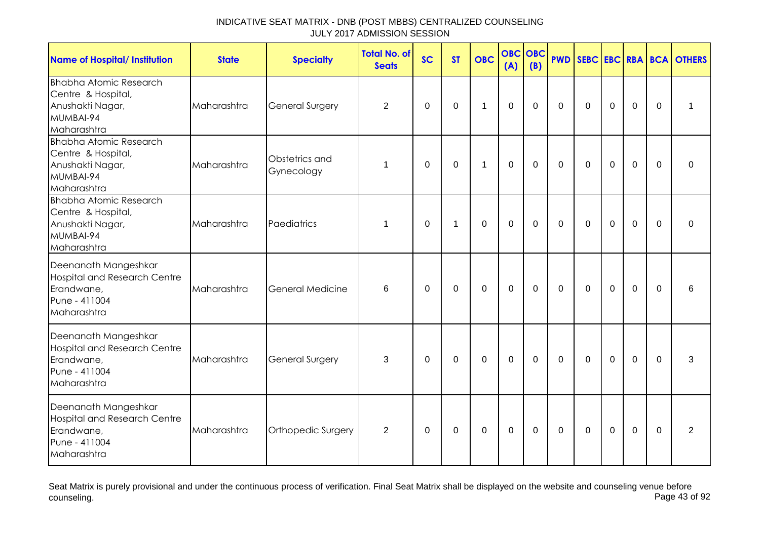INDICATIVE SEAT MATRIX - DNB (POST MBBS) CENTRALIZED COUNSELING
JULY 2017 ADMISSION SESSION

| Name of Hospital/ Institution | State | Specialty | Total No. of Seats | SC | ST | OBC | OBC (A) | OBC (B) | PWD | SEBC | EBC | RBA | BCA | OTHERS |
|---|---|---|---|---|---|---|---|---|---|---|---|---|---|---|
| Bhabha Atomic Research Centre & Hospital, Anushakti Nagar, MUMBAI-94 Maharashtra | Maharashtra | General Surgery | 2 | 0 | 0 | 1 | 0 | 0 | 0 | 0 | 0 | 0 | 0 | 1 |
| Bhabha Atomic Research Centre & Hospital, Anushakti Nagar, MUMBAI-94 Maharashtra | Maharashtra | Obstetrics and Gynecology | 1 | 0 | 0 | 1 | 0 | 0 | 0 | 0 | 0 | 0 | 0 | 0 |
| Bhabha Atomic Research Centre & Hospital, Anushakti Nagar, MUMBAI-94 Maharashtra | Maharashtra | Paediatrics | 1 | 0 | 1 | 0 | 0 | 0 | 0 | 0 | 0 | 0 | 0 | 0 |
| Deenanath Mangeshkar Hospital and Research Centre Erandwane, Pune - 411004 Maharashtra | Maharashtra | General Medicine | 6 | 0 | 0 | 0 | 0 | 0 | 0 | 0 | 0 | 0 | 0 | 6 |
| Deenanath Mangeshkar Hospital and Research Centre Erandwane, Pune - 411004 Maharashtra | Maharashtra | General Surgery | 3 | 0 | 0 | 0 | 0 | 0 | 0 | 0 | 0 | 0 | 0 | 3 |
| Deenanath Mangeshkar Hospital and Research Centre Erandwane, Pune - 411004 Maharashtra | Maharashtra | Orthopedic Surgery | 2 | 0 | 0 | 0 | 0 | 0 | 0 | 0 | 0 | 0 | 0 | 2 |

Seat Matrix is purely provisional and under the continuous process of verification. Final Seat Matrix shall be displayed on the website and counseling venue before counseling.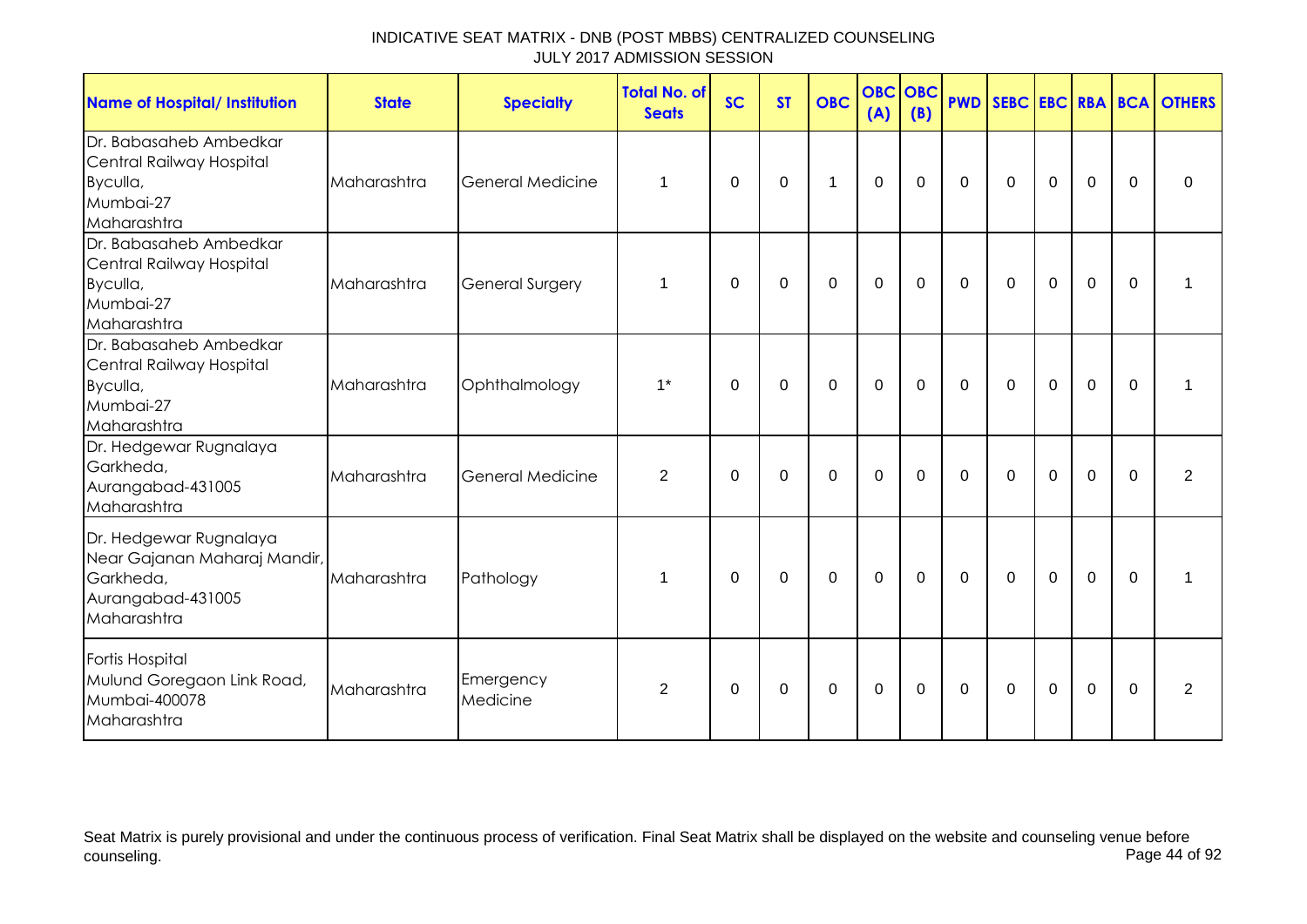# INDICATIVE SEAT MATRIX - DNB (POST MBBS) CENTRALIZED COUNSELING
## JULY 2017 ADMISSION SESSION

| Name of Hospital/ Institution | State | Specialty | Total No. of Seats | SC | ST | OBC | OBC (A) | OBC (B) | PWD | SEBC | EBC | RBA | BCA | OTHERS |
|---|---|---|---|---|---|---|---|---|---|---|---|---|---|---|
| Dr. Babasaheb Ambedkar Central Railway Hospital Byculla, Mumbai-27 Maharashtra | Maharashtra | General Medicine | 1 | 0 | 0 | 1 | 0 | 0 | 0 | 0 | 0 | 0 | 0 | 0 |
| Dr. Babasaheb Ambedkar Central Railway Hospital Byculla, Mumbai-27 Maharashtra | Maharashtra | General Surgery | 1 | 0 | 0 | 0 | 0 | 0 | 0 | 0 | 0 | 0 | 0 | 1 |
| Dr. Babasaheb Ambedkar Central Railway Hospital Byculla, Mumbai-27 Maharashtra | Maharashtra | Ophthalmology | 1* | 0 | 0 | 0 | 0 | 0 | 0 | 0 | 0 | 0 | 0 | 1 |
| Dr. Hedgewar Rugnalaya Garkheda, Aurangabad-431005 Maharashtra | Maharashtra | General Medicine | 2 | 0 | 0 | 0 | 0 | 0 | 0 | 0 | 0 | 0 | 0 | 2 |
| Dr. Hedgewar Rugnalaya Near Gajanan Maharaj Mandir, Garkheda, Aurangabad-431005 Maharashtra | Maharashtra | Pathology | 1 | 0 | 0 | 0 | 0 | 0 | 0 | 0 | 0 | 0 | 0 | 1 |
| Fortis Hospital Mulund Goregaon Link Road, Mumbai-400078 Maharashtra | Maharashtra | Emergency Medicine | 2 | 0 | 0 | 0 | 0 | 0 | 0 | 0 | 0 | 0 | 0 | 2 |

Seat Matrix is purely provisional and under the continuous process of verification. Final Seat Matrix shall be displayed on the website and counseling venue before counseling.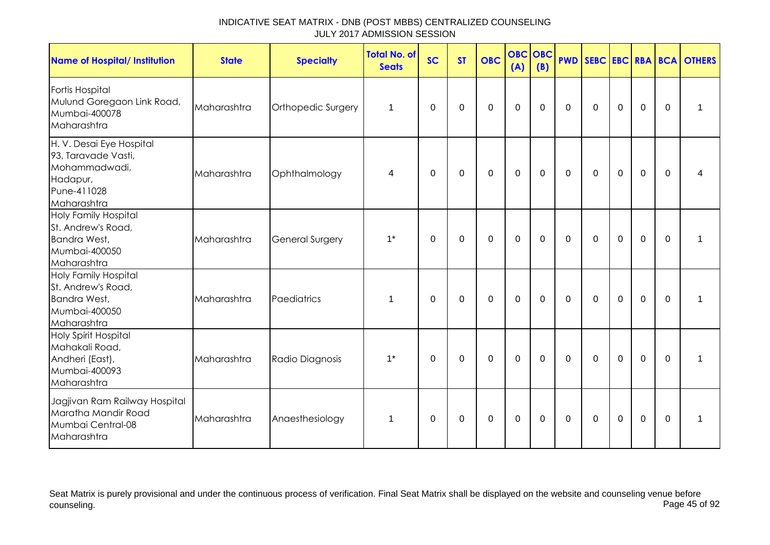# INDICATIVE SEAT MATRIX - DNB (POST MBBS) CENTRALIZED COUNSELING
## JULY 2017 ADMISSION SESSION

| Name of Hospital/ Institution | State | Specialty | Total No. of Seats | SC | ST | OBC | OBC (A) | OBC (B) | PWD | SEBC | EBC | RBA | BCA | OTHERS |
|---|---|---|---|---|---|---|---|---|---|---|---|---|---|---|
| Fortis Hospital Mulund Goregaon Link Road, Mumbai-400078 Maharashtra | Maharashtra | Orthopedic Surgery | 1 | 0 | 0 | 0 | 0 | 0 | 0 | 0 | 0 | 0 | 0 | 1 |
| H. V. Desai Eye Hospital 93, Taravade Vasti, Mohammadwadi, Hadapur, Pune-411028 Maharashtra | Maharashtra | Ophthalmology | 4 | 0 | 0 | 0 | 0 | 0 | 0 | 0 | 0 | 0 | 0 | 4 |
| Holy Family Hospital St. Andrew's Road, Bandra West, Mumbai-400050 Maharashtra | Maharashtra | General Surgery | 1* | 0 | 0 | 0 | 0 | 0 | 0 | 0 | 0 | 0 | 0 | 1 |
| Holy Family Hospital St. Andrew's Road, Bandra West, Mumbai-400050 Maharashtra | Maharashtra | Paediatrics | 1 | 0 | 0 | 0 | 0 | 0 | 0 | 0 | 0 | 0 | 0 | 1 |
| Holy Spirit Hospital Mahakali Road, Andheri (East), Mumbai-400093 Maharashtra | Maharashtra | Radio Diagnosis | 1* | 0 | 0 | 0 | 0 | 0 | 0 | 0 | 0 | 0 | 0 | 1 |
| Jagjivan Ram Railway Hospital Maratha Mandir Road Mumbai Central-08 Maharashtra | Maharashtra | Anaesthesiology | 1 | 0 | 0 | 0 | 0 | 0 | 0 | 0 | 0 | 0 | 0 | 1 |

Seat Matrix is purely provisional and under the continuous process of verification. Final Seat Matrix shall be displayed on the website and counseling venue before counseling.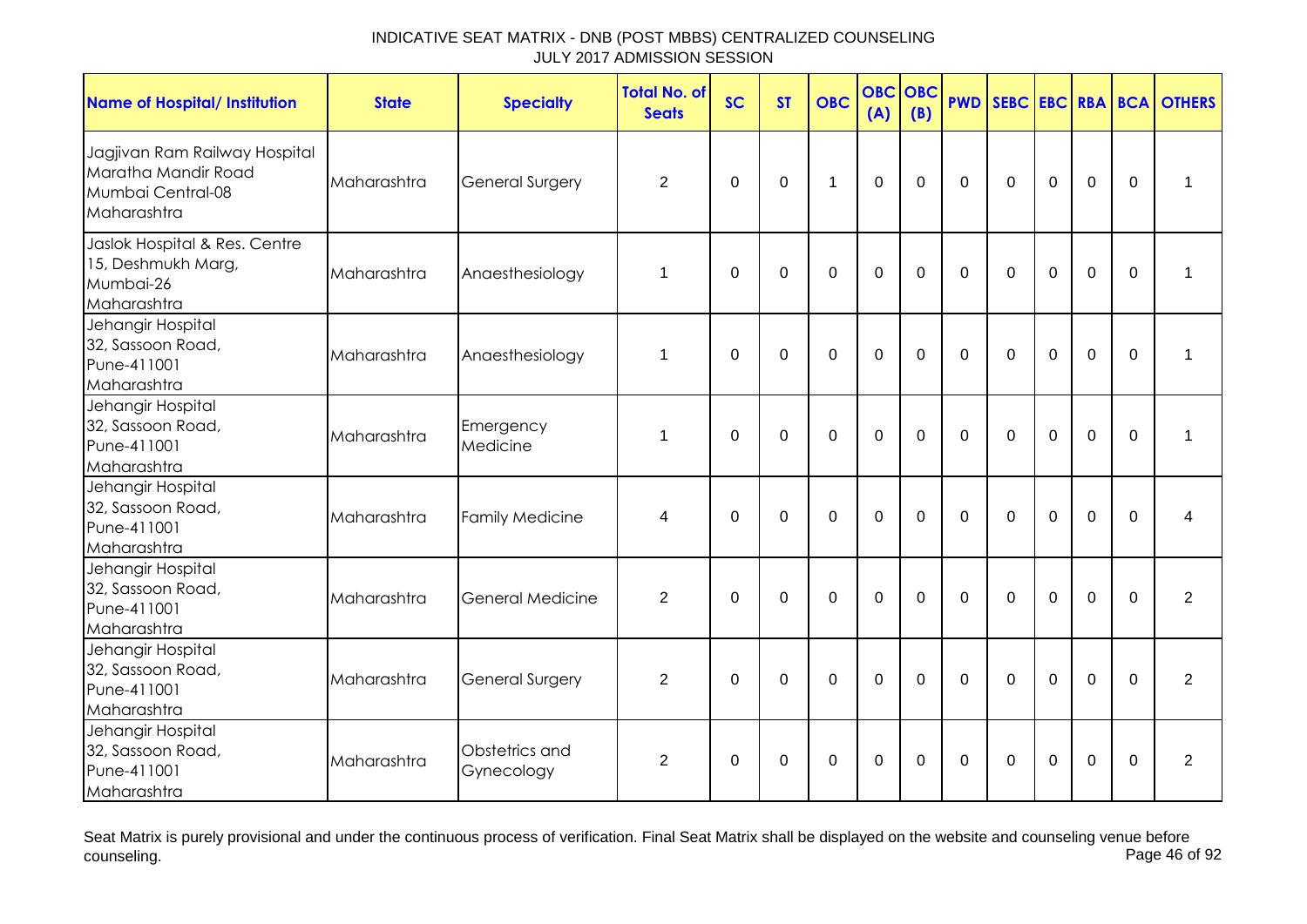# INDICATIVE SEAT MATRIX - DNB (POST MBBS) CENTRALIZED COUNSELING
JULY 2017 ADMISSION SESSION

| Name of Hospital/ Institution | State | Specialty | Total No. of Seats | SC | ST | OBC | OBC (A) | OBC (B) | PWD | SEBC | EBC | RBA | BCA | OTHERS |
|---|---|---|---|---|---|---|---|---|---|---|---|---|---|---|
| Jagjivan Ram Railway Hospital Maratha Mandir Road Mumbai Central-08 Maharashtra | Maharashtra | General Surgery | 2 | 0 | 0 | 1 | 0 | 0 | 0 | 0 | 0 | 0 | 0 | 1 |
| Jaslok Hospital & Res. Centre 15, Deshmukh Marg, Mumbai-26 Maharashtra | Maharashtra | Anaesthesiology | 1 | 0 | 0 | 0 | 0 | 0 | 0 | 0 | 0 | 0 | 0 | 1 |
| Jehangir Hospital 32, Sassoon Road, Pune-411001 Maharashtra | Maharashtra | Anaesthesiology | 1 | 0 | 0 | 0 | 0 | 0 | 0 | 0 | 0 | 0 | 0 | 1 |
| Jehangir Hospital 32, Sassoon Road, Pune-411001 Maharashtra | Maharashtra | Emergency Medicine | 1 | 0 | 0 | 0 | 0 | 0 | 0 | 0 | 0 | 0 | 0 | 1 |
| Jehangir Hospital 32, Sassoon Road, Pune-411001 Maharashtra | Maharashtra | Family Medicine | 4 | 0 | 0 | 0 | 0 | 0 | 0 | 0 | 0 | 0 | 0 | 4 |
| Jehangir Hospital 32, Sassoon Road, Pune-411001 Maharashtra | Maharashtra | General Medicine | 2 | 0 | 0 | 0 | 0 | 0 | 0 | 0 | 0 | 0 | 0 | 2 |
| Jehangir Hospital 32, Sassoon Road, Pune-411001 Maharashtra | Maharashtra | General Surgery | 2 | 0 | 0 | 0 | 0 | 0 | 0 | 0 | 0 | 0 | 0 | 2 |
| Jehangir Hospital 32, Sassoon Road, Pune-411001 Maharashtra | Maharashtra | Obstetrics and Gynecology | 2 | 0 | 0 | 0 | 0 | 0 | 0 | 0 | 0 | 0 | 0 | 2 |

Seat Matrix is purely provisional and under the continuous process of verification. Final Seat Matrix shall be displayed on the website and counseling venue before counseling.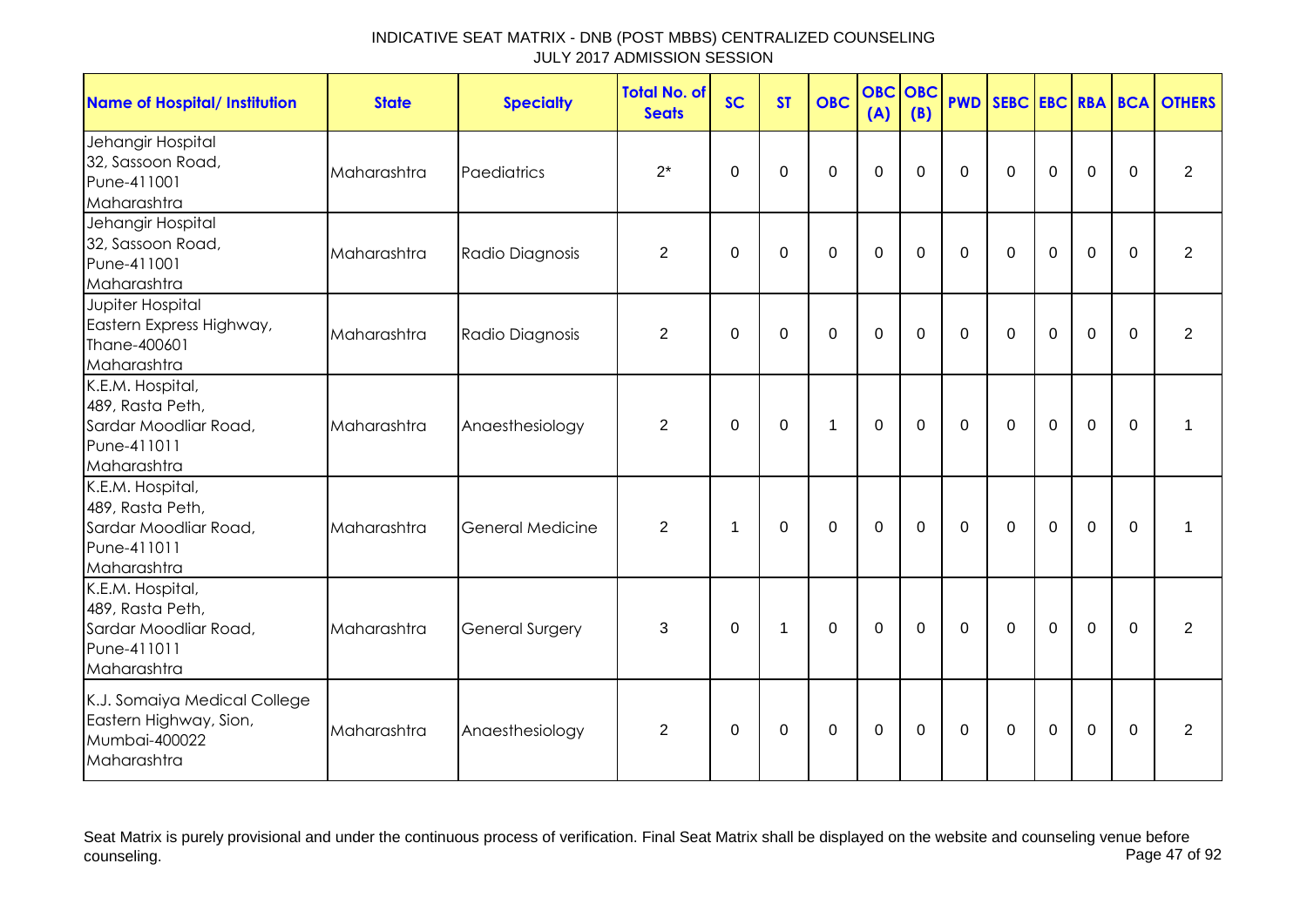# INDICATIVE SEAT MATRIX - DNB (POST MBBS) CENTRALIZED COUNSELING
JULY 2017 ADMISSION SESSION

| Name of Hospital/ Institution | State | Specialty | Total No. of Seats | SC | ST | OBC | OBC (A) | OBC (B) | PWD | SEBC | EBC | RBA | BCA | OTHERS |
|---|---|---|---|---|---|---|---|---|---|---|---|---|---|---|
| Jehangir Hospital 32, Sassoon Road, Pune-411001 Maharashtra | Maharashtra | Paediatrics | 2* | 0 | 0 | 0 | 0 | 0 | 0 | 0 | 0 | 0 | 0 | 2 |
| Jehangir Hospital 32, Sassoon Road, Pune-411001 Maharashtra | Maharashtra | Radio Diagnosis | 2 | 0 | 0 | 0 | 0 | 0 | 0 | 0 | 0 | 0 | 0 | 2 |
| Jupiter Hospital Eastern Express Highway, Thane-400601 Maharashtra | Maharashtra | Radio Diagnosis | 2 | 0 | 0 | 0 | 0 | 0 | 0 | 0 | 0 | 0 | 0 | 2 |
| K.E.M. Hospital, 489, Rasta Peth, Sardar Moodliar Road, Pune-411011 Maharashtra | Maharashtra | Anaesthesiology | 2 | 0 | 0 | 1 | 0 | 0 | 0 | 0 | 0 | 0 | 0 | 1 |
| K.E.M. Hospital, 489, Rasta Peth, Sardar Moodliar Road, Pune-411011 Maharashtra | Maharashtra | General Medicine | 2 | 1 | 0 | 0 | 0 | 0 | 0 | 0 | 0 | 0 | 0 | 1 |
| K.E.M. Hospital, 489, Rasta Peth, Sardar Moodliar Road, Pune-411011 Maharashtra | Maharashtra | General Surgery | 3 | 0 | 1 | 0 | 0 | 0 | 0 | 0 | 0 | 0 | 0 | 2 |
| K.J. Somaiya Medical College Eastern Highway, Sion, Mumbai-400022 Maharashtra | Maharashtra | Anaesthesiology | 2 | 0 | 0 | 0 | 0 | 0 | 0 | 0 | 0 | 0 | 0 | 2 |

Seat Matrix is purely provisional and under the continuous process of verification. Final Seat Matrix shall be displayed on the website and counseling venue before counseling.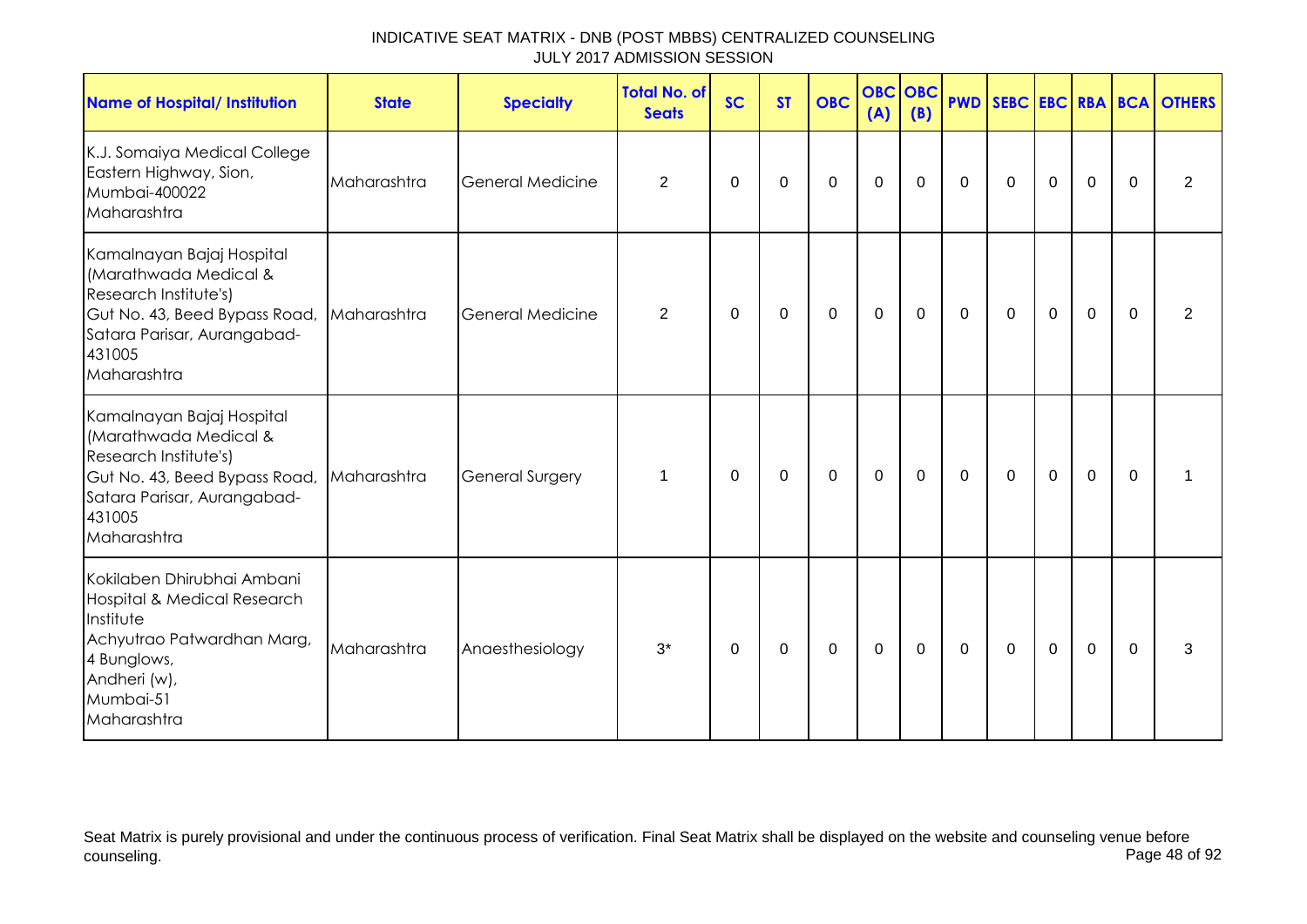INDICATIVE SEAT MATRIX - DNB (POST MBBS) CENTRALIZED COUNSELING
JULY 2017 ADMISSION SESSION

| Name of Hospital/ Institution | State | Specialty | Total No. of Seats | SC | ST | OBC | OBC (A) | OBC (B) | PWD | SEBC | EBC | RBA | BCA | OTHERS |
|---|---|---|---|---|---|---|---|---|---|---|---|---|---|---|
| K.J. Somaiya Medical College Eastern Highway, Sion, Mumbai-400022 Maharashtra | Maharashtra | General Medicine | 2 | 0 | 0 | 0 | 0 | 0 | 0 | 0 | 0 | 0 | 0 | 2 |
| Kamalnayan Bajaj Hospital (Marathwada Medical & Research Institute's) Gut No. 43, Beed Bypass Road, Satara Parisar, Aurangabad-431005 Maharashtra | Maharashtra | General Medicine | 2 | 0 | 0 | 0 | 0 | 0 | 0 | 0 | 0 | 0 | 0 | 2 |
| Kamalnayan Bajaj Hospital (Marathwada Medical & Research Institute's) Gut No. 43, Beed Bypass Road, Satara Parisar, Aurangabad-431005 Maharashtra | Maharashtra | General Surgery | 1 | 0 | 0 | 0 | 0 | 0 | 0 | 0 | 0 | 0 | 0 | 1 |
| Kokilaben Dhirubhai Ambani Hospital & Medical Research Institute Achyutrao Patwardhan Marg, 4 Bunglows, Andheri (w), Mumbai-51 Maharashtra | Maharashtra | Anaesthesiology | 3* | 0 | 0 | 0 | 0 | 0 | 0 | 0 | 0 | 0 | 0 | 3 |

Seat Matrix is purely provisional and under the continuous process of verification. Final Seat Matrix shall be displayed on the website and counseling venue before counseling.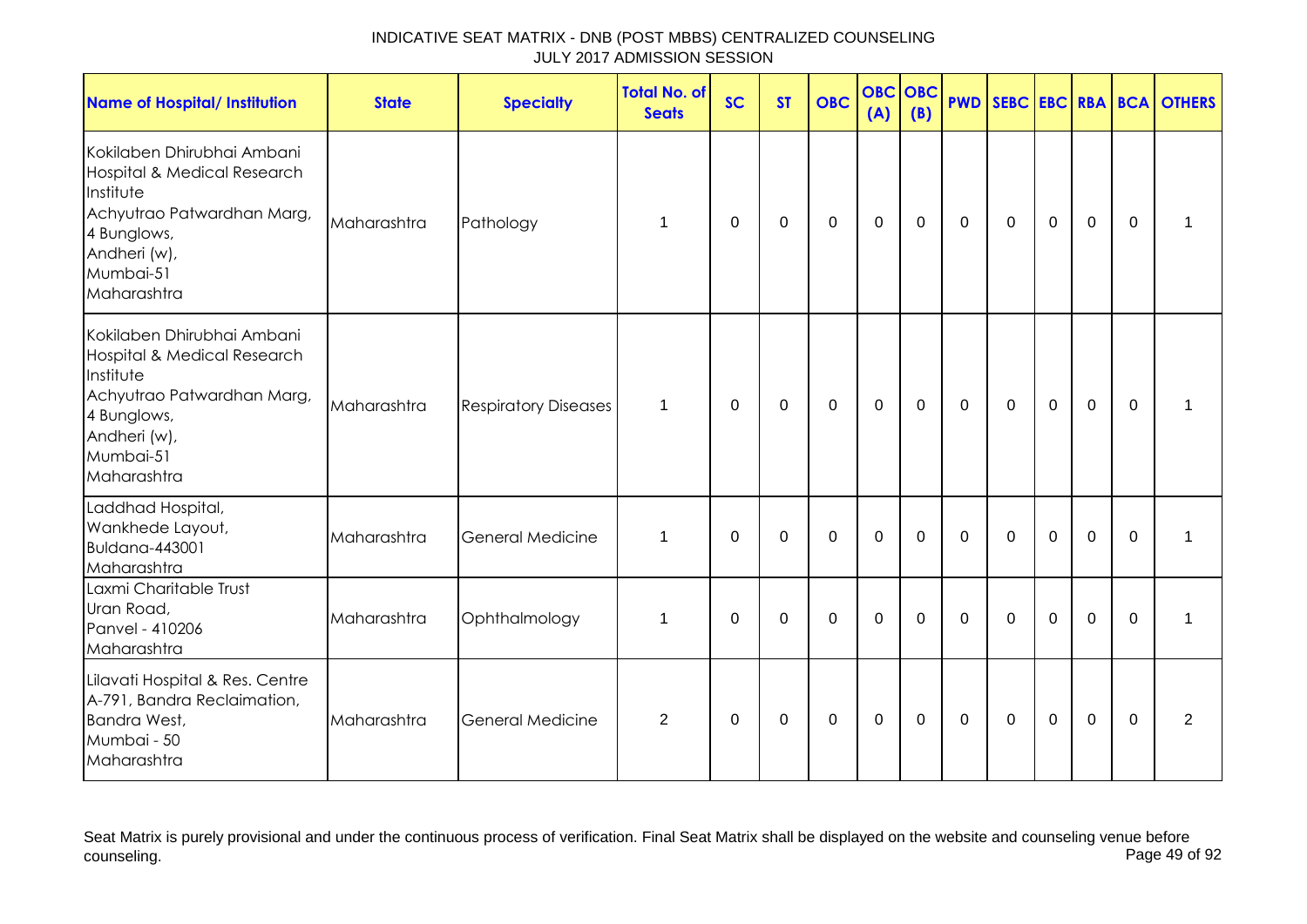# INDICATIVE SEAT MATRIX - DNB (POST MBBS) CENTRALIZED COUNSELING
## JULY 2017 ADMISSION SESSION

| Name of Hospital/ Institution | State | Specialty | Total No. of Seats | SC | ST | OBC | OBC (A) | OBC (B) | PWD | SEBC | EBC | RBA | BCA | OTHERS |
|---|---|---|---|---|---|---|---|---|---|---|---|---|---|---|
| Kokilaben Dhirubhai Ambani Hospital & Medical Research Institute Achyutrao Patwardhan Marg, 4 Bunglows, Andheri (w), Mumbai-51 Maharashtra | Maharashtra | Pathology | 1 | 0 | 0 | 0 | 0 | 0 | 0 | 0 | 0 | 0 | 0 | 1 |
| Kokilaben Dhirubhai Ambani Hospital & Medical Research Institute Achyutrao Patwardhan Marg, 4 Bunglows, Andheri (w), Mumbai-51 Maharashtra | Maharashtra | Respiratory Diseases | 1 | 0 | 0 | 0 | 0 | 0 | 0 | 0 | 0 | 0 | 0 | 1 |
| Laddhad Hospital, Wankhede Layout, Buldana-443001 Maharashtra | Maharashtra | General Medicine | 1 | 0 | 0 | 0 | 0 | 0 | 0 | 0 | 0 | 0 | 0 | 1 |
| Laxmi Charitable Trust Uran Road, Panvel - 410206 Maharashtra | Maharashtra | Ophthalmology | 1 | 0 | 0 | 0 | 0 | 0 | 0 | 0 | 0 | 0 | 0 | 1 |
| Lilavati Hospital & Res. Centre A-791, Bandra Reclaimation, Bandra West, Mumbai - 50 Maharashtra | Maharashtra | General Medicine | 2 | 0 | 0 | 0 | 0 | 0 | 0 | 0 | 0 | 0 | 0 | 2 |

Seat Matrix is purely provisional and under the continuous process of verification. Final Seat Matrix shall be displayed on the website and counseling venue before counseling.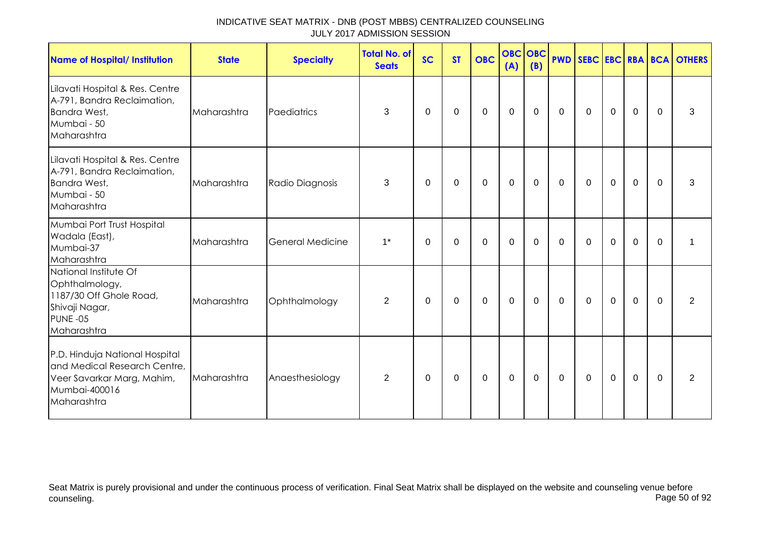INDICATIVE SEAT MATRIX - DNB (POST MBBS) CENTRALIZED COUNSELING
JULY 2017 ADMISSION SESSION

| Name of Hospital/ Institution | State | Specialty | Total No. of Seats | SC | ST | OBC | OBC (A) | OBC (B) | PWD | SEBC | EBC | RBA | BCA | OTHERS |
|---|---|---|---|---|---|---|---|---|---|---|---|---|---|---|
| Lilavati Hospital & Res. Centre A-791, Bandra Reclaimation, Bandra West, Mumbai - 50 Maharashtra | Maharashtra | Paediatrics | 3 | 0 | 0 | 0 | 0 | 0 | 0 | 0 | 0 | 0 | 0 | 3 |
| Lilavati Hospital & Res. Centre A-791, Bandra Reclaimation, Bandra West, Mumbai - 50 Maharashtra | Maharashtra | Radio Diagnosis | 3 | 0 | 0 | 0 | 0 | 0 | 0 | 0 | 0 | 0 | 0 | 3 |
| Mumbai Port Trust Hospital Wadala (East), Mumbai-37 Maharashtra | Maharashtra | General Medicine | 1* | 0 | 0 | 0 | 0 | 0 | 0 | 0 | 0 | 0 | 0 | 1 |
| National Institute Of Ophthalmology, 1187/30 Off Ghole Road, Shivaji Nagar, PUNE -05 Maharashtra | Maharashtra | Ophthalmology | 2 | 0 | 0 | 0 | 0 | 0 | 0 | 0 | 0 | 0 | 0 | 2 |
| P.D. Hinduja National Hospital and Medical Research Centre, Veer Savarkar Marg, Mahim, Mumbai-400016 Maharashtra | Maharashtra | Anaesthesiology | 2 | 0 | 0 | 0 | 0 | 0 | 0 | 0 | 0 | 0 | 0 | 2 |

Seat Matrix is purely provisional and under the continuous process of verification. Final Seat Matrix shall be displayed on the website and counseling venue before counseling.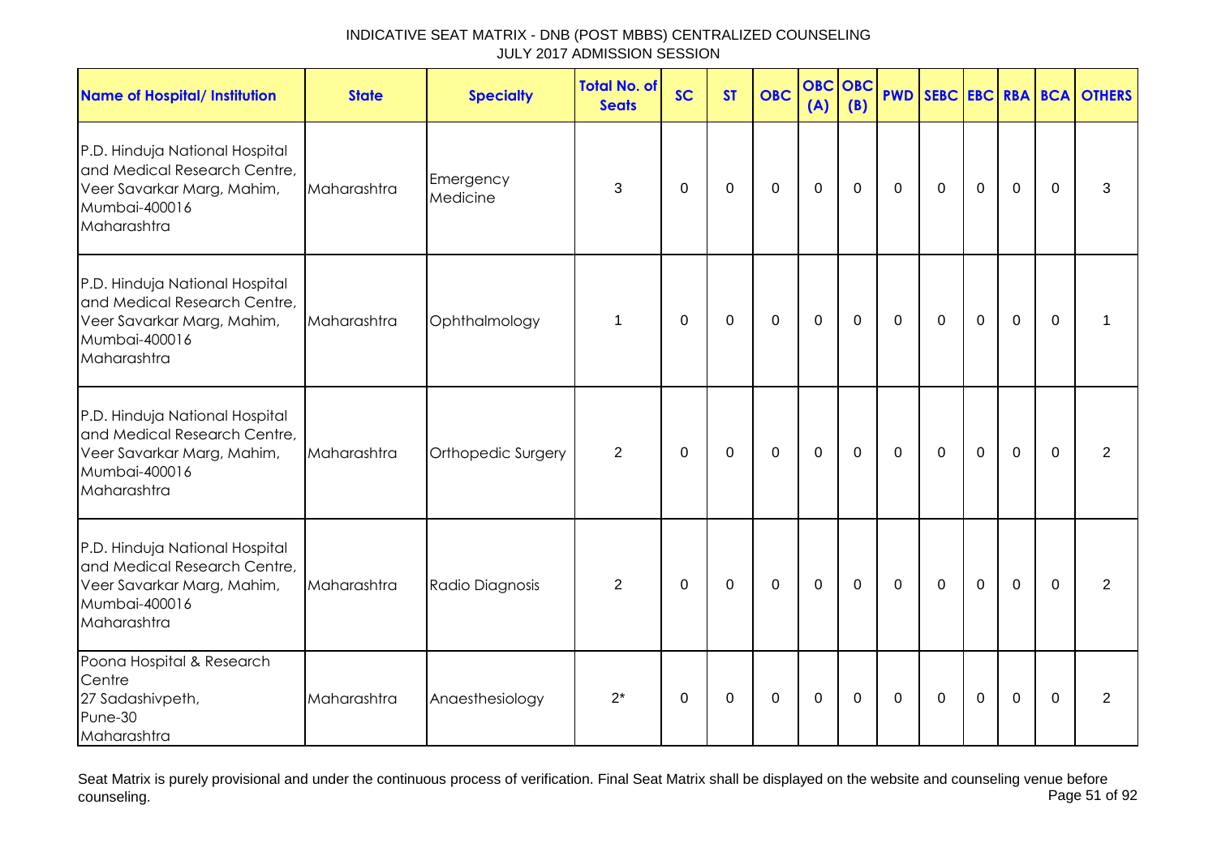INDICATIVE SEAT MATRIX - DNB (POST MBBS) CENTRALIZED COUNSELING
JULY 2017 ADMISSION SESSION

| Name of Hospital/ Institution | State | Specialty | Total No. of Seats | SC | ST | OBC | OBC (A) | OBC (B) | PWD | SEBC | EBC | RBA | BCA | OTHERS |
|---|---|---|---|---|---|---|---|---|---|---|---|---|---|---|
| P.D. Hinduja National Hospital and Medical Research Centre, Veer Savarkar Marg, Mahim, Mumbai-400016 Maharashtra | Maharashtra | Emergency Medicine | 3 | 0 | 0 | 0 | 0 | 0 | 0 | 0 | 0 | 0 | 0 | 3 |
| P.D. Hinduja National Hospital and Medical Research Centre, Veer Savarkar Marg, Mahim, Mumbai-400016 Maharashtra | Maharashtra | Ophthalmology | 1 | 0 | 0 | 0 | 0 | 0 | 0 | 0 | 0 | 0 | 0 | 1 |
| P.D. Hinduja National Hospital and Medical Research Centre, Veer Savarkar Marg, Mahim, Mumbai-400016 Maharashtra | Maharashtra | Orthopedic Surgery | 2 | 0 | 0 | 0 | 0 | 0 | 0 | 0 | 0 | 0 | 0 | 2 |
| P.D. Hinduja National Hospital and Medical Research Centre, Veer Savarkar Marg, Mahim, Mumbai-400016 Maharashtra | Maharashtra | Radio Diagnosis | 2 | 0 | 0 | 0 | 0 | 0 | 0 | 0 | 0 | 0 | 0 | 2 |
| Poona Hospital & Research Centre 27 Sadashivpeth, Pune-30 Maharashtra | Maharashtra | Anaesthesiology | 2* | 0 | 0 | 0 | 0 | 0 | 0 | 0 | 0 | 0 | 0 | 2 |

Seat Matrix is purely provisional and under the continuous process of verification. Final Seat Matrix shall be displayed on the website and counseling venue before counseling.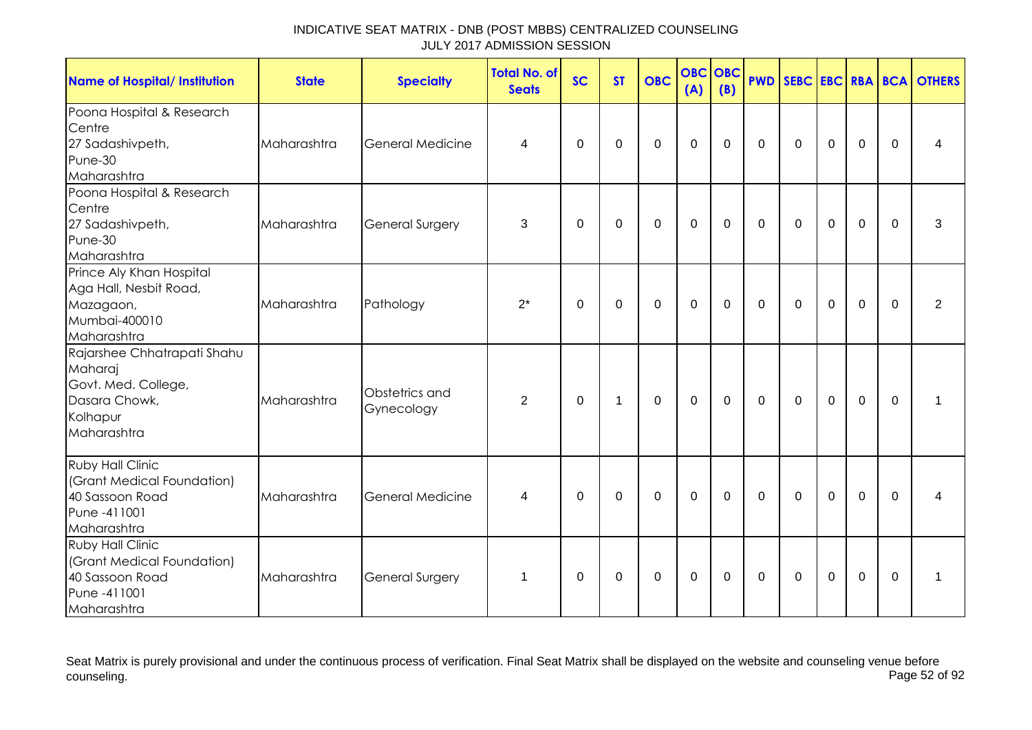# INDICATIVE SEAT MATRIX - DNB (POST MBBS) CENTRALIZED COUNSELING
## JULY 2017 ADMISSION SESSION

| Name of Hospital/ Institution | State | Specialty | Total No. of Seats | SC | ST | OBC | OBC (A) | OBC (B) | PWD | SEBC | EBC | RBA | BCA | OTHERS |
|---|---|---|---|---|---|---|---|---|---|---|---|---|---|---|
| Poona Hospital & Research Centre 27 Sadashivpeth, Pune-30 Maharashtra | Maharashtra | General Medicine | 4 | 0 | 0 | 0 | 0 | 0 | 0 | 0 | 0 | 0 | 0 | 4 |
| Poona Hospital & Research Centre 27 Sadashivpeth, Pune-30 Maharashtra | Maharashtra | General Surgery | 3 | 0 | 0 | 0 | 0 | 0 | 0 | 0 | 0 | 0 | 0 | 3 |
| Prince Aly Khan Hospital Aga Hall, Nesbit Road, Mazagaon, Mumbai-400010 Maharashtra | Maharashtra | Pathology | 2* | 0 | 0 | 0 | 0 | 0 | 0 | 0 | 0 | 0 | 0 | 2 |
| Rajarshee Chhatrapati Shahu Maharaj Govt. Med. College, Dasara Chowk, Kolhapur Maharashtra | Maharashtra | Obstetrics and Gynecology | 2 | 0 | 1 | 0 | 0 | 0 | 0 | 0 | 0 | 0 | 0 | 1 |
| Ruby Hall Clinic (Grant Medical Foundation) 40 Sassoon Road Pune -411001 Maharashtra | Maharashtra | General Medicine | 4 | 0 | 0 | 0 | 0 | 0 | 0 | 0 | 0 | 0 | 0 | 4 |
| Ruby Hall Clinic (Grant Medical Foundation) 40 Sassoon Road Pune -411001 Maharashtra | Maharashtra | General Surgery | 1 | 0 | 0 | 0 | 0 | 0 | 0 | 0 | 0 | 0 | 0 | 1 |

Seat Matrix is purely provisional and under the continuous process of verification. Final Seat Matrix shall be displayed on the website and counseling venue before counseling.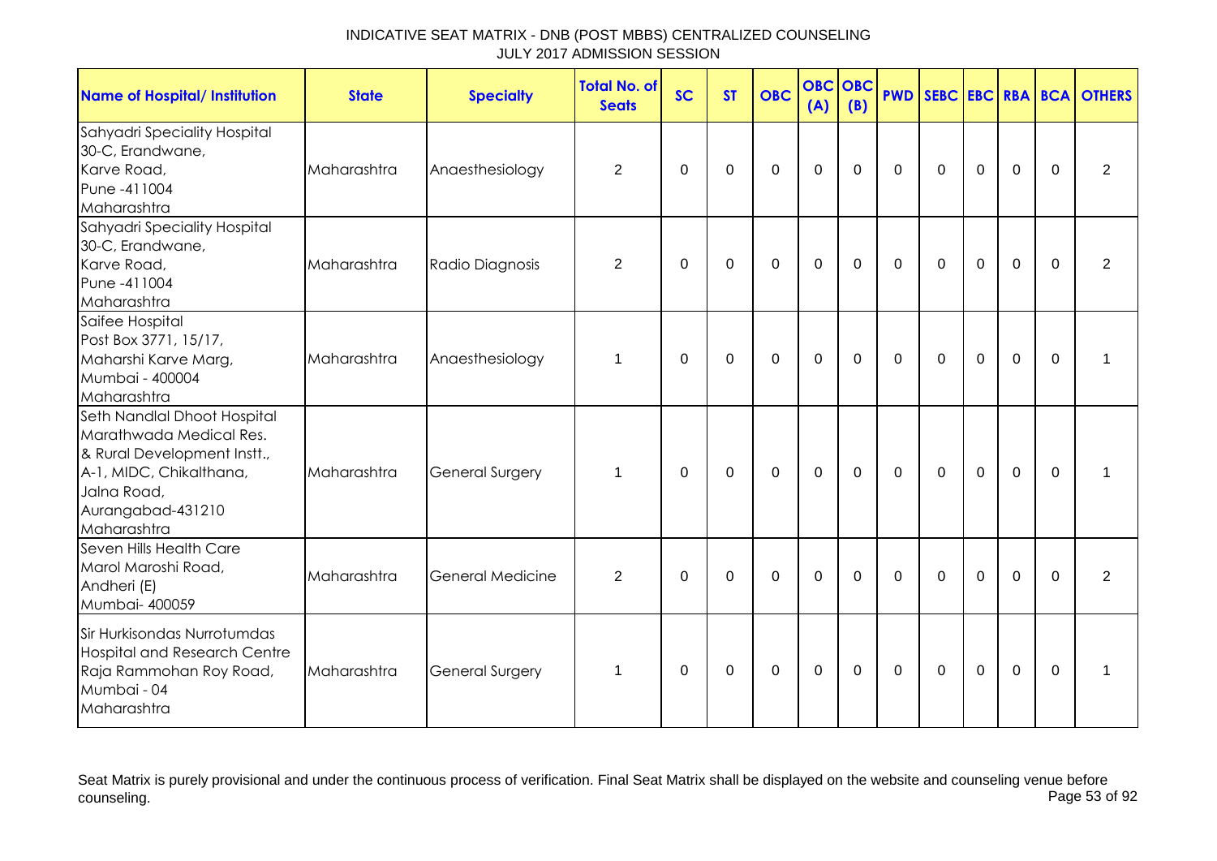INDICATIVE SEAT MATRIX - DNB (POST MBBS) CENTRALIZED COUNSELING
JULY 2017 ADMISSION SESSION

| Name of Hospital/ Institution | State | Specialty | Total No. of Seats | SC | ST | OBC | OBC (A) | OBC (B) | PWD | SEBC | EBC | RBA | BCA | OTHERS |
|---|---|---|---|---|---|---|---|---|---|---|---|---|---|---|
| Sahyadri Speciality Hospital 30-C, Erandwane, Karve Road, Pune -411004 Maharashtra | Maharashtra | Anaesthesiology | 2 | 0 | 0 | 0 | 0 | 0 | 0 | 0 | 0 | 0 | 0 | 2 |
| Sahyadri Speciality Hospital 30-C, Erandwane, Karve Road, Pune -411004 Maharashtra | Maharashtra | Radio Diagnosis | 2 | 0 | 0 | 0 | 0 | 0 | 0 | 0 | 0 | 0 | 0 | 2 |
| Saifee Hospital Post Box 3771, 15/17, Maharshi Karve Marg, Mumbai - 400004 Maharashtra | Maharashtra | Anaesthesiology | 1 | 0 | 0 | 0 | 0 | 0 | 0 | 0 | 0 | 0 | 0 | 1 |
| Seth Nandlal Dhoot Hospital Marathwada Medical Res. & Rural Development Instt., A-1, MIDC, Chikalthana, Jalna Road, Aurangabad-431210 Maharashtra | Maharashtra | General Surgery | 1 | 0 | 0 | 0 | 0 | 0 | 0 | 0 | 0 | 0 | 0 | 1 |
| Seven Hills Health Care Marol Maroshi Road, Andheri (E) Mumbai- 400059 | Maharashtra | General Medicine | 2 | 0 | 0 | 0 | 0 | 0 | 0 | 0 | 0 | 0 | 0 | 2 |
| Sir Hurkisondas Nurrotumdas Hospital and Research Centre Raja Rammohan Roy Road, Mumbai - 04 Maharashtra | Maharashtra | General Surgery | 1 | 0 | 0 | 0 | 0 | 0 | 0 | 0 | 0 | 0 | 0 | 1 |

Seat Matrix is purely provisional and under the continuous process of verification. Final Seat Matrix shall be displayed on the website and counseling venue before counseling.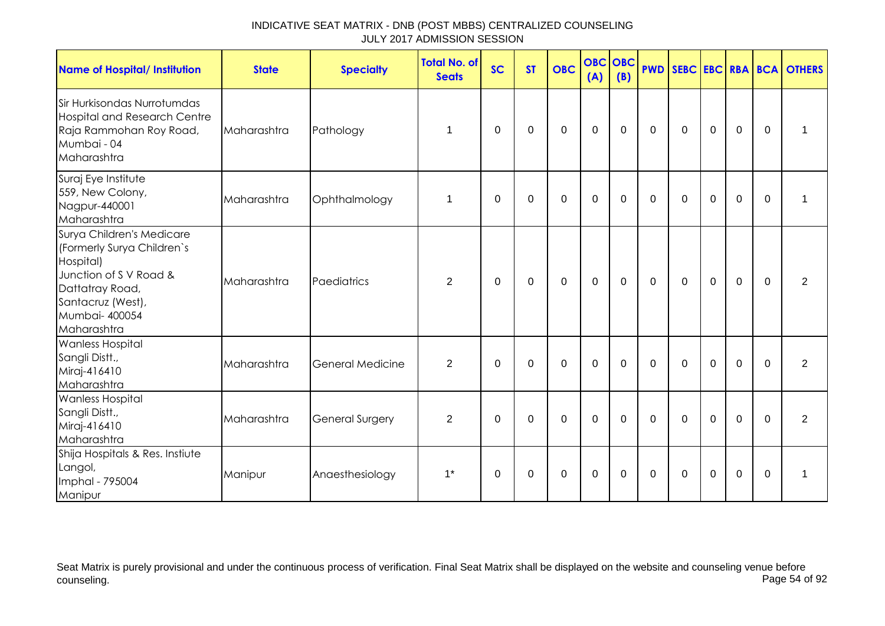| Name of Hospital/ Institution | State | Specialty | Total No. of Seats | SC | ST | OBC | OBC (A) | OBC (B) | PWD | SEBC | EBC | RBA | BCA | OTHERS |
|---|---|---|---|---|---|---|---|---|---|---|---|---|---|---|
| Sir Hurkisondas Nurrotumdas Hospital and Research Centre Raja Rammohan Roy Road, Mumbai - 04 Maharashtra | Maharashtra | Pathology | 1 | 0 | 0 | 0 | 0 | 0 | 0 | 0 | 0 | 0 | 0 | 1 |
| Suraj Eye Institute 559, New Colony, Nagpur-440001 Maharashtra | Maharashtra | Ophthalmology | 1 | 0 | 0 | 0 | 0 | 0 | 0 | 0 | 0 | 0 | 0 | 1 |
| Surya Children's Medicare (Formerly Surya Children`s Hospital) Junction of S V Road & Dattatray Road, Santacruz (West), Mumbai- 400054 Maharashtra | Maharashtra | Paediatrics | 2 | 0 | 0 | 0 | 0 | 0 | 0 | 0 | 0 | 0 | 0 | 2 |
| Wanless Hospital Sangli Distt., Miraj-416410 Maharashtra | Maharashtra | General Medicine | 2 | 0 | 0 | 0 | 0 | 0 | 0 | 0 | 0 | 0 | 0 | 2 |
| Wanless Hospital Sangli Distt., Miraj-416410 Maharashtra | Maharashtra | General Surgery | 2 | 0 | 0 | 0 | 0 | 0 | 0 | 0 | 0 | 0 | 0 | 2 |
| Shija Hospitals & Res. Instiute Langol, Imphal - 795004 Manipur | Manipur | Anaesthesiology | 1* | 0 | 0 | 0 | 0 | 0 | 0 | 0 | 0 | 0 | 0 | 1 |

Seat Matrix is purely provisional and under the continuous process of verification. Final Seat Matrix shall be displayed on the website and counseling venue before counseling.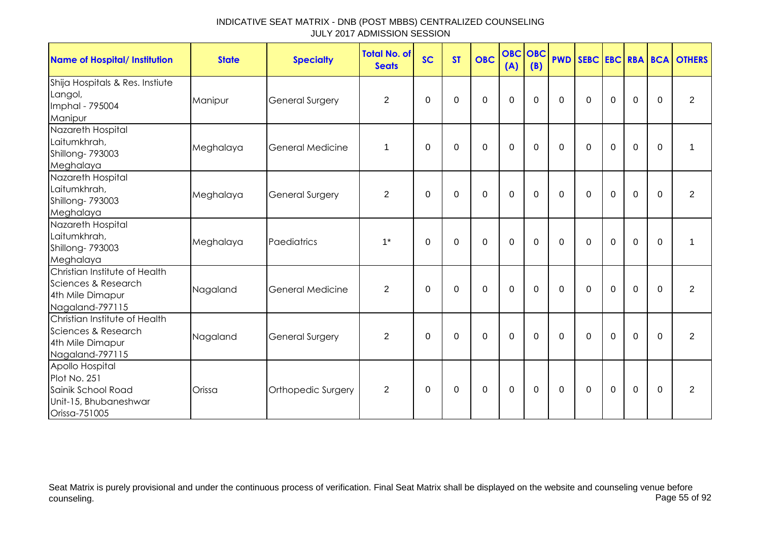INDICATIVE SEAT MATRIX - DNB (POST MBBS) CENTRALIZED COUNSELING
JULY 2017 ADMISSION SESSION

| Name of Hospital/ Institution | State | Specialty | Total No. of Seats | SC | ST | OBC | OBC (A) | OBC (B) | PWD | SEBC | EBC | RBA | BCA | OTHERS |
|---|---|---|---|---|---|---|---|---|---|---|---|---|---|---|
| Shija Hospitals & Res. Instiute Langol, Imphal - 795004 Manipur | Manipur | General Surgery | 2 | 0 | 0 | 0 | 0 | 0 | 0 | 0 | 0 | 0 | 0 | 2 |
| Nazareth Hospital Laitumkhrah, Shillong- 793003 Meghalaya | Meghalaya | General Medicine | 1 | 0 | 0 | 0 | 0 | 0 | 0 | 0 | 0 | 0 | 0 | 1 |
| Nazareth Hospital Laitumkhrah, Shillong- 793003 Meghalaya | Meghalaya | General Surgery | 2 | 0 | 0 | 0 | 0 | 0 | 0 | 0 | 0 | 0 | 0 | 2 |
| Nazareth Hospital Laitumkhrah, Shillong- 793003 Meghalaya | Meghalaya | Paediatrics | 1* | 0 | 0 | 0 | 0 | 0 | 0 | 0 | 0 | 0 | 0 | 1 |
| Christian Institute of Health Sciences & Research 4th Mile Dimapur Nagaland-797115 | Nagaland | General Medicine | 2 | 0 | 0 | 0 | 0 | 0 | 0 | 0 | 0 | 0 | 0 | 2 |
| Christian Institute of Health Sciences & Research 4th Mile Dimapur Nagaland-797115 | Nagaland | General Surgery | 2 | 0 | 0 | 0 | 0 | 0 | 0 | 0 | 0 | 0 | 0 | 2 |
| Apollo Hospital Plot No. 251 Sainik School Road Unit-15, Bhubaneshwar Orissa-751005 | Orissa | Orthopedic Surgery | 2 | 0 | 0 | 0 | 0 | 0 | 0 | 0 | 0 | 0 | 0 | 2 |

Seat Matrix is purely provisional and under the continuous process of verification. Final Seat Matrix shall be displayed on the website and counseling venue before counseling.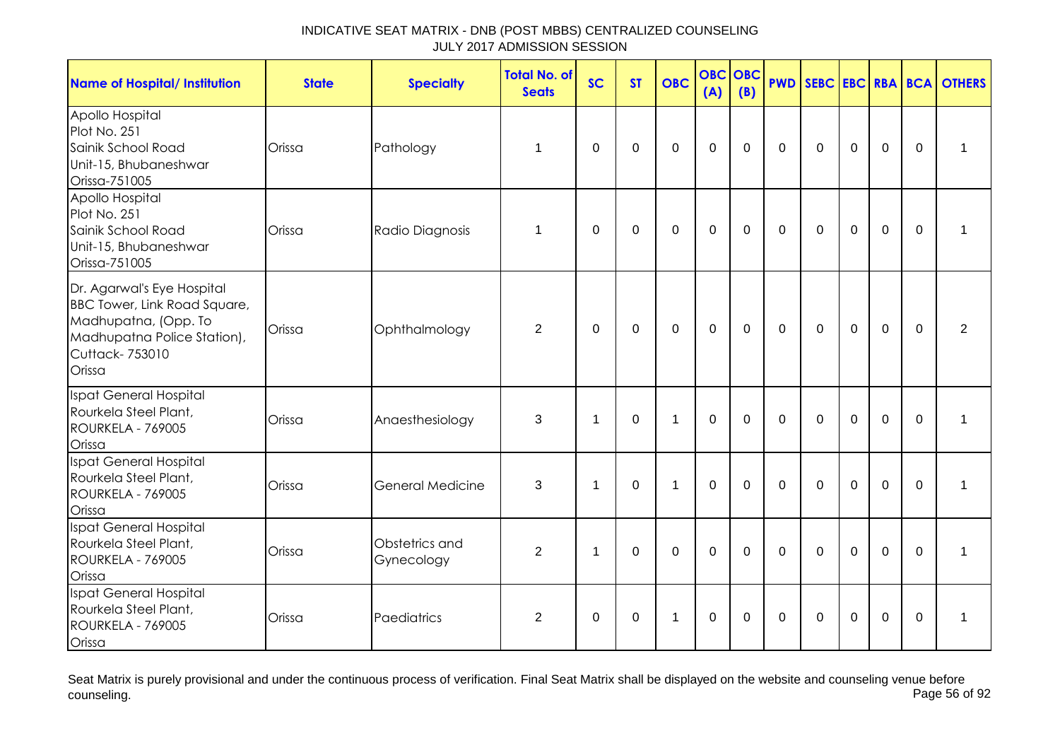INDICATIVE SEAT MATRIX - DNB (POST MBBS) CENTRALIZED COUNSELING
JULY 2017 ADMISSION SESSION

| Name of Hospital/ Institution | State | Specialty | Total No. of Seats | SC | ST | OBC | OBC (A) | OBC (B) | PWD | SEBC | EBC | RBA | BCA | OTHERS |
|---|---|---|---|---|---|---|---|---|---|---|---|---|---|---|
| Apollo Hospital Plot No. 251 Sainik School Road Unit-15, Bhubaneshwar Orissa-751005 | Orissa | Pathology | 1 | 0 | 0 | 0 | 0 | 0 | 0 | 0 | 0 | 0 | 0 | 1 |
| Apollo Hospital Plot No. 251 Sainik School Road Unit-15, Bhubaneshwar Orissa-751005 | Orissa | Radio Diagnosis | 1 | 0 | 0 | 0 | 0 | 0 | 0 | 0 | 0 | 0 | 0 | 1 |
| Dr. Agarwal's Eye Hospital BBC Tower, Link Road Square, Madhupatna, (Opp. To Madhupatna Police Station), Cuttack- 753010 Orissa | Orissa | Ophthalmology | 2 | 0 | 0 | 0 | 0 | 0 | 0 | 0 | 0 | 0 | 0 | 2 |
| Ispat General Hospital Rourkela Steel Plant, ROURKELA - 769005 Orissa | Orissa | Anaesthesiology | 3 | 1 | 0 | 1 | 0 | 0 | 0 | 0 | 0 | 0 | 0 | 1 |
| Ispat General Hospital Rourkela Steel Plant, ROURKELA - 769005 Orissa | Orissa | General Medicine | 3 | 1 | 0 | 1 | 0 | 0 | 0 | 0 | 0 | 0 | 0 | 1 |
| Ispat General Hospital Rourkela Steel Plant, ROURKELA - 769005 Orissa | Orissa | Obstetrics and Gynecology | 2 | 1 | 0 | 0 | 0 | 0 | 0 | 0 | 0 | 0 | 0 | 1 |
| Ispat General Hospital Rourkela Steel Plant, ROURKELA - 769005 Orissa | Orissa | Paediatrics | 2 | 0 | 0 | 1 | 0 | 0 | 0 | 0 | 0 | 0 | 0 | 1 |

Seat Matrix is purely provisional and under the continuous process of verification. Final Seat Matrix shall be displayed on the website and counseling venue before counseling.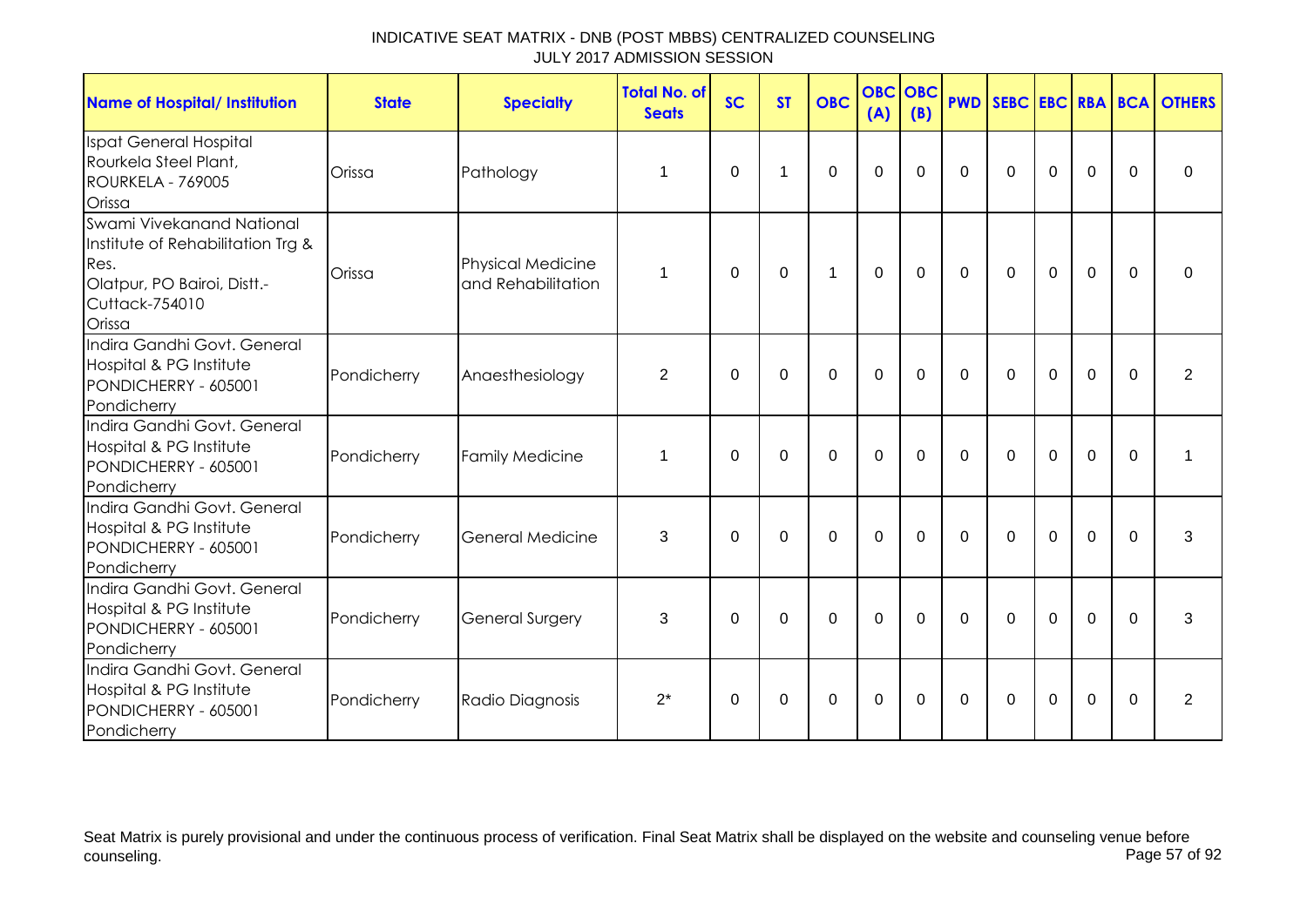# INDICATIVE SEAT MATRIX - DNB (POST MBBS) CENTRALIZED COUNSELING
## JULY 2017 ADMISSION SESSION

| Name of Hospital/ Institution | State | Specialty | Total No. of Seats | SC | ST | OBC | OBC (A) | OBC (B) | PWD | SEBC | EBC | RBA | BCA | OTHERS |
|---|---|---|---|---|---|---|---|---|---|---|---|---|---|---|
| Ispat General Hospital Rourkela Steel Plant, ROURKELA - 769005 Orissa | Orissa | Pathology | 1 | 0 | 1 | 0 | 0 | 0 | 0 | 0 | 0 | 0 | 0 | 0 |
| Swami Vivekanand National Institute of Rehabilitation Trg & Res. Olatpur, PO Bairoi, Distt.- Cuttack-754010 Orissa | Orissa | Physical Medicine and Rehabilitation | 1 | 0 | 0 | 1 | 0 | 0 | 0 | 0 | 0 | 0 | 0 | 0 |
| Indira Gandhi Govt. General Hospital & PG Institute PONDICHERRY - 605001 Pondicherry | Pondicherry | Anaesthesiology | 2 | 0 | 0 | 0 | 0 | 0 | 0 | 0 | 0 | 0 | 0 | 2 |
| Indira Gandhi Govt. General Hospital & PG Institute PONDICHERRY - 605001 Pondicherry | Pondicherry | Family Medicine | 1 | 0 | 0 | 0 | 0 | 0 | 0 | 0 | 0 | 0 | 0 | 1 |
| Indira Gandhi Govt. General Hospital & PG Institute PONDICHERRY - 605001 Pondicherry | Pondicherry | General Medicine | 3 | 0 | 0 | 0 | 0 | 0 | 0 | 0 | 0 | 0 | 0 | 3 |
| Indira Gandhi Govt. General Hospital & PG Institute PONDICHERRY - 605001 Pondicherry | Pondicherry | General Surgery | 3 | 0 | 0 | 0 | 0 | 0 | 0 | 0 | 0 | 0 | 0 | 3 |
| Indira Gandhi Govt. General Hospital & PG Institute PONDICHERRY - 605001 Pondicherry | Pondicherry | Radio Diagnosis | 2* | 0 | 0 | 0 | 0 | 0 | 0 | 0 | 0 | 0 | 0 | 2 |

Seat Matrix is purely provisional and under the continuous process of verification. Final Seat Matrix shall be displayed on the website and counseling venue before counseling.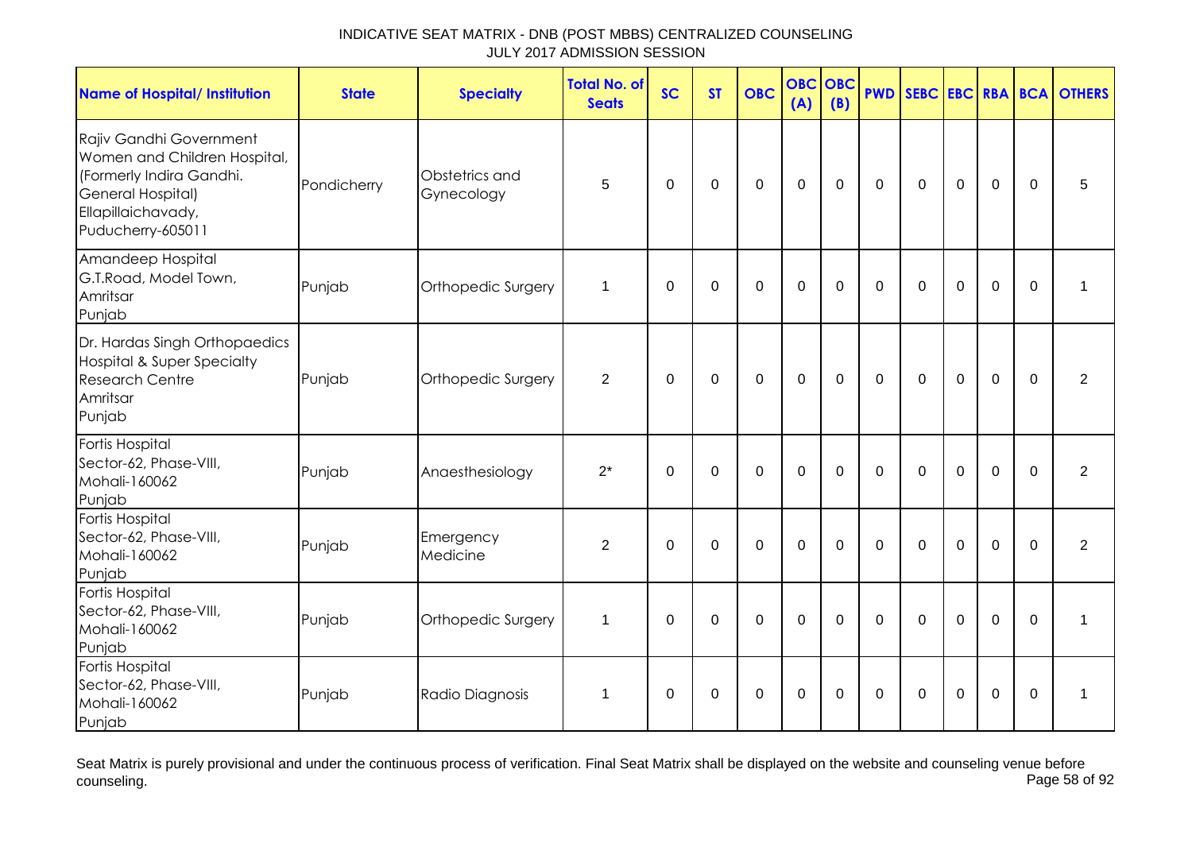INDICATIVE SEAT MATRIX - DNB (POST MBBS) CENTRALIZED COUNSELING
JULY 2017 ADMISSION SESSION

| Name of Hospital/ Institution | State | Specialty | Total No. of Seats | SC | ST | OBC | OBC (A) | OBC (B) | PWD | SEBC | EBC | RBA | BCA | OTHERS |
|---|---|---|---|---|---|---|---|---|---|---|---|---|---|---|
| Rajiv Gandhi Government Women and Children Hospital, (Formerly Indira Gandhi. General Hospital) Ellapillaichavady, Puducherry-605011 | Pondicherry | Obstetrics and Gynecology | 5 | 0 | 0 | 0 | 0 | 0 | 0 | 0 | 0 | 0 | 0 | 5 |
| Amandeep Hospital G.T.Road, Model Town, Amritsar Punjab | Punjab | Orthopedic Surgery | 1 | 0 | 0 | 0 | 0 | 0 | 0 | 0 | 0 | 0 | 0 | 1 |
| Dr. Hardas Singh Orthopaedics Hospital & Super Specialty Research Centre Amritsar Punjab | Punjab | Orthopedic Surgery | 2 | 0 | 0 | 0 | 0 | 0 | 0 | 0 | 0 | 0 | 0 | 2 |
| Fortis Hospital Sector-62, Phase-VIII, Mohali-160062 Punjab | Punjab | Anaesthesiology | 2* | 0 | 0 | 0 | 0 | 0 | 0 | 0 | 0 | 0 | 0 | 2 |
| Fortis Hospital Sector-62, Phase-VIII, Mohali-160062 Punjab | Punjab | Emergency Medicine | 2 | 0 | 0 | 0 | 0 | 0 | 0 | 0 | 0 | 0 | 0 | 2 |
| Fortis Hospital Sector-62, Phase-VIII, Mohali-160062 Punjab | Punjab | Orthopedic Surgery | 1 | 0 | 0 | 0 | 0 | 0 | 0 | 0 | 0 | 0 | 0 | 1 |
| Fortis Hospital Sector-62, Phase-VIII, Mohali-160062 Punjab | Punjab | Radio Diagnosis | 1 | 0 | 0 | 0 | 0 | 0 | 0 | 0 | 0 | 0 | 0 | 1 |

Seat Matrix is purely provisional and under the continuous process of verification. Final Seat Matrix shall be displayed on the website and counseling venue before counseling.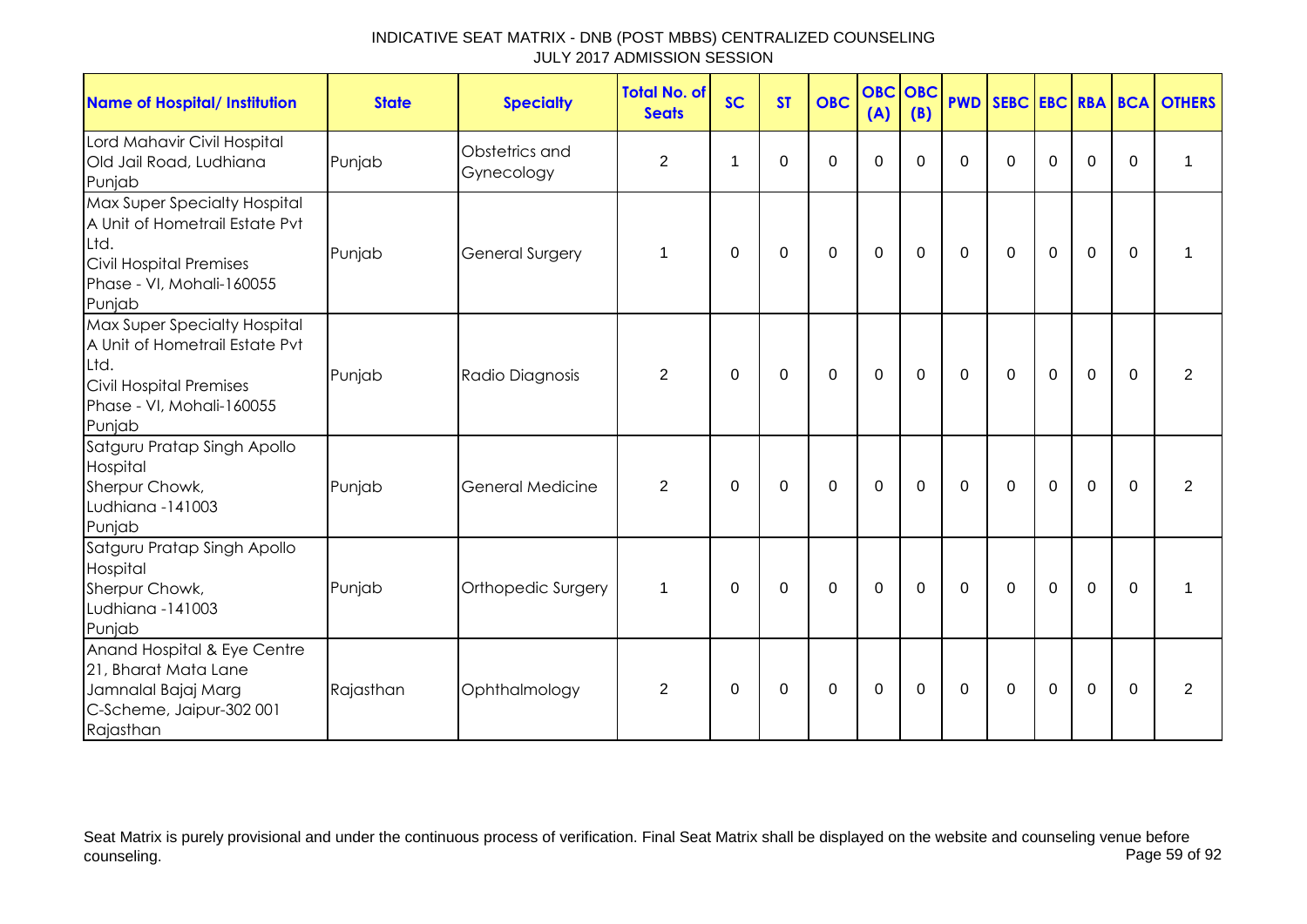INDICATIVE SEAT MATRIX - DNB (POST MBBS) CENTRALIZED COUNSELING
JULY 2017 ADMISSION SESSION

| Name of Hospital/ Institution | State | Specialty | Total No. of Seats | SC | ST | OBC | OBC (A) | OBC (B) | PWD | SEBC | EBC | RBA | BCA | OTHERS |
|---|---|---|---|---|---|---|---|---|---|---|---|---|---|---|
| Lord Mahavir Civil Hospital Old Jail Road, Ludhiana Punjab | Punjab | Obstetrics and Gynecology | 2 | 1 | 0 | 0 | 0 | 0 | 0 | 0 | 0 | 0 | 0 | 1 |
| Max Super Specialty Hospital A Unit of Hometrail Estate Pvt Ltd. Civil Hospital Premises Phase - VI, Mohali-160055 Punjab | Punjab | General Surgery | 1 | 0 | 0 | 0 | 0 | 0 | 0 | 0 | 0 | 0 | 0 | 1 |
| Max Super Specialty Hospital A Unit of Hometrail Estate Pvt Ltd. Civil Hospital Premises Phase - VI, Mohali-160055 Punjab | Punjab | Radio Diagnosis | 2 | 0 | 0 | 0 | 0 | 0 | 0 | 0 | 0 | 0 | 0 | 2 |
| Satguru Pratap Singh Apollo Hospital Sherpur Chowk, Ludhiana -141003 Punjab | Punjab | General Medicine | 2 | 0 | 0 | 0 | 0 | 0 | 0 | 0 | 0 | 0 | 0 | 2 |
| Satguru Pratap Singh Apollo Hospital Sherpur Chowk, Ludhiana -141003 Punjab | Punjab | Orthopedic Surgery | 1 | 0 | 0 | 0 | 0 | 0 | 0 | 0 | 0 | 0 | 0 | 1 |
| Anand Hospital & Eye Centre 21, Bharat Mata Lane Jamnalal Bajaj Marg C-Scheme, Jaipur-302 001 Rajasthan | Rajasthan | Ophthalmology | 2 | 0 | 0 | 0 | 0 | 0 | 0 | 0 | 0 | 0 | 0 | 2 |

Seat Matrix is purely provisional and under the continuous process of verification. Final Seat Matrix shall be displayed on the website and counseling venue before counseling.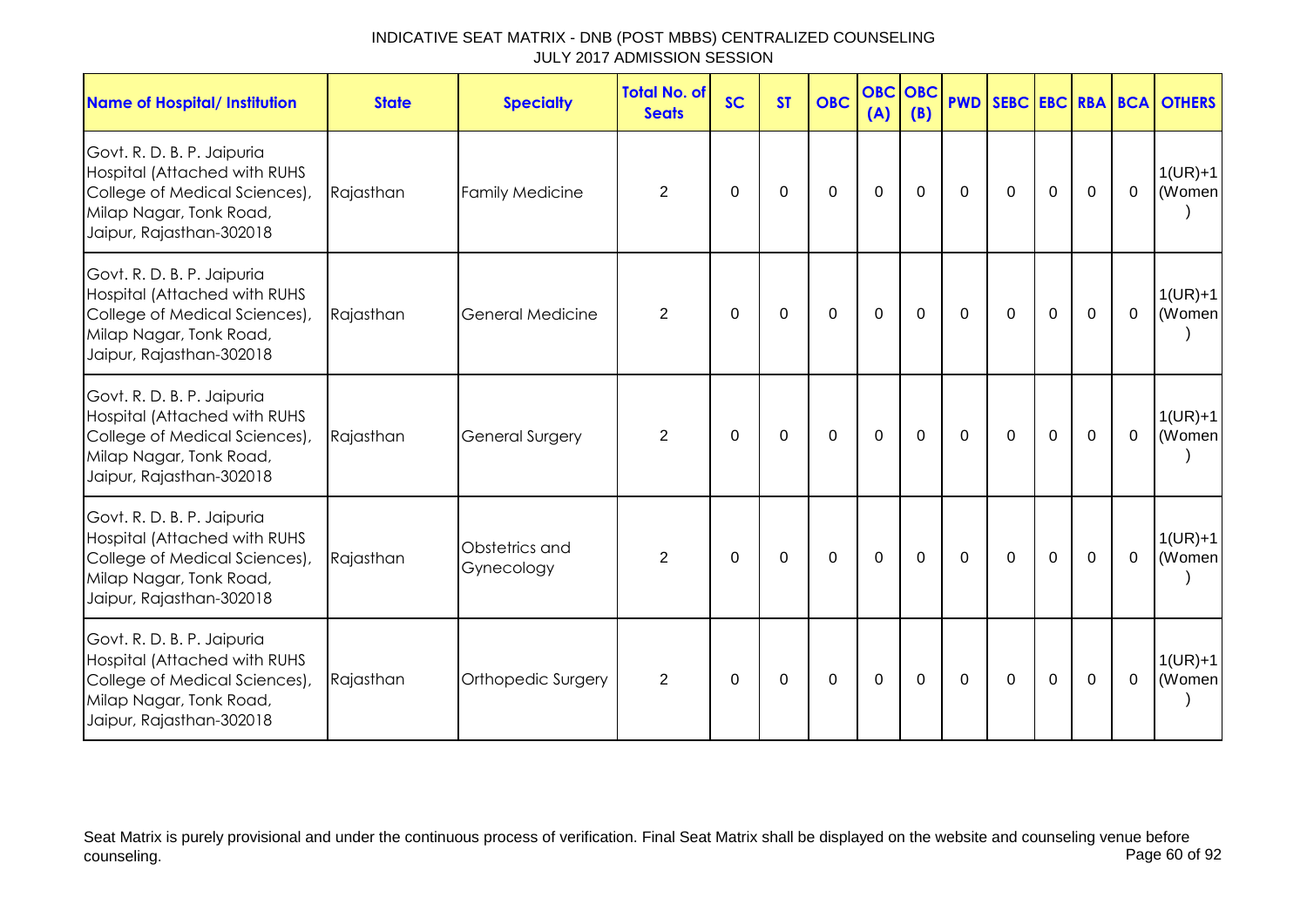INDICATIVE SEAT MATRIX - DNB (POST MBBS) CENTRALIZED COUNSELING
JULY 2017 ADMISSION SESSION

| Name of Hospital/ Institution | State | Specialty | Total No. of Seats | SC | ST | OBC | OBC (A) | OBC (B) | PWD | SEBC | EBC | RBA | BCA | OTHERS |
|---|---|---|---|---|---|---|---|---|---|---|---|---|---|---|
| Govt. R. D. B. P. Jaipuria Hospital (Attached with RUHS College of Medical Sciences), Milap Nagar, Tonk Road, Jaipur, Rajasthan-302018 | Rajasthan | Family Medicine | 2 | 0 | 0 | 0 | 0 | 0 | 0 | 0 | 0 | 0 | 0 | 1(UR)+1 (Women) |
| Govt. R. D. B. P. Jaipuria Hospital (Attached with RUHS College of Medical Sciences), Milap Nagar, Tonk Road, Jaipur, Rajasthan-302018 | Rajasthan | General Medicine | 2 | 0 | 0 | 0 | 0 | 0 | 0 | 0 | 0 | 0 | 0 | 1(UR)+1 (Women) |
| Govt. R. D. B. P. Jaipuria Hospital (Attached with RUHS College of Medical Sciences), Milap Nagar, Tonk Road, Jaipur, Rajasthan-302018 | Rajasthan | General Surgery | 2 | 0 | 0 | 0 | 0 | 0 | 0 | 0 | 0 | 0 | 0 | 1(UR)+1 (Women) |
| Govt. R. D. B. P. Jaipuria Hospital (Attached with RUHS College of Medical Sciences), Milap Nagar, Tonk Road, Jaipur, Rajasthan-302018 | Rajasthan | Obstetrics and Gynecology | 2 | 0 | 0 | 0 | 0 | 0 | 0 | 0 | 0 | 0 | 0 | 1(UR)+1 (Women) |
| Govt. R. D. B. P. Jaipuria Hospital (Attached with RUHS College of Medical Sciences), Milap Nagar, Tonk Road, Jaipur, Rajasthan-302018 | Rajasthan | Orthopedic Surgery | 2 | 0 | 0 | 0 | 0 | 0 | 0 | 0 | 0 | 0 | 0 | 1(UR)+1 (Women) |

Seat Matrix is purely provisional and under the continuous process of verification. Final Seat Matrix shall be displayed on the website and counseling venue before counseling.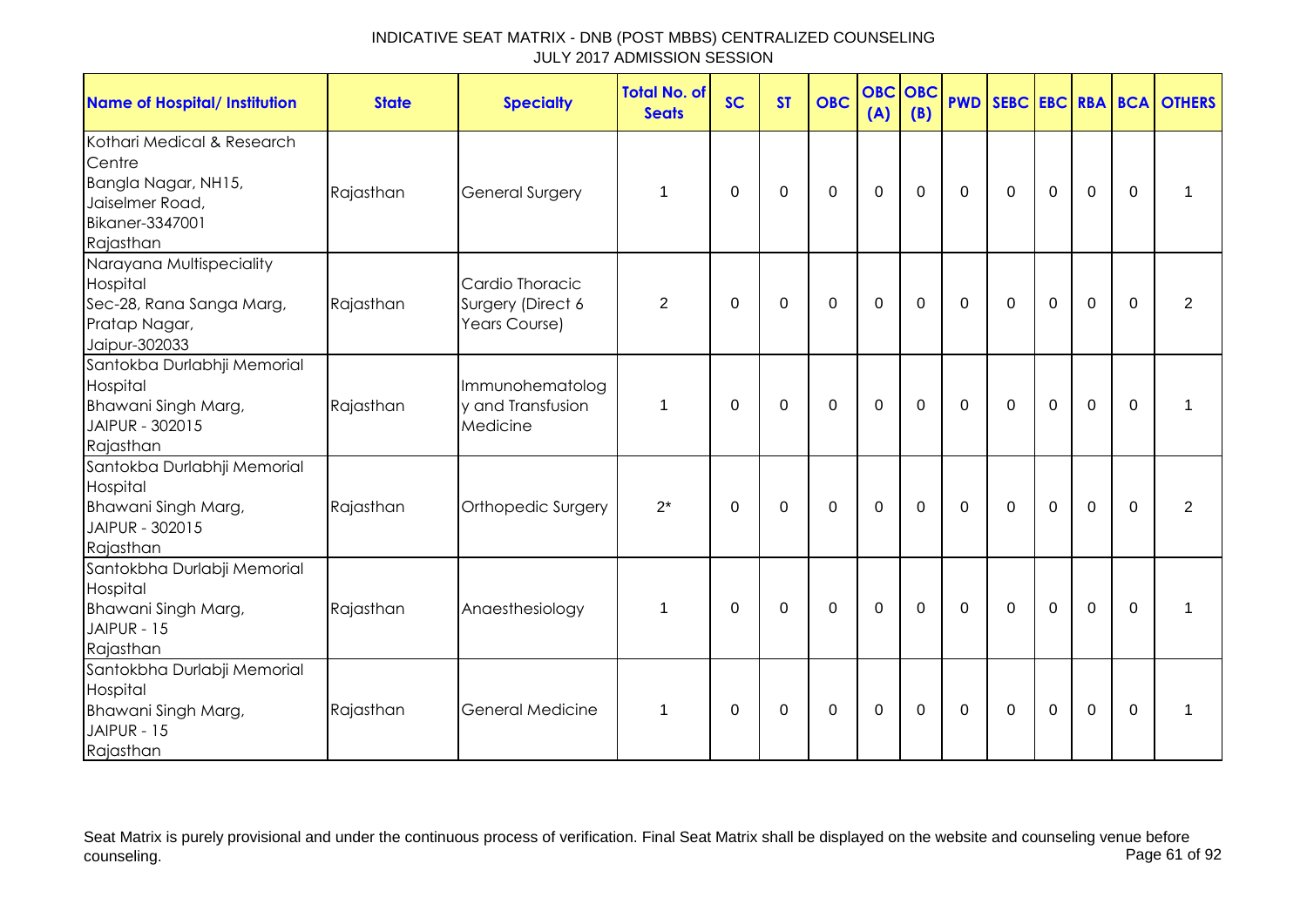INDICATIVE SEAT MATRIX - DNB (POST MBBS) CENTRALIZED COUNSELING
JULY 2017 ADMISSION SESSION

| Name of Hospital/ Institution | State | Specialty | Total No. of Seats | SC | ST | OBC | OBC (A) | OBC (B) | PWD | SEBC | EBC | RBA | BCA | OTHERS |
|---|---|---|---|---|---|---|---|---|---|---|---|---|---|---|
| Kothari Medical & Research Centre Bangla Nagar, NH15, Jaiselmer Road, Bikaner-3347001 Rajasthan | Rajasthan | General Surgery | 1 | 0 | 0 | 0 | 0 | 0 | 0 | 0 | 0 | 0 | 0 | 1 |
| Narayana Multispeciality Hospital Sec-28, Rana Sanga Marg, Pratap Nagar, Jaipur-302033 | Rajasthan | Cardio Thoracic Surgery (Direct 6 Years Course) | 2 | 0 | 0 | 0 | 0 | 0 | 0 | 0 | 0 | 0 | 0 | 2 |
| Santokba Durlabhji Memorial Hospital Bhawani Singh Marg, JAIPUR - 302015 Rajasthan | Rajasthan | Immunohematology and Transfusion Medicine | 1 | 0 | 0 | 0 | 0 | 0 | 0 | 0 | 0 | 0 | 0 | 1 |
| Santokba Durlabhji Memorial Hospital Bhawani Singh Marg, JAIPUR - 302015 Rajasthan | Rajasthan | Orthopedic Surgery | 2* | 0 | 0 | 0 | 0 | 0 | 0 | 0 | 0 | 0 | 0 | 2 |
| Santokbha Durlabji Memorial Hospital Bhawani Singh Marg, JAIPUR - 15 Rajasthan | Rajasthan | Anaesthesiology | 1 | 0 | 0 | 0 | 0 | 0 | 0 | 0 | 0 | 0 | 0 | 1 |
| Santokbha Durlabji Memorial Hospital Bhawani Singh Marg, JAIPUR - 15 Rajasthan | Rajasthan | General Medicine | 1 | 0 | 0 | 0 | 0 | 0 | 0 | 0 | 0 | 0 | 0 | 1 |

Seat Matrix is purely provisional and under the continuous process of verification. Final Seat Matrix shall be displayed on the website and counseling venue before counseling.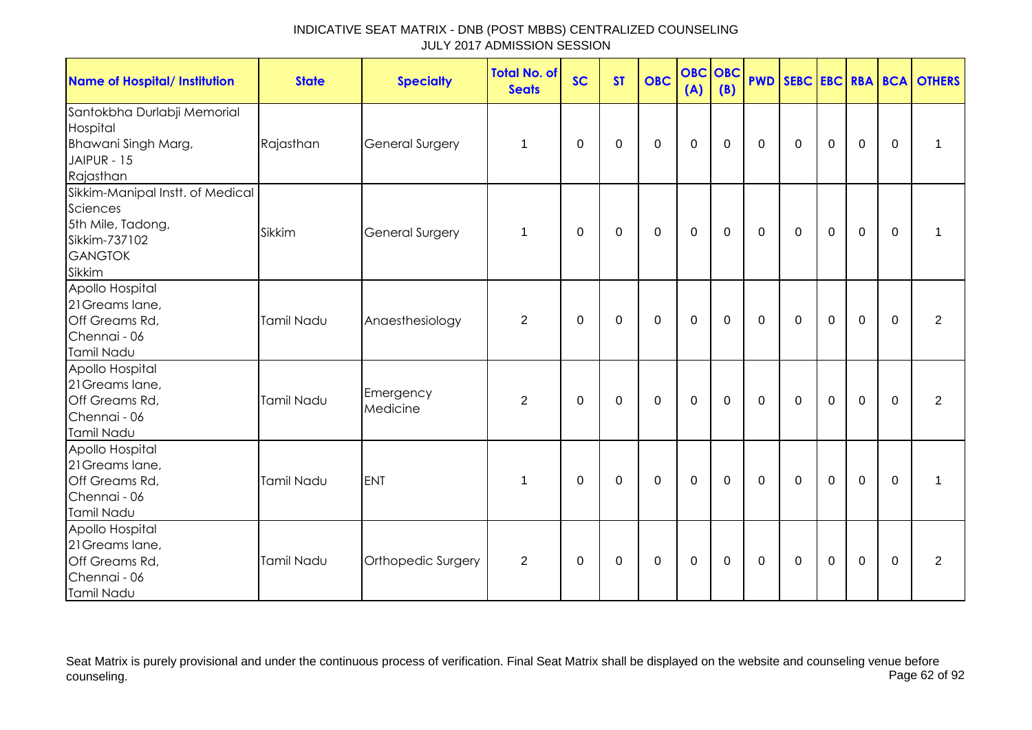INDICATIVE SEAT MATRIX - DNB (POST MBBS) CENTRALIZED COUNSELING
JULY 2017 ADMISSION SESSION

| Name of Hospital/ Institution | State | Specialty | Total No. of Seats | SC | ST | OBC | OBC (A) | OBC (B) | PWD | SEBC | EBC | RBA | BCA | OTHERS |
|---|---|---|---|---|---|---|---|---|---|---|---|---|---|---|
| Santokbha Durlabji Memorial Hospital Bhawani Singh Marg, JAIPUR - 15 Rajasthan | Rajasthan | General Surgery | 1 | 0 | 0 | 0 | 0 | 0 | 0 | 0 | 0 | 0 | 0 | 1 |
| Sikkim-Manipal Instt. of Medical Sciences 5th Mile, Tadong, Sikkim-737102 GANGTOK Sikkim | Sikkim | General Surgery | 1 | 0 | 0 | 0 | 0 | 0 | 0 | 0 | 0 | 0 | 0 | 1 |
| Apollo Hospital 21Greams lane, Off Greams Rd, Chennai - 06 Tamil Nadu | Tamil Nadu | Anaesthesiology | 2 | 0 | 0 | 0 | 0 | 0 | 0 | 0 | 0 | 0 | 0 | 2 |
| Apollo Hospital 21Greams lane, Off Greams Rd, Chennai - 06 Tamil Nadu | Tamil Nadu | Emergency Medicine | 2 | 0 | 0 | 0 | 0 | 0 | 0 | 0 | 0 | 0 | 0 | 2 |
| Apollo Hospital 21Greams lane, Off Greams Rd, Chennai - 06 Tamil Nadu | Tamil Nadu | ENT | 1 | 0 | 0 | 0 | 0 | 0 | 0 | 0 | 0 | 0 | 0 | 1 |
| Apollo Hospital 21Greams lane, Off Greams Rd, Chennai - 06 Tamil Nadu | Tamil Nadu | Orthopedic Surgery | 2 | 0 | 0 | 0 | 0 | 0 | 0 | 0 | 0 | 0 | 0 | 2 |

Seat Matrix is purely provisional and under the continuous process of verification. Final Seat Matrix shall be displayed on the website and counseling venue before counseling.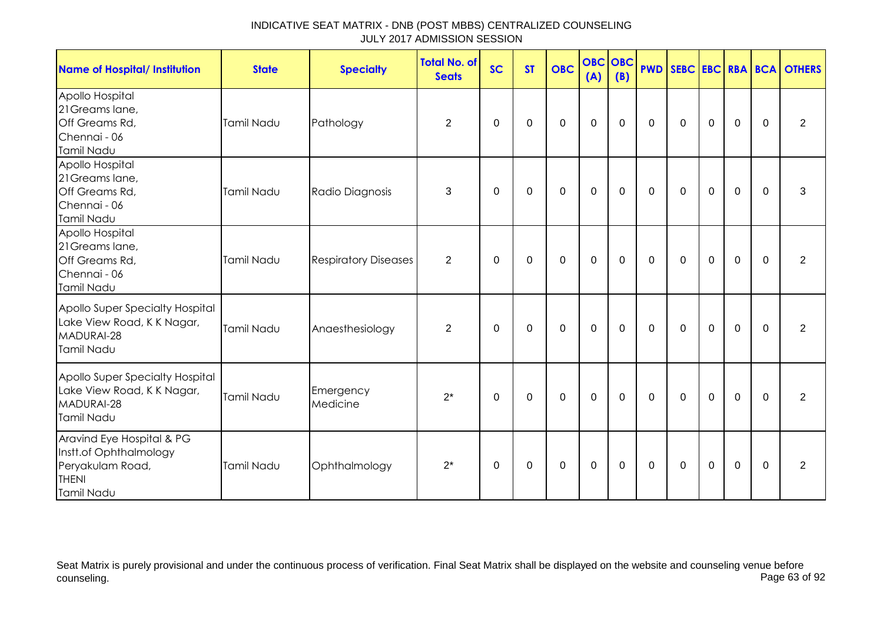# INDICATIVE SEAT MATRIX - DNB (POST MBBS) CENTRALIZED COUNSELING
## JULY 2017 ADMISSION SESSION

| Name of Hospital/ Institution | State | Specialty | Total No. of Seats | SC | ST | OBC | OBC (A) | OBC (B) | PWD | SEBC | EBC | RBA | BCA | OTHERS |
|---|---|---|---|---|---|---|---|---|---|---|---|---|---|---|
| Apollo Hospital 21Greams lane, Off Greams Rd, Chennai - 06 Tamil Nadu | Tamil Nadu | Pathology | 2 | 0 | 0 | 0 | 0 | 0 | 0 | 0 | 0 | 0 | 0 | 2 |
| Apollo Hospital 21Greams lane, Off Greams Rd, Chennai - 06 Tamil Nadu | Tamil Nadu | Radio Diagnosis | 3 | 0 | 0 | 0 | 0 | 0 | 0 | 0 | 0 | 0 | 0 | 3 |
| Apollo Hospital 21Greams lane, Off Greams Rd, Chennai - 06 Tamil Nadu | Tamil Nadu | Respiratory Diseases | 2 | 0 | 0 | 0 | 0 | 0 | 0 | 0 | 0 | 0 | 0 | 2 |
| Apollo Super Specialty Hospital Lake View Road, K K Nagar, MADURAI-28 Tamil Nadu | Tamil Nadu | Anaesthesiology | 2 | 0 | 0 | 0 | 0 | 0 | 0 | 0 | 0 | 0 | 0 | 2 |
| Apollo Super Specialty Hospital Lake View Road, K K Nagar, MADURAI-28 Tamil Nadu | Tamil Nadu | Emergency Medicine | 2* | 0 | 0 | 0 | 0 | 0 | 0 | 0 | 0 | 0 | 0 | 2 |
| Aravind Eye Hospital & PG Instt.of Ophthalmology Peryakulam Road, THENI Tamil Nadu | Tamil Nadu | Ophthalmology | 2* | 0 | 0 | 0 | 0 | 0 | 0 | 0 | 0 | 0 | 0 | 2 |

Seat Matrix is purely provisional and under the continuous process of verification. Final Seat Matrix shall be displayed on the website and counseling venue before counseling.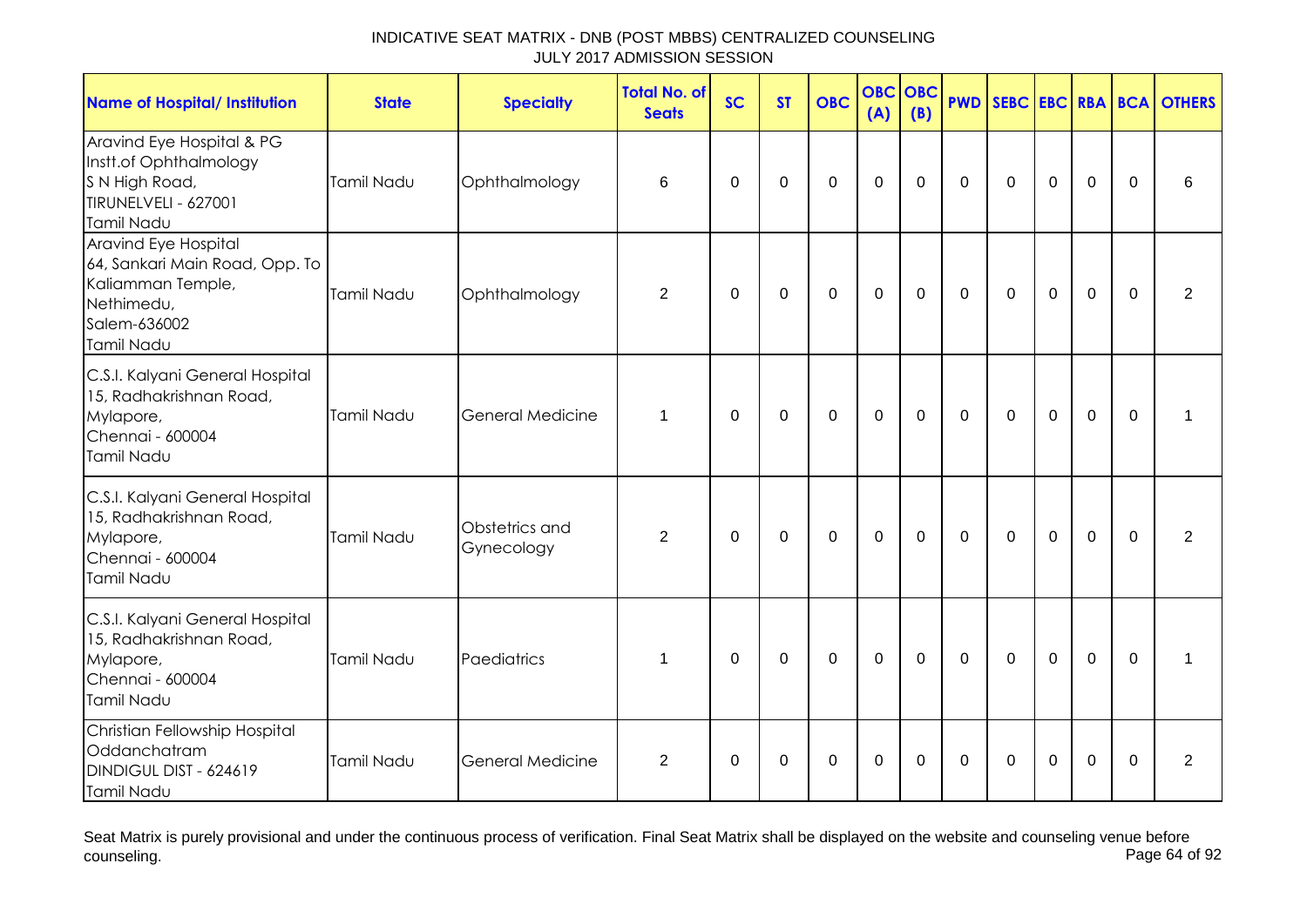INDICATIVE SEAT MATRIX - DNB (POST MBBS) CENTRALIZED COUNSELING
JULY 2017 ADMISSION SESSION

| Name of Hospital/ Institution | State | Specialty | Total No. of Seats | SC | ST | OBC | OBC (A) | OBC (B) | PWD | SEBC | EBC | RBA | BCA | OTHERS |
|---|---|---|---|---|---|---|---|---|---|---|---|---|---|---|
| Aravind Eye Hospital & PG Instt.of Ophthalmology S N High Road, TIRUNELVELI - 627001 Tamil Nadu | Tamil Nadu | Ophthalmology | 6 | 0 | 0 | 0 | 0 | 0 | 0 | 0 | 0 | 0 | 0 | 6 |
| Aravind Eye Hospital 64, Sankari Main Road, Opp. To Kaliamman Temple, Nethimedu, Salem-636002 Tamil Nadu | Tamil Nadu | Ophthalmology | 2 | 0 | 0 | 0 | 0 | 0 | 0 | 0 | 0 | 0 | 0 | 2 |
| C.S.I. Kalyani General Hospital 15, Radhakrishnan Road, Mylapore, Chennai - 600004 Tamil Nadu | Tamil Nadu | General Medicine | 1 | 0 | 0 | 0 | 0 | 0 | 0 | 0 | 0 | 0 | 0 | 1 |
| C.S.I. Kalyani General Hospital 15, Radhakrishnan Road, Mylapore, Chennai - 600004 Tamil Nadu | Tamil Nadu | Obstetrics and Gynecology | 2 | 0 | 0 | 0 | 0 | 0 | 0 | 0 | 0 | 0 | 0 | 2 |
| C.S.I. Kalyani General Hospital 15, Radhakrishnan Road, Mylapore, Chennai - 600004 Tamil Nadu | Tamil Nadu | Paediatrics | 1 | 0 | 0 | 0 | 0 | 0 | 0 | 0 | 0 | 0 | 0 | 1 |
| Christian Fellowship Hospital Oddanchatram DINDIGUL DIST - 624619 Tamil Nadu | Tamil Nadu | General Medicine | 2 | 0 | 0 | 0 | 0 | 0 | 0 | 0 | 0 | 0 | 0 | 2 |

Seat Matrix is purely provisional and under the continuous process of verification. Final Seat Matrix shall be displayed on the website and counseling venue before counseling.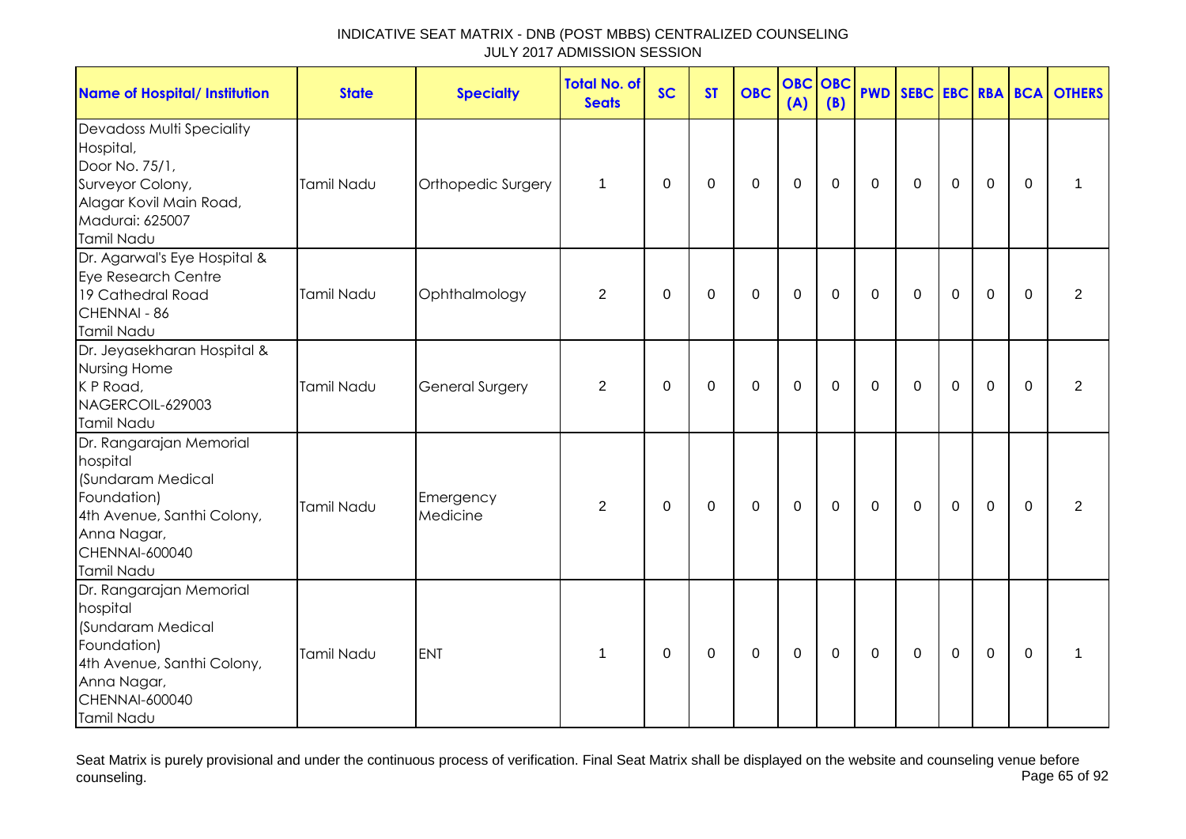INDICATIVE SEAT MATRIX - DNB (POST MBBS) CENTRALIZED COUNSELING
JULY 2017 ADMISSION SESSION

| Name of Hospital/ Institution | State | Specialty | Total No. of Seats | SC | ST | OBC | OBC (A) | OBC (B) | PWD | SEBC | EBC | RBA | BCA | OTHERS |
|---|---|---|---|---|---|---|---|---|---|---|---|---|---|---|
| Devadoss Multi Speciality Hospital, Door No. 75/1, Surveyor Colony, Alagar Kovil Main Road, Madurai: 625007 Tamil Nadu | Tamil Nadu | Orthopedic Surgery | 1 | 0 | 0 | 0 | 0 | 0 | 0 | 0 | 0 | 0 | 0 | 1 |
| Dr. Agarwal's Eye Hospital & Eye Research Centre 19 Cathedral Road CHENNAI - 86 Tamil Nadu | Tamil Nadu | Ophthalmology | 2 | 0 | 0 | 0 | 0 | 0 | 0 | 0 | 0 | 0 | 0 | 2 |
| Dr. Jeyasekharan Hospital & Nursing Home K P Road, NAGERCOIL-629003 Tamil Nadu | Tamil Nadu | General Surgery | 2 | 0 | 0 | 0 | 0 | 0 | 0 | 0 | 0 | 0 | 0 | 2 |
| Dr. Rangarajan Memorial hospital (Sundaram Medical Foundation) 4th Avenue, Santhi Colony, Anna Nagar, CHENNAI-600040 Tamil Nadu | Tamil Nadu | Emergency Medicine | 2 | 0 | 0 | 0 | 0 | 0 | 0 | 0 | 0 | 0 | 0 | 2 |
| Dr. Rangarajan Memorial hospital (Sundaram Medical Foundation) 4th Avenue, Santhi Colony, Anna Nagar, CHENNAI-600040 Tamil Nadu | Tamil Nadu | ENT | 1 | 0 | 0 | 0 | 0 | 0 | 0 | 0 | 0 | 0 | 0 | 1 |

Seat Matrix is purely provisional and under the continuous process of verification. Final Seat Matrix shall be displayed on the website and counseling venue before counseling.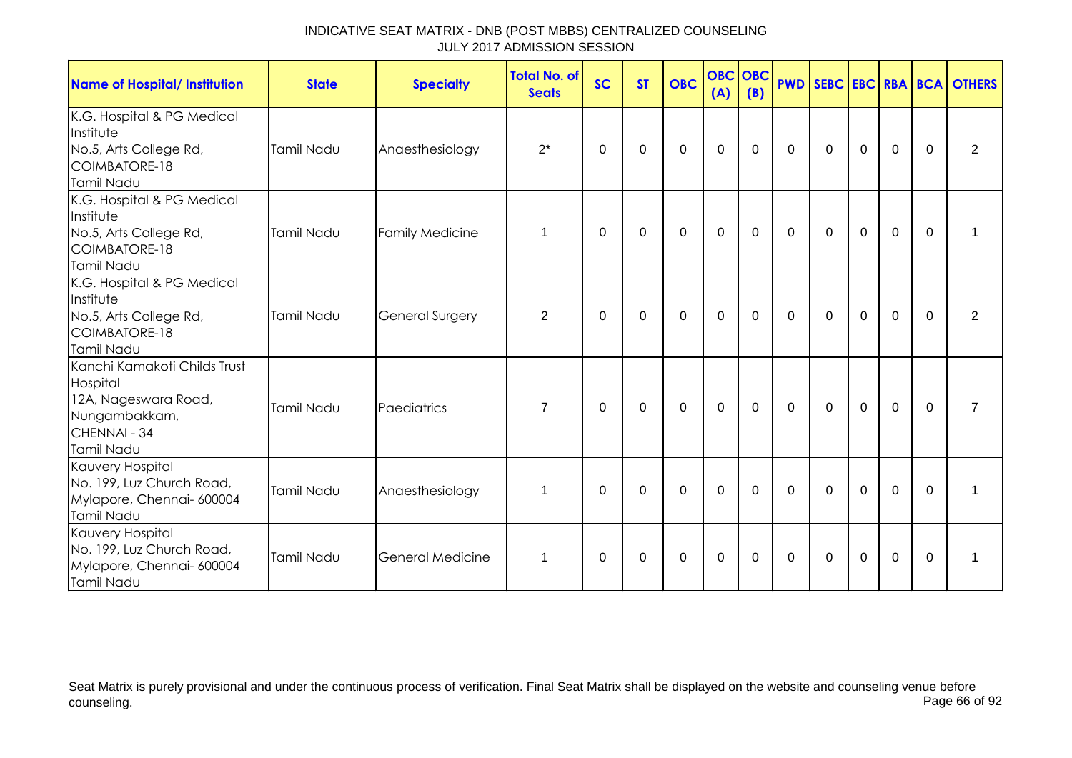INDICATIVE SEAT MATRIX - DNB (POST MBBS) CENTRALIZED COUNSELING
JULY 2017 ADMISSION SESSION

| Name of Hospital/ Institution | State | Specialty | Total No. of Seats | SC | ST | OBC | OBC (A) | OBC (B) | PWD | SEBC | EBC | RBA | BCA | OTHERS |
|---|---|---|---|---|---|---|---|---|---|---|---|---|---|---|
| K.G. Hospital & PG Medical Institute No.5, Arts College Rd, COIMBATORE-18 Tamil Nadu | Tamil Nadu | Anaesthesiology | 2* | 0 | 0 | 0 | 0 | 0 | 0 | 0 | 0 | 0 | 0 | 2 |
| K.G. Hospital & PG Medical Institute No.5, Arts College Rd, COIMBATORE-18 Tamil Nadu | Tamil Nadu | Family Medicine | 1 | 0 | 0 | 0 | 0 | 0 | 0 | 0 | 0 | 0 | 0 | 1 |
| K.G. Hospital & PG Medical Institute No.5, Arts College Rd, COIMBATORE-18 Tamil Nadu | Tamil Nadu | General Surgery | 2 | 0 | 0 | 0 | 0 | 0 | 0 | 0 | 0 | 0 | 0 | 2 |
| Kanchi Kamakoti Childs Trust Hospital 12A, Nageswara Road, Nungambakkam, CHENNAI - 34 Tamil Nadu | Tamil Nadu | Paediatrics | 7 | 0 | 0 | 0 | 0 | 0 | 0 | 0 | 0 | 0 | 0 | 7 |
| Kauvery Hospital No. 199, Luz Church Road, Mylapore, Chennai- 600004 Tamil Nadu | Tamil Nadu | Anaesthesiology | 1 | 0 | 0 | 0 | 0 | 0 | 0 | 0 | 0 | 0 | 0 | 1 |
| Kauvery Hospital No. 199, Luz Church Road, Mylapore, Chennai- 600004 Tamil Nadu | Tamil Nadu | General Medicine | 1 | 0 | 0 | 0 | 0 | 0 | 0 | 0 | 0 | 0 | 0 | 1 |

Seat Matrix is purely provisional and under the continuous process of verification. Final Seat Matrix shall be displayed on the website and counseling venue before counseling.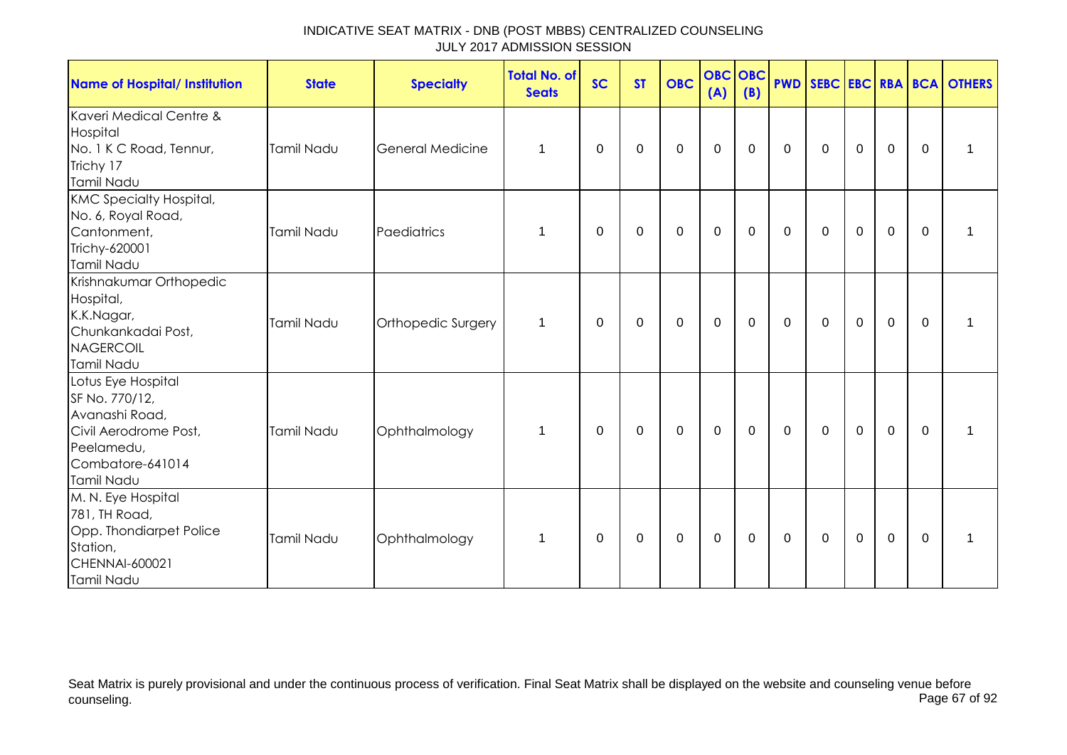| Name of Hospital/ Institution | State | Specialty | Total No. of Seats | SC | ST | OBC | OBC (A) | OBC (B) | PWD | SEBC | EBC | RBA | BCA | OTHERS |
|---|---|---|---|---|---|---|---|---|---|---|---|---|---|---|
| Kaveri Medical Centre & Hospital No. 1 K C Road, Tennur, Trichy 17 Tamil Nadu | Tamil Nadu | General Medicine | 1 | 0 | 0 | 0 | 0 | 0 | 0 | 0 | 0 | 0 | 0 | 1 |
| KMC Specialty Hospital, No. 6, Royal Road, Cantonment, Trichy-620001 Tamil Nadu | Tamil Nadu | Paediatrics | 1 | 0 | 0 | 0 | 0 | 0 | 0 | 0 | 0 | 0 | 0 | 1 |
| Krishnakumar Orthopedic Hospital, K.K.Nagar, Chunkankadai Post, NAGERCOIL Tamil Nadu | Tamil Nadu | Orthopedic Surgery | 1 | 0 | 0 | 0 | 0 | 0 | 0 | 0 | 0 | 0 | 0 | 1 |
| Lotus Eye Hospital SF No. 770/12, Avanashi Road, Civil Aerodrome Post, Peelamedu, Combatore-641014 Tamil Nadu | Tamil Nadu | Ophthalmology | 1 | 0 | 0 | 0 | 0 | 0 | 0 | 0 | 0 | 0 | 0 | 1 |
| M. N. Eye Hospital 781, TH Road, Opp. Thondiarpet Police Station, CHENNAI-600021 Tamil Nadu | Tamil Nadu | Ophthalmology | 1 | 0 | 0 | 0 | 0 | 0 | 0 | 0 | 0 | 0 | 0 | 1 |

Seat Matrix is purely provisional and under the continuous process of verification. Final Seat Matrix shall be displayed on the website and counseling venue before counseling.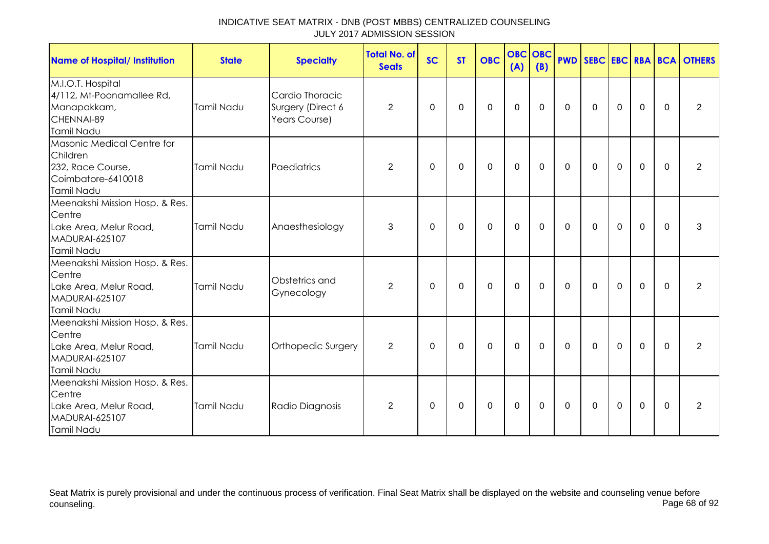INDICATIVE SEAT MATRIX - DNB (POST MBBS) CENTRALIZED COUNSELING
JULY 2017 ADMISSION SESSION

| Name of Hospital/ Institution | State | Specialty | Total No. of Seats | SC | ST | OBC | OBC (A) | OBC (B) | PWD | SEBC | EBC | RBA | BCA | OTHERS |
|---|---|---|---|---|---|---|---|---|---|---|---|---|---|---|
| M.I.O.T. Hospital 4/112, Mt-Poonamallee Rd, Manapakkam, CHENNAI-89 Tamil Nadu | Tamil Nadu | Cardio Thoracic Surgery (Direct 6 Years Course) | 2 | 0 | 0 | 0 | 0 | 0 | 0 | 0 | 0 | 0 | 0 | 2 |
| Masonic Medical Centre for Children 232, Race Course, Coimbatore-6410018 Tamil Nadu | Tamil Nadu | Paediatrics | 2 | 0 | 0 | 0 | 0 | 0 | 0 | 0 | 0 | 0 | 0 | 2 |
| Meenakshi Mission Hosp. & Res. Centre Lake Area, Melur Road, MADURAI-625107 Tamil Nadu | Tamil Nadu | Anaesthesiology | 3 | 0 | 0 | 0 | 0 | 0 | 0 | 0 | 0 | 0 | 0 | 3 |
| Meenakshi Mission Hosp. & Res. Centre Lake Area, Melur Road, MADURAI-625107 Tamil Nadu | Tamil Nadu | Obstetrics and Gynecology | 2 | 0 | 0 | 0 | 0 | 0 | 0 | 0 | 0 | 0 | 0 | 2 |
| Meenakshi Mission Hosp. & Res. Centre Lake Area, Melur Road, MADURAI-625107 Tamil Nadu | Tamil Nadu | Orthopedic Surgery | 2 | 0 | 0 | 0 | 0 | 0 | 0 | 0 | 0 | 0 | 0 | 2 |
| Meenakshi Mission Hosp. & Res. Centre Lake Area, Melur Road, MADURAI-625107 Tamil Nadu | Tamil Nadu | Radio Diagnosis | 2 | 0 | 0 | 0 | 0 | 0 | 0 | 0 | 0 | 0 | 0 | 2 |

Seat Matrix is purely provisional and under the continuous process of verification. Final Seat Matrix shall be displayed on the website and counseling venue before counseling.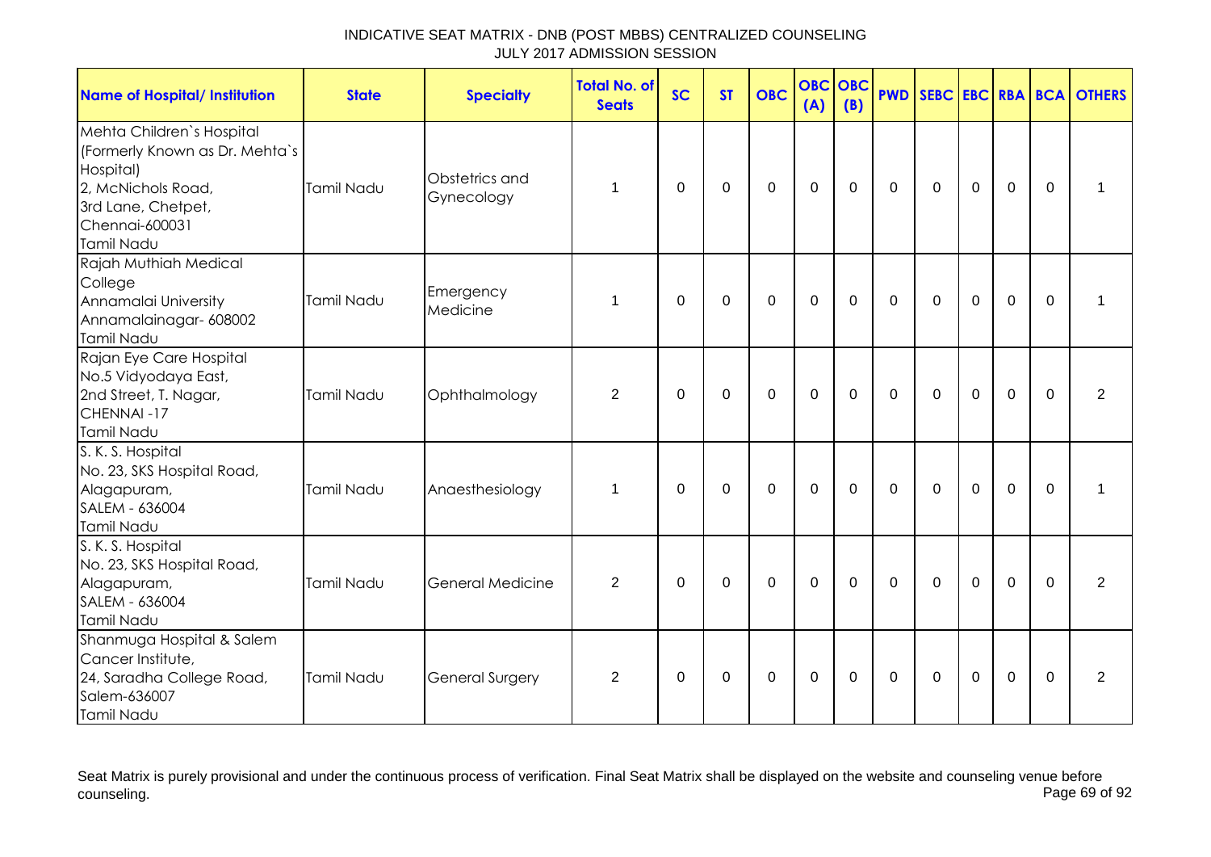# INDICATIVE SEAT MATRIX - DNB (POST MBBS) CENTRALIZED COUNSELING
## JULY 2017 ADMISSION SESSION

| Name of Hospital/ Institution | State | Specialty | Total No. of Seats | SC | ST | OBC | OBC (A) | OBC (B) | PWD | SEBC | EBC | RBA | BCA | OTHERS |
|---|---|---|---|---|---|---|---|---|---|---|---|---|---|---|
| Mehta Children`s Hospital (Formerly Known as Dr. Mehta`s Hospital) 2, McNichols Road, 3rd Lane, Chetpet, Chennai-600031 Tamil Nadu | Tamil Nadu | Obstetrics and Gynecology | 1 | 0 | 0 | 0 | 0 | 0 | 0 | 0 | 0 | 0 | 0 | 1 |
| Rajah Muthiah Medical College Annamalai University Annamalainagar- 608002 Tamil Nadu | Tamil Nadu | Emergency Medicine | 1 | 0 | 0 | 0 | 0 | 0 | 0 | 0 | 0 | 0 | 0 | 1 |
| Rajan Eye Care Hospital No.5 Vidyodaya East, 2nd Street, T. Nagar, CHENNAI -17 Tamil Nadu | Tamil Nadu | Ophthalmology | 2 | 0 | 0 | 0 | 0 | 0 | 0 | 0 | 0 | 0 | 0 | 2 |
| S. K. S. Hospital No. 23, SKS Hospital Road, Alagapuram, SALEM - 636004 Tamil Nadu | Tamil Nadu | Anaesthesiology | 1 | 0 | 0 | 0 | 0 | 0 | 0 | 0 | 0 | 0 | 0 | 1 |
| S. K. S. Hospital No. 23, SKS Hospital Road, Alagapuram, SALEM - 636004 Tamil Nadu | Tamil Nadu | General Medicine | 2 | 0 | 0 | 0 | 0 | 0 | 0 | 0 | 0 | 0 | 0 | 2 |
| Shanmuga Hospital & Salem Cancer Institute, 24, Saradha College Road, Salem-636007 Tamil Nadu | Tamil Nadu | General Surgery | 2 | 0 | 0 | 0 | 0 | 0 | 0 | 0 | 0 | 0 | 0 | 2 |

Seat Matrix is purely provisional and under the continuous process of verification. Final Seat Matrix shall be displayed on the website and counseling venue before counseling.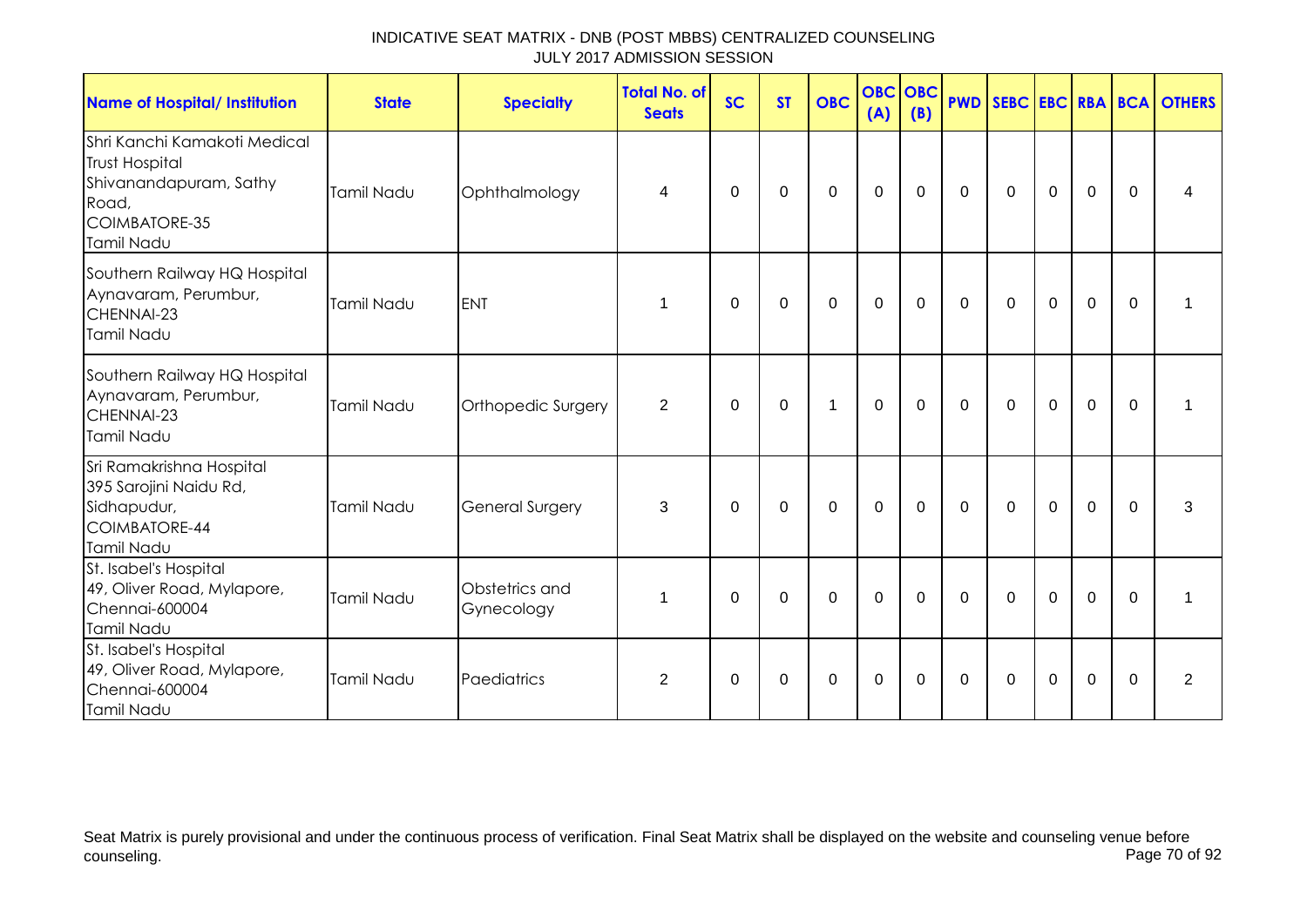INDICATIVE SEAT MATRIX - DNB (POST MBBS) CENTRALIZED COUNSELING
JULY 2017 ADMISSION SESSION

| Name of Hospital/ Institution | State | Specialty | Total No. of Seats | SC | ST | OBC | OBC (A) | OBC (B) | PWD | SEBC | EBC | RBA | BCA | OTHERS |
|---|---|---|---|---|---|---|---|---|---|---|---|---|---|---|
| Shri Kanchi Kamakoti Medical Trust Hospital Shivanandapuram, Sathy Road, COIMBATORE-35 Tamil Nadu | Tamil Nadu | Ophthalmology | 4 | 0 | 0 | 0 | 0 | 0 | 0 | 0 | 0 | 0 | 0 | 4 |
| Southern Railway HQ Hospital Aynavaram, Perumbur, CHENNAI-23 Tamil Nadu | Tamil Nadu | ENT | 1 | 0 | 0 | 0 | 0 | 0 | 0 | 0 | 0 | 0 | 0 | 1 |
| Southern Railway HQ Hospital Aynavaram, Perumbur, CHENNAI-23 Tamil Nadu | Tamil Nadu | Orthopedic Surgery | 2 | 0 | 0 | 1 | 0 | 0 | 0 | 0 | 0 | 0 | 0 | 1 |
| Sri Ramakrishna Hospital 395 Sarojini Naidu Rd, Sidhapudur, COIMBATORE-44 Tamil Nadu | Tamil Nadu | General Surgery | 3 | 0 | 0 | 0 | 0 | 0 | 0 | 0 | 0 | 0 | 0 | 3 |
| St. Isabel's Hospital 49, Oliver Road, Mylapore, Chennai-600004 Tamil Nadu | Tamil Nadu | Obstetrics and Gynecology | 1 | 0 | 0 | 0 | 0 | 0 | 0 | 0 | 0 | 0 | 0 | 1 |
| St. Isabel's Hospital 49, Oliver Road, Mylapore, Chennai-600004 Tamil Nadu | Tamil Nadu | Paediatrics | 2 | 0 | 0 | 0 | 0 | 0 | 0 | 0 | 0 | 0 | 0 | 2 |

Seat Matrix is purely provisional and under the continuous process of verification. Final Seat Matrix shall be displayed on the website and counseling venue before counseling.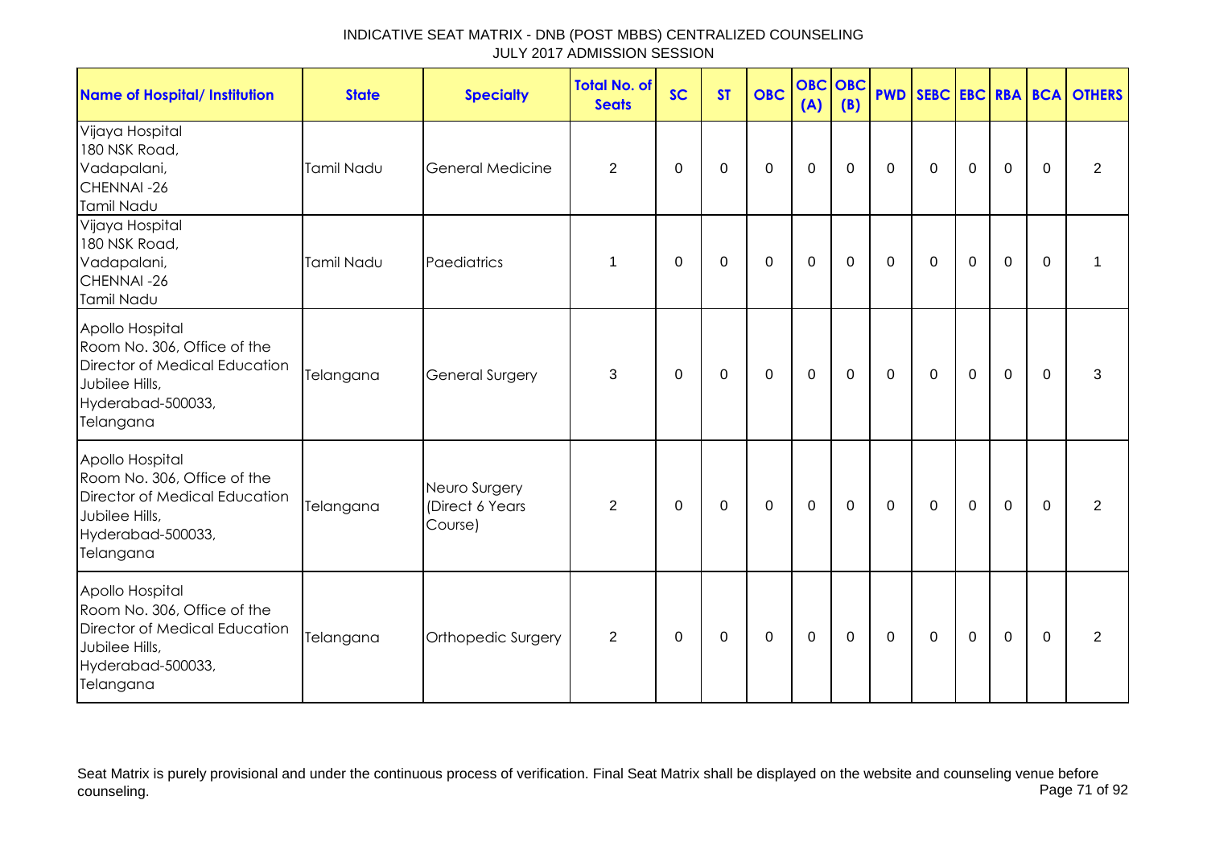INDICATIVE SEAT MATRIX - DNB (POST MBBS) CENTRALIZED COUNSELING
JULY 2017 ADMISSION SESSION

| Name of Hospital/ Institution | State | Specialty | Total No. of Seats | SC | ST | OBC | OBC (A) | OBC (B) | PWD | SEBC | EBC | RBA | BCA | OTHERS |
|---|---|---|---|---|---|---|---|---|---|---|---|---|---|---|
| Vijaya Hospital 180 NSK Road, Vadapalani, CHENNAI -26 Tamil Nadu | Tamil Nadu | General Medicine | 2 | 0 | 0 | 0 | 0 | 0 | 0 | 0 | 0 | 0 | 0 | 2 |
| Vijaya Hospital 180 NSK Road, Vadapalani, CHENNAI -26 Tamil Nadu | Tamil Nadu | Paediatrics | 1 | 0 | 0 | 0 | 0 | 0 | 0 | 0 | 0 | 0 | 0 | 1 |
| Apollo Hospital Room No. 306, Office of the Director of Medical Education Jubilee Hills, Hyderabad-500033, Telangana | Telangana | General Surgery | 3 | 0 | 0 | 0 | 0 | 0 | 0 | 0 | 0 | 0 | 0 | 3 |
| Apollo Hospital Room No. 306, Office of the Director of Medical Education Jubilee Hills, Hyderabad-500033, Telangana | Telangana | Neuro Surgery (Direct 6 Years Course) | 2 | 0 | 0 | 0 | 0 | 0 | 0 | 0 | 0 | 0 | 0 | 2 |
| Apollo Hospital Room No. 306, Office of the Director of Medical Education Jubilee Hills, Hyderabad-500033, Telangana | Telangana | Orthopedic Surgery | 2 | 0 | 0 | 0 | 0 | 0 | 0 | 0 | 0 | 0 | 0 | 2 |

Seat Matrix is purely provisional and under the continuous process of verification. Final Seat Matrix shall be displayed on the website and counseling venue before counseling.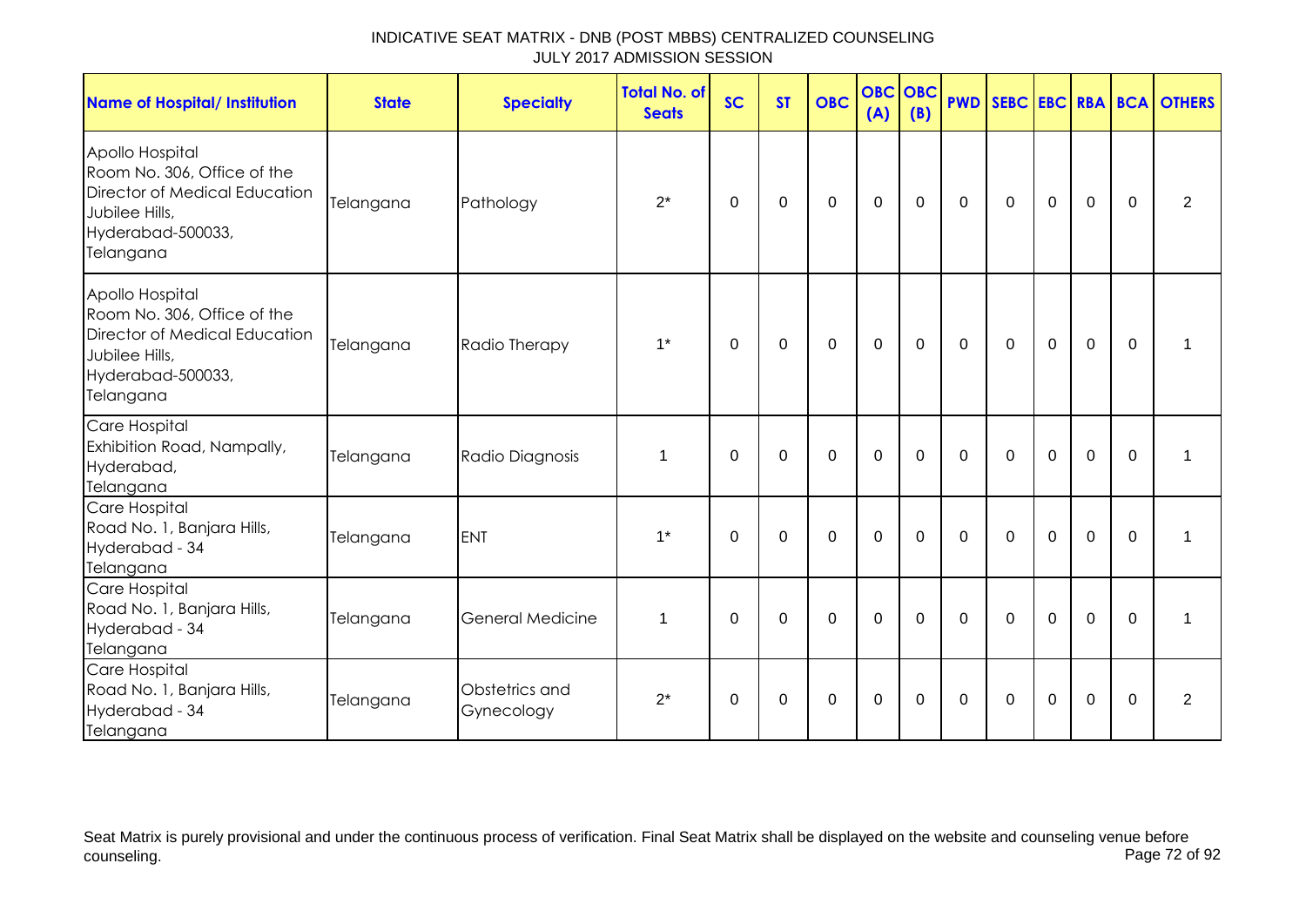INDICATIVE SEAT MATRIX - DNB (POST MBBS) CENTRALIZED COUNSELING
JULY 2017 ADMISSION SESSION

| Name of Hospital/ Institution | State | Specialty | Total No. of Seats | SC | ST | OBC | OBC (A) | OBC (B) | PWD | SEBC | EBC | RBA | BCA | OTHERS |
|---|---|---|---|---|---|---|---|---|---|---|---|---|---|---|
| Apollo Hospital Room No. 306, Office of the Director of Medical Education Jubilee Hills, Hyderabad-500033, Telangana | Telangana | Pathology | 2* | 0 | 0 | 0 | 0 | 0 | 0 | 0 | 0 | 0 | 0 | 2 |
| Apollo Hospital Room No. 306, Office of the Director of Medical Education Jubilee Hills, Hyderabad-500033, Telangana | Telangana | Radio Therapy | 1* | 0 | 0 | 0 | 0 | 0 | 0 | 0 | 0 | 0 | 0 | 1 |
| Care Hospital Exhibition Road, Nampally, Hyderabad, Telangana | Telangana | Radio Diagnosis | 1 | 0 | 0 | 0 | 0 | 0 | 0 | 0 | 0 | 0 | 0 | 1 |
| Care Hospital Road No. 1, Banjara Hills, Hyderabad - 34 Telangana | Telangana | ENT | 1* | 0 | 0 | 0 | 0 | 0 | 0 | 0 | 0 | 0 | 0 | 1 |
| Care Hospital Road No. 1, Banjara Hills, Hyderabad - 34 Telangana | Telangana | General Medicine | 1 | 0 | 0 | 0 | 0 | 0 | 0 | 0 | 0 | 0 | 0 | 1 |
| Care Hospital Road No. 1, Banjara Hills, Hyderabad - 34 Telangana | Telangana | Obstetrics and Gynecology | 2* | 0 | 0 | 0 | 0 | 0 | 0 | 0 | 0 | 0 | 0 | 2 |

Seat Matrix is purely provisional and under the continuous process of verification. Final Seat Matrix shall be displayed on the website and counseling venue before counseling.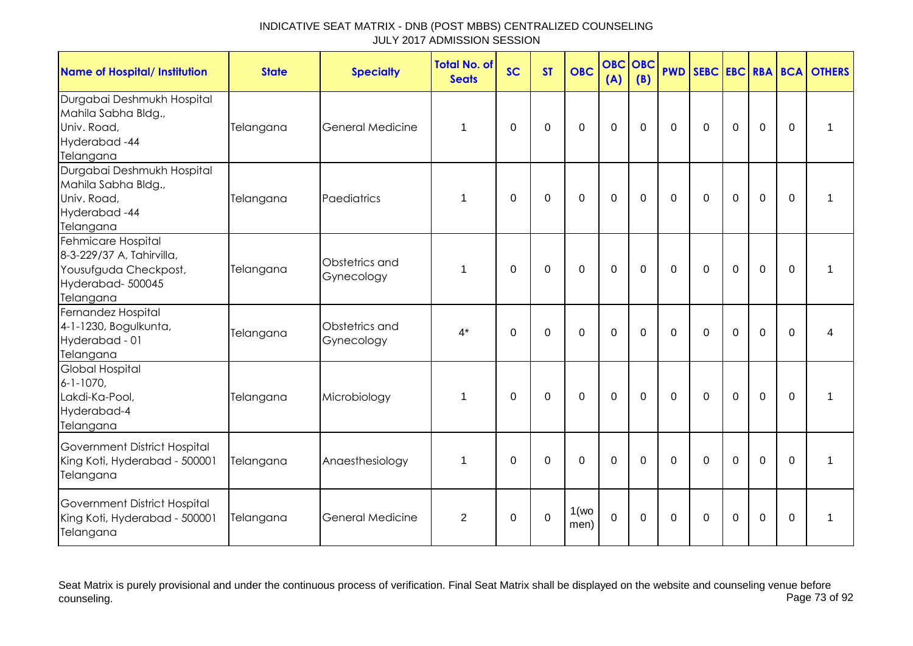# INDICATIVE SEAT MATRIX - DNB (POST MBBS) CENTRALIZED COUNSELING
## JULY 2017 ADMISSION SESSION

| Name of Hospital/ Institution | State | Specialty | Total No. of Seats | SC | ST | OBC | OBC (A) | OBC (B) | PWD | SEBC | EBC | RBA | BCA | OTHERS |
|---|---|---|---|---|---|---|---|---|---|---|---|---|---|---|
| Durgabai Deshmukh Hospital Mahila Sabha Bldg., Univ. Road, Hyderabad -44 Telangana | Telangana | General Medicine | 1 | 0 | 0 | 0 | 0 | 0 | 0 | 0 | 0 | 0 | 0 | 1 |
| Durgabai Deshmukh Hospital Mahila Sabha Bldg., Univ. Road, Hyderabad -44 Telangana | Telangana | Paediatrics | 1 | 0 | 0 | 0 | 0 | 0 | 0 | 0 | 0 | 0 | 0 | 1 |
| Fehmicare Hospital 8-3-229/37 A, Tahirvilla, Yousufguda Checkpost, Hyderabad- 500045 Telangana | Telangana | Obstetrics and Gynecology | 1 | 0 | 0 | 0 | 0 | 0 | 0 | 0 | 0 | 0 | 0 | 1 |
| Fernandez Hospital 4-1-1230, Bogulkunta, Hyderabad - 01 Telangana | Telangana | Obstetrics and Gynecology | 4* | 0 | 0 | 0 | 0 | 0 | 0 | 0 | 0 | 0 | 0 | 4 |
| Global Hospital 6-1-1070, Lakdi-Ka-Pool, Hyderabad-4 Telangana | Telangana | Microbiology | 1 | 0 | 0 | 0 | 0 | 0 | 0 | 0 | 0 | 0 | 0 | 1 |
| Government District Hospital King Koti, Hyderabad - 500001 Telangana | Telangana | Anaesthesiology | 1 | 0 | 0 | 0 | 0 | 0 | 0 | 0 | 0 | 0 | 0 | 1 |
| Government District Hospital King Koti, Hyderabad - 500001 Telangana | Telangana | General Medicine | 2 | 0 | 0 | 1(wo men) | 0 | 0 | 0 | 0 | 0 | 0 | 0 | 1 |

Seat Matrix is purely provisional and under the continuous process of verification. Final Seat Matrix shall be displayed on the website and counseling venue before counseling.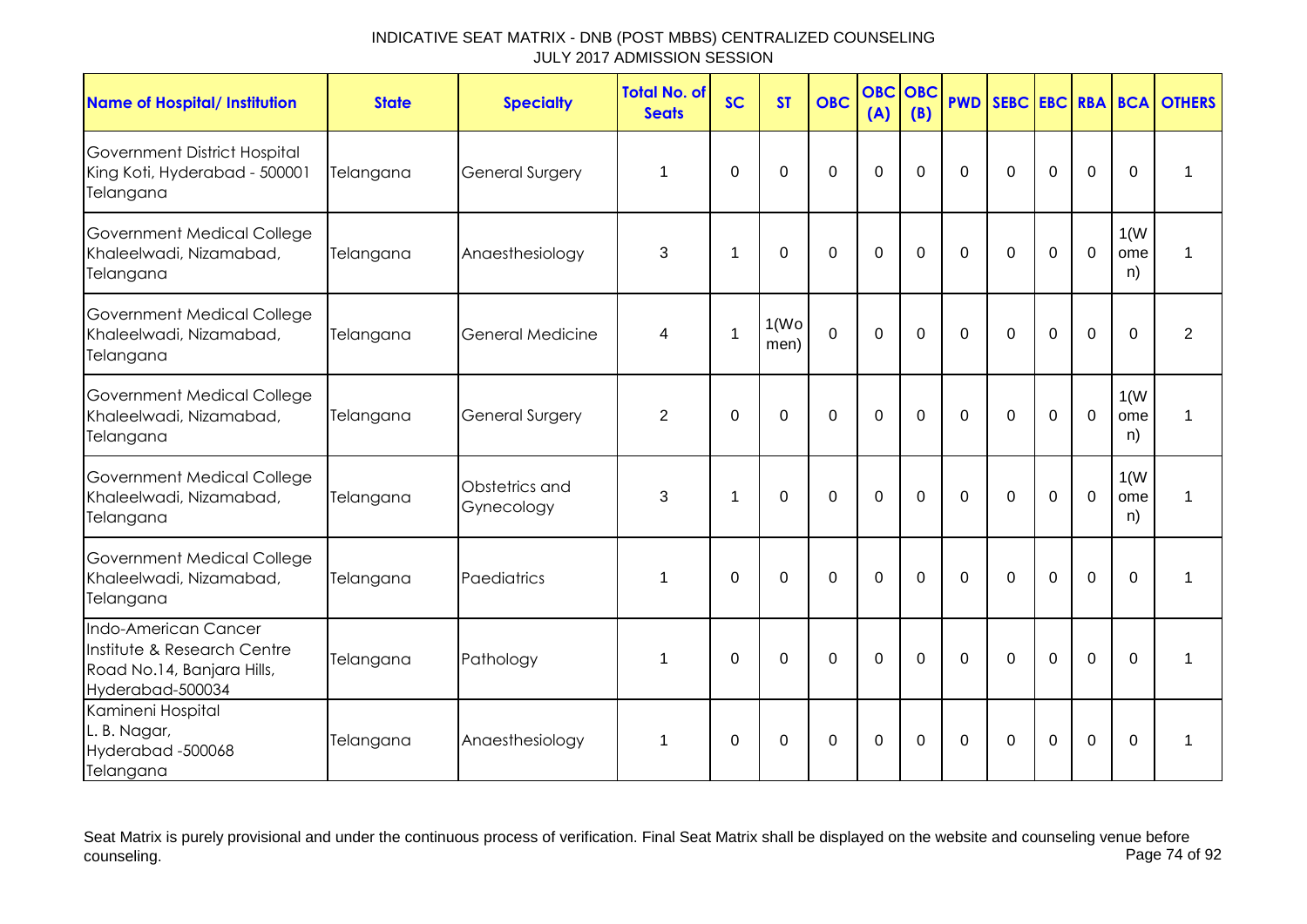INDICATIVE SEAT MATRIX - DNB (POST MBBS) CENTRALIZED COUNSELING
JULY 2017 ADMISSION SESSION

| Name of Hospital/ Institution | State | Specialty | Total No. of Seats | SC | ST | OBC | OBC (A) | OBC (B) | PWD | SEBC | EBC | RBA | BCA | OTHERS |
|---|---|---|---|---|---|---|---|---|---|---|---|---|---|---|
| Government District Hospital King Koti, Hyderabad - 500001 Telangana | Telangana | General Surgery | 1 | 0 | 0 | 0 | 0 | 0 | 0 | 0 | 0 | 0 | 0 | 1 |
| Government Medical College Khaleelwadi, Nizamabad, Telangana | Telangana | Anaesthesiology | 3 | 1 | 0 | 0 | 0 | 0 | 0 | 0 | 0 | 0 | 1(Women) | 1 |
| Government Medical College Khaleelwadi, Nizamabad, Telangana | Telangana | General Medicine | 4 | 1 | 1(Women) | 0 | 0 | 0 | 0 | 0 | 0 | 0 | 0 | 2 |
| Government Medical College Khaleelwadi, Nizamabad, Telangana | Telangana | General Surgery | 2 | 0 | 0 | 0 | 0 | 0 | 0 | 0 | 0 | 0 | 1(Women) | 1 |
| Government Medical College Khaleelwadi, Nizamabad, Telangana | Telangana | Obstetrics and Gynecology | 3 | 1 | 0 | 0 | 0 | 0 | 0 | 0 | 0 | 0 | 1(Women) | 1 |
| Government Medical College Khaleelwadi, Nizamabad, Telangana | Telangana | Paediatrics | 1 | 0 | 0 | 0 | 0 | 0 | 0 | 0 | 0 | 0 | 0 | 1 |
| Indo-American Cancer Institute & Research Centre Road No.14, Banjara Hills, Hyderabad-500034 | Telangana | Pathology | 1 | 0 | 0 | 0 | 0 | 0 | 0 | 0 | 0 | 0 | 0 | 1 |
| Kamineni Hospital L. B. Nagar, Hyderabad -500068 Telangana | Telangana | Anaesthesiology | 1 | 0 | 0 | 0 | 0 | 0 | 0 | 0 | 0 | 0 | 0 | 1 |

Seat Matrix is purely provisional and under the continuous process of verification. Final Seat Matrix shall be displayed on the website and counseling venue before counseling.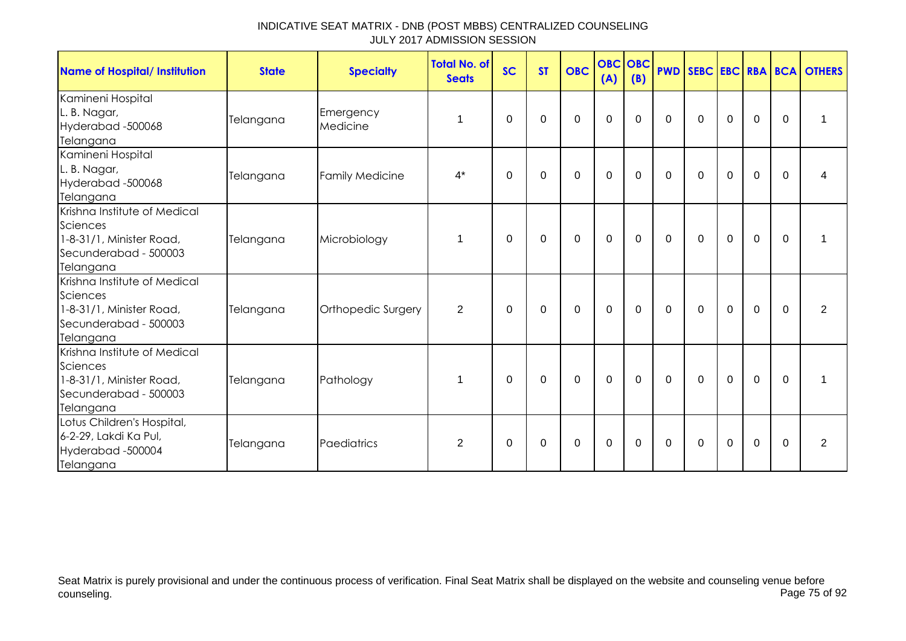INDICATIVE SEAT MATRIX - DNB (POST MBBS) CENTRALIZED COUNSELING
JULY 2017 ADMISSION SESSION

| Name of Hospital/ Institution | State | Specialty | Total No. of Seats | SC | ST | OBC | OBC (A) | OBC (B) | PWD | SEBC | EBC | RBA | BCA | OTHERS |
|---|---|---|---|---|---|---|---|---|---|---|---|---|---|---|
| Kamineni Hospital L. B. Nagar, Hyderabad -500068 Telangana | Telangana | Emergency Medicine | 1 | 0 | 0 | 0 | 0 | 0 | 0 | 0 | 0 | 0 | 0 | 1 |
| Kamineni Hospital L. B. Nagar, Hyderabad -500068 Telangana | Telangana | Family Medicine | 4* | 0 | 0 | 0 | 0 | 0 | 0 | 0 | 0 | 0 | 0 | 4 |
| Krishna Institute of Medical Sciences 1-8-31/1, Minister Road, Secunderabad - 500003 Telangana | Telangana | Microbiology | 1 | 0 | 0 | 0 | 0 | 0 | 0 | 0 | 0 | 0 | 0 | 1 |
| Krishna Institute of Medical Sciences 1-8-31/1, Minister Road, Secunderabad - 500003 Telangana | Telangana | Orthopedic Surgery | 2 | 0 | 0 | 0 | 0 | 0 | 0 | 0 | 0 | 0 | 0 | 2 |
| Krishna Institute of Medical Sciences 1-8-31/1, Minister Road, Secunderabad - 500003 Telangana | Telangana | Pathology | 1 | 0 | 0 | 0 | 0 | 0 | 0 | 0 | 0 | 0 | 0 | 1 |
| Lotus Children's Hospital, 6-2-29, Lakdi Ka Pul, Hyderabad -500004 Telangana | Telangana | Paediatrics | 2 | 0 | 0 | 0 | 0 | 0 | 0 | 0 | 0 | 0 | 0 | 2 |

Seat Matrix is purely provisional and under the continuous process of verification. Final Seat Matrix shall be displayed on the website and counseling venue before counseling.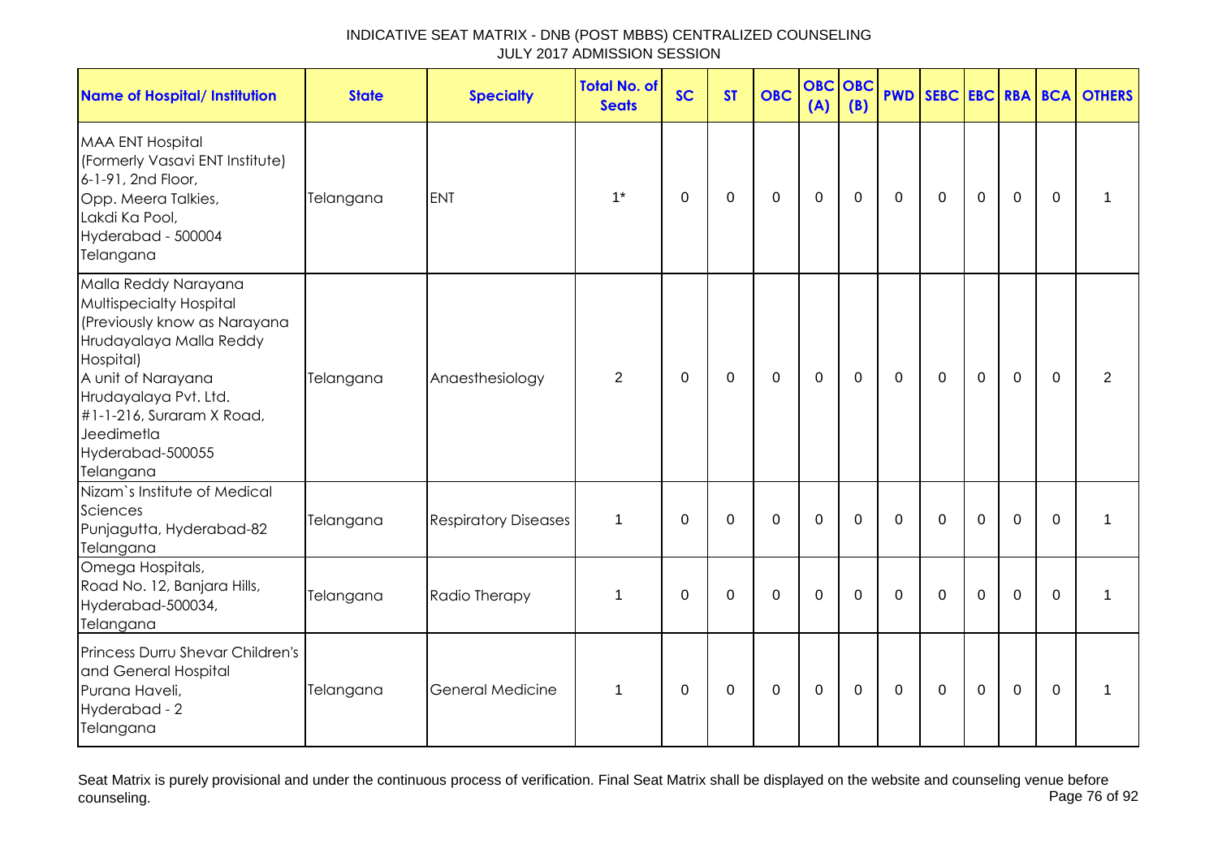INDICATIVE SEAT MATRIX - DNB (POST MBBS) CENTRALIZED COUNSELING
JULY 2017 ADMISSION SESSION

| Name of Hospital/ Institution | State | Specialty | Total No. of Seats | SC | ST | OBC | OBC (A) | OBC (B) | PWD | SEBC | EBC | RBA | BCA | OTHERS |
|---|---|---|---|---|---|---|---|---|---|---|---|---|---|---|
| MAA ENT Hospital (Formerly Vasavi ENT Institute) 6-1-91, 2nd Floor, Opp. Meera Talkies, Lakdi Ka Pool, Hyderabad - 500004 Telangana | Telangana | ENT | 1* | 0 | 0 | 0 | 0 | 0 | 0 | 0 | 0 | 0 | 0 | 1 |
| Malla Reddy Narayana Multispecialty Hospital (Previously know as Narayana Hrudayalaya Malla Reddy Hospital) A unit of Narayana Hrudayalaya Pvt. Ltd. #1-1-216, Suraram X Road, Jeedimetla Hyderabad-500055 Telangana | Telangana | Anaesthesiology | 2 | 0 | 0 | 0 | 0 | 0 | 0 | 0 | 0 | 0 | 0 | 2 |
| Nizam`s Institute of Medical Sciences Punjagutta, Hyderabad-82 Telangana | Telangana | Respiratory Diseases | 1 | 0 | 0 | 0 | 0 | 0 | 0 | 0 | 0 | 0 | 0 | 1 |
| Omega Hospitals, Road No. 12, Banjara Hills, Hyderabad-500034, Telangana | Telangana | Radio Therapy | 1 | 0 | 0 | 0 | 0 | 0 | 0 | 0 | 0 | 0 | 0 | 1 |
| Princess Durru Shevar Children's and General Hospital Purana Haveli, Hyderabad - 2 Telangana | Telangana | General Medicine | 1 | 0 | 0 | 0 | 0 | 0 | 0 | 0 | 0 | 0 | 0 | 1 |

Seat Matrix is purely provisional and under the continuous process of verification. Final Seat Matrix shall be displayed on the website and counseling venue before counseling.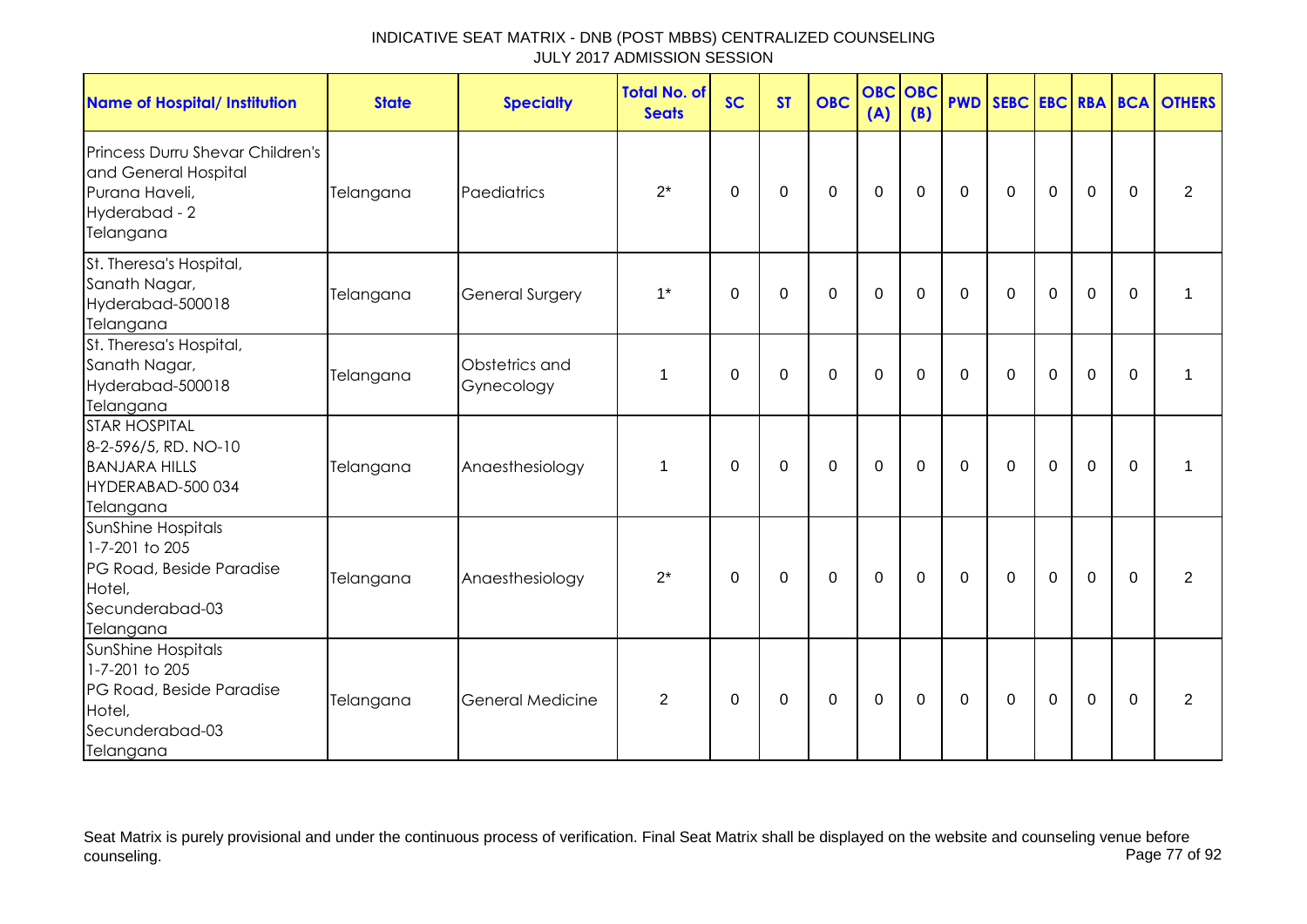INDICATIVE SEAT MATRIX - DNB (POST MBBS) CENTRALIZED COUNSELING
JULY 2017 ADMISSION SESSION

| Name of Hospital/ Institution | State | Specialty | Total No. of Seats | SC | ST | OBC | OBC (A) | OBC (B) | PWD | SEBC | EBC | RBA | BCA | OTHERS |
|---|---|---|---|---|---|---|---|---|---|---|---|---|---|---|
| Princess Durru Shevar Children's and General Hospital Purana Haveli, Hyderabad - 2 Telangana | Telangana | Paediatrics | 2* | 0 | 0 | 0 | 0 | 0 | 0 | 0 | 0 | 0 | 0 | 2 |
| St. Theresa's Hospital, Sanath Nagar, Hyderabad-500018 Telangana | Telangana | General Surgery | 1* | 0 | 0 | 0 | 0 | 0 | 0 | 0 | 0 | 0 | 0 | 1 |
| St. Theresa's Hospital, Sanath Nagar, Hyderabad-500018 Telangana | Telangana | Obstetrics and Gynecology | 1 | 0 | 0 | 0 | 0 | 0 | 0 | 0 | 0 | 0 | 0 | 1 |
| STAR HOSPITAL 8-2-596/5, RD. NO-10 BANJARA HILLS HYDERABAD-500 034 Telangana | Telangana | Anaesthesiology | 1 | 0 | 0 | 0 | 0 | 0 | 0 | 0 | 0 | 0 | 0 | 1 |
| SunShine Hospitals 1-7-201 to 205 PG Road, Beside Paradise Hotel, Secunderabad-03 Telangana | Telangana | Anaesthesiology | 2* | 0 | 0 | 0 | 0 | 0 | 0 | 0 | 0 | 0 | 0 | 2 |
| SunShine Hospitals 1-7-201 to 205 PG Road, Beside Paradise Hotel, Secunderabad-03 Telangana | Telangana | General Medicine | 2 | 0 | 0 | 0 | 0 | 0 | 0 | 0 | 0 | 0 | 0 | 2 |

Seat Matrix is purely provisional and under the continuous process of verification. Final Seat Matrix shall be displayed on the website and counseling venue before counseling.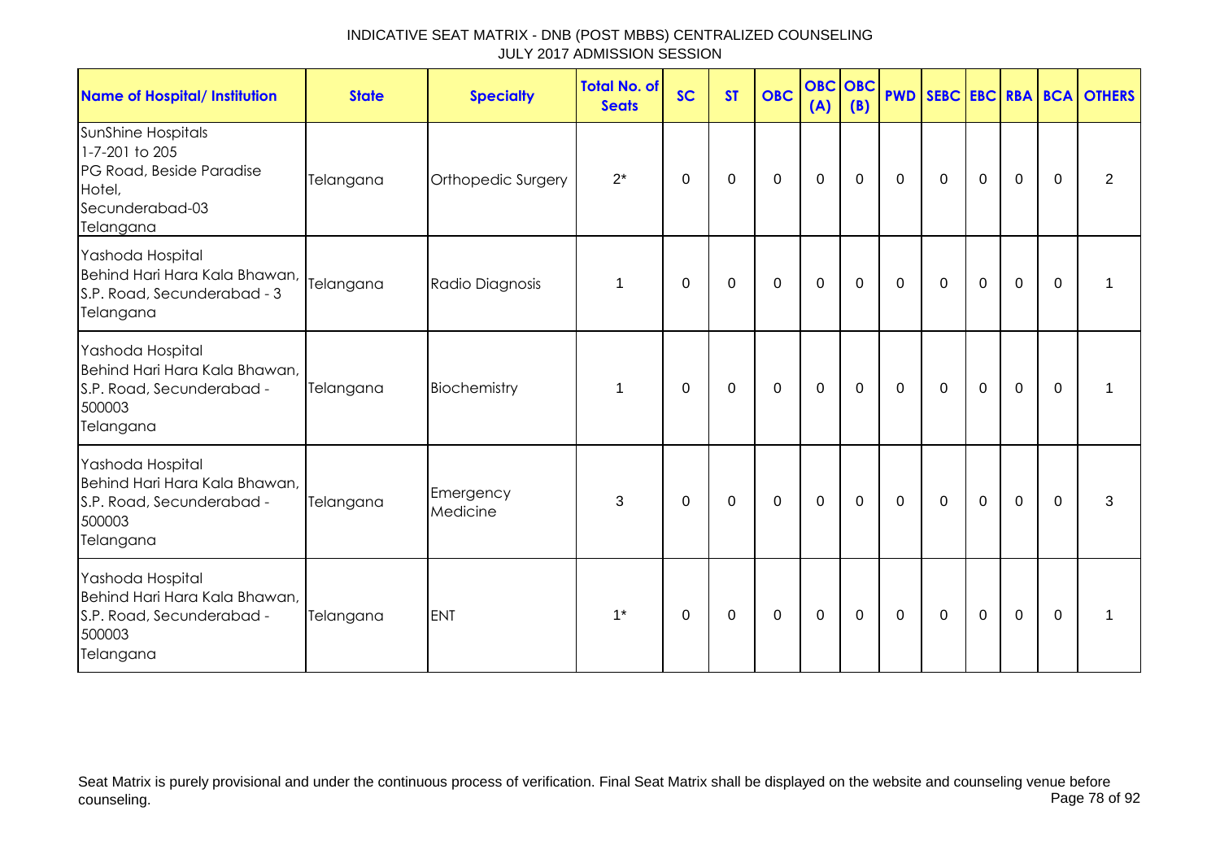INDICATIVE SEAT MATRIX - DNB (POST MBBS) CENTRALIZED COUNSELING
JULY 2017 ADMISSION SESSION

| Name of Hospital/ Institution | State | Specialty | Total No. of Seats | SC | ST | OBC | OBC (A) | OBC (B) | PWD | SEBC | EBC | RBA | BCA | OTHERS |
|---|---|---|---|---|---|---|---|---|---|---|---|---|---|---|
| SunShine Hospitals 1-7-201 to 205 PG Road, Beside Paradise Hotel, Secunderabad-03 Telangana | Telangana | Orthopedic Surgery | 2* | 0 | 0 | 0 | 0 | 0 | 0 | 0 | 0 | 0 | 0 | 2 |
| Yashoda Hospital Behind Hari Hara Kala Bhawan, S.P. Road, Secunderabad - 3 Telangana | Telangana | Radio Diagnosis | 1 | 0 | 0 | 0 | 0 | 0 | 0 | 0 | 0 | 0 | 0 | 1 |
| Yashoda Hospital Behind Hari Hara Kala Bhawan, S.P. Road, Secunderabad - 500003 Telangana | Telangana | Biochemistry | 1 | 0 | 0 | 0 | 0 | 0 | 0 | 0 | 0 | 0 | 0 | 1 |
| Yashoda Hospital Behind Hari Hara Kala Bhawan, S.P. Road, Secunderabad - 500003 Telangana | Telangana | Emergency Medicine | 3 | 0 | 0 | 0 | 0 | 0 | 0 | 0 | 0 | 0 | 0 | 3 |
| Yashoda Hospital Behind Hari Hara Kala Bhawan, S.P. Road, Secunderabad - 500003 Telangana | Telangana | ENT | 1* | 0 | 0 | 0 | 0 | 0 | 0 | 0 | 0 | 0 | 0 | 1 |

Seat Matrix is purely provisional and under the continuous process of verification. Final Seat Matrix shall be displayed on the website and counseling venue before counseling.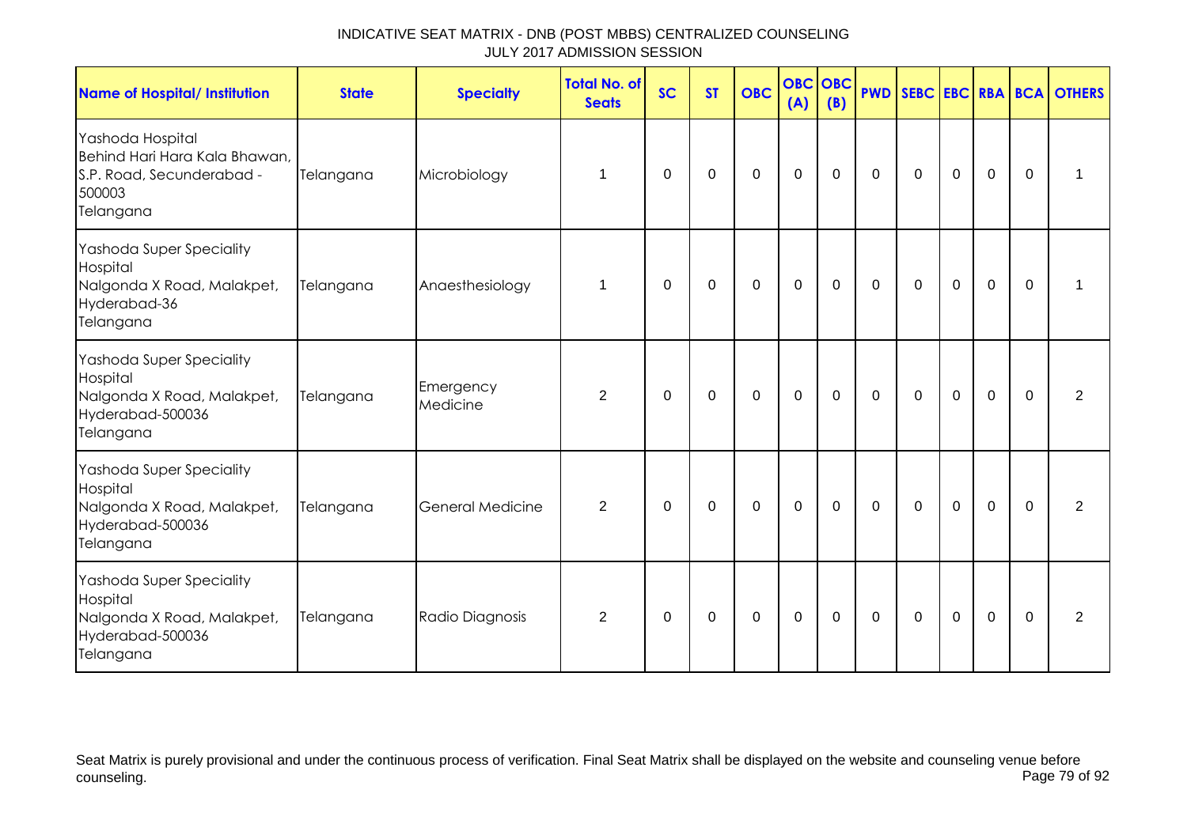INDICATIVE SEAT MATRIX - DNB (POST MBBS) CENTRALIZED COUNSELING
JULY 2017 ADMISSION SESSION

| Name of Hospital/ Institution | State | Specialty | Total No. of Seats | SC | ST | OBC | OBC (A) | OBC (B) | PWD | SEBC | EBC | RBA | BCA | OTHERS |
|---|---|---|---|---|---|---|---|---|---|---|---|---|---|---|
| Yashoda Hospital Behind Hari Hara Kala Bhawan, S.P. Road, Secunderabad - 500003 Telangana | Telangana | Microbiology | 1 | 0 | 0 | 0 | 0 | 0 | 0 | 0 | 0 | 0 | 0 | 1 |
| Yashoda Super Speciality Hospital Nalgonda X Road, Malakpet, Hyderabad-36 Telangana | Telangana | Anaesthesiology | 1 | 0 | 0 | 0 | 0 | 0 | 0 | 0 | 0 | 0 | 0 | 1 |
| Yashoda Super Speciality Hospital Nalgonda X Road, Malakpet, Hyderabad-500036 Telangana | Telangana | Emergency Medicine | 2 | 0 | 0 | 0 | 0 | 0 | 0 | 0 | 0 | 0 | 0 | 2 |
| Yashoda Super Speciality Hospital Nalgonda X Road, Malakpet, Hyderabad-500036 Telangana | Telangana | General Medicine | 2 | 0 | 0 | 0 | 0 | 0 | 0 | 0 | 0 | 0 | 0 | 2 |
| Yashoda Super Speciality Hospital Nalgonda X Road, Malakpet, Hyderabad-500036 Telangana | Telangana | Radio Diagnosis | 2 | 0 | 0 | 0 | 0 | 0 | 0 | 0 | 0 | 0 | 0 | 2 |

Seat Matrix is purely provisional and under the continuous process of verification. Final Seat Matrix shall be displayed on the website and counseling venue before counseling.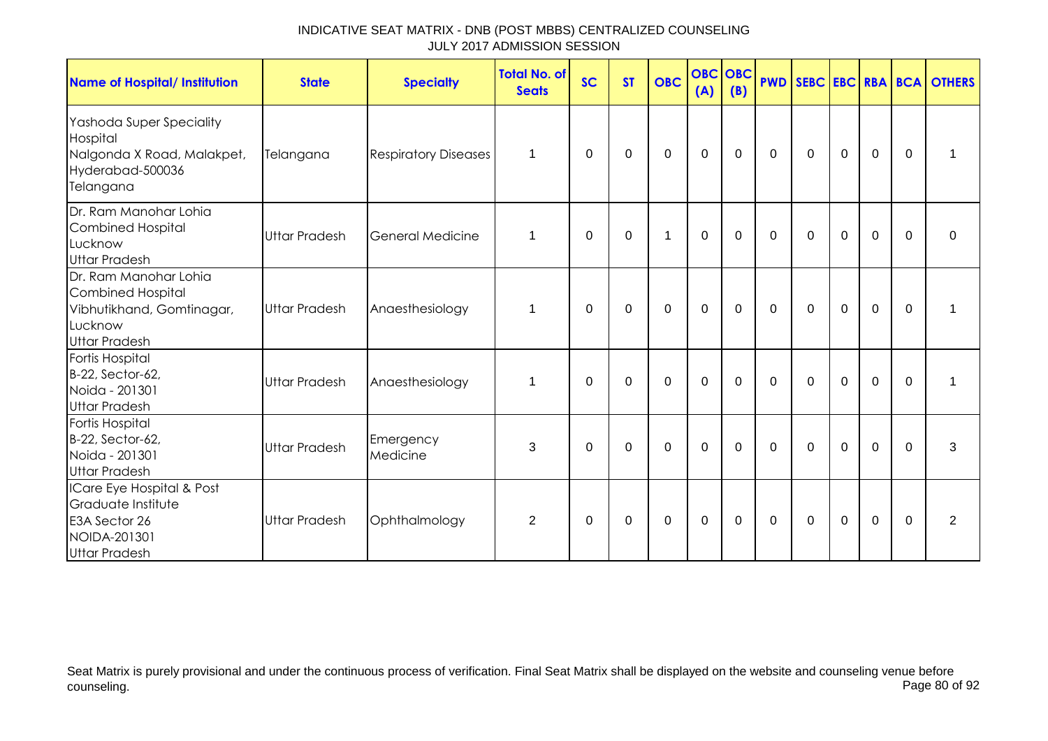INDICATIVE SEAT MATRIX - DNB (POST MBBS) CENTRALIZED COUNSELING
JULY 2017 ADMISSION SESSION

| Name of Hospital/ Institution | State | Specialty | Total No. of Seats | SC | ST | OBC | OBC (A) | OBC (B) | PWD | SEBC | EBC | RBA | BCA | OTHERS |
|---|---|---|---|---|---|---|---|---|---|---|---|---|---|---|
| Yashoda Super Speciality Hospital<br>Nalgonda X Road, Malakpet, Hyderabad-500036<br>Telangana | Telangana | Respiratory Diseases | 1 | 0 | 0 | 0 | 0 | 0 | 0 | 0 | 0 | 0 | 0 | 1 |
| Dr. Ram Manohar Lohia Combined Hospital<br>Lucknow<br>Uttar Pradesh | Uttar Pradesh | General Medicine | 1 | 0 | 0 | 1 | 0 | 0 | 0 | 0 | 0 | 0 | 0 | 0 |
| Dr. Ram Manohar Lohia Combined Hospital<br>Vibhutikhand, Gomtinagar, Lucknow<br>Uttar Pradesh | Uttar Pradesh | Anaesthesiology | 1 | 0 | 0 | 0 | 0 | 0 | 0 | 0 | 0 | 0 | 0 | 1 |
| Fortis Hospital<br>B-22, Sector-62,<br>Noida - 201301<br>Uttar Pradesh | Uttar Pradesh | Anaesthesiology | 1 | 0 | 0 | 0 | 0 | 0 | 0 | 0 | 0 | 0 | 0 | 1 |
| Fortis Hospital<br>B-22, Sector-62,<br>Noida - 201301<br>Uttar Pradesh | Uttar Pradesh | Emergency Medicine | 3 | 0 | 0 | 0 | 0 | 0 | 0 | 0 | 0 | 0 | 0 | 3 |
| ICare Eye Hospital & Post Graduate Institute<br>E3A Sector 26<br>NOIDA-201301<br>Uttar Pradesh | Uttar Pradesh | Ophthalmology | 2 | 0 | 0 | 0 | 0 | 0 | 0 | 0 | 0 | 0 | 0 | 2 |

Seat Matrix is purely provisional and under the continuous process of verification. Final Seat Matrix shall be displayed on the website and counseling venue before counseling.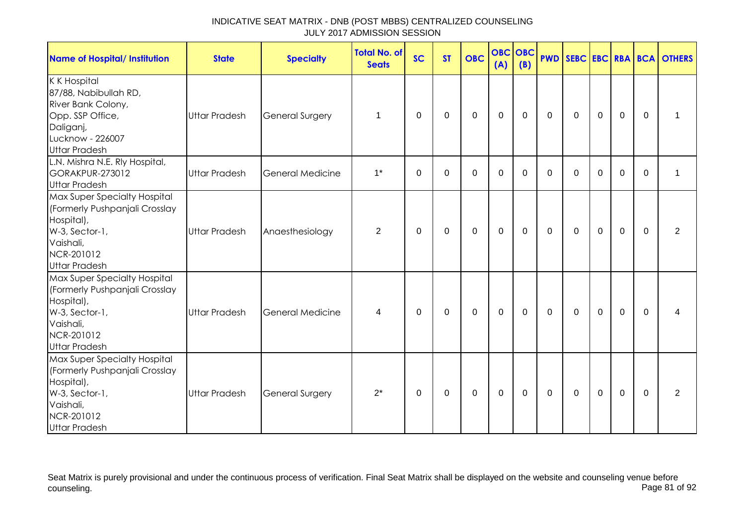INDICATIVE SEAT MATRIX - DNB (POST MBBS) CENTRALIZED COUNSELING
JULY 2017 ADMISSION SESSION

| Name of Hospital/ Institution | State | Specialty | Total No. of Seats | SC | ST | OBC | OBC (A) | OBC (B) | PWD | SEBC | EBC | RBA | BCA | OTHERS |
|---|---|---|---|---|---|---|---|---|---|---|---|---|---|---|
| K K Hospital<br>87/88, Nabibullah RD,<br>River Bank Colony,<br>Opp. SSP Office,<br>Daliganj,<br>Lucknow - 226007<br>Uttar Pradesh | Uttar Pradesh | General Surgery | 1 | 0 | 0 | 0 | 0 | 0 | 0 | 0 | 0 | 0 | 0 | 1 |
| L.N. Mishra N.E. Rly Hospital,<br>GORAKPUR-273012<br>Uttar Pradesh | Uttar Pradesh | General Medicine | 1* | 0 | 0 | 0 | 0 | 0 | 0 | 0 | 0 | 0 | 0 | 1 |
| Max Super Specialty Hospital<br>(Formerly Pushpanjali Crosslay Hospital),<br>W-3, Sector-1,<br>Vaishali,<br>NCR-201012<br>Uttar Pradesh | Uttar Pradesh | Anaesthesiology | 2 | 0 | 0 | 0 | 0 | 0 | 0 | 0 | 0 | 0 | 0 | 2 |
| Max Super Specialty Hospital<br>(Formerly Pushpanjali Crosslay Hospital),<br>W-3, Sector-1,<br>Vaishali,<br>NCR-201012<br>Uttar Pradesh | Uttar Pradesh | General Medicine | 4 | 0 | 0 | 0 | 0 | 0 | 0 | 0 | 0 | 0 | 0 | 4 |
| Max Super Specialty Hospital<br>(Formerly Pushpanjali Crosslay Hospital),<br>W-3, Sector-1,<br>Vaishali,<br>NCR-201012<br>Uttar Pradesh | Uttar Pradesh | General Surgery | 2* | 0 | 0 | 0 | 0 | 0 | 0 | 0 | 0 | 0 | 0 | 2 |

Seat Matrix is purely provisional and under the continuous process of verification. Final Seat Matrix shall be displayed on the website and counseling venue before counseling.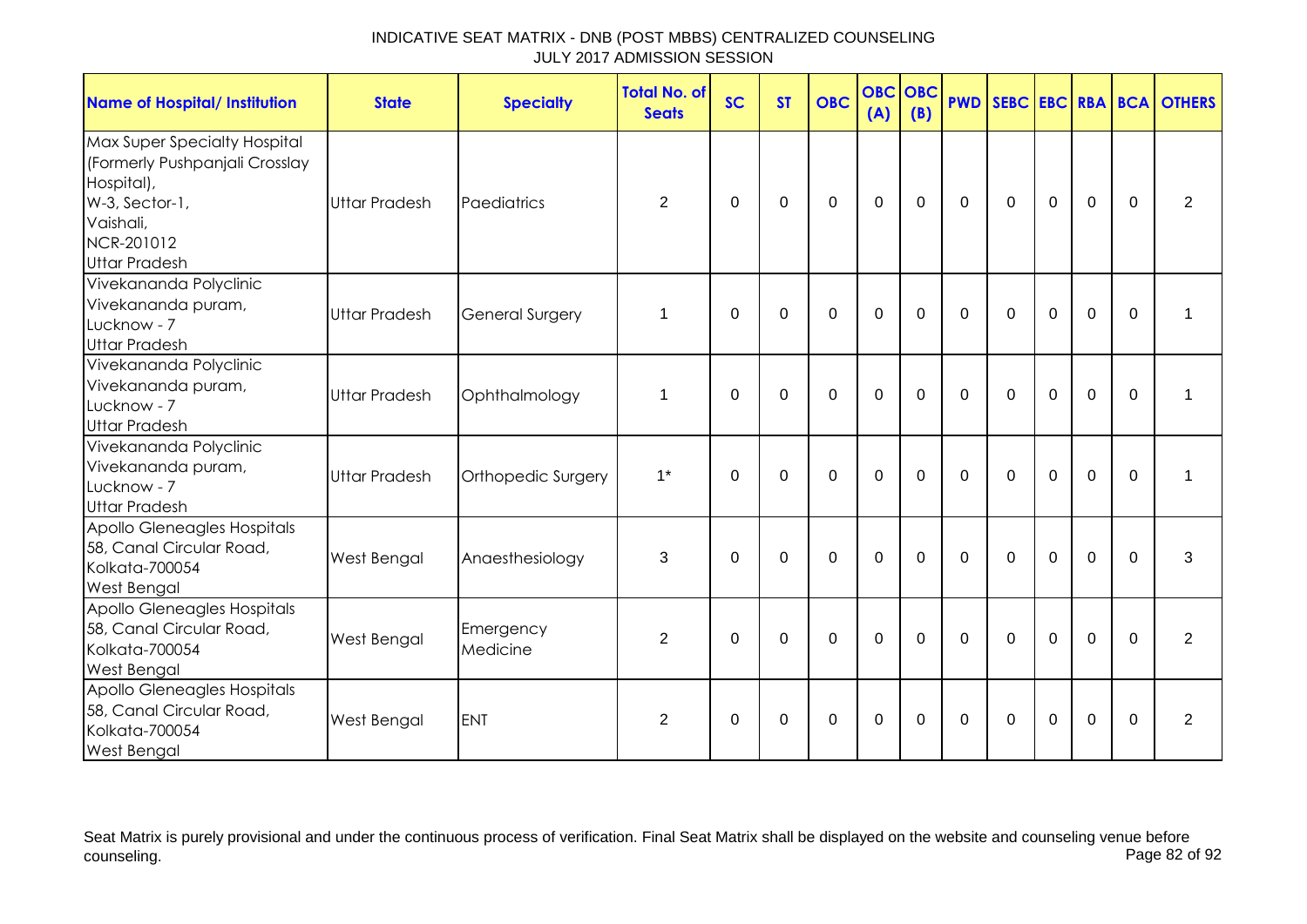INDICATIVE SEAT MATRIX - DNB (POST MBBS) CENTRALIZED COUNSELING
JULY 2017 ADMISSION SESSION

| Name of Hospital/ Institution | State | Specialty | Total No. of Seats | SC | ST | OBC | OBC (A) | OBC (B) | PWD | SEBC | EBC | RBA | BCA | OTHERS |
|---|---|---|---|---|---|---|---|---|---|---|---|---|---|---|
| Max Super Specialty Hospital (Formerly Pushpanjali Crosslay Hospital), W-3, Sector-1, Vaishali, NCR-201012 Uttar Pradesh | Uttar Pradesh | Paediatrics | 2 | 0 | 0 | 0 | 0 | 0 | 0 | 0 | 0 | 0 | 0 | 2 |
| Vivekananda Polyclinic Vivekananda puram, Lucknow - 7 Uttar Pradesh | Uttar Pradesh | General Surgery | 1 | 0 | 0 | 0 | 0 | 0 | 0 | 0 | 0 | 0 | 0 | 1 |
| Vivekananda Polyclinic Vivekananda puram, Lucknow - 7 Uttar Pradesh | Uttar Pradesh | Ophthalmology | 1 | 0 | 0 | 0 | 0 | 0 | 0 | 0 | 0 | 0 | 0 | 1 |
| Vivekananda Polyclinic Vivekananda puram, Lucknow - 7 Uttar Pradesh | Uttar Pradesh | Orthopedic Surgery | 1* | 0 | 0 | 0 | 0 | 0 | 0 | 0 | 0 | 0 | 0 | 1 |
| Apollo Gleneagles Hospitals 58, Canal Circular Road, Kolkata-700054 West Bengal | West Bengal | Anaesthesiology | 3 | 0 | 0 | 0 | 0 | 0 | 0 | 0 | 0 | 0 | 0 | 3 |
| Apollo Gleneagles Hospitals 58, Canal Circular Road, Kolkata-700054 West Bengal | West Bengal | Emergency Medicine | 2 | 0 | 0 | 0 | 0 | 0 | 0 | 0 | 0 | 0 | 0 | 2 |
| Apollo Gleneagles Hospitals 58, Canal Circular Road, Kolkata-700054 West Bengal | West Bengal | ENT | 2 | 0 | 0 | 0 | 0 | 0 | 0 | 0 | 0 | 0 | 0 | 2 |

Seat Matrix is purely provisional and under the continuous process of verification. Final Seat Matrix shall be displayed on the website and counseling venue before counseling.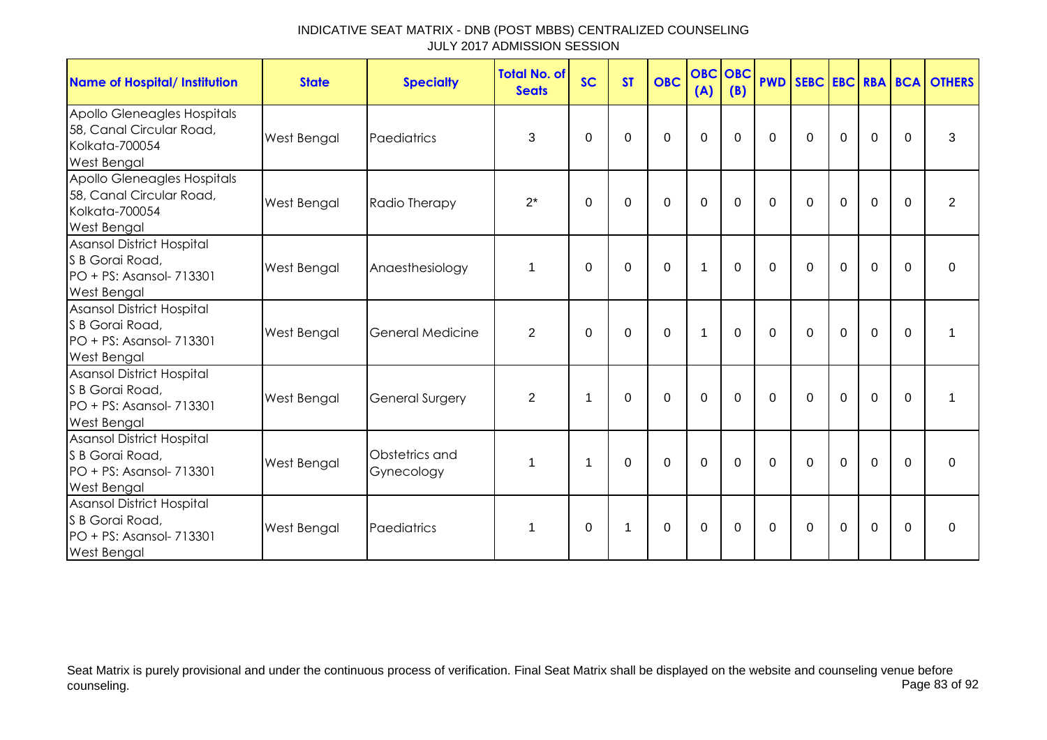INDICATIVE SEAT MATRIX - DNB (POST MBBS) CENTRALIZED COUNSELING
JULY 2017 ADMISSION SESSION

| Name of Hospital/ Institution | State | Specialty | Total No. of Seats | SC | ST | OBC | OBC (A) | OBC (B) | PWD | SEBC | EBC | RBA | BCA | OTHERS |
|---|---|---|---|---|---|---|---|---|---|---|---|---|---|---|
| Apollo Gleneagles Hospitals 58, Canal Circular Road, Kolkata-700054 West Bengal | West Bengal | Paediatrics | 3 | 0 | 0 | 0 | 0 | 0 | 0 | 0 | 0 | 0 | 0 | 3 |
| Apollo Gleneagles Hospitals 58, Canal Circular Road, Kolkata-700054 West Bengal | West Bengal | Radio Therapy | 2* | 0 | 0 | 0 | 0 | 0 | 0 | 0 | 0 | 0 | 0 | 2 |
| Asansol District Hospital S B Gorai Road, PO + PS: Asansol- 713301 West Bengal | West Bengal | Anaesthesiology | 1 | 0 | 0 | 0 | 1 | 0 | 0 | 0 | 0 | 0 | 0 | 0 |
| Asansol District Hospital S B Gorai Road, PO + PS: Asansol- 713301 West Bengal | West Bengal | General Medicine | 2 | 0 | 0 | 0 | 1 | 0 | 0 | 0 | 0 | 0 | 0 | 1 |
| Asansol District Hospital S B Gorai Road, PO + PS: Asansol- 713301 West Bengal | West Bengal | General Surgery | 2 | 1 | 0 | 0 | 0 | 0 | 0 | 0 | 0 | 0 | 0 | 1 |
| Asansol District Hospital S B Gorai Road, PO + PS: Asansol- 713301 West Bengal | West Bengal | Obstetrics and Gynecology | 1 | 1 | 0 | 0 | 0 | 0 | 0 | 0 | 0 | 0 | 0 | 0 |
| Asansol District Hospital S B Gorai Road, PO + PS: Asansol- 713301 West Bengal | West Bengal | Paediatrics | 1 | 0 | 1 | 0 | 0 | 0 | 0 | 0 | 0 | 0 | 0 | 0 |

Seat Matrix is purely provisional and under the continuous process of verification. Final Seat Matrix shall be displayed on the website and counseling venue before counseling.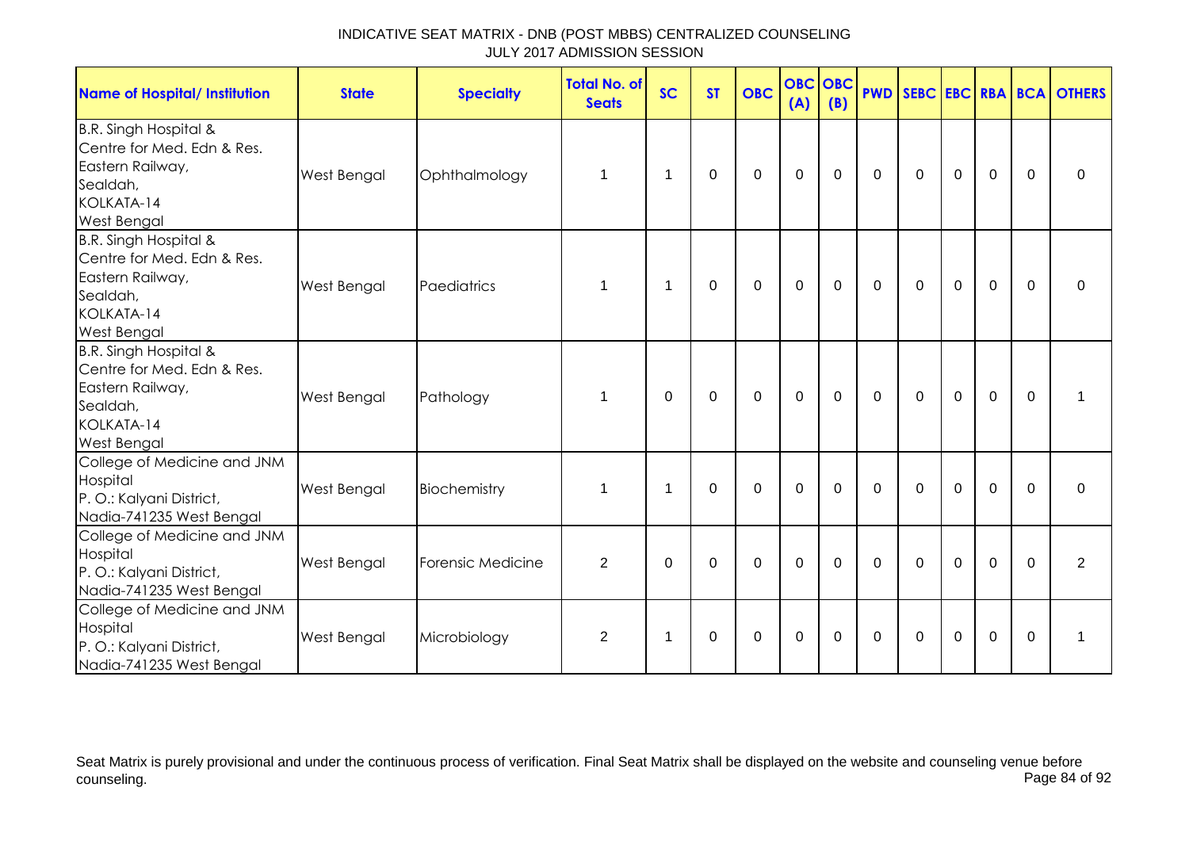INDICATIVE SEAT MATRIX - DNB (POST MBBS) CENTRALIZED COUNSELING
JULY 2017 ADMISSION SESSION

| Name of Hospital/ Institution | State | Specialty | Total No. of Seats | SC | ST | OBC | OBC (A) | OBC (B) | PWD | SEBC | EBC | RBA | BCA | OTHERS |
|---|---|---|---|---|---|---|---|---|---|---|---|---|---|---|
| B.R. Singh Hospital & Centre for Med. Edn & Res. Eastern Railway, Sealdah, KOLKATA-14 West Bengal | West Bengal | Ophthalmology | 1 | 1 | 0 | 0 | 0 | 0 | 0 | 0 | 0 | 0 | 0 | 0 |
| B.R. Singh Hospital & Centre for Med. Edn & Res. Eastern Railway, Sealdah, KOLKATA-14 West Bengal | West Bengal | Paediatrics | 1 | 1 | 0 | 0 | 0 | 0 | 0 | 0 | 0 | 0 | 0 | 0 |
| B.R. Singh Hospital & Centre for Med. Edn & Res. Eastern Railway, Sealdah, KOLKATA-14 West Bengal | West Bengal | Pathology | 1 | 0 | 0 | 0 | 0 | 0 | 0 | 0 | 0 | 0 | 0 | 1 |
| College of Medicine and JNM Hospital P. O.: Kalyani District, Nadia-741235 West Bengal | West Bengal | Biochemistry | 1 | 1 | 0 | 0 | 0 | 0 | 0 | 0 | 0 | 0 | 0 | 0 |
| College of Medicine and JNM Hospital P. O.: Kalyani District, Nadia-741235 West Bengal | West Bengal | Forensic Medicine | 2 | 0 | 0 | 0 | 0 | 0 | 0 | 0 | 0 | 0 | 0 | 2 |
| College of Medicine and JNM Hospital P. O.: Kalyani District, Nadia-741235 West Bengal | West Bengal | Microbiology | 2 | 1 | 0 | 0 | 0 | 0 | 0 | 0 | 0 | 0 | 0 | 1 |

Seat Matrix is purely provisional and under the continuous process of verification. Final Seat Matrix shall be displayed on the website and counseling venue before counseling.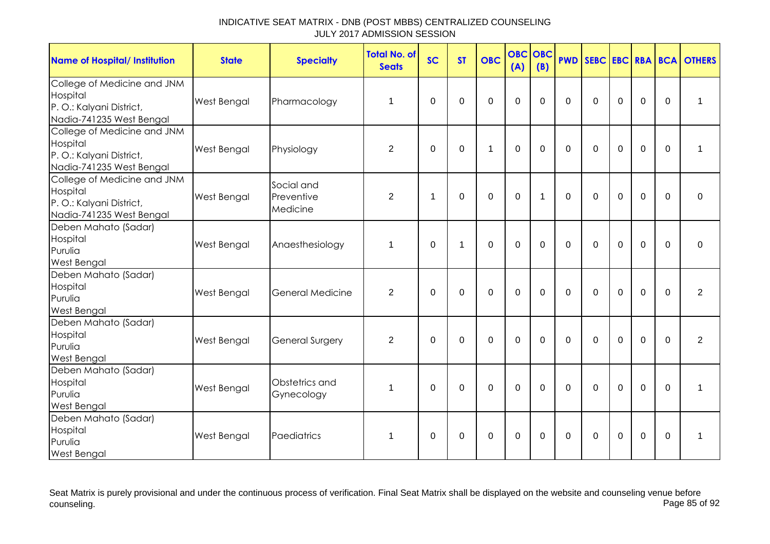INDICATIVE SEAT MATRIX - DNB (POST MBBS) CENTRALIZED COUNSELING
JULY 2017 ADMISSION SESSION

| Name of Hospital/ Institution | State | Specialty | Total No. of Seats | SC | ST | OBC | OBC (A) | OBC (B) | PWD | SEBC | EBC | RBA | BCA | OTHERS |
|---|---|---|---|---|---|---|---|---|---|---|---|---|---|---|
| College of Medicine and JNM Hospital P. O.: Kalyani District, Nadia-741235 West Bengal | West Bengal | Pharmacology | 1 | 0 | 0 | 0 | 0 | 0 | 0 | 0 | 0 | 0 | 0 | 1 |
| College of Medicine and JNM Hospital P. O.: Kalyani District, Nadia-741235 West Bengal | West Bengal | Physiology | 2 | 0 | 0 | 1 | 0 | 0 | 0 | 0 | 0 | 0 | 0 | 1 |
| College of Medicine and JNM Hospital P. O.: Kalyani District, Nadia-741235 West Bengal | West Bengal | Social and Preventive Medicine | 2 | 1 | 0 | 0 | 0 | 1 | 0 | 0 | 0 | 0 | 0 | 0 |
| Deben Mahato (Sadar) Hospital Purulia West Bengal | West Bengal | Anaesthesiology | 1 | 0 | 1 | 0 | 0 | 0 | 0 | 0 | 0 | 0 | 0 | 0 |
| Deben Mahato (Sadar) Hospital Purulia West Bengal | West Bengal | General Medicine | 2 | 0 | 0 | 0 | 0 | 0 | 0 | 0 | 0 | 0 | 0 | 2 |
| Deben Mahato (Sadar) Hospital Purulia West Bengal | West Bengal | General Surgery | 2 | 0 | 0 | 0 | 0 | 0 | 0 | 0 | 0 | 0 | 0 | 2 |
| Deben Mahato (Sadar) Hospital Purulia West Bengal | West Bengal | Obstetrics and Gynecology | 1 | 0 | 0 | 0 | 0 | 0 | 0 | 0 | 0 | 0 | 0 | 1 |
| Deben Mahato (Sadar) Hospital Purulia West Bengal | West Bengal | Paediatrics | 1 | 0 | 0 | 0 | 0 | 0 | 0 | 0 | 0 | 0 | 0 | 1 |

Seat Matrix is purely provisional and under the continuous process of verification. Final Seat Matrix shall be displayed on the website and counseling venue before counseling.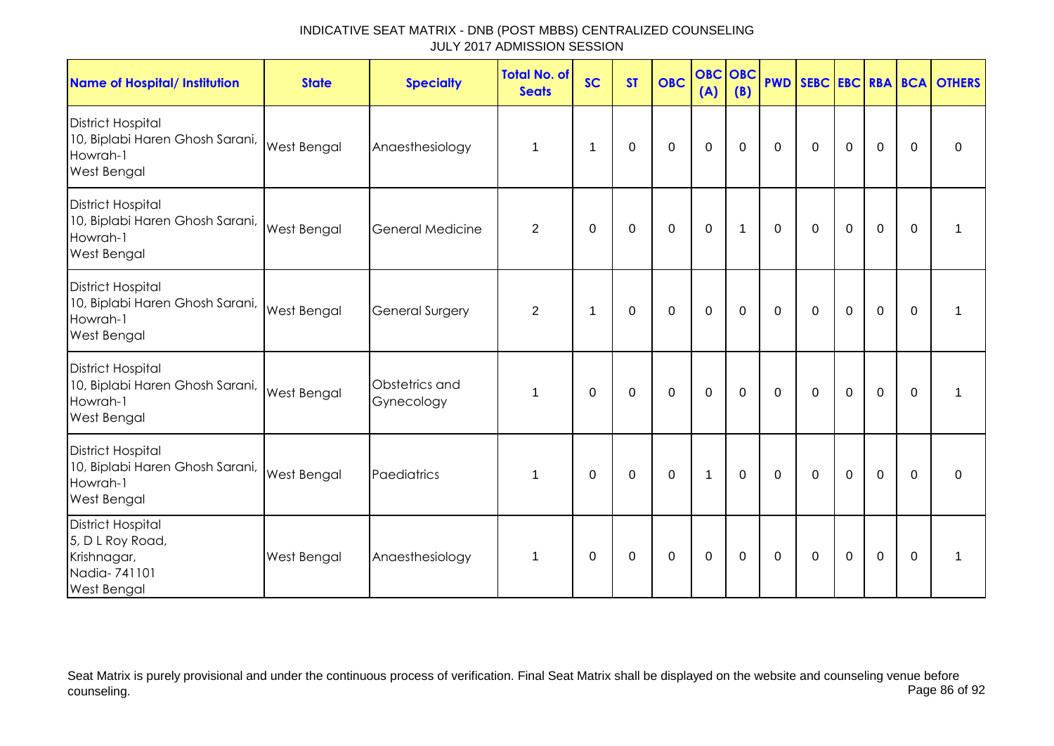INDICATIVE SEAT MATRIX - DNB (POST MBBS) CENTRALIZED COUNSELING
JULY 2017 ADMISSION SESSION

| Name of Hospital/ Institution | State | Specialty | Total No. of Seats | SC | ST | OBC | OBC (A) | OBC (B) | PWD | SEBC | EBC | RBA | BCA | OTHERS |
|---|---|---|---|---|---|---|---|---|---|---|---|---|---|---|
| District Hospital 10, Biplabi Haren Ghosh Sarani, Howrah-1 West Bengal | West Bengal | Anaesthesiology | 1 | 1 | 0 | 0 | 0 | 0 | 0 | 0 | 0 | 0 | 0 | 0 |
| District Hospital 10, Biplabi Haren Ghosh Sarani, Howrah-1 West Bengal | West Bengal | General Medicine | 2 | 0 | 0 | 0 | 0 | 1 | 0 | 0 | 0 | 0 | 0 | 1 |
| District Hospital 10, Biplabi Haren Ghosh Sarani, Howrah-1 West Bengal | West Bengal | General Surgery | 2 | 1 | 0 | 0 | 0 | 0 | 0 | 0 | 0 | 0 | 0 | 1 |
| District Hospital 10, Biplabi Haren Ghosh Sarani, Howrah-1 West Bengal | West Bengal | Obstetrics and Gynecology | 1 | 0 | 0 | 0 | 0 | 0 | 0 | 0 | 0 | 0 | 0 | 1 |
| District Hospital 10, Biplabi Haren Ghosh Sarani, Howrah-1 West Bengal | West Bengal | Paediatrics | 1 | 0 | 0 | 0 | 1 | 0 | 0 | 0 | 0 | 0 | 0 | 0 |
| District Hospital 5, D L Roy Road, Krishnagar, Nadia- 741101 West Bengal | West Bengal | Anaesthesiology | 1 | 0 | 0 | 0 | 0 | 0 | 0 | 0 | 0 | 0 | 0 | 1 |

Seat Matrix is purely provisional and under the continuous process of verification. Final Seat Matrix shall be displayed on the website and counseling venue before counseling.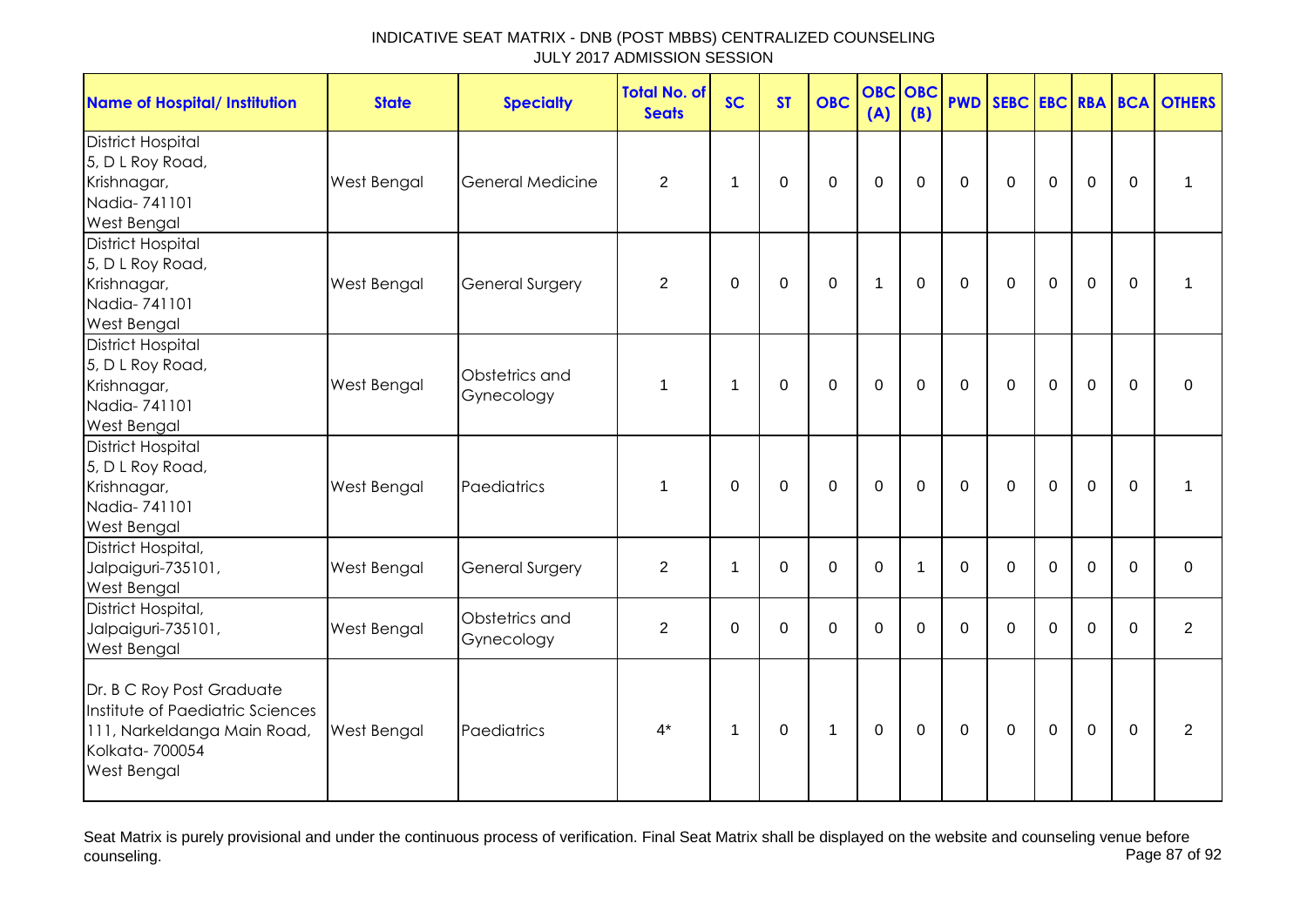INDICATIVE SEAT MATRIX - DNB (POST MBBS) CENTRALIZED COUNSELING
JULY 2017 ADMISSION SESSION

| Name of Hospital/ Institution | State | Specialty | Total No. of Seats | SC | ST | OBC | OBC (A) | OBC (B) | PWD | SEBC | EBC | RBA | BCA | OTHERS |
|---|---|---|---|---|---|---|---|---|---|---|---|---|---|---|
| District Hospital 5, D L Roy Road, Krishnagar, Nadia- 741101 West Bengal | West Bengal | General Medicine | 2 | 1 | 0 | 0 | 0 | 0 | 0 | 0 | 0 | 0 | 0 | 1 |
| District Hospital 5, D L Roy Road, Krishnagar, Nadia- 741101 West Bengal | West Bengal | General Surgery | 2 | 0 | 0 | 0 | 1 | 0 | 0 | 0 | 0 | 0 | 0 | 1 |
| District Hospital 5, D L Roy Road, Krishnagar, Nadia- 741101 West Bengal | West Bengal | Obstetrics and Gynecology | 1 | 1 | 0 | 0 | 0 | 0 | 0 | 0 | 0 | 0 | 0 | 0 |
| District Hospital 5, D L Roy Road, Krishnagar, Nadia- 741101 West Bengal | West Bengal | Paediatrics | 1 | 0 | 0 | 0 | 0 | 0 | 0 | 0 | 0 | 0 | 0 | 1 |
| District Hospital, Jalpaiguri-735101, West Bengal | West Bengal | General Surgery | 2 | 1 | 0 | 0 | 0 | 1 | 0 | 0 | 0 | 0 | 0 | 0 |
| District Hospital, Jalpaiguri-735101, West Bengal | West Bengal | Obstetrics and Gynecology | 2 | 0 | 0 | 0 | 0 | 0 | 0 | 0 | 0 | 0 | 0 | 2 |
| Dr. B C Roy Post Graduate Institute of Paediatric Sciences 111, Narkeldanga Main Road, Kolkata- 700054 West Bengal | West Bengal | Paediatrics | 4* | 1 | 0 | 1 | 0 | 0 | 0 | 0 | 0 | 0 | 0 | 2 |

Seat Matrix is purely provisional and under the continuous process of verification. Final Seat Matrix shall be displayed on the website and counseling venue before counseling.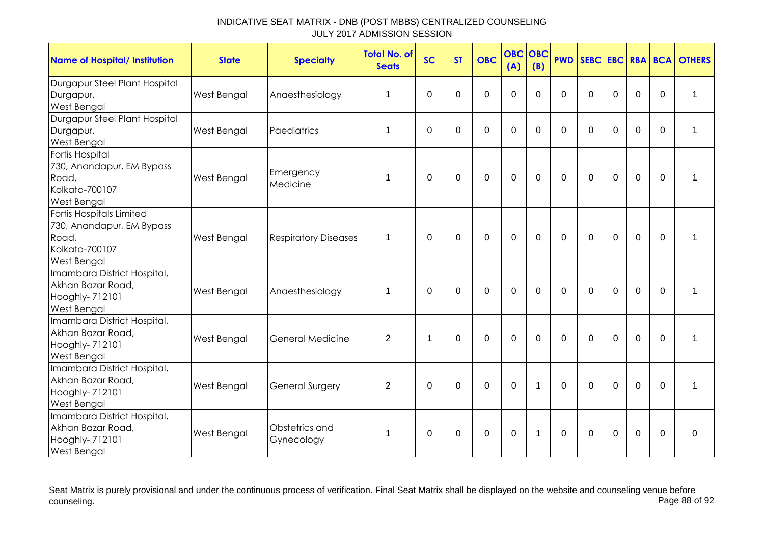# INDICATIVE SEAT MATRIX - DNB (POST MBBS) CENTRALIZED COUNSELING
JULY 2017 ADMISSION SESSION

| Name of Hospital/ Institution | State | Specialty | Total No. of Seats | SC | ST | OBC | OBC (A) | OBC (B) | PWD | SEBC | EBC | RBA | BCA | OTHERS |
|---|---|---|---|---|---|---|---|---|---|---|---|---|---|---|
| Durgapur Steel Plant Hospital Durgapur, West Bengal | West Bengal | Anaesthesiology | 1 | 0 | 0 | 0 | 0 | 0 | 0 | 0 | 0 | 0 | 0 | 1 |
| Durgapur Steel Plant Hospital Durgapur, West Bengal | West Bengal | Paediatrics | 1 | 0 | 0 | 0 | 0 | 0 | 0 | 0 | 0 | 0 | 0 | 1 |
| Fortis Hospital 730, Anandapur, EM Bypass Road, Kolkata-700107 West Bengal | West Bengal | Emergency Medicine | 1 | 0 | 0 | 0 | 0 | 0 | 0 | 0 | 0 | 0 | 0 | 1 |
| Fortis Hospitals Limited 730, Anandapur, EM Bypass Road, Kolkata-700107 West Bengal | West Bengal | Respiratory Diseases | 1 | 0 | 0 | 0 | 0 | 0 | 0 | 0 | 0 | 0 | 0 | 1 |
| Imambara District Hospital, Akhan Bazar Road, Hooghly- 712101 West Bengal | West Bengal | Anaesthesiology | 1 | 0 | 0 | 0 | 0 | 0 | 0 | 0 | 0 | 0 | 0 | 1 |
| Imambara District Hospital, Akhan Bazar Road, Hooghly- 712101 West Bengal | West Bengal | General Medicine | 2 | 1 | 0 | 0 | 0 | 0 | 0 | 0 | 0 | 0 | 0 | 1 |
| Imambara District Hospital, Akhan Bazar Road, Hooghly- 712101 West Bengal | West Bengal | General Surgery | 2 | 0 | 0 | 0 | 0 | 1 | 0 | 0 | 0 | 0 | 0 | 1 |
| Imambara District Hospital, Akhan Bazar Road, Hooghly- 712101 West Bengal | West Bengal | Obstetrics and Gynecology | 1 | 0 | 0 | 0 | 0 | 1 | 0 | 0 | 0 | 0 | 0 | 0 |

Seat Matrix is purely provisional and under the continuous process of verification. Final Seat Matrix shall be displayed on the website and counseling venue before counseling.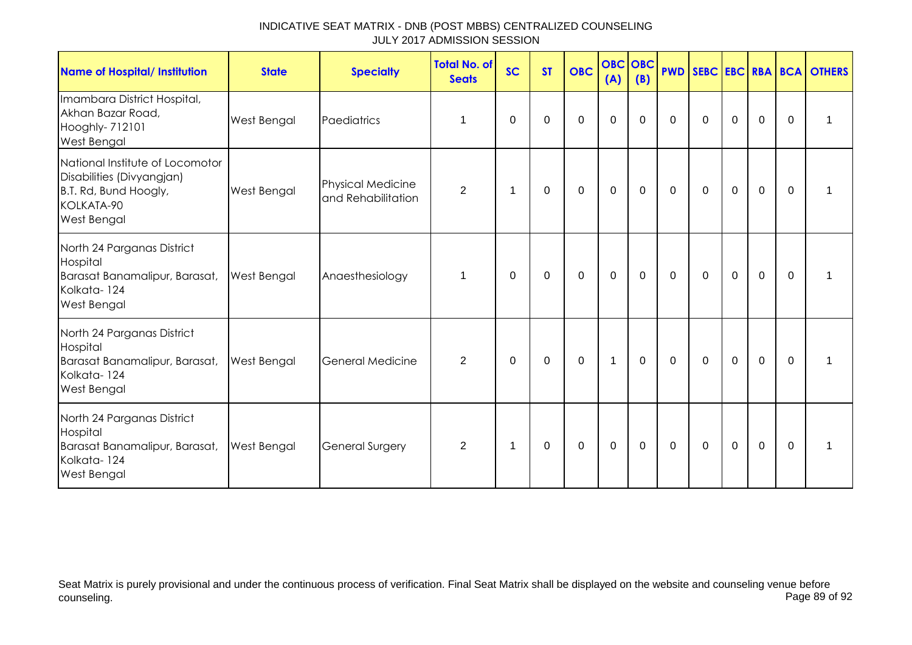# INDICATIVE SEAT MATRIX - DNB (POST MBBS) CENTRALIZED COUNSELING
JULY 2017 ADMISSION SESSION

| Name of Hospital/ Institution | State | Specialty | Total No. of Seats | SC | ST | OBC | OBC (A) | OBC (B) | PWD | SEBC | EBC | RBA | BCA | OTHERS |
|---|---|---|---|---|---|---|---|---|---|---|---|---|---|---|
| Imambara District Hospital, Akhan Bazar Road, Hooghly- 712101 West Bengal | West Bengal | Paediatrics | 1 | 0 | 0 | 0 | 0 | 0 | 0 | 0 | 0 | 0 | 0 | 1 |
| National Institute of Locomotor Disabilities (Divyangjan) B.T. Rd, Bund Hoogly, KOLKATA-90 West Bengal | West Bengal | Physical Medicine and Rehabilitation | 2 | 1 | 0 | 0 | 0 | 0 | 0 | 0 | 0 | 0 | 0 | 1 |
| North 24 Parganas District Hospital Barasat Banamalipur, Barasat, Kolkata- 124 West Bengal | West Bengal | Anaesthesiology | 1 | 0 | 0 | 0 | 0 | 0 | 0 | 0 | 0 | 0 | 0 | 1 |
| North 24 Parganas District Hospital Barasat Banamalipur, Barasat, Kolkata- 124 West Bengal | West Bengal | General Medicine | 2 | 0 | 0 | 0 | 1 | 0 | 0 | 0 | 0 | 0 | 0 | 1 |
| North 24 Parganas District Hospital Barasat Banamalipur, Barasat, Kolkata- 124 West Bengal | West Bengal | General Surgery | 2 | 1 | 0 | 0 | 0 | 0 | 0 | 0 | 0 | 0 | 0 | 1 |

Seat Matrix is purely provisional and under the continuous process of verification. Final Seat Matrix shall be displayed on the website and counseling venue before counseling.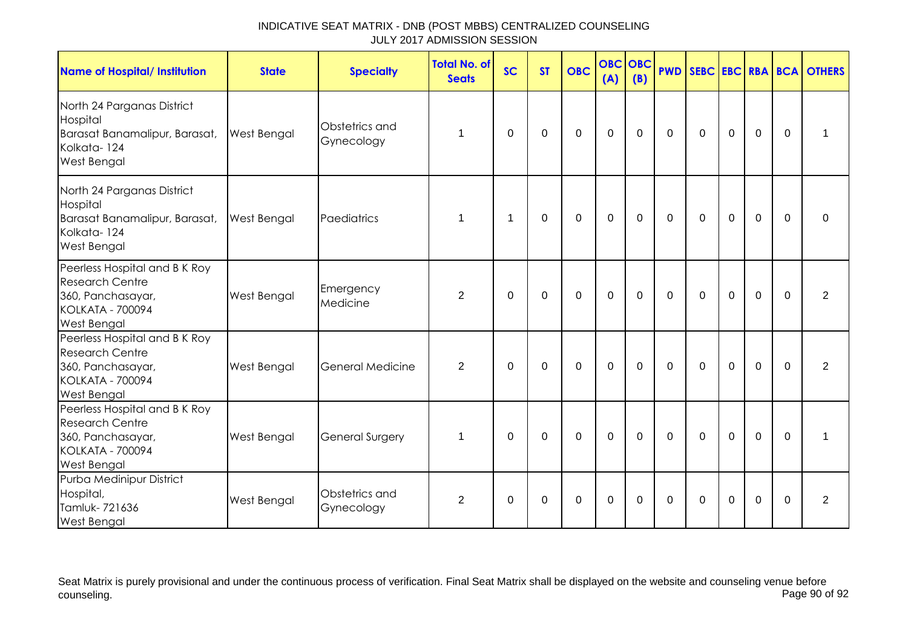INDICATIVE SEAT MATRIX - DNB (POST MBBS) CENTRALIZED COUNSELING
JULY 2017 ADMISSION SESSION

| Name of Hospital/ Institution | State | Specialty | Total No. of Seats | SC | ST | OBC | OBC (A) | OBC (B) | PWD | SEBC | EBC | RBA | BCA | OTHERS |
|---|---|---|---|---|---|---|---|---|---|---|---|---|---|---|
| North 24 Parganas District Hospital Barasat Banamalipur, Barasat, Kolkata- 124 West Bengal | West Bengal | Obstetrics and Gynecology | 1 | 0 | 0 | 0 | 0 | 0 | 0 | 0 | 0 | 0 | 0 | 1 |
| North 24 Parganas District Hospital Barasat Banamalipur, Barasat, Kolkata- 124 West Bengal | West Bengal | Paediatrics | 1 | 1 | 0 | 0 | 0 | 0 | 0 | 0 | 0 | 0 | 0 | 0 |
| Peerless Hospital and B K Roy Research Centre 360, Panchasayar, KOLKATA - 700094 West Bengal | West Bengal | Emergency Medicine | 2 | 0 | 0 | 0 | 0 | 0 | 0 | 0 | 0 | 0 | 0 | 2 |
| Peerless Hospital and B K Roy Research Centre 360, Panchasayar, KOLKATA - 700094 West Bengal | West Bengal | General Medicine | 2 | 0 | 0 | 0 | 0 | 0 | 0 | 0 | 0 | 0 | 0 | 2 |
| Peerless Hospital and B K Roy Research Centre 360, Panchasayar, KOLKATA - 700094 West Bengal | West Bengal | General Surgery | 1 | 0 | 0 | 0 | 0 | 0 | 0 | 0 | 0 | 0 | 0 | 1 |
| Purba Medinipur District Hospital, Tamluk- 721636 West Bengal | West Bengal | Obstetrics and Gynecology | 2 | 0 | 0 | 0 | 0 | 0 | 0 | 0 | 0 | 0 | 0 | 2 |

Seat Matrix is purely provisional and under the continuous process of verification. Final Seat Matrix shall be displayed on the website and counseling venue before counseling.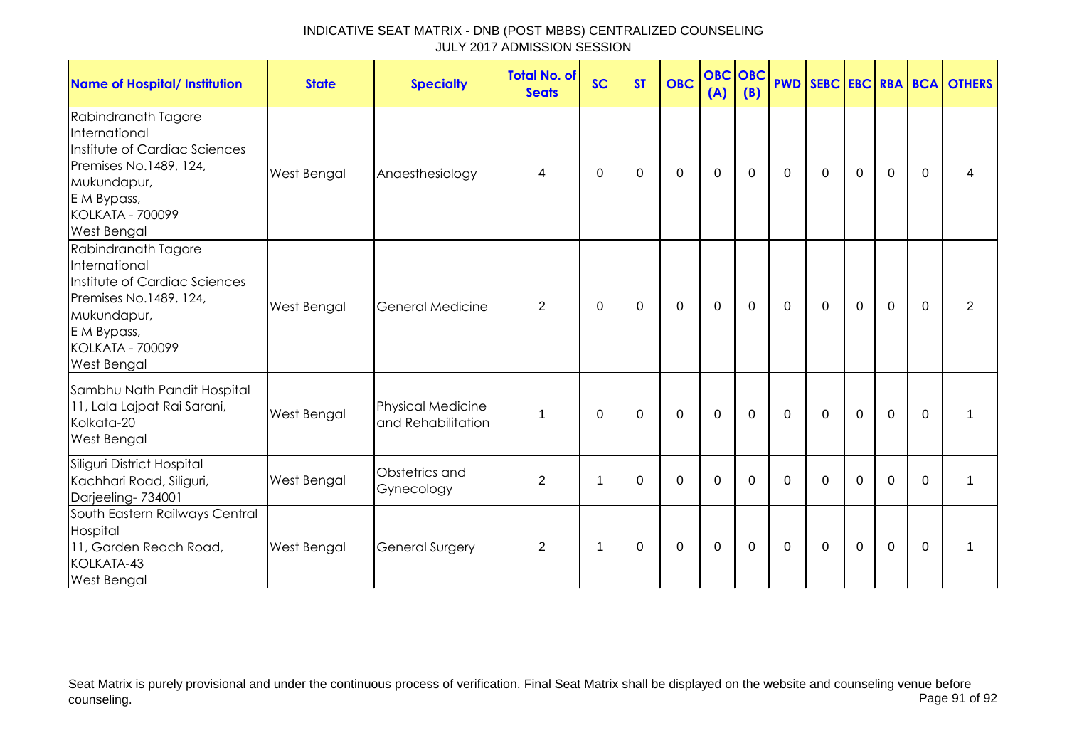# INDICATIVE SEAT MATRIX - DNB (POST MBBS) CENTRALIZED COUNSELING
## JULY 2017 ADMISSION SESSION

| Name of Hospital/ Institution | State | Specialty | Total No. of Seats | SC | ST | OBC | OBC (A) | OBC (B) | PWD | SEBC | EBC | RBA | BCA | OTHERS |
|---|---|---|---|---|---|---|---|---|---|---|---|---|---|---|
| Rabindranath Tagore International Institute of Cardiac Sciences Premises No.1489, 124, Mukundapur, E M Bypass, KOLKATA - 700099 West Bengal | West Bengal | Anaesthesiology | 4 | 0 | 0 | 0 | 0 | 0 | 0 | 0 | 0 | 0 | 0 | 4 |
| Rabindranath Tagore International Institute of Cardiac Sciences Premises No.1489, 124, Mukundapur, E M Bypass, KOLKATA - 700099 West Bengal | West Bengal | General Medicine | 2 | 0 | 0 | 0 | 0 | 0 | 0 | 0 | 0 | 0 | 0 | 2 |
| Sambhu Nath Pandit Hospital 11, Lala Lajpat Rai Sarani, Kolkata-20 West Bengal | West Bengal | Physical Medicine and Rehabilitation | 1 | 0 | 0 | 0 | 0 | 0 | 0 | 0 | 0 | 0 | 0 | 1 |
| Siliguri District Hospital Kachhari Road, Siliguri, Darjeeling- 734001 | West Bengal | Obstetrics and Gynecology | 2 | 1 | 0 | 0 | 0 | 0 | 0 | 0 | 0 | 0 | 0 | 1 |
| South Eastern Railways Central Hospital 11, Garden Reach Road, KOLKATA-43 West Bengal | West Bengal | General Surgery | 2 | 1 | 0 | 0 | 0 | 0 | 0 | 0 | 0 | 0 | 0 | 1 |

Seat Matrix is purely provisional and under the continuous process of verification. Final Seat Matrix shall be displayed on the website and counseling venue before counseling.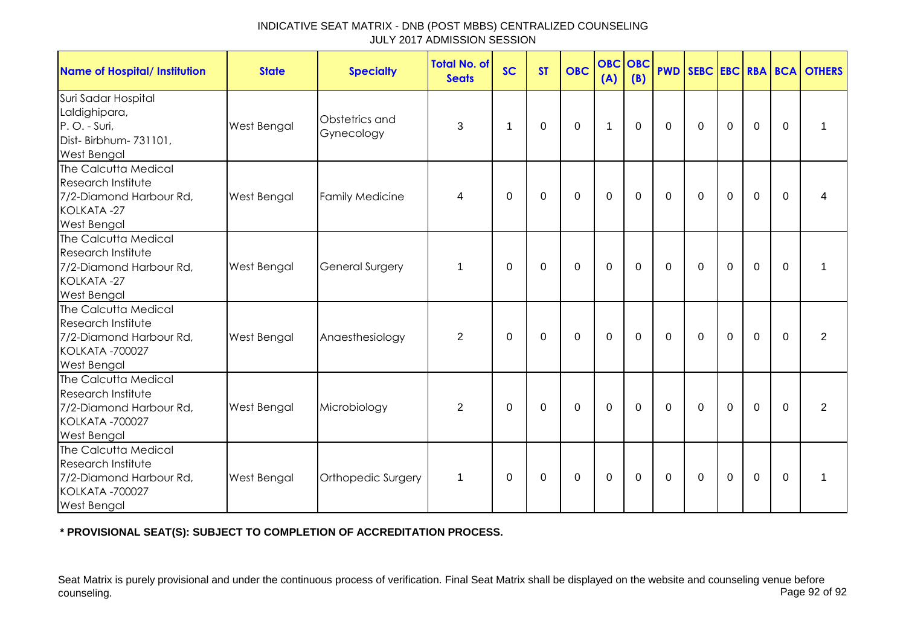INDICATIVE SEAT MATRIX - DNB (POST MBBS) CENTRALIZED COUNSELING
JULY 2017 ADMISSION SESSION

| Name of Hospital/ Institution | State | Specialty | Total No. of Seats | SC | ST | OBC | OBC (A) | OBC (B) | PWD | SEBC | EBC | RBA | BCA | OTHERS |
|---|---|---|---|---|---|---|---|---|---|---|---|---|---|---|
| Suri Sadar Hospital Laldighipara, P. O. - Suri, Dist- Birbhum- 731101, West Bengal | West Bengal | Obstetrics and Gynecology | 3 | 1 | 0 | 0 | 1 | 0 | 0 | 0 | 0 | 0 | 0 | 1 |
| The Calcutta Medical Research Institute 7/2-Diamond Harbour Rd, KOLKATA -27 West Bengal | West Bengal | Family Medicine | 4 | 0 | 0 | 0 | 0 | 0 | 0 | 0 | 0 | 0 | 0 | 4 |
| The Calcutta Medical Research Institute 7/2-Diamond Harbour Rd, KOLKATA -27 West Bengal | West Bengal | General Surgery | 1 | 0 | 0 | 0 | 0 | 0 | 0 | 0 | 0 | 0 | 0 | 1 |
| The Calcutta Medical Research Institute 7/2-Diamond Harbour Rd, KOLKATA -700027 West Bengal | West Bengal | Anaesthesiology | 2 | 0 | 0 | 0 | 0 | 0 | 0 | 0 | 0 | 0 | 0 | 2 |
| The Calcutta Medical Research Institute 7/2-Diamond Harbour Rd, KOLKATA -700027 West Bengal | West Bengal | Microbiology | 2 | 0 | 0 | 0 | 0 | 0 | 0 | 0 | 0 | 0 | 0 | 2 |
| The Calcutta Medical Research Institute 7/2-Diamond Harbour Rd, KOLKATA -700027 West Bengal | West Bengal | Orthopedic Surgery | 1 | 0 | 0 | 0 | 0 | 0 | 0 | 0 | 0 | 0 | 0 | 1 |

**\* PROVISIONAL SEAT(S): SUBJECT TO COMPLETION OF ACCREDITATION PROCESS.**

Seat Matrix is purely provisional and under the continuous process of verification. Final Seat Matrix shall be displayed on the website and counseling venue before counseling.